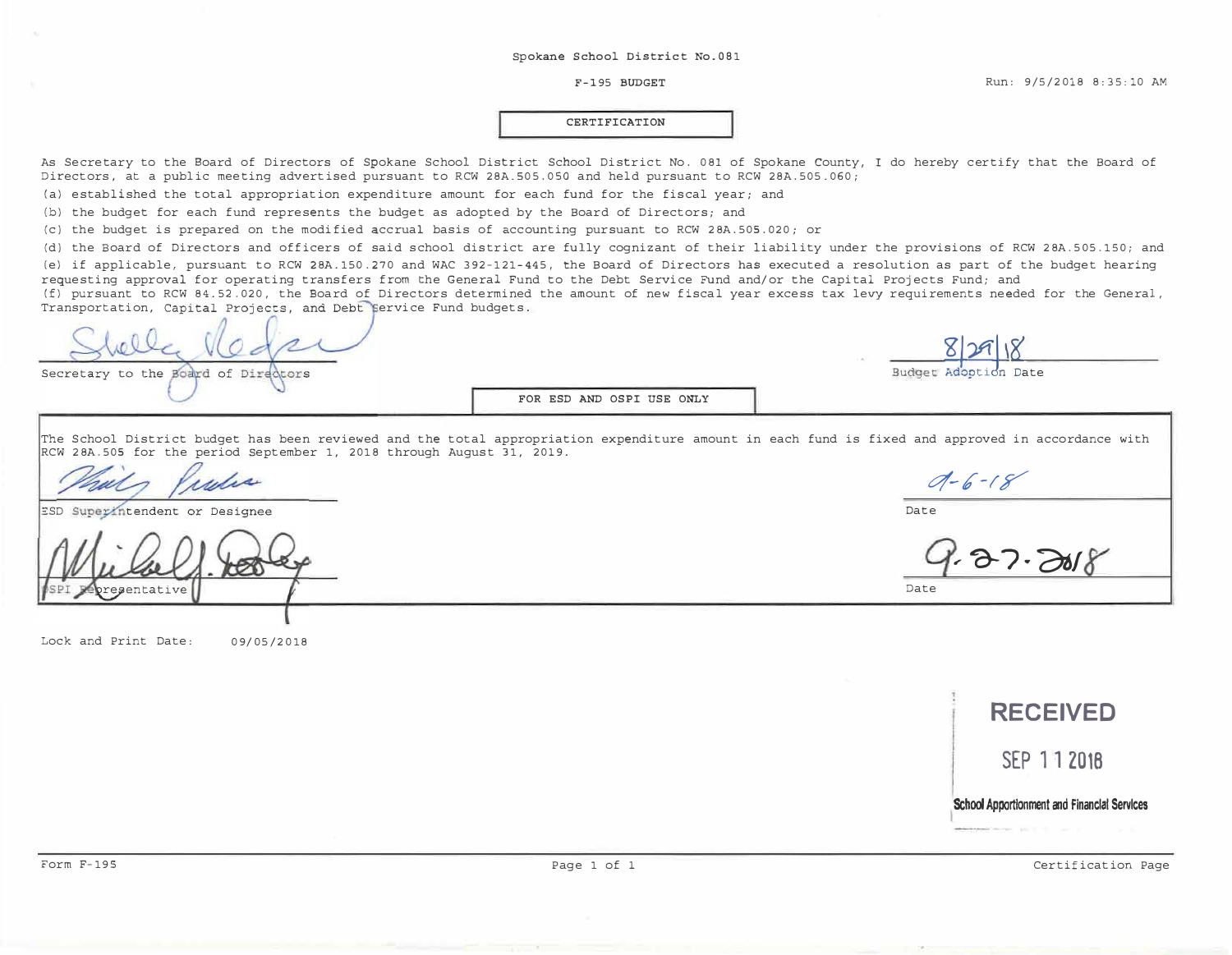Spokane School District No.081

F-195 BUDGET

Run: 9/5/2018 8:35:10 AM

## CERTIFICATION

As Secretary to the Board of Directors of Spokane School District School District No. 081 of Spokane County, I do hereby certify that the Board of Directors, at a public meeting advertised pursuant to RCW 28A.505.050 and held pursuant to RCW 28A.505.060;

(a) established the total appropriation expenditure amount for each fund for the fiscal year; and

(b) the budget for each fund represents the budget as adopted by the Board of Directors; and

(c) the budget is prepared on the modified accrual basis of accounting pursuant to RCW 28A.505.020; or

(d) the Board of Directors and officers of said school district are fully cognizant of their liability under the provisions of RCW 28A.505.150; and

(e) if applicable, pursuant to RCW 28A.150.270 and WAC 392-121-445, the Board of Directors has executed a resolution as part of the budget hearing requesting approval for operating transfers from the General Fund to the Debt Service Fund and/or the Capital Projects Fund; and

(f) pursuant to RCW 84.52.020, the Board of Directors determined the amount of new fiscal year excess tax levy requirements needed for the General, Transportation, Capital Projects, and Debt Service Fund budgets.

Secretary to the Board of Directors

8/29/18
Budget Adoption Date

## FOR ESD AND OSPI USE ONLY

The School District budget has been reviewed and the total appropriation expenditure amount in each fund is fixed and approved in accordance with RCW 28A.505 for the period September 1, 2018 through August 31, 2019.

ESD Superintendent or Designee

9-6-18
Date

OSPI Representative

9-27-2018
Date

Lock and Print Date: 09/05/2018

RECEIVED
SEP 11 2018
School Apportionment and Financial Services

Form F-195 | Certification Page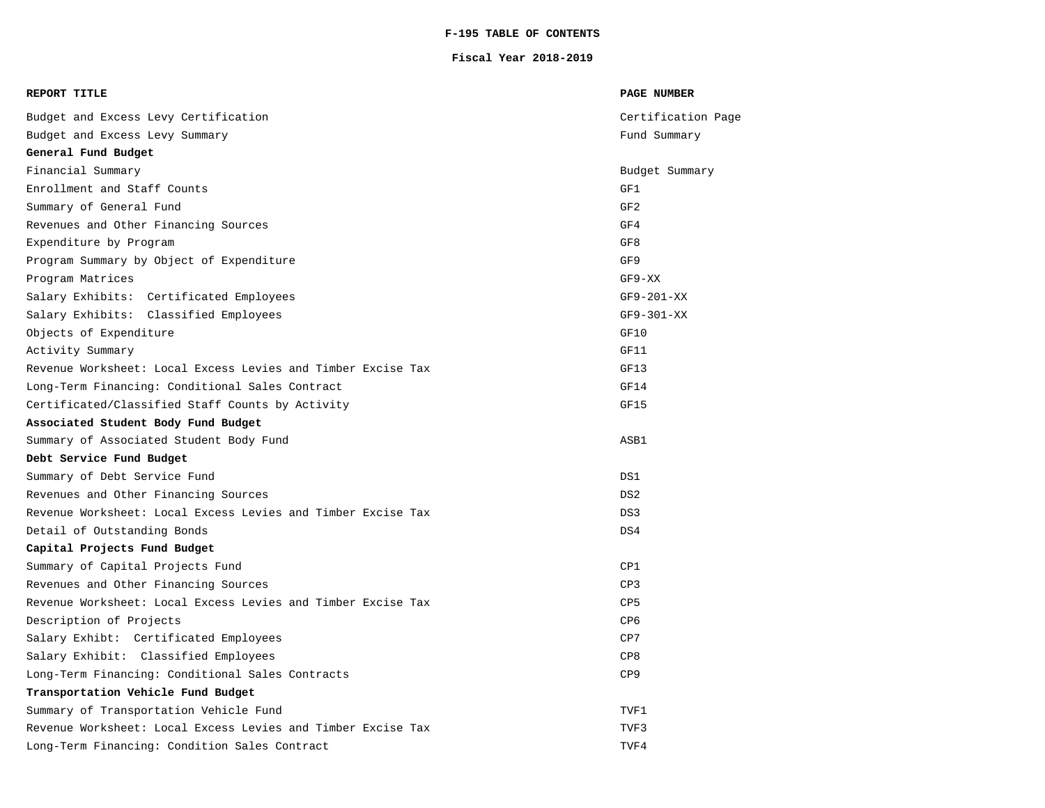# F-195 TABLE OF CONTENTS

## Fiscal Year 2018-2019

| REPORT TITLE | PAGE NUMBER |
|---|---|
| Budget and Excess Levy Certification | Certification Page |
| Budget and Excess Levy Summary | Fund Summary |
| **General Fund Budget** | |
| Financial Summary | Budget Summary |
| Enrollment and Staff Counts | GF1 |
| Summary of General Fund | GF2 |
| Revenues and Other Financing Sources | GF4 |
| Expenditure by Program | GF8 |
| Program Summary by Object of Expenditure | GF9 |
| Program Matrices | GF9-XX |
| Salary Exhibits:  Certificated Employees | GF9-201-XX |
| Salary Exhibits:  Classified Employees | GF9-301-XX |
| Objects of Expenditure | GF10 |
| Activity Summary | GF11 |
| Revenue Worksheet: Local Excess Levies and Timber Excise Tax | GF13 |
| Long-Term Financing: Conditional Sales Contract | GF14 |
| Certificated/Classified Staff Counts by Activity | GF15 |
| **Associated Student Body Fund Budget** | |
| Summary of Associated Student Body Fund | ASB1 |
| **Debt Service Fund Budget** | |
| Summary of Debt Service Fund | DS1 |
| Revenues and Other Financing Sources | DS2 |
| Revenue Worksheet: Local Excess Levies and Timber Excise Tax | DS3 |
| Detail of Outstanding Bonds | DS4 |
| **Capital Projects Fund Budget** | |
| Summary of Capital Projects Fund | CP1 |
| Revenues and Other Financing Sources | CP3 |
| Revenue Worksheet: Local Excess Levies and Timber Excise Tax | CP5 |
| Description of Projects | CP6 |
| Salary Exhibt:  Certificated Employees | CP7 |
| Salary Exhibit:  Classified Employees | CP8 |
| Long-Term Financing: Conditional Sales Contracts | CP9 |
| **Transportation Vehicle Fund Budget** | |
| Summary of Transportation Vehicle Fund | TVF1 |
| Revenue Worksheet: Local Excess Levies and Timber Excise Tax | TVF3 |
| Long-Term Financing: Condition Sales Contract | TVF4 |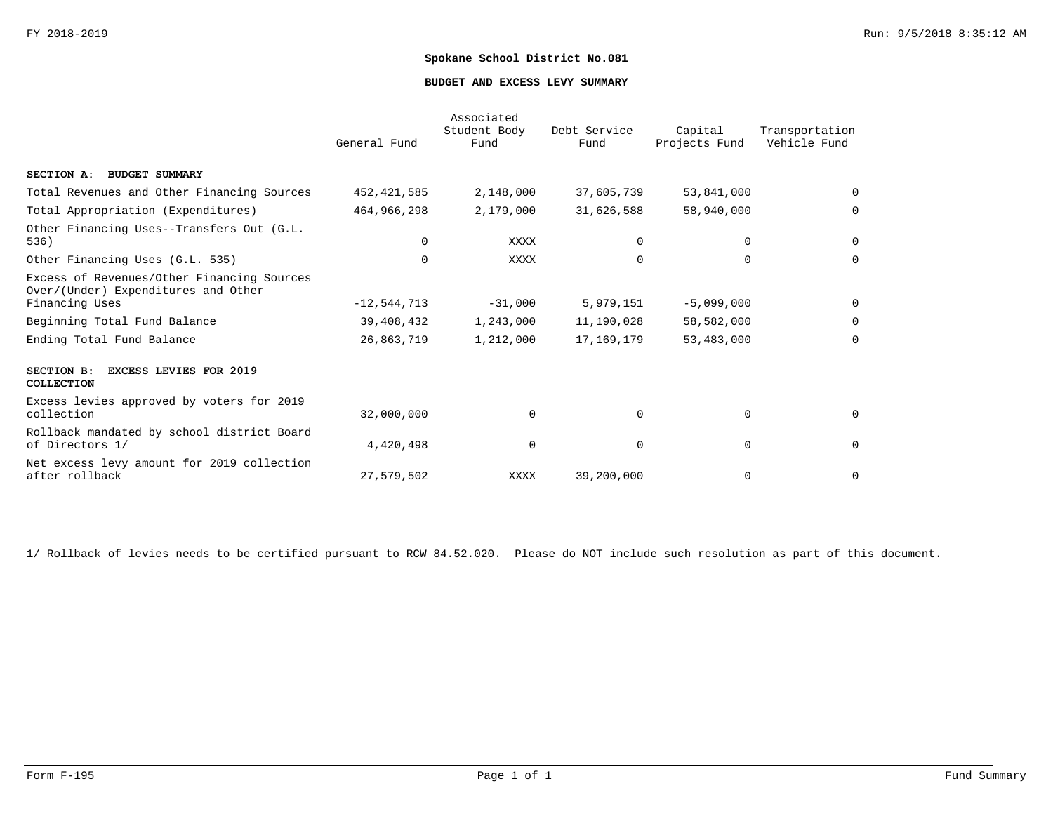# Spokane School District No.081

## BUDGET AND EXCESS LEVY SUMMARY

| | General Fund | Associated Student Body Fund | Debt Service Fund | Capital Projects Fund | Transportation Vehicle Fund |
|---|---|---|---|---|---|
| **SECTION A: BUDGET SUMMARY** | | | | | |
| Total Revenues and Other Financing Sources | 452,421,585 | 2,148,000 | 37,605,739 | 53,841,000 | 0 |
| Total Appropriation (Expenditures) | 464,966,298 | 2,179,000 | 31,626,588 | 58,940,000 | 0 |
| Other Financing Uses--Transfers Out (G.L. 536) | 0 | XXXX | 0 | 0 | 0 |
| Other Financing Uses (G.L. 535) | 0 | XXXX | 0 | 0 | 0 |
| Excess of Revenues/Other Financing Sources Over/(Under) Expenditures and Other Financing Uses | -12,544,713 | -31,000 | 5,979,151 | -5,099,000 | 0 |
| Beginning Total Fund Balance | 39,408,432 | 1,243,000 | 11,190,028 | 58,582,000 | 0 |
| Ending Total Fund Balance | 26,863,719 | 1,212,000 | 17,169,179 | 53,483,000 | 0 |
| **SECTION B: EXCESS LEVIES FOR 2019 COLLECTION** | | | | | |
| Excess levies approved by voters for 2019 collection | 32,000,000 | 0 | 0 | 0 | 0 |
| Rollback mandated by school district Board of Directors 1/ | 4,420,498 | 0 | 0 | 0 | 0 |
| Net excess levy amount for 2019 collection after rollback | 27,579,502 | XXXX | 39,200,000 | 0 | 0 |

1/ Rollback of levies needs to be certified pursuant to RCW 84.52.020. Please do NOT include such resolution as part of this document.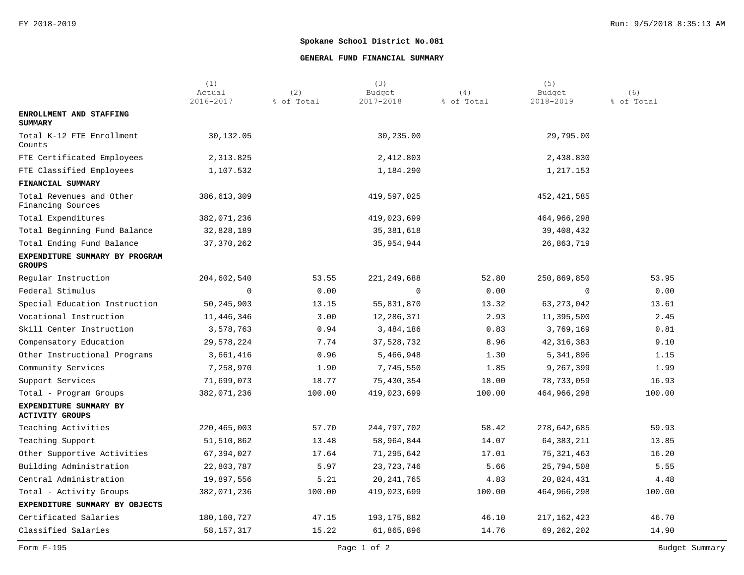FY 2018-2019

## Spokane School District No.081

### GENERAL FUND FINANCIAL SUMMARY

| | (1) Actual 2016-2017 | (2) % of Total | (3) Budget 2017-2018 | (4) % of Total | (5) Budget 2018-2019 | (6) % of Total |
|---|---|---|---|---|---|---|
| **ENROLLMENT AND STAFFING SUMMARY** | | | | | | |
| Total K-12 FTE Enrollment Counts | 30,132.05 | | 30,235.00 | | 29,795.00 | |
| FTE Certificated Employees | 2,313.825 | | 2,412.803 | | 2,438.830 | |
| FTE Classified Employees | 1,107.532 | | 1,184.290 | | 1,217.153 | |
| **FINANCIAL SUMMARY** | | | | | | |
| Total Revenues and Other Financing Sources | 386,613,309 | | 419,597,025 | | 452,421,585 | |
| Total Expenditures | 382,071,236 | | 419,023,699 | | 464,966,298 | |
| Total Beginning Fund Balance | 32,828,189 | | 35,381,618 | | 39,408,432 | |
| Total Ending Fund Balance | 37,370,262 | | 35,954,944 | | 26,863,719 | |
| **EXPENDITURE SUMMARY BY PROGRAM GROUPS** | | | | | | |
| Regular Instruction | 204,602,540 | 53.55 | 221,249,688 | 52.80 | 250,869,850 | 53.95 |
| Federal Stimulus | 0 | 0.00 | 0 | 0.00 | 0 | 0.00 |
| Special Education Instruction | 50,245,903 | 13.15 | 55,831,870 | 13.32 | 63,273,042 | 13.61 |
| Vocational Instruction | 11,446,346 | 3.00 | 12,286,371 | 2.93 | 11,395,500 | 2.45 |
| Skill Center Instruction | 3,578,763 | 0.94 | 3,484,186 | 0.83 | 3,769,169 | 0.81 |
| Compensatory Education | 29,578,224 | 7.74 | 37,528,732 | 8.96 | 42,316,383 | 9.10 |
| Other Instructional Programs | 3,661,416 | 0.96 | 5,466,948 | 1.30 | 5,341,896 | 1.15 |
| Community Services | 7,258,970 | 1.90 | 7,745,550 | 1.85 | 9,267,399 | 1.99 |
| Support Services | 71,699,073 | 18.77 | 75,430,354 | 18.00 | 78,733,059 | 16.93 |
| Total - Program Groups | 382,071,236 | 100.00 | 419,023,699 | 100.00 | 464,966,298 | 100.00 |
| **EXPENDITURE SUMMARY BY ACTIVITY GROUPS** | | | | | | |
| Teaching Activities | 220,465,003 | 57.70 | 244,797,702 | 58.42 | 278,642,685 | 59.93 |
| Teaching Support | 51,510,862 | 13.48 | 58,964,844 | 14.07 | 64,383,211 | 13.85 |
| Other Supportive Activities | 67,394,027 | 17.64 | 71,295,642 | 17.01 | 75,321,463 | 16.20 |
| Building Administration | 22,803,787 | 5.97 | 23,723,746 | 5.66 | 25,794,508 | 5.55 |
| Central Administration | 19,897,556 | 5.21 | 20,241,765 | 4.83 | 20,824,431 | 4.48 |
| Total - Activity Groups | 382,071,236 | 100.00 | 419,023,699 | 100.00 | 464,966,298 | 100.00 |
| **EXPENDITURE SUMMARY BY OBJECTS** | | | | | | |
| Certificated Salaries | 180,160,727 | 47.15 | 193,175,882 | 46.10 | 217,162,423 | 46.70 |
| Classified Salaries | 58,157,317 | 15.22 | 61,865,896 | 14.76 | 69,262,202 | 14.90 |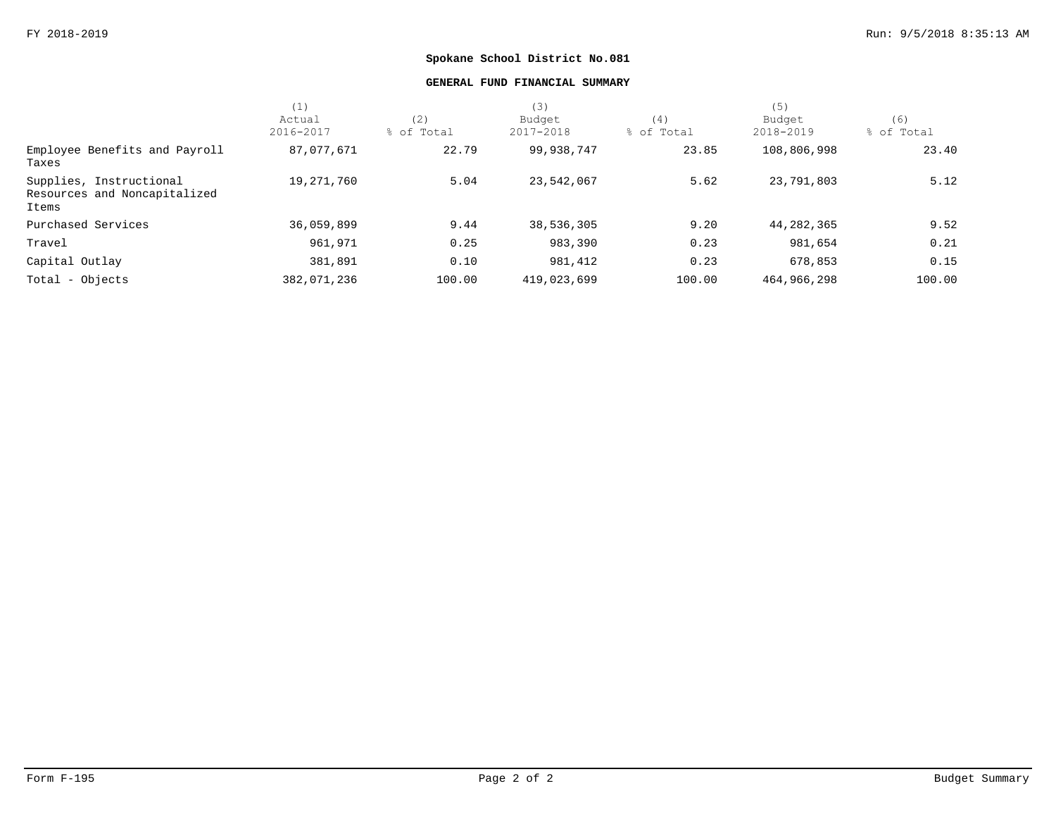**Spokane School District No.081**

**GENERAL FUND FINANCIAL SUMMARY**

| | (1) Actual 2016-2017 | (2) % of Total | (3) Budget 2017-2018 | (4) % of Total | (5) Budget 2018-2019 | (6) % of Total |
|---|---|---|---|---|---|---|
| Employee Benefits and Payroll Taxes | 87,077,671 | 22.79 | 99,938,747 | 23.85 | 108,806,998 | 23.40 |
| Supplies, Instructional Resources and Noncapitalized Items | 19,271,760 | 5.04 | 23,542,067 | 5.62 | 23,791,803 | 5.12 |
| Purchased Services | 36,059,899 | 9.44 | 38,536,305 | 9.20 | 44,282,365 | 9.52 |
| Travel | 961,971 | 0.25 | 983,390 | 0.23 | 981,654 | 0.21 |
| Capital Outlay | 381,891 | 0.10 | 981,412 | 0.23 | 678,853 | 0.15 |
| Total - Objects | 382,071,236 | 100.00 | 419,023,699 | 100.00 | 464,966,298 | 100.00 |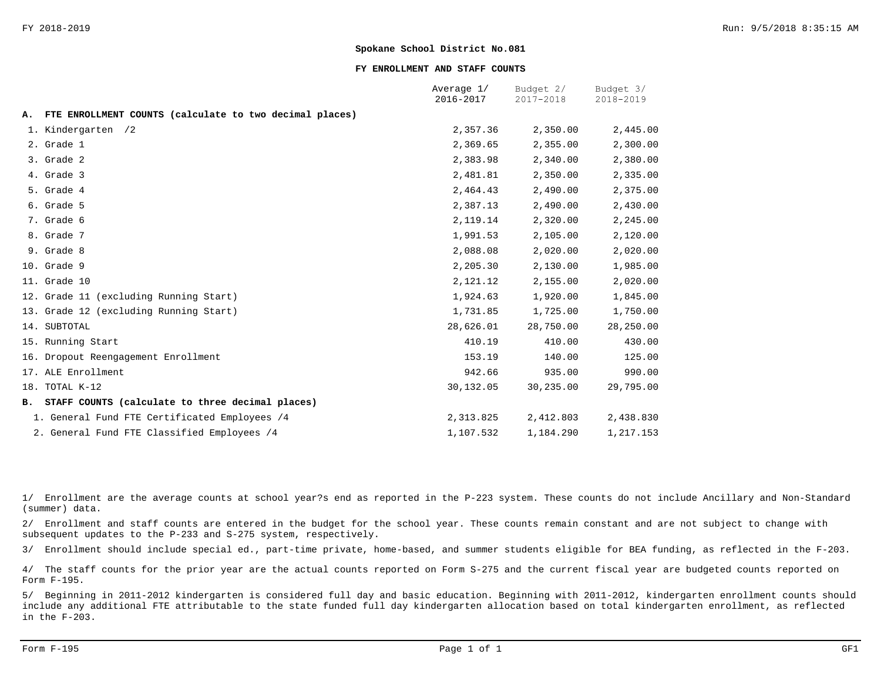**Spokane School District No.081**

**FY ENROLLMENT AND STAFF COUNTS**

| | Average 1/ 2016-2017 | Budget 2/ 2017-2018 | Budget 3/ 2018-2019 |
|---|---|---|---|
| **A. FTE ENROLLMENT COUNTS (calculate to two decimal places)** | | | |
| 1. Kindergarten /2 | 2,357.36 | 2,350.00 | 2,445.00 |
| 2. Grade 1 | 2,369.65 | 2,355.00 | 2,300.00 |
| 3. Grade 2 | 2,383.98 | 2,340.00 | 2,380.00 |
| 4. Grade 3 | 2,481.81 | 2,350.00 | 2,335.00 |
| 5. Grade 4 | 2,464.43 | 2,490.00 | 2,375.00 |
| 6. Grade 5 | 2,387.13 | 2,490.00 | 2,430.00 |
| 7. Grade 6 | 2,119.14 | 2,320.00 | 2,245.00 |
| 8. Grade 7 | 1,991.53 | 2,105.00 | 2,120.00 |
| 9. Grade 8 | 2,088.08 | 2,020.00 | 2,020.00 |
| 10. Grade 9 | 2,205.30 | 2,130.00 | 1,985.00 |
| 11. Grade 10 | 2,121.12 | 2,155.00 | 2,020.00 |
| 12. Grade 11 (excluding Running Start) | 1,924.63 | 1,920.00 | 1,845.00 |
| 13. Grade 12 (excluding Running Start) | 1,731.85 | 1,725.00 | 1,750.00 |
| 14. SUBTOTAL | 28,626.01 | 28,750.00 | 28,250.00 |
| 15. Running Start | 410.19 | 410.00 | 430.00 |
| 16. Dropout Reengagement Enrollment | 153.19 | 140.00 | 125.00 |
| 17. ALE Enrollment | 942.66 | 935.00 | 990.00 |
| 18. TOTAL K-12 | 30,132.05 | 30,235.00 | 29,795.00 |
| **B. STAFF COUNTS (calculate to three decimal places)** | | | |
| 1. General Fund FTE Certificated Employees /4 | 2,313.825 | 2,412.803 | 2,438.830 |
| 2. General Fund FTE Classified Employees /4 | 1,107.532 | 1,184.290 | 1,217.153 |

1/ Enrollment are the average counts at school year?s end as reported in the P-223 system. These counts do not include Ancillary and Non-Standard (summer) data.

2/ Enrollment and staff counts are entered in the budget for the school year. These counts remain constant and are not subject to change with subsequent updates to the P-233 and S-275 system, respectively.

3/ Enrollment should include special ed., part-time private, home-based, and summer students eligible for BEA funding, as reflected in the F-203.

4/ The staff counts for the prior year are the actual counts reported on Form S-275 and the current fiscal year are budgeted counts reported on Form F-195.

5/ Beginning in 2011-2012 kindergarten is considered full day and basic education. Beginning with 2011-2012, kindergarten enrollment counts should include any additional FTE attributable to the state funded full day kindergarten allocation based on total kindergarten enrollment, as reflected in the F-203.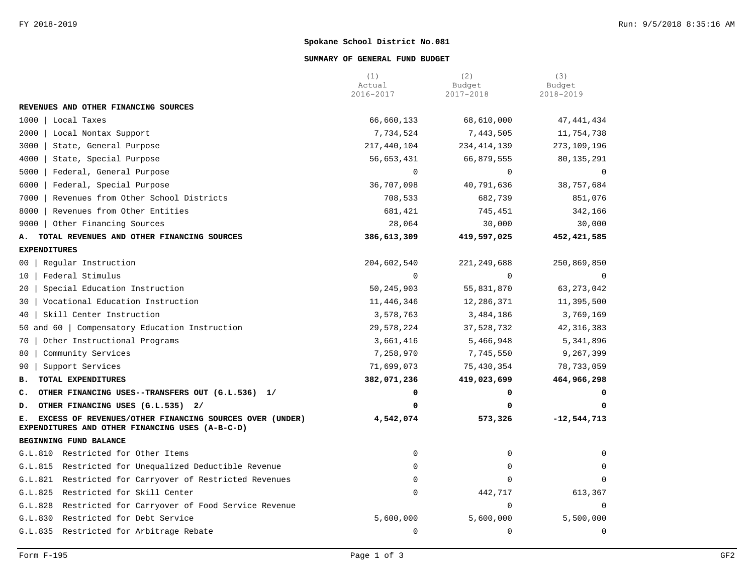**Spokane School District No.081**

**SUMMARY OF GENERAL FUND BUDGET**

| | (1) Actual 2016-2017 | (2) Budget 2017-2018 | (3) Budget 2018-2019 |
|---|---|---|---|
| **REVENUES AND OTHER FINANCING SOURCES** | | | |
| 1000 \| Local Taxes | 66,660,133 | 68,610,000 | 47,441,434 |
| 2000 \| Local Nontax Support | 7,734,524 | 7,443,505 | 11,754,738 |
| 3000 \| State, General Purpose | 217,440,104 | 234,414,139 | 273,109,196 |
| 4000 \| State, Special Purpose | 56,653,431 | 66,879,555 | 80,135,291 |
| 5000 \| Federal, General Purpose | 0 | 0 | 0 |
| 6000 \| Federal, Special Purpose | 36,707,098 | 40,791,636 | 38,757,684 |
| 7000 \| Revenues from Other School Districts | 708,533 | 682,739 | 851,076 |
| 8000 \| Revenues from Other Entities | 681,421 | 745,451 | 342,166 |
| 9000 \| Other Financing Sources | 28,064 | 30,000 | 30,000 |
| **A. TOTAL REVENUES AND OTHER FINANCING SOURCES** | **386,613,309** | **419,597,025** | **452,421,585** |
| **EXPENDITURES** | | | |
| 00 \| Regular Instruction | 204,602,540 | 221,249,688 | 250,869,850 |
| 10 \| Federal Stimulus | 0 | 0 | 0 |
| 20 \| Special Education Instruction | 50,245,903 | 55,831,870 | 63,273,042 |
| 30 \| Vocational Education Instruction | 11,446,346 | 12,286,371 | 11,395,500 |
| 40 \| Skill Center Instruction | 3,578,763 | 3,484,186 | 3,769,169 |
| 50 and 60 \| Compensatory Education Instruction | 29,578,224 | 37,528,732 | 42,316,383 |
| 70 \| Other Instructional Programs | 3,661,416 | 5,466,948 | 5,341,896 |
| 80 \| Community Services | 7,258,970 | 7,745,550 | 9,267,399 |
| 90 \| Support Services | 71,699,073 | 75,430,354 | 78,733,059 |
| **B. TOTAL EXPENDITURES** | **382,071,236** | **419,023,699** | **464,966,298** |
| **C. OTHER FINANCING USES--TRANSFERS OUT (G.L.536) 1/** | **0** | **0** | **0** |
| **D. OTHER FINANCING USES (G.L.535) 2/** | **0** | **0** | **0** |
| **E. EXCESS OF REVENUES/OTHER FINANCING SOURCES OVER (UNDER) EXPENDITURES AND OTHER FINANCING USES (A-B-C-D)** | **4,542,074** | **573,326** | **-12,544,713** |
| **BEGINNING FUND BALANCE** | | | |
| G.L.810 Restricted for Other Items | 0 | 0 | 0 |
| G.L.815 Restricted for Unequalized Deductible Revenue | 0 | 0 | 0 |
| G.L.821 Restricted for Carryover of Restricted Revenues | 0 | 0 | 0 |
| G.L.825 Restricted for Skill Center | 0 | 442,717 | 613,367 |
| G.L.828 Restricted for Carryover of Food Service Revenue | | 0 | 0 |
| G.L.830 Restricted for Debt Service | 5,600,000 | 5,600,000 | 5,500,000 |
| G.L.835 Restricted for Arbitrage Rebate | 0 | 0 | 0 |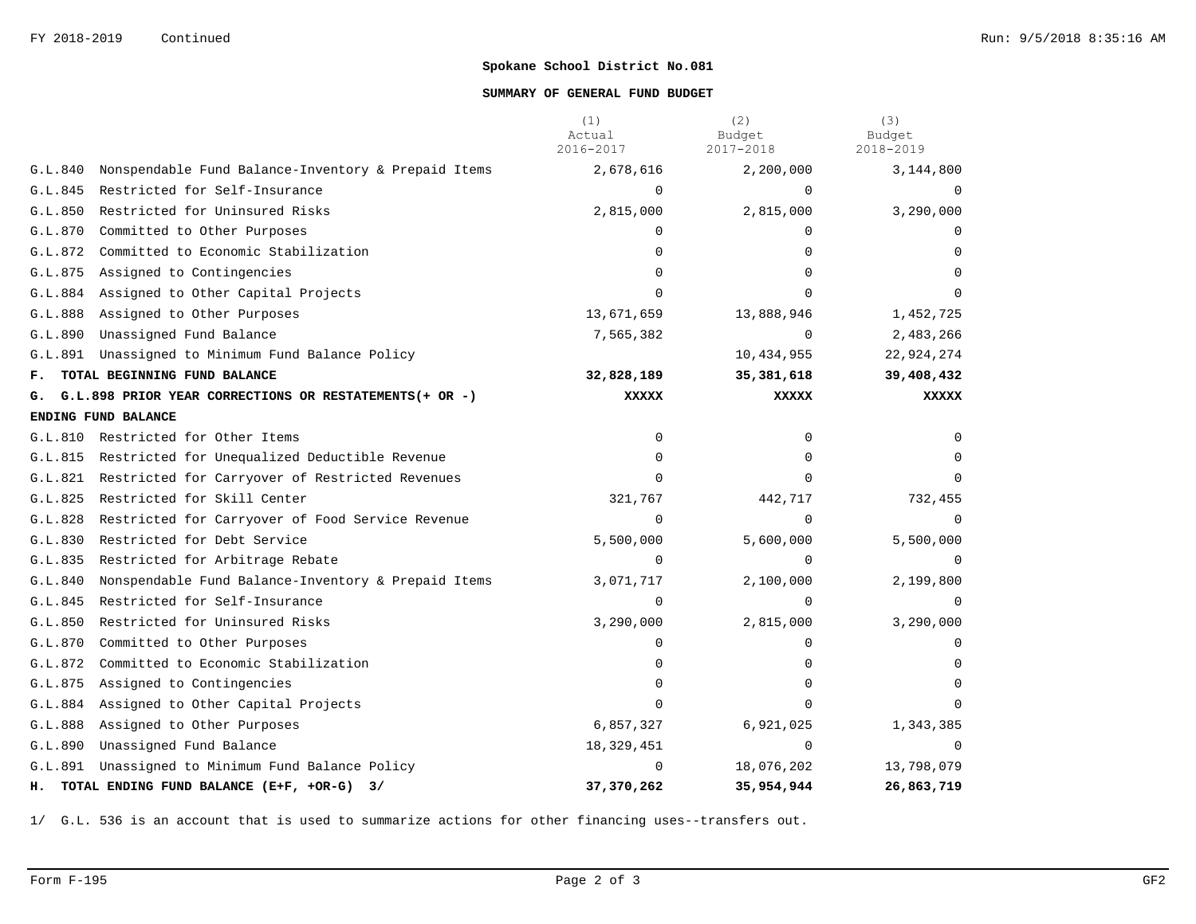FY 2018-2019 Continued

## Spokane School District No.081

### SUMMARY OF GENERAL FUND BUDGET

| | (1) Actual 2016-2017 | (2) Budget 2017-2018 | (3) Budget 2018-2019 |
|---|---|---|---|
| G.L.840 Nonspendable Fund Balance-Inventory & Prepaid Items | 2,678,616 | 2,200,000 | 3,144,800 |
| G.L.845 Restricted for Self-Insurance | 0 | 0 | 0 |
| G.L.850 Restricted for Uninsured Risks | 2,815,000 | 2,815,000 | 3,290,000 |
| G.L.870 Committed to Other Purposes | 0 | 0 | 0 |
| G.L.872 Committed to Economic Stabilization | 0 | 0 | 0 |
| G.L.875 Assigned to Contingencies | 0 | 0 | 0 |
| G.L.884 Assigned to Other Capital Projects | 0 | 0 | 0 |
| G.L.888 Assigned to Other Purposes | 13,671,659 | 13,888,946 | 1,452,725 |
| G.L.890 Unassigned Fund Balance | 7,565,382 | 0 | 2,483,266 |
| G.L.891 Unassigned to Minimum Fund Balance Policy | | 10,434,955 | 22,924,274 |
| **F. TOTAL BEGINNING FUND BALANCE** | **32,828,189** | **35,381,618** | **39,408,432** |
| **G. G.L.898 PRIOR YEAR CORRECTIONS OR RESTATEMENTS(+ OR -)** | **XXXXX** | **XXXXX** | **XXXXX** |
| **ENDING FUND BALANCE** | | | |
| G.L.810 Restricted for Other Items | 0 | 0 | 0 |
| G.L.815 Restricted for Unequalized Deductible Revenue | 0 | 0 | 0 |
| G.L.821 Restricted for Carryover of Restricted Revenues | 0 | 0 | 0 |
| G.L.825 Restricted for Skill Center | 321,767 | 442,717 | 732,455 |
| G.L.828 Restricted for Carryover of Food Service Revenue | 0 | 0 | 0 |
| G.L.830 Restricted for Debt Service | 5,500,000 | 5,600,000 | 5,500,000 |
| G.L.835 Restricted for Arbitrage Rebate | 0 | 0 | 0 |
| G.L.840 Nonspendable Fund Balance-Inventory & Prepaid Items | 3,071,717 | 2,100,000 | 2,199,800 |
| G.L.845 Restricted for Self-Insurance | 0 | 0 | 0 |
| G.L.850 Restricted for Uninsured Risks | 3,290,000 | 2,815,000 | 3,290,000 |
| G.L.870 Committed to Other Purposes | 0 | 0 | 0 |
| G.L.872 Committed to Economic Stabilization | 0 | 0 | 0 |
| G.L.875 Assigned to Contingencies | 0 | 0 | 0 |
| G.L.884 Assigned to Other Capital Projects | 0 | 0 | 0 |
| G.L.888 Assigned to Other Purposes | 6,857,327 | 6,921,025 | 1,343,385 |
| G.L.890 Unassigned Fund Balance | 18,329,451 | 0 | 0 |
| G.L.891 Unassigned to Minimum Fund Balance Policy | 0 | 18,076,202 | 13,798,079 |
| **H. TOTAL ENDING FUND BALANCE (E+F, +OR-G) 3/** | **37,370,262** | **35,954,944** | **26,863,719** |

1/ G.L. 536 is an account that is used to summarize actions for other financing uses--transfers out.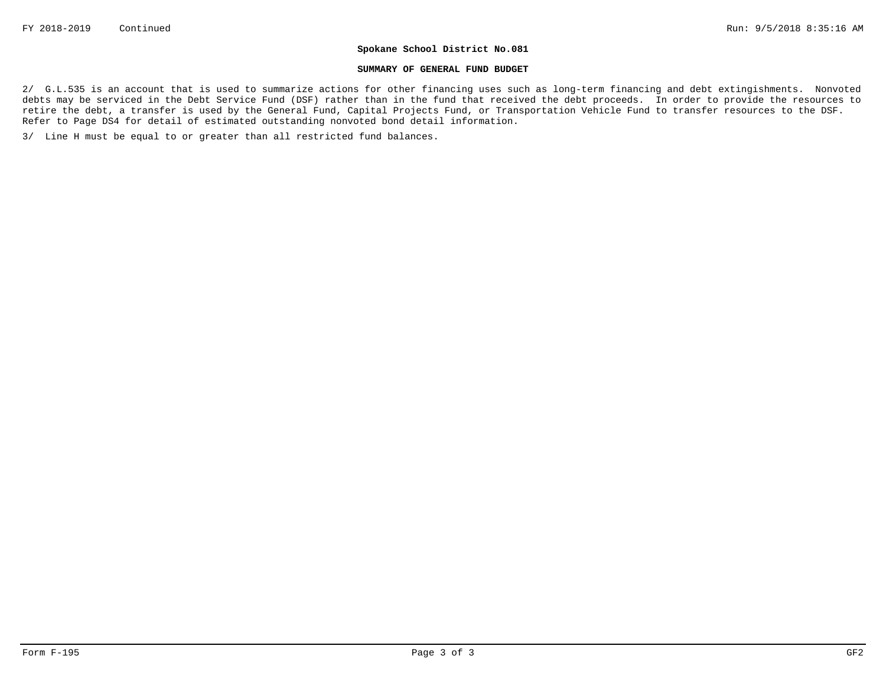**Spokane School District No.081**

**SUMMARY OF GENERAL FUND BUDGET**

2/ G.L.535 is an account that is used to summarize actions for other financing uses such as long-term financing and debt extingishments. Nonvoted debts may be serviced in the Debt Service Fund (DSF) rather than in the fund that received the debt proceeds. In order to provide the resources to retire the debt, a transfer is used by the General Fund, Capital Projects Fund, or Transportation Vehicle Fund to transfer resources to the DSF. Refer to Page DS4 for detail of estimated outstanding nonvoted bond detail information.

3/ Line H must be equal to or greater than all restricted fund balances.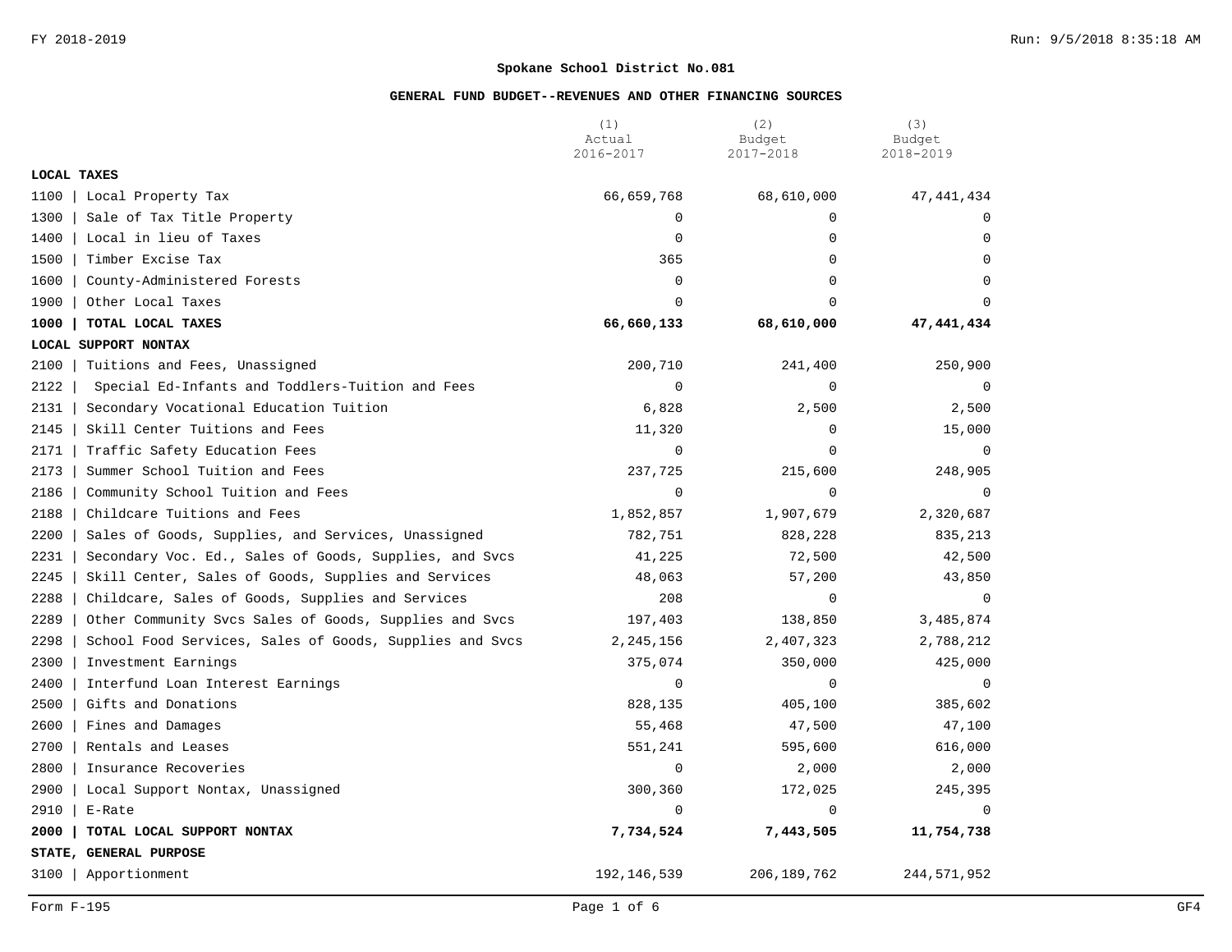**Spokane School District No.081**

**GENERAL FUND BUDGET--REVENUES AND OTHER FINANCING SOURCES**

| | (1) Actual 2016-2017 | (2) Budget 2017-2018 | (3) Budget 2018-2019 |
|---|---|---|---|
| **LOCAL TAXES** | | | |
| 1100 \| Local Property Tax | 66,659,768 | 68,610,000 | 47,441,434 |
| 1300 \| Sale of Tax Title Property | 0 | 0 | 0 |
| 1400 \| Local in lieu of Taxes | 0 | 0 | 0 |
| 1500 \| Timber Excise Tax | 365 | 0 | 0 |
| 1600 \| County-Administered Forests | 0 | 0 | 0 |
| 1900 \| Other Local Taxes | 0 | 0 | 0 |
| **1000 \| TOTAL LOCAL TAXES** | **66,660,133** | **68,610,000** | **47,441,434** |
| **LOCAL SUPPORT NONTAX** | | | |
| 2100 \| Tuitions and Fees, Unassigned | 200,710 | 241,400 | 250,900 |
| 2122 \| Special Ed-Infants and Toddlers-Tuition and Fees | 0 | 0 | 0 |
| 2131 \| Secondary Vocational Education Tuition | 6,828 | 2,500 | 2,500 |
| 2145 \| Skill Center Tuitions and Fees | 11,320 | 0 | 15,000 |
| 2171 \| Traffic Safety Education Fees | 0 | 0 | 0 |
| 2173 \| Summer School Tuition and Fees | 237,725 | 215,600 | 248,905 |
| 2186 \| Community School Tuition and Fees | 0 | 0 | 0 |
| 2188 \| Childcare Tuitions and Fees | 1,852,857 | 1,907,679 | 2,320,687 |
| 2200 \| Sales of Goods, Supplies, and Services, Unassigned | 782,751 | 828,228 | 835,213 |
| 2231 \| Secondary Voc. Ed., Sales of Goods, Supplies, and Svcs | 41,225 | 72,500 | 42,500 |
| 2245 \| Skill Center, Sales of Goods, Supplies and Services | 48,063 | 57,200 | 43,850 |
| 2288 \| Childcare, Sales of Goods, Supplies and Services | 208 | 0 | 0 |
| 2289 \| Other Community Svcs Sales of Goods, Supplies and Svcs | 197,403 | 138,850 | 3,485,874 |
| 2298 \| School Food Services, Sales of Goods, Supplies and Svcs | 2,245,156 | 2,407,323 | 2,788,212 |
| 2300 \| Investment Earnings | 375,074 | 350,000 | 425,000 |
| 2400 \| Interfund Loan Interest Earnings | 0 | 0 | 0 |
| 2500 \| Gifts and Donations | 828,135 | 405,100 | 385,602 |
| 2600 \| Fines and Damages | 55,468 | 47,500 | 47,100 |
| 2700 \| Rentals and Leases | 551,241 | 595,600 | 616,000 |
| 2800 \| Insurance Recoveries | 0 | 2,000 | 2,000 |
| 2900 \| Local Support Nontax, Unassigned | 300,360 | 172,025 | 245,395 |
| 2910 \| E-Rate | 0 | 0 | 0 |
| **2000 \| TOTAL LOCAL SUPPORT NONTAX** | **7,734,524** | **7,443,505** | **11,754,738** |
| **STATE, GENERAL PURPOSE** | | | |
| 3100 \| Apportionment | 192,146,539 | 206,189,762 | 244,571,952 |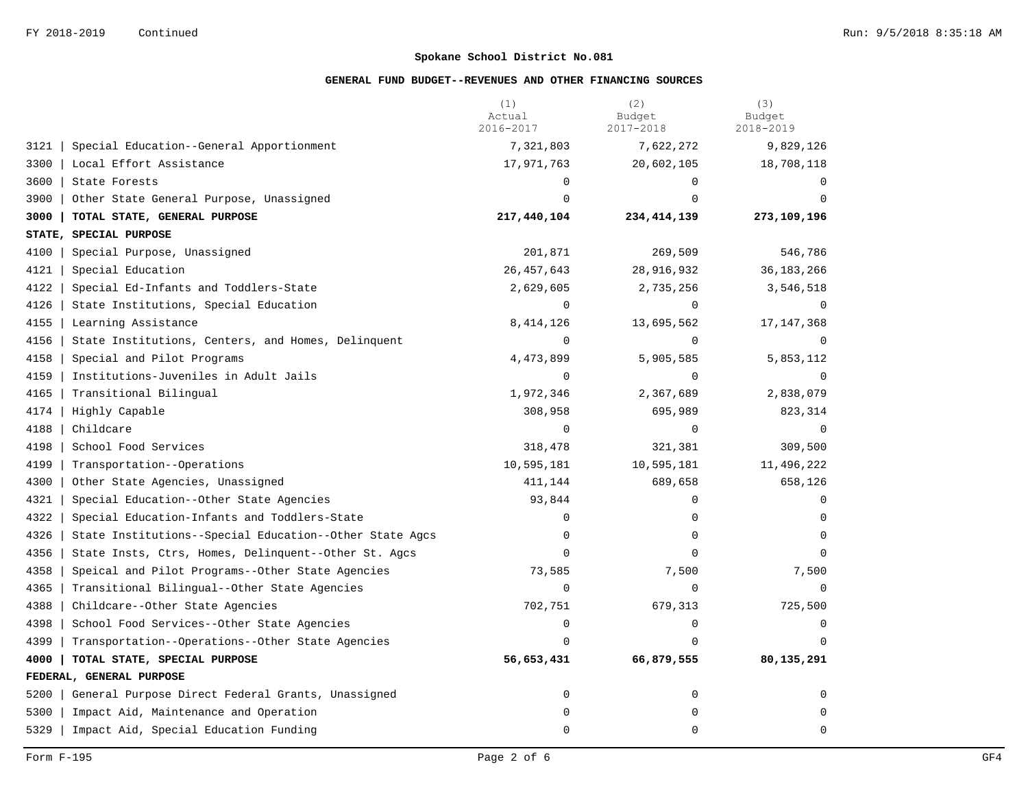**Spokane School District No.081**

**GENERAL FUND BUDGET--REVENUES AND OTHER FINANCING SOURCES**

| | (1) Actual 2016-2017 | (2) Budget 2017-2018 | (3) Budget 2018-2019 |
|---|---|---|---|
| 3121 \| Special Education--General Apportionment | 7,321,803 | 7,622,272 | 9,829,126 |
| 3300 \| Local Effort Assistance | 17,971,763 | 20,602,105 | 18,708,118 |
| 3600 \| State Forests | 0 | 0 | 0 |
| 3900 \| Other State General Purpose, Unassigned | 0 | 0 | 0 |
| **3000 \| TOTAL STATE, GENERAL PURPOSE** | **217,440,104** | **234,414,139** | **273,109,196** |
| **STATE, SPECIAL PURPOSE** | | | |
| 4100 \| Special Purpose, Unassigned | 201,871 | 269,509 | 546,786 |
| 4121 \| Special Education | 26,457,643 | 28,916,932 | 36,183,266 |
| 4122 \| Special Ed-Infants and Toddlers-State | 2,629,605 | 2,735,256 | 3,546,518 |
| 4126 \| State Institutions, Special Education | 0 | 0 | 0 |
| 4155 \| Learning Assistance | 8,414,126 | 13,695,562 | 17,147,368 |
| 4156 \| State Institutions, Centers, and Homes, Delinquent | 0 | 0 | 0 |
| 4158 \| Special and Pilot Programs | 4,473,899 | 5,905,585 | 5,853,112 |
| 4159 \| Institutions-Juveniles in Adult Jails | 0 | 0 | 0 |
| 4165 \| Transitional Bilingual | 1,972,346 | 2,367,689 | 2,838,079 |
| 4174 \| Highly Capable | 308,958 | 695,989 | 823,314 |
| 4188 \| Childcare | 0 | 0 | 0 |
| 4198 \| School Food Services | 318,478 | 321,381 | 309,500 |
| 4199 \| Transportation--Operations | 10,595,181 | 10,595,181 | 11,496,222 |
| 4300 \| Other State Agencies, Unassigned | 411,144 | 689,658 | 658,126 |
| 4321 \| Special Education--Other State Agencies | 93,844 | 0 | 0 |
| 4322 \| Special Education-Infants and Toddlers-State | 0 | 0 | 0 |
| 4326 \| State Institutions--Special Education--Other State Agcs | 0 | 0 | 0 |
| 4356 \| State Insts, Ctrs, Homes, Delinquent--Other St. Agcs | 0 | 0 | 0 |
| 4358 \| Speical and Pilot Programs--Other State Agencies | 73,585 | 7,500 | 7,500 |
| 4365 \| Transitional Bilingual--Other State Agencies | 0 | 0 | 0 |
| 4388 \| Childcare--Other State Agencies | 702,751 | 679,313 | 725,500 |
| 4398 \| School Food Services--Other State Agencies | 0 | 0 | 0 |
| 4399 \| Transportation--Operations--Other State Agencies | 0 | 0 | 0 |
| **4000 \| TOTAL STATE, SPECIAL PURPOSE** | **56,653,431** | **66,879,555** | **80,135,291** |
| **FEDERAL, GENERAL PURPOSE** | | | |
| 5200 \| General Purpose Direct Federal Grants, Unassigned | 0 | 0 | 0 |
| 5300 \| Impact Aid, Maintenance and Operation | 0 | 0 | 0 |
| 5329 \| Impact Aid, Special Education Funding | 0 | 0 | 0 |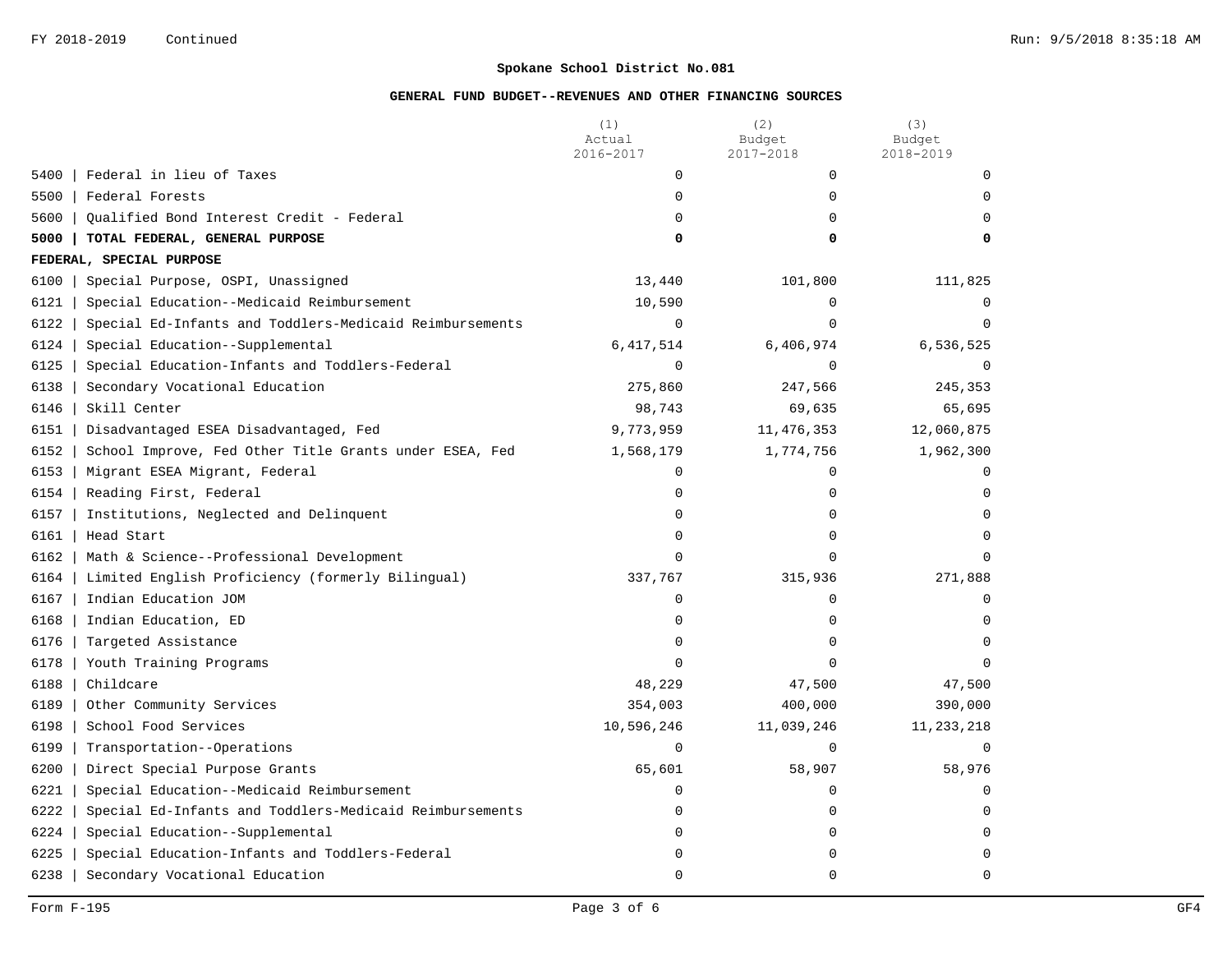**Spokane School District No.081**

**GENERAL FUND BUDGET--REVENUES AND OTHER FINANCING SOURCES**

| | | (1) Actual 2016-2017 | (2) Budget 2017-2018 | (3) Budget 2018-2019 |
|---|---|---|---|---|
| 5400 | Federal in lieu of Taxes | 0 | 0 | 0 |
| 5500 | Federal Forests | 0 | 0 | 0 |
| 5600 | Qualified Bond Interest Credit - Federal | 0 | 0 | 0 |
| **5000** | **TOTAL FEDERAL, GENERAL PURPOSE** | **0** | **0** | **0** |
| **FEDERAL, SPECIAL PURPOSE** | | | | |
| 6100 | Special Purpose, OSPI, Unassigned | 13,440 | 101,800 | 111,825 |
| 6121 | Special Education--Medicaid Reimbursement | 10,590 | 0 | 0 |
| 6122 | Special Ed-Infants and Toddlers-Medicaid Reimbursements | 0 | 0 | 0 |
| 6124 | Special Education--Supplemental | 6,417,514 | 6,406,974 | 6,536,525 |
| 6125 | Special Education-Infants and Toddlers-Federal | 0 | 0 | 0 |
| 6138 | Secondary Vocational Education | 275,860 | 247,566 | 245,353 |
| 6146 | Skill Center | 98,743 | 69,635 | 65,695 |
| 6151 | Disadvantaged ESEA Disadvantaged, Fed | 9,773,959 | 11,476,353 | 12,060,875 |
| 6152 | School Improve, Fed Other Title Grants under ESEA, Fed | 1,568,179 | 1,774,756 | 1,962,300 |
| 6153 | Migrant ESEA Migrant, Federal | 0 | 0 | 0 |
| 6154 | Reading First, Federal | 0 | 0 | 0 |
| 6157 | Institutions, Neglected and Delinquent | 0 | 0 | 0 |
| 6161 | Head Start | 0 | 0 | 0 |
| 6162 | Math & Science--Professional Development | 0 | 0 | 0 |
| 6164 | Limited English Proficiency (formerly Bilingual) | 337,767 | 315,936 | 271,888 |
| 6167 | Indian Education JOM | 0 | 0 | 0 |
| 6168 | Indian Education, ED | 0 | 0 | 0 |
| 6176 | Targeted Assistance | 0 | 0 | 0 |
| 6178 | Youth Training Programs | 0 | 0 | 0 |
| 6188 | Childcare | 48,229 | 47,500 | 47,500 |
| 6189 | Other Community Services | 354,003 | 400,000 | 390,000 |
| 6198 | School Food Services | 10,596,246 | 11,039,246 | 11,233,218 |
| 6199 | Transportation--Operations | 0 | 0 | 0 |
| 6200 | Direct Special Purpose Grants | 65,601 | 58,907 | 58,976 |
| 6221 | Special Education--Medicaid Reimbursement | 0 | 0 | 0 |
| 6222 | Special Ed-Infants and Toddlers-Medicaid Reimbursements | 0 | 0 | 0 |
| 6224 | Special Education--Supplemental | 0 | 0 | 0 |
| 6225 | Special Education-Infants and Toddlers-Federal | 0 | 0 | 0 |
| 6238 | Secondary Vocational Education | 0 | 0 | 0 |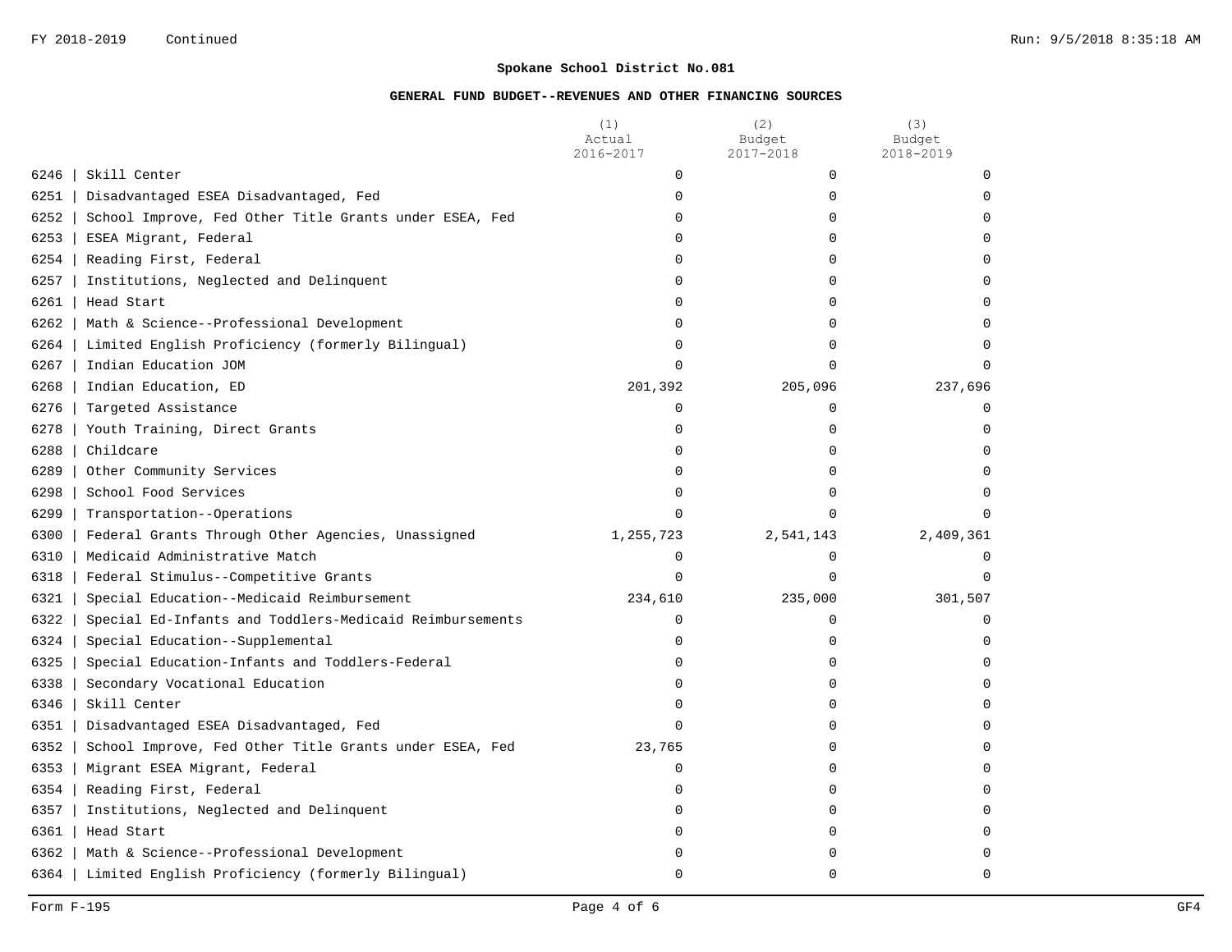**Spokane School District No.081**

**GENERAL FUND BUDGET--REVENUES AND OTHER FINANCING SOURCES**

| Code | Description | (1) Actual 2016-2017 | (2) Budget 2017-2018 | (3) Budget 2018-2019 |
|---|---|---|---|---|
| 6246 | Skill Center | 0 | 0 | 0 |
| 6251 | Disadvantaged ESEA Disadvantaged, Fed | 0 | 0 | 0 |
| 6252 | School Improve, Fed Other Title Grants under ESEA, Fed | 0 | 0 | 0 |
| 6253 | ESEA Migrant, Federal | 0 | 0 | 0 |
| 6254 | Reading First, Federal | 0 | 0 | 0 |
| 6257 | Institutions, Neglected and Delinquent | 0 | 0 | 0 |
| 6261 | Head Start | 0 | 0 | 0 |
| 6262 | Math & Science--Professional Development | 0 | 0 | 0 |
| 6264 | Limited English Proficiency (formerly Bilingual) | 0 | 0 | 0 |
| 6267 | Indian Education JOM | 0 | 0 | 0 |
| 6268 | Indian Education, ED | 201,392 | 205,096 | 237,696 |
| 6276 | Targeted Assistance | 0 | 0 | 0 |
| 6278 | Youth Training, Direct Grants | 0 | 0 | 0 |
| 6288 | Childcare | 0 | 0 | 0 |
| 6289 | Other Community Services | 0 | 0 | 0 |
| 6298 | School Food Services | 0 | 0 | 0 |
| 6299 | Transportation--Operations | 0 | 0 | 0 |
| 6300 | Federal Grants Through Other Agencies, Unassigned | 1,255,723 | 2,541,143 | 2,409,361 |
| 6310 | Medicaid Administrative Match | 0 | 0 | 0 |
| 6318 | Federal Stimulus--Competitive Grants | 0 | 0 | 0 |
| 6321 | Special Education--Medicaid Reimbursement | 234,610 | 235,000 | 301,507 |
| 6322 | Special Ed-Infants and Toddlers-Medicaid Reimbursements | 0 | 0 | 0 |
| 6324 | Special Education--Supplemental | 0 | 0 | 0 |
| 6325 | Special Education-Infants and Toddlers-Federal | 0 | 0 | 0 |
| 6338 | Secondary Vocational Education | 0 | 0 | 0 |
| 6346 | Skill Center | 0 | 0 | 0 |
| 6351 | Disadvantaged ESEA Disadvantaged, Fed | 0 | 0 | 0 |
| 6352 | School Improve, Fed Other Title Grants under ESEA, Fed | 23,765 | 0 | 0 |
| 6353 | Migrant ESEA Migrant, Federal | 0 | 0 | 0 |
| 6354 | Reading First, Federal | 0 | 0 | 0 |
| 6357 | Institutions, Neglected and Delinquent | 0 | 0 | 0 |
| 6361 | Head Start | 0 | 0 | 0 |
| 6362 | Math & Science--Professional Development | 0 | 0 | 0 |
| 6364 | Limited English Proficiency (formerly Bilingual) | 0 | 0 | 0 |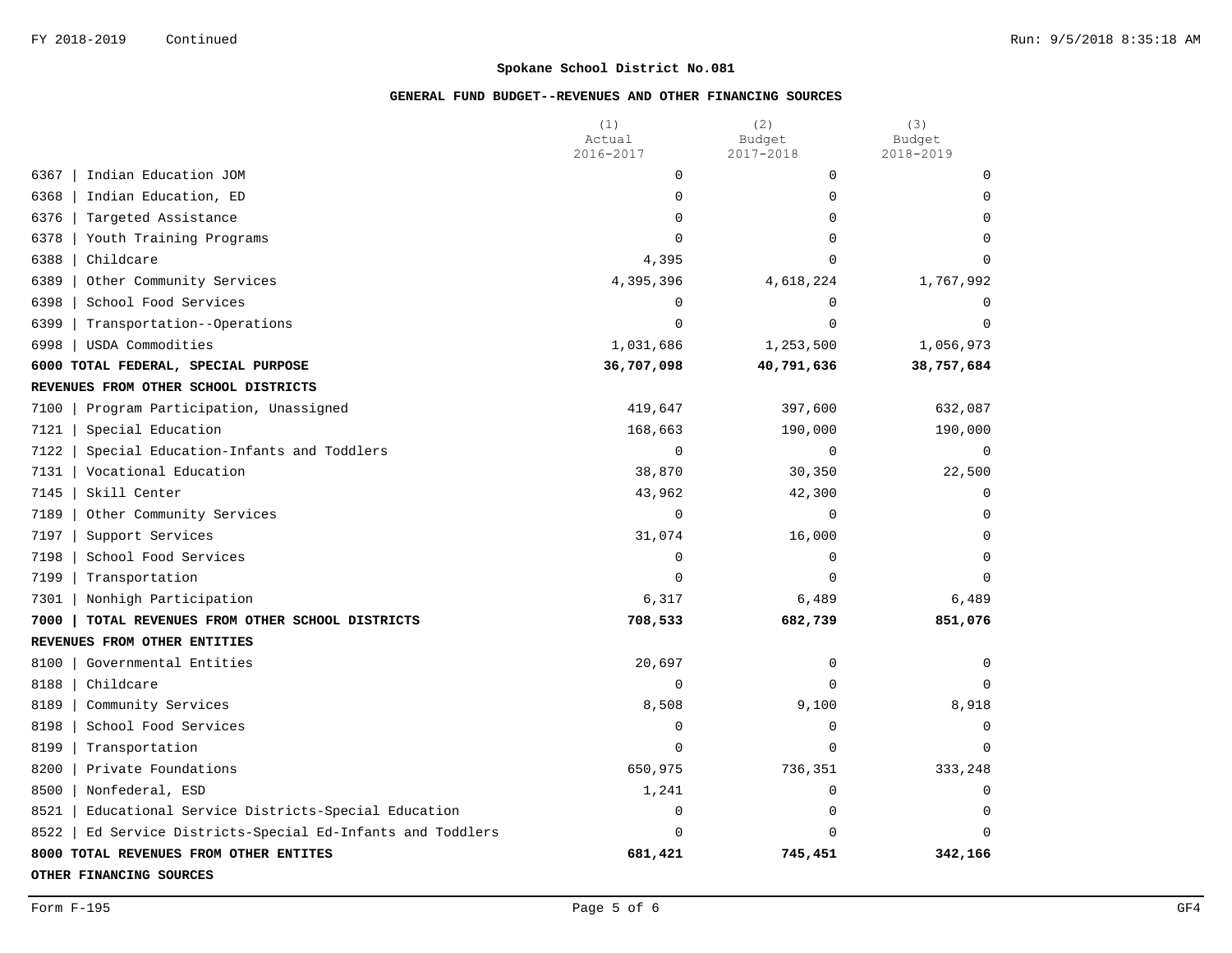**Spokane School District No.081**

**GENERAL FUND BUDGET--REVENUES AND OTHER FINANCING SOURCES**

| | (1) Actual 2016-2017 | (2) Budget 2017-2018 | (3) Budget 2018-2019 |
|---|---|---|---|
| 6367 \| Indian Education JOM | 0 | 0 | 0 |
| 6368 \| Indian Education, ED | 0 | 0 | 0 |
| 6376 \| Targeted Assistance | 0 | 0 | 0 |
| 6378 \| Youth Training Programs | 0 | 0 | 0 |
| 6388 \| Childcare | 4,395 | 0 | 0 |
| 6389 \| Other Community Services | 4,395,396 | 4,618,224 | 1,767,992 |
| 6398 \| School Food Services | 0 | 0 | 0 |
| 6399 \| Transportation--Operations | 0 | 0 | 0 |
| 6998 \| USDA Commodities | 1,031,686 | 1,253,500 | 1,056,973 |
| **6000 TOTAL FEDERAL, SPECIAL PURPOSE** | **36,707,098** | **40,791,636** | **38,757,684** |
| **REVENUES FROM OTHER SCHOOL DISTRICTS** | | | |
| 7100 \| Program Participation, Unassigned | 419,647 | 397,600 | 632,087 |
| 7121 \| Special Education | 168,663 | 190,000 | 190,000 |
| 7122 \| Special Education-Infants and Toddlers | 0 | 0 | 0 |
| 7131 \| Vocational Education | 38,870 | 30,350 | 22,500 |
| 7145 \| Skill Center | 43,962 | 42,300 | 0 |
| 7189 \| Other Community Services | 0 | 0 | 0 |
| 7197 \| Support Services | 31,074 | 16,000 | 0 |
| 7198 \| School Food Services | 0 | 0 | 0 |
| 7199 \| Transportation | 0 | 0 | 0 |
| 7301 \| Nonhigh Participation | 6,317 | 6,489 | 6,489 |
| **7000 \| TOTAL REVENUES FROM OTHER SCHOOL DISTRICTS** | **708,533** | **682,739** | **851,076** |
| **REVENUES FROM OTHER ENTITIES** | | | |
| 8100 \| Governmental Entities | 20,697 | 0 | 0 |
| 8188 \| Childcare | 0 | 0 | 0 |
| 8189 \| Community Services | 8,508 | 9,100 | 8,918 |
| 8198 \| School Food Services | 0 | 0 | 0 |
| 8199 \| Transportation | 0 | 0 | 0 |
| 8200 \| Private Foundations | 650,975 | 736,351 | 333,248 |
| 8500 \| Nonfederal, ESD | 1,241 | 0 | 0 |
| 8521 \| Educational Service Districts-Special Education | 0 | 0 | 0 |
| 8522 \| Ed Service Districts-Special Ed-Infants and Toddlers | 0 | 0 | 0 |
| **8000 TOTAL REVENUES FROM OTHER ENTITES** | **681,421** | **745,451** | **342,166** |
| **OTHER FINANCING SOURCES** | | | |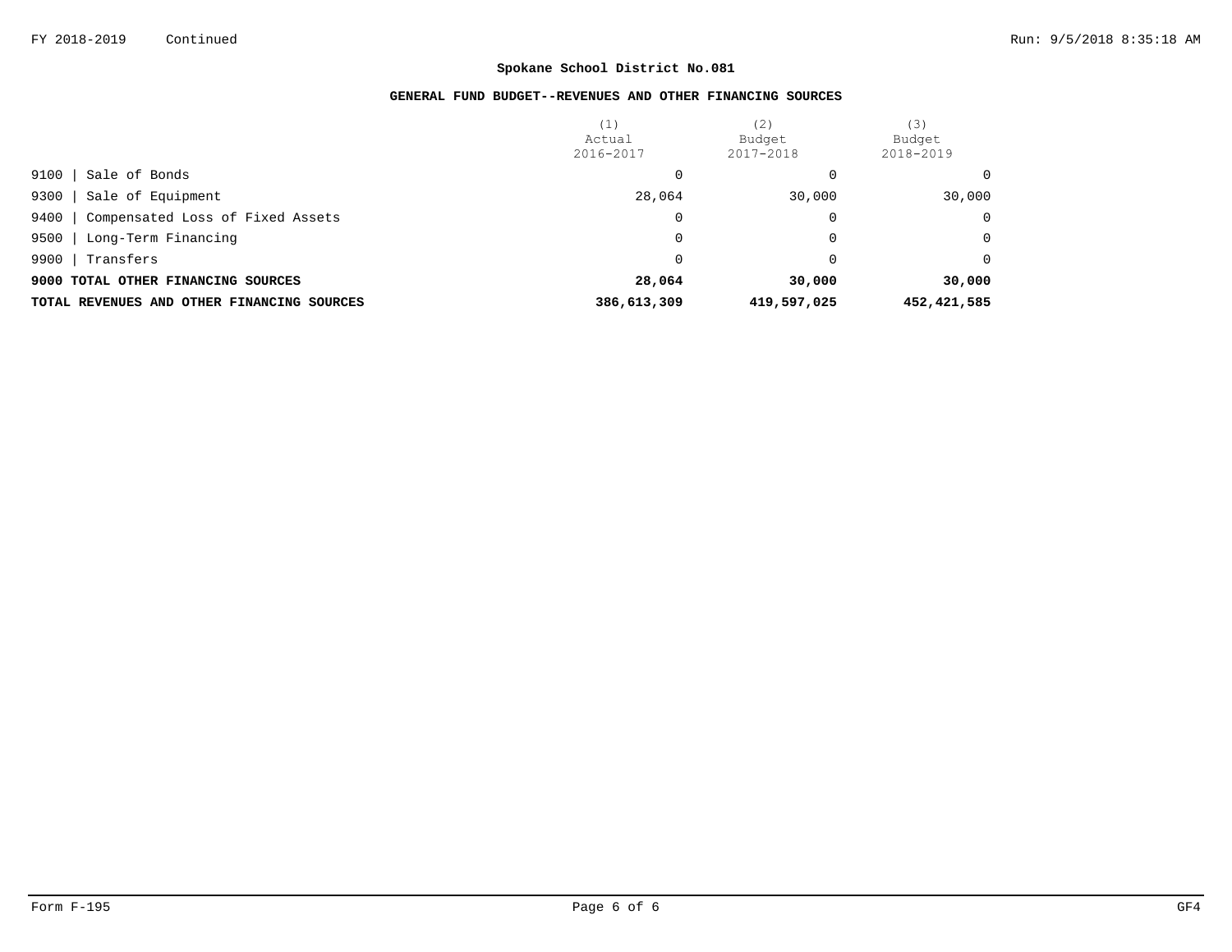**Spokane School District No.081**

**GENERAL FUND BUDGET--REVENUES AND OTHER FINANCING SOURCES**

| | (1) Actual 2016-2017 | (2) Budget 2017-2018 | (3) Budget 2018-2019 |
|---|---|---|---|
| 9100 \| Sale of Bonds | 0 | 0 | 0 |
| 9300 \| Sale of Equipment | 28,064 | 30,000 | 30,000 |
| 9400 \| Compensated Loss of Fixed Assets | 0 | 0 | 0 |
| 9500 \| Long-Term Financing | 0 | 0 | 0 |
| 9900 \| Transfers | 0 | 0 | 0 |
| **9000 TOTAL OTHER FINANCING SOURCES** | **28,064** | **30,000** | **30,000** |
| **TOTAL REVENUES AND OTHER FINANCING SOURCES** | **386,613,309** | **419,597,025** | **452,421,585** |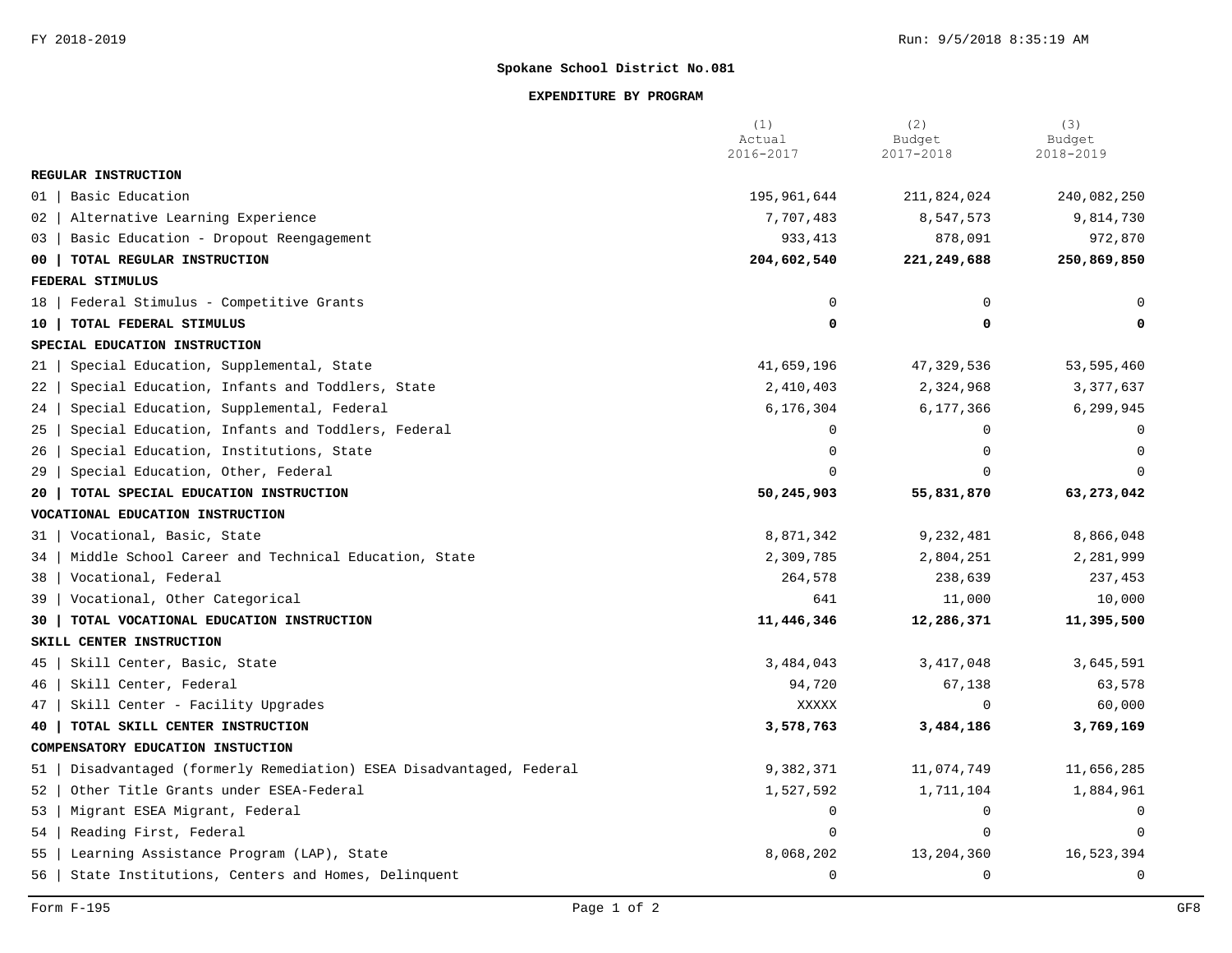FY 2018-2019

## Spokane School District No.081

### EXPENDITURE BY PROGRAM

| | (1) Actual 2016-2017 | (2) Budget 2017-2018 | (3) Budget 2018-2019 |
|---|---|---|---|
| **REGULAR INSTRUCTION** | | | |
| 01 \| Basic Education | 195,961,644 | 211,824,024 | 240,082,250 |
| 02 \| Alternative Learning Experience | 7,707,483 | 8,547,573 | 9,814,730 |
| 03 \| Basic Education - Dropout Reengagement | 933,413 | 878,091 | 972,870 |
| **00 \| TOTAL REGULAR INSTRUCTION** | **204,602,540** | **221,249,688** | **250,869,850** |
| **FEDERAL STIMULUS** | | | |
| 18 \| Federal Stimulus - Competitive Grants | 0 | 0 | 0 |
| **10 \| TOTAL FEDERAL STIMULUS** | **0** | **0** | **0** |
| **SPECIAL EDUCATION INSTRUCTION** | | | |
| 21 \| Special Education, Supplemental, State | 41,659,196 | 47,329,536 | 53,595,460 |
| 22 \| Special Education, Infants and Toddlers, State | 2,410,403 | 2,324,968 | 3,377,637 |
| 24 \| Special Education, Supplemental, Federal | 6,176,304 | 6,177,366 | 6,299,945 |
| 25 \| Special Education, Infants and Toddlers, Federal | 0 | 0 | 0 |
| 26 \| Special Education, Institutions, State | 0 | 0 | 0 |
| 29 \| Special Education, Other, Federal | 0 | 0 | 0 |
| **20 \| TOTAL SPECIAL EDUCATION INSTRUCTION** | **50,245,903** | **55,831,870** | **63,273,042** |
| **VOCATIONAL EDUCATION INSTRUCTION** | | | |
| 31 \| Vocational, Basic, State | 8,871,342 | 9,232,481 | 8,866,048 |
| 34 \| Middle School Career and Technical Education, State | 2,309,785 | 2,804,251 | 2,281,999 |
| 38 \| Vocational, Federal | 264,578 | 238,639 | 237,453 |
| 39 \| Vocational, Other Categorical | 641 | 11,000 | 10,000 |
| **30 \| TOTAL VOCATIONAL EDUCATION INSTRUCTION** | **11,446,346** | **12,286,371** | **11,395,500** |
| **SKILL CENTER INSTRUCTION** | | | |
| 45 \| Skill Center, Basic, State | 3,484,043 | 3,417,048 | 3,645,591 |
| 46 \| Skill Center, Federal | 94,720 | 67,138 | 63,578 |
| 47 \| Skill Center - Facility Upgrades | XXXXX | 0 | 60,000 |
| **40 \| TOTAL SKILL CENTER INSTRUCTION** | **3,578,763** | **3,484,186** | **3,769,169** |
| **COMPENSATORY EDUCATION INSTUCTION** | | | |
| 51 \| Disadvantaged (formerly Remediation) ESEA Disadvantaged, Federal | 9,382,371 | 11,074,749 | 11,656,285 |
| 52 \| Other Title Grants under ESEA-Federal | 1,527,592 | 1,711,104 | 1,884,961 |
| 53 \| Migrant ESEA Migrant, Federal | 0 | 0 | 0 |
| 54 \| Reading First, Federal | 0 | 0 | 0 |
| 55 \| Learning Assistance Program (LAP), State | 8,068,202 | 13,204,360 | 16,523,394 |
| 56 \| State Institutions, Centers and Homes, Delinquent | 0 | 0 | 0 |

Form F-195 GF8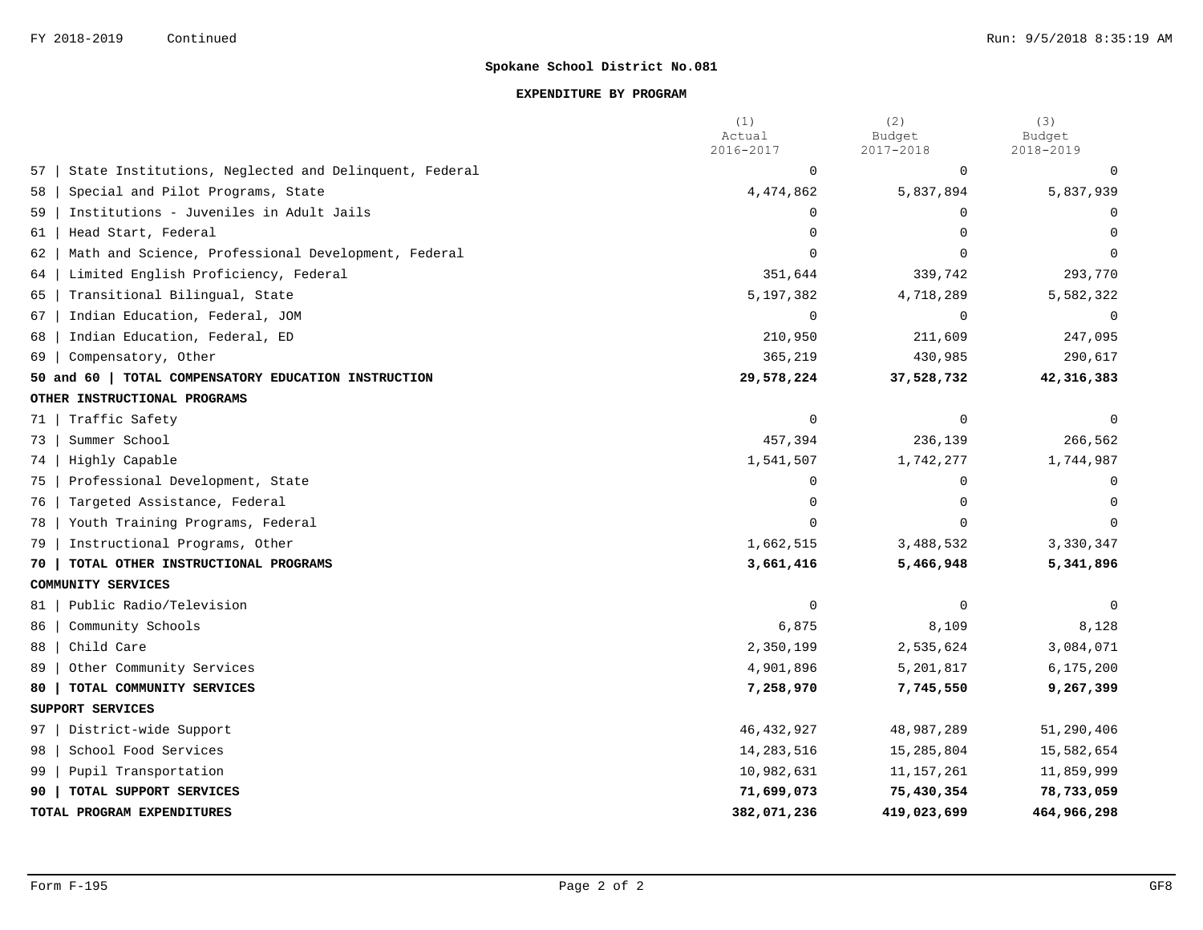**Spokane School District No.081**

**EXPENDITURE BY PROGRAM**

| | (1) Actual 2016-2017 | (2) Budget 2017-2018 | (3) Budget 2018-2019 |
|---|---|---|---|
| 57 \| State Institutions, Neglected and Delinquent, Federal | 0 | 0 | 0 |
| 58 \| Special and Pilot Programs, State | 4,474,862 | 5,837,894 | 5,837,939 |
| 59 \| Institutions - Juveniles in Adult Jails | 0 | 0 | 0 |
| 61 \| Head Start, Federal | 0 | 0 | 0 |
| 62 \| Math and Science, Professional Development, Federal | 0 | 0 | 0 |
| 64 \| Limited English Proficiency, Federal | 351,644 | 339,742 | 293,770 |
| 65 \| Transitional Bilingual, State | 5,197,382 | 4,718,289 | 5,582,322 |
| 67 \| Indian Education, Federal, JOM | 0 | 0 | 0 |
| 68 \| Indian Education, Federal, ED | 210,950 | 211,609 | 247,095 |
| 69 \| Compensatory, Other | 365,219 | 430,985 | 290,617 |
| **50 and 60 \| TOTAL COMPENSATORY EDUCATION INSTRUCTION** | **29,578,224** | **37,528,732** | **42,316,383** |
| **OTHER INSTRUCTIONAL PROGRAMS** | | | |
| 71 \| Traffic Safety | 0 | 0 | 0 |
| 73 \| Summer School | 457,394 | 236,139 | 266,562 |
| 74 \| Highly Capable | 1,541,507 | 1,742,277 | 1,744,987 |
| 75 \| Professional Development, State | 0 | 0 | 0 |
| 76 \| Targeted Assistance, Federal | 0 | 0 | 0 |
| 78 \| Youth Training Programs, Federal | 0 | 0 | 0 |
| 79 \| Instructional Programs, Other | 1,662,515 | 3,488,532 | 3,330,347 |
| **70 \| TOTAL OTHER INSTRUCTIONAL PROGRAMS** | **3,661,416** | **5,466,948** | **5,341,896** |
| **COMMUNITY SERVICES** | | | |
| 81 \| Public Radio/Television | 0 | 0 | 0 |
| 86 \| Community Schools | 6,875 | 8,109 | 8,128 |
| 88 \| Child Care | 2,350,199 | 2,535,624 | 3,084,071 |
| 89 \| Other Community Services | 4,901,896 | 5,201,817 | 6,175,200 |
| **80 \| TOTAL COMMUNITY SERVICES** | **7,258,970** | **7,745,550** | **9,267,399** |
| **SUPPORT SERVICES** | | | |
| 97 \| District-wide Support | 46,432,927 | 48,987,289 | 51,290,406 |
| 98 \| School Food Services | 14,283,516 | 15,285,804 | 15,582,654 |
| 99 \| Pupil Transportation | 10,982,631 | 11,157,261 | 11,859,999 |
| **90 \| TOTAL SUPPORT SERVICES** | **71,699,073** | **75,430,354** | **78,733,059** |
| **TOTAL PROGRAM EXPENDITURES** | **382,071,236** | **419,023,699** | **464,966,298** |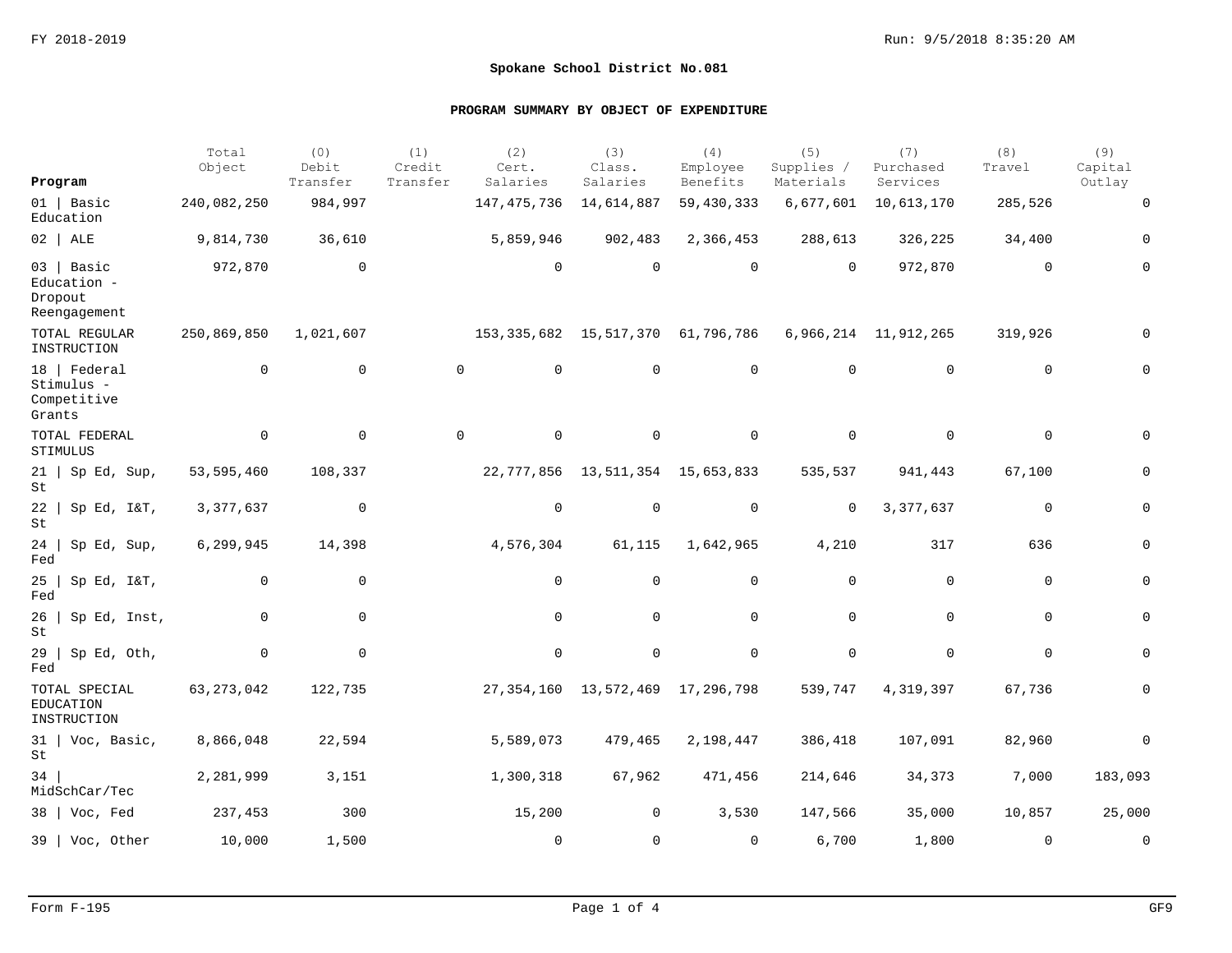**Spokane School District No.081**

**PROGRAM SUMMARY BY OBJECT OF EXPENDITURE**

| Program | Total Object | (0) Debit Transfer | (1) Credit Transfer | (2) Cert. Salaries | (3) Class. Salaries | (4) Employee Benefits | (5) Supplies / Materials | (7) Purchased Services | (8) Travel | (9) Capital Outlay |
|---|---|---|---|---|---|---|---|---|---|---|
| 01 \| Basic Education | 240,082,250 | 984,997 | | 147,475,736 | 14,614,887 | 59,430,333 | 6,677,601 | 10,613,170 | 285,526 | 0 |
| 02 \| ALE | 9,814,730 | 36,610 | | 5,859,946 | 902,483 | 2,366,453 | 288,613 | 326,225 | 34,400 | 0 |
| 03 \| Basic Education - Dropout Reengagement | 972,870 | 0 | | 0 | 0 | 0 | 0 | 972,870 | 0 | 0 |
| TOTAL REGULAR INSTRUCTION | 250,869,850 | 1,021,607 | | 153,335,682 | 15,517,370 | 61,796,786 | 6,966,214 | 11,912,265 | 319,926 | 0 |
| 18 \| Federal Stimulus - Competitive Grants | 0 | 0 | 0 | 0 | 0 | 0 | 0 | 0 | 0 | 0 |
| TOTAL FEDERAL STIMULUS | 0 | 0 | 0 | 0 | 0 | 0 | 0 | 0 | 0 | 0 |
| 21 \| Sp Ed, Sup, St | 53,595,460 | 108,337 | | 22,777,856 | 13,511,354 | 15,653,833 | 535,537 | 941,443 | 67,100 | 0 |
| 22 \| Sp Ed, I&T, St | 3,377,637 | 0 | | 0 | 0 | 0 | 0 | 3,377,637 | 0 | 0 |
| 24 \| Sp Ed, Sup, Fed | 6,299,945 | 14,398 | | 4,576,304 | 61,115 | 1,642,965 | 4,210 | 317 | 636 | 0 |
| 25 \| Sp Ed, I&T, Fed | 0 | 0 | | 0 | 0 | 0 | 0 | 0 | 0 | 0 |
| 26 \| Sp Ed, Inst, St | 0 | 0 | | 0 | 0 | 0 | 0 | 0 | 0 | 0 |
| 29 \| Sp Ed, Oth, Fed | 0 | 0 | | 0 | 0 | 0 | 0 | 0 | 0 | 0 |
| TOTAL SPECIAL EDUCATION INSTRUCTION | 63,273,042 | 122,735 | | 27,354,160 | 13,572,469 | 17,296,798 | 539,747 | 4,319,397 | 67,736 | 0 |
| 31 \| Voc, Basic, St | 8,866,048 | 22,594 | | 5,589,073 | 479,465 | 2,198,447 | 386,418 | 107,091 | 82,960 | 0 |
| 34 \| MidSchCar/Tec | 2,281,999 | 3,151 | | 1,300,318 | 67,962 | 471,456 | 214,646 | 34,373 | 7,000 | 183,093 |
| 38 \| Voc, Fed | 237,453 | 300 | | 15,200 | 0 | 3,530 | 147,566 | 35,000 | 10,857 | 25,000 |
| 39 \| Voc, Other | 10,000 | 1,500 | | 0 | 0 | 0 | 6,700 | 1,800 | 0 | 0 |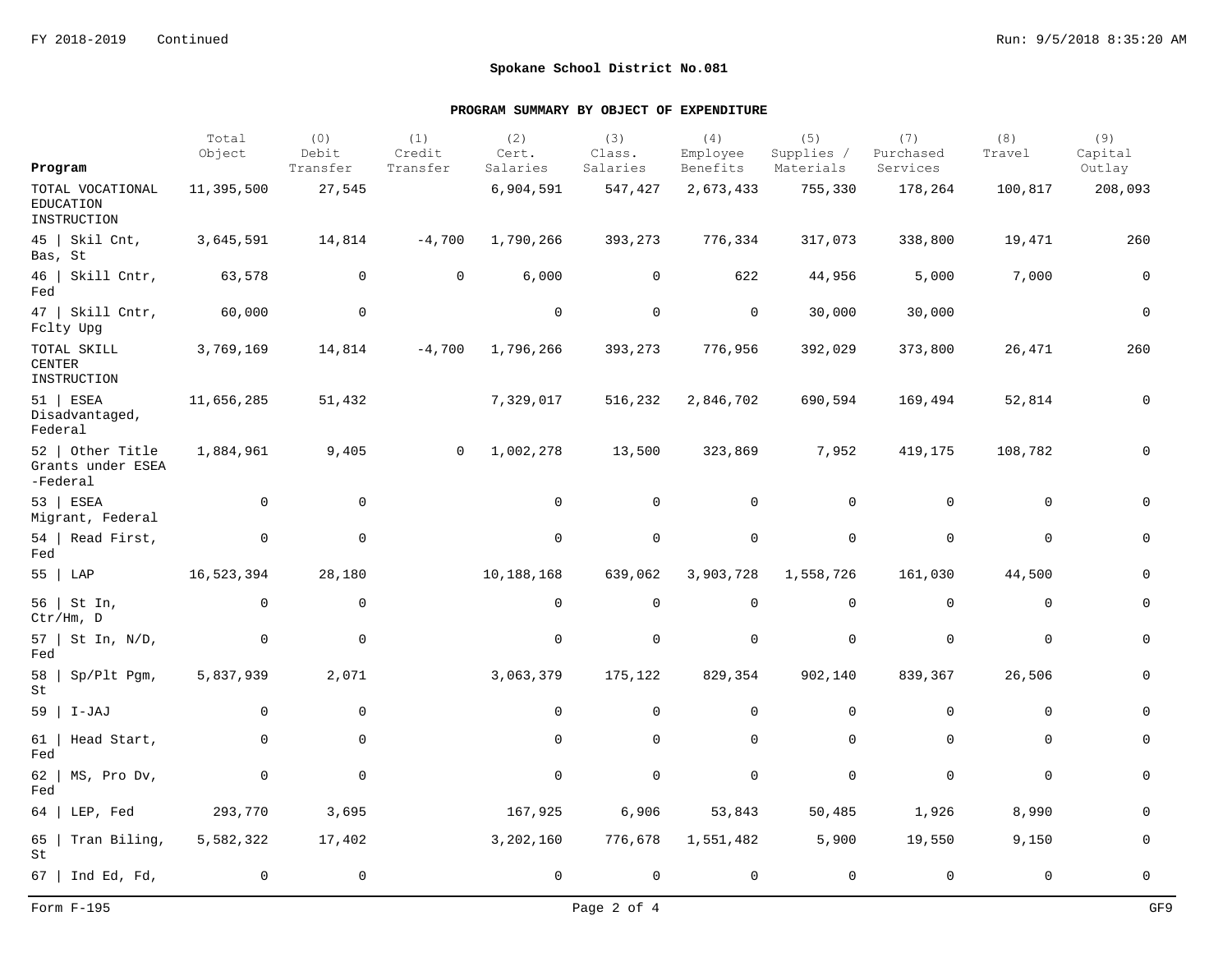FY 2018-2019 Continued

## Spokane School District No.081

### PROGRAM SUMMARY BY OBJECT OF EXPENDITURE

| Program | Total Object | (0) Debit Transfer | (1) Credit Transfer | (2) Cert. Salaries | (3) Class. Salaries | (4) Employee Benefits | (5) Supplies / Materials | (7) Purchased Services | (8) Travel | (9) Capital Outlay |
|---|---|---|---|---|---|---|---|---|---|---|
| TOTAL VOCATIONAL EDUCATION INSTRUCTION | 11,395,500 | 27,545 | | 6,904,591 | 547,427 | 2,673,433 | 755,330 | 178,264 | 100,817 | 208,093 |
| 45 \| Skil Cnt, Bas, St | 3,645,591 | 14,814 | -4,700 | 1,790,266 | 393,273 | 776,334 | 317,073 | 338,800 | 19,471 | 260 |
| 46 \| Skill Cntr, Fed | 63,578 | 0 | 0 | 6,000 | 0 | 622 | 44,956 | 5,000 | 7,000 | 0 |
| 47 \| Skill Cntr, Fclty Upg | 60,000 | 0 | | 0 | 0 | 0 | 30,000 | 30,000 | | 0 |
| TOTAL SKILL CENTER INSTRUCTION | 3,769,169 | 14,814 | -4,700 | 1,796,266 | 393,273 | 776,956 | 392,029 | 373,800 | 26,471 | 260 |
| 51 \| ESEA Disadvantaged, Federal | 11,656,285 | 51,432 | | 7,329,017 | 516,232 | 2,846,702 | 690,594 | 169,494 | 52,814 | 0 |
| 52 \| Other Title Grants under ESEA -Federal | 1,884,961 | 9,405 | 0 | 1,002,278 | 13,500 | 323,869 | 7,952 | 419,175 | 108,782 | 0 |
| 53 \| ESEA Migrant, Federal | 0 | 0 | | 0 | 0 | 0 | 0 | 0 | 0 | 0 |
| 54 \| Read First, Fed | 0 | 0 | | 0 | 0 | 0 | 0 | 0 | 0 | 0 |
| 55 \| LAP | 16,523,394 | 28,180 | | 10,188,168 | 639,062 | 3,903,728 | 1,558,726 | 161,030 | 44,500 | 0 |
| 56 \| St In, Ctr/Hm, D | 0 | 0 | | 0 | 0 | 0 | 0 | 0 | 0 | 0 |
| 57 \| St In, N/D, Fed | 0 | 0 | | 0 | 0 | 0 | 0 | 0 | 0 | 0 |
| 58 \| Sp/Plt Pgm, St | 5,837,939 | 2,071 | | 3,063,379 | 175,122 | 829,354 | 902,140 | 839,367 | 26,506 | 0 |
| 59 \| I-JAJ | 0 | 0 | | 0 | 0 | 0 | 0 | 0 | 0 | 0 |
| 61 \| Head Start, Fed | 0 | 0 | | 0 | 0 | 0 | 0 | 0 | 0 | 0 |
| 62 \| MS, Pro Dv, Fed | 0 | 0 | | 0 | 0 | 0 | 0 | 0 | 0 | 0 |
| 64 \| LEP, Fed | 293,770 | 3,695 | | 167,925 | 6,906 | 53,843 | 50,485 | 1,926 | 8,990 | 0 |
| 65 \| Tran Biling, St | 5,582,322 | 17,402 | | 3,202,160 | 776,678 | 1,551,482 | 5,900 | 19,550 | 9,150 | 0 |
| 67 \| Ind Ed, Fd, | 0 | 0 | | 0 | 0 | 0 | 0 | 0 | 0 | 0 |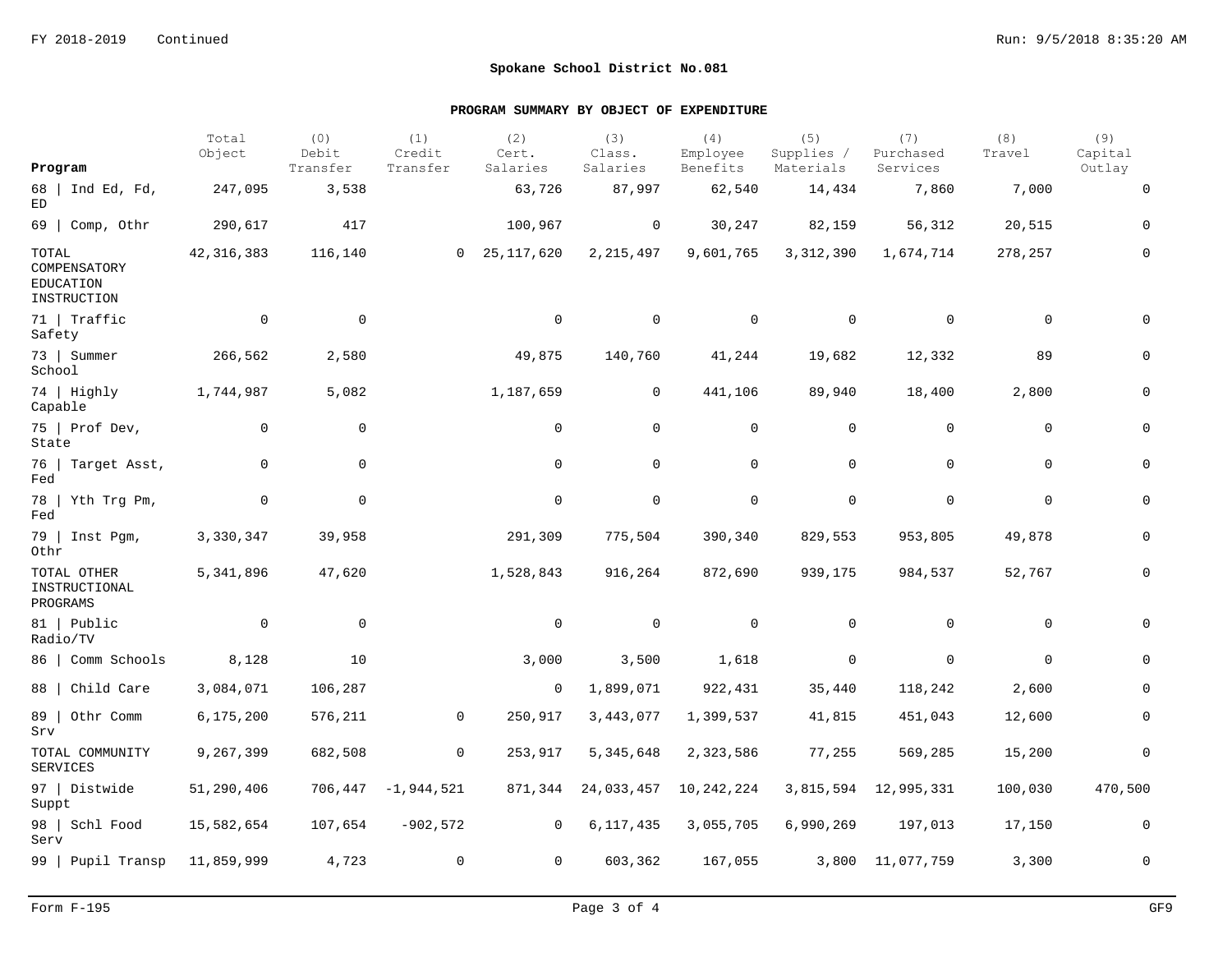FY 2018-2019 Continued

## Spokane School District No.081

### PROGRAM SUMMARY BY OBJECT OF EXPENDITURE

| Program | Total Object | (0) Debit Transfer | (1) Credit Transfer | (2) Cert. Salaries | (3) Class. Salaries | (4) Employee Benefits | (5) Supplies / Materials | (7) Purchased Services | (8) Travel | (9) Capital Outlay |
|---|---|---|---|---|---|---|---|---|---|---|
| 68 \| Ind Ed, Fd, ED | 247,095 | 3,538 | | 63,726 | 87,997 | 62,540 | 14,434 | 7,860 | 7,000 | 0 |
| 69 \| Comp, Othr | 290,617 | 417 | | 100,967 | 0 | 30,247 | 82,159 | 56,312 | 20,515 | 0 |
| TOTAL COMPENSATORY EDUCATION INSTRUCTION | 42,316,383 | 116,140 | 0 | 25,117,620 | 2,215,497 | 9,601,765 | 3,312,390 | 1,674,714 | 278,257 | 0 |
| 71 \| Traffic Safety | 0 | 0 | | 0 | 0 | 0 | 0 | 0 | 0 | 0 |
| 73 \| Summer School | 266,562 | 2,580 | | 49,875 | 140,760 | 41,244 | 19,682 | 12,332 | 89 | 0 |
| 74 \| Highly Capable | 1,744,987 | 5,082 | | 1,187,659 | 0 | 441,106 | 89,940 | 18,400 | 2,800 | 0 |
| 75 \| Prof Dev, State | 0 | 0 | | 0 | 0 | 0 | 0 | 0 | 0 | 0 |
| 76 \| Target Asst, Fed | 0 | 0 | | 0 | 0 | 0 | 0 | 0 | 0 | 0 |
| 78 \| Yth Trg Pm, Fed | 0 | 0 | | 0 | 0 | 0 | 0 | 0 | 0 | 0 |
| 79 \| Inst Pgm, Othr | 3,330,347 | 39,958 | | 291,309 | 775,504 | 390,340 | 829,553 | 953,805 | 49,878 | 0 |
| TOTAL OTHER INSTRUCTIONAL PROGRAMS | 5,341,896 | 47,620 | | 1,528,843 | 916,264 | 872,690 | 939,175 | 984,537 | 52,767 | 0 |
| 81 \| Public Radio/TV | 0 | 0 | | 0 | 0 | 0 | 0 | 0 | 0 | 0 |
| 86 \| Comm Schools | 8,128 | 10 | | 3,000 | 3,500 | 1,618 | 0 | 0 | 0 | 0 |
| 88 \| Child Care | 3,084,071 | 106,287 | | 0 | 1,899,071 | 922,431 | 35,440 | 118,242 | 2,600 | 0 |
| 89 \| Othr Comm Srv | 6,175,200 | 576,211 | 0 | 250,917 | 3,443,077 | 1,399,537 | 41,815 | 451,043 | 12,600 | 0 |
| TOTAL COMMUNITY SERVICES | 9,267,399 | 682,508 | 0 | 253,917 | 5,345,648 | 2,323,586 | 77,255 | 569,285 | 15,200 | 0 |
| 97 \| Distwide Suppt | 51,290,406 | 706,447 | -1,944,521 | 871,344 | 24,033,457 | 10,242,224 | 3,815,594 | 12,995,331 | 100,030 | 470,500 |
| 98 \| Schl Food Serv | 15,582,654 | 107,654 | -902,572 | 0 | 6,117,435 | 3,055,705 | 6,990,269 | 197,013 | 17,150 | 0 |
| 99 \| Pupil Transp | 11,859,999 | 4,723 | 0 | 0 | 603,362 | 167,055 | 3,800 | 11,077,759 | 3,300 | 0 |

Form F-195 GF9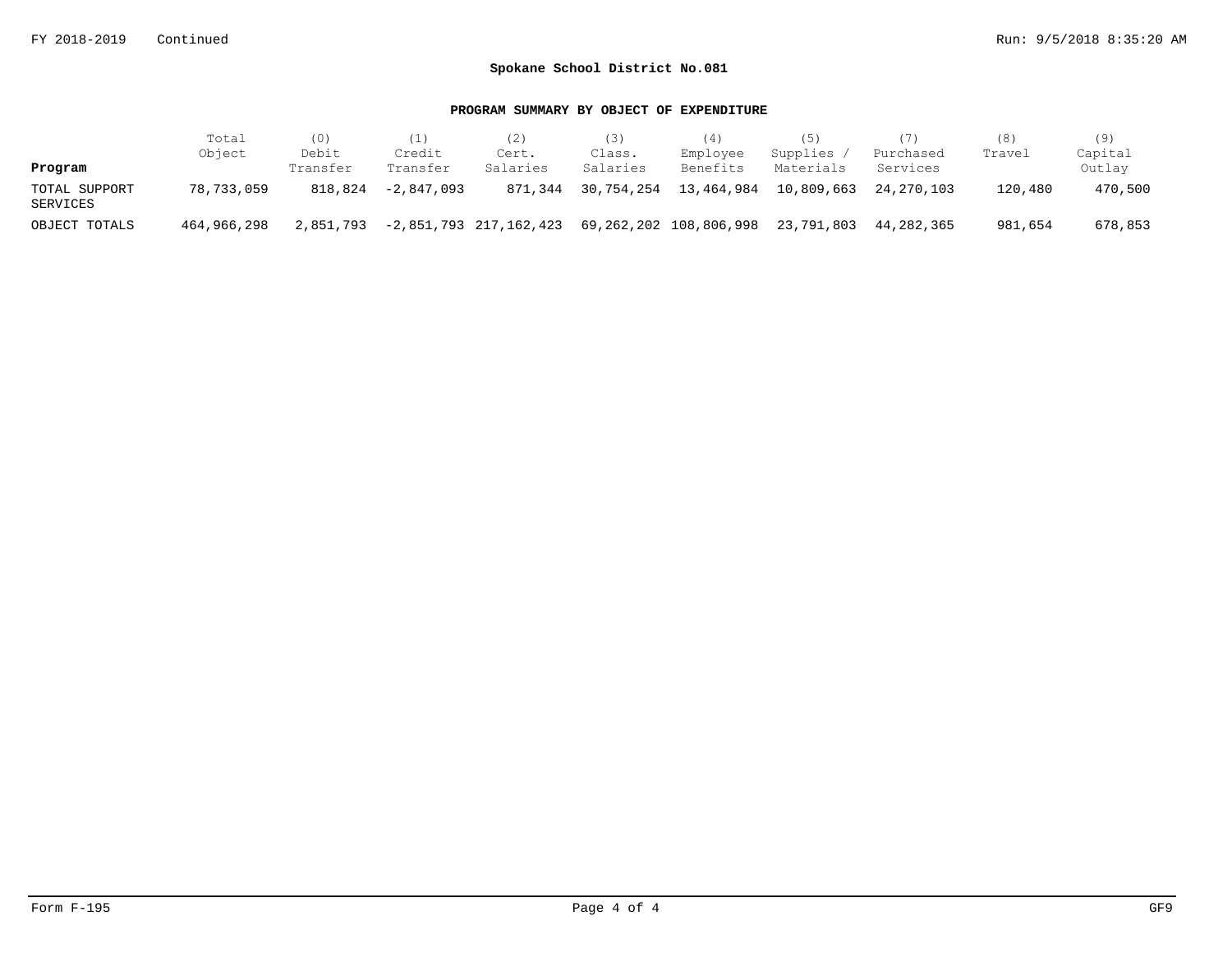FY 2018-2019 Continued

**Spokane School District No.081**

**PROGRAM SUMMARY BY OBJECT OF EXPENDITURE**

| Program | Total Object | (0) Debit Transfer | (1) Credit Transfer | (2) Cert. Salaries | (3) Class. Salaries | (4) Employee Benefits | (5) Supplies / Materials | (7) Purchased Services | (8) Travel | (9) Capital Outlay |
|---|---|---|---|---|---|---|---|---|---|---|
| TOTAL SUPPORT SERVICES | 78,733,059 | 818,824 | -2,847,093 | 871,344 | 30,754,254 | 13,464,984 | 10,809,663 | 24,270,103 | 120,480 | 470,500 |
| OBJECT TOTALS | 464,966,298 | 2,851,793 | -2,851,793 | 217,162,423 | 69,262,202 | 108,806,998 | 23,791,803 | 44,282,365 | 981,654 | 678,853 |

Form F-195 GF9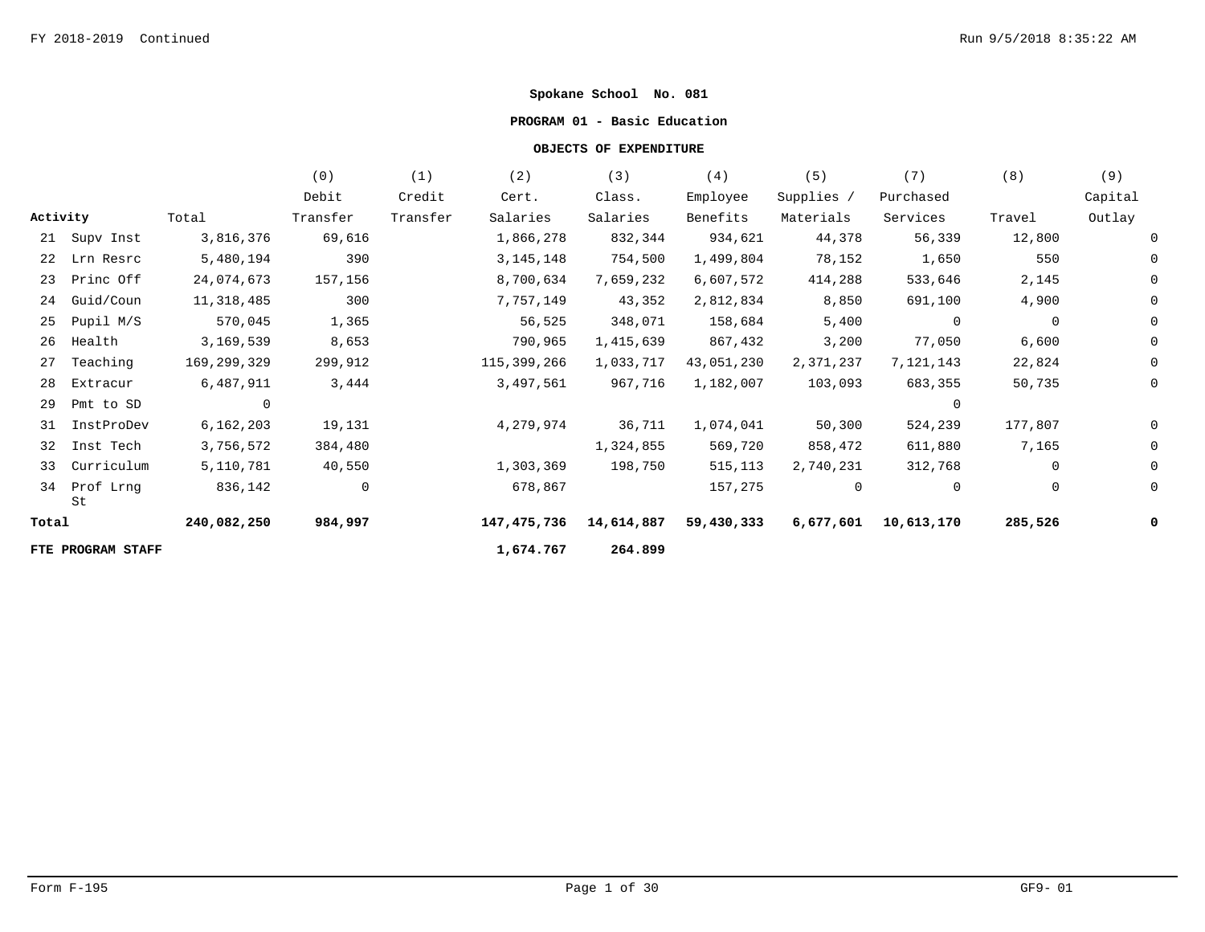**Spokane School No. 081**

**PROGRAM 01 - Basic Education**

**OBJECTS OF EXPENDITURE**

| Activity | Total | (0) Debit Transfer | (1) Credit Transfer | (2) Cert. Salaries | (3) Class. Salaries | (4) Employee Benefits | (5) Supplies / Materials | (7) Purchased Services | (8) Travel | (9) Capital Outlay |
|---|---|---|---|---|---|---|---|---|---|---|
| 21 Supv Inst | 3,816,376 | 69,616 | | 1,866,278 | 832,344 | 934,621 | 44,378 | 56,339 | 12,800 | 0 |
| 22 Lrn Resrc | 5,480,194 | 390 | | 3,145,148 | 754,500 | 1,499,804 | 78,152 | 1,650 | 550 | 0 |
| 23 Princ Off | 24,074,673 | 157,156 | | 8,700,634 | 7,659,232 | 6,607,572 | 414,288 | 533,646 | 2,145 | 0 |
| 24 Guid/Coun | 11,318,485 | 300 | | 7,757,149 | 43,352 | 2,812,834 | 8,850 | 691,100 | 4,900 | 0 |
| 25 Pupil M/S | 570,045 | 1,365 | | 56,525 | 348,071 | 158,684 | 5,400 | 0 | 0 | 0 |
| 26 Health | 3,169,539 | 8,653 | | 790,965 | 1,415,639 | 867,432 | 3,200 | 77,050 | 6,600 | 0 |
| 27 Teaching | 169,299,329 | 299,912 | | 115,399,266 | 1,033,717 | 43,051,230 | 2,371,237 | 7,121,143 | 22,824 | 0 |
| 28 Extracur | 6,487,911 | 3,444 | | 3,497,561 | 967,716 | 1,182,007 | 103,093 | 683,355 | 50,735 | 0 |
| 29 Pmt to SD | 0 | | | | | | | 0 | | |
| 31 InstProDev | 6,162,203 | 19,131 | | 4,279,974 | 36,711 | 1,074,041 | 50,300 | 524,239 | 177,807 | 0 |
| 32 Inst Tech | 3,756,572 | 384,480 | | | 1,324,855 | 569,720 | 858,472 | 611,880 | 7,165 | 0 |
| 33 Curriculum | 5,110,781 | 40,550 | | 1,303,369 | 198,750 | 515,113 | 2,740,231 | 312,768 | 0 | 0 |
| 34 Prof Lrng St | 836,142 | 0 | | 678,867 | | 157,275 | 0 | 0 | 0 | 0 |
| **Total** | **240,082,250** | **984,997** | | **147,475,736** | **14,614,887** | **59,430,333** | **6,677,601** | **10,613,170** | **285,526** | **0** |
| **FTE PROGRAM STAFF** | | | | **1,674.767** | **264.899** | | | | | |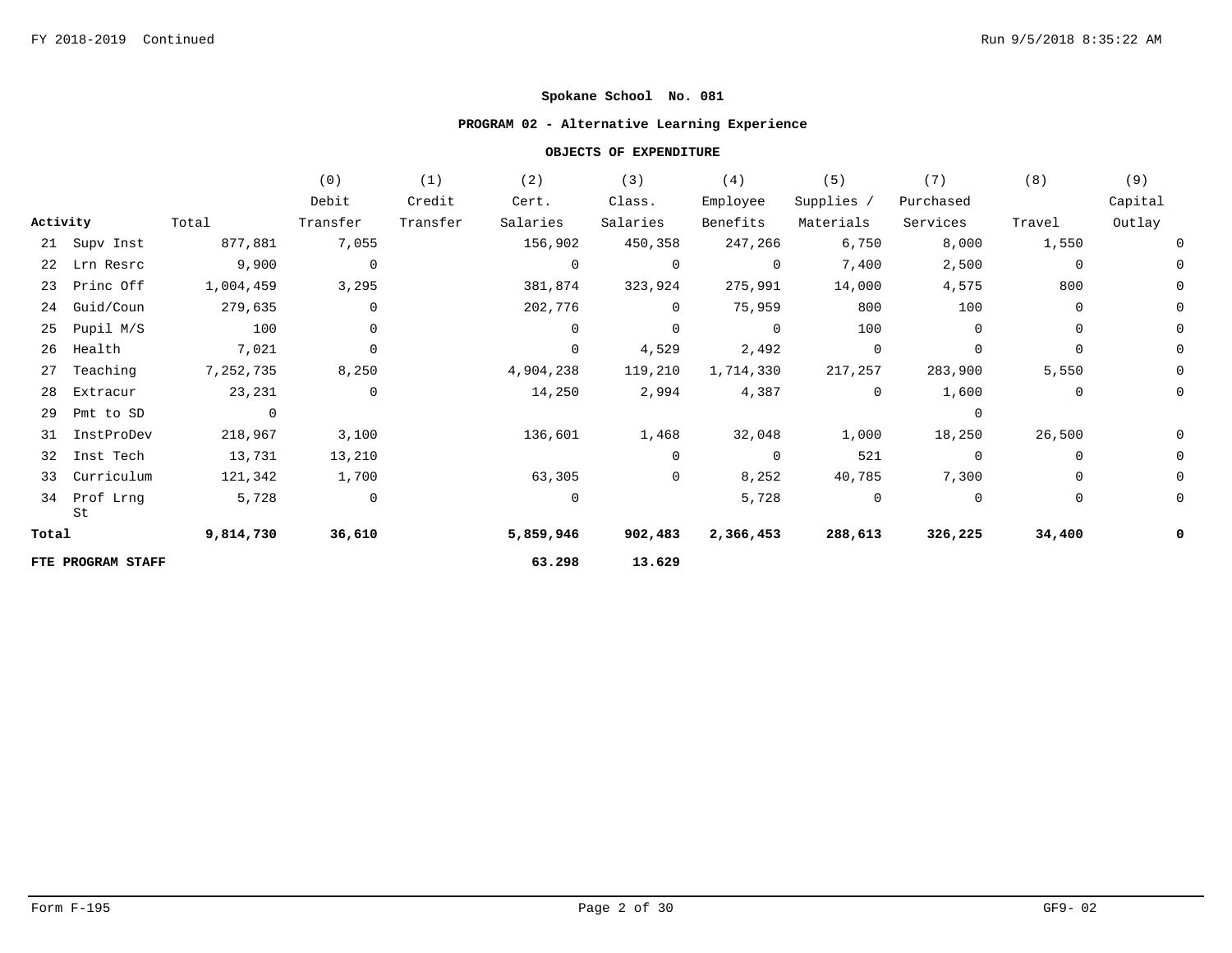**Spokane School No. 081**

**PROGRAM 02 - Alternative Learning Experience**

**OBJECTS OF EXPENDITURE**

| Activity | Total | (0) Debit Transfer | (1) Credit Transfer | (2) Cert. Salaries | (3) Class. Salaries | (4) Employee Benefits | (5) Supplies / Materials | (7) Purchased Services | (8) Travel | (9) Capital Outlay |
|---|---|---|---|---|---|---|---|---|---|---|
| 21 Supv Inst | 877,881 | 7,055 | | 156,902 | 450,358 | 247,266 | 6,750 | 8,000 | 1,550 | 0 |
| 22 Lrn Resrc | 9,900 | 0 | | 0 | 0 | 0 | 7,400 | 2,500 | 0 | 0 |
| 23 Princ Off | 1,004,459 | 3,295 | | 381,874 | 323,924 | 275,991 | 14,000 | 4,575 | 800 | 0 |
| 24 Guid/Coun | 279,635 | 0 | | 202,776 | 0 | 75,959 | 800 | 100 | 0 | 0 |
| 25 Pupil M/S | 100 | 0 | | 0 | 0 | 0 | 100 | 0 | 0 | 0 |
| 26 Health | 7,021 | 0 | | 0 | 4,529 | 2,492 | 0 | 0 | 0 | 0 |
| 27 Teaching | 7,252,735 | 8,250 | | 4,904,238 | 119,210 | 1,714,330 | 217,257 | 283,900 | 5,550 | 0 |
| 28 Extracur | 23,231 | 0 | | 14,250 | 2,994 | 4,387 | 0 | 1,600 | 0 | 0 |
| 29 Pmt to SD | 0 | | | | | | | 0 | | |
| 31 InstProDev | 218,967 | 3,100 | | 136,601 | 1,468 | 32,048 | 1,000 | 18,250 | 26,500 | 0 |
| 32 Inst Tech | 13,731 | 13,210 | | | 0 | 0 | 521 | 0 | 0 | 0 |
| 33 Curriculum | 121,342 | 1,700 | | 63,305 | 0 | 8,252 | 40,785 | 7,300 | 0 | 0 |
| 34 Prof Lrng St | 5,728 | 0 | | 0 | | 5,728 | 0 | 0 | 0 | 0 |
| **Total** | **9,814,730** | **36,610** | | **5,859,946** | **902,483** | **2,366,453** | **288,613** | **326,225** | **34,400** | **0** |
| **FTE PROGRAM STAFF** | | | | **63.298** | **13.629** | | | | | |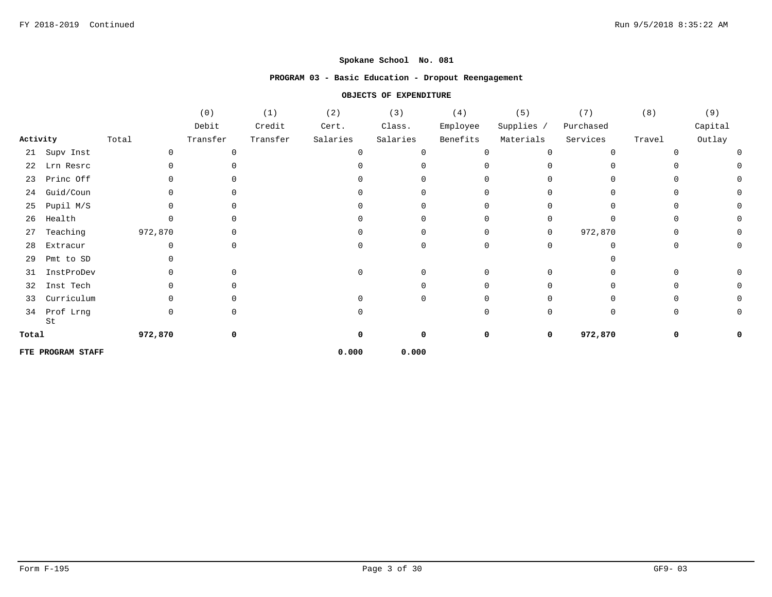**Spokane School No. 081**

**PROGRAM 03 - Basic Education - Dropout Reengagement**

**OBJECTS OF EXPENDITURE**

| Activity | Total | (0) Debit Transfer | (1) Credit Transfer | (2) Cert. Salaries | (3) Class. Salaries | (4) Employee Benefits | (5) Supplies / Materials | (7) Purchased Services | (8) Travel | (9) Capital Outlay |
|---|---|---|---|---|---|---|---|---|---|---|
| 21 Supv Inst | 0 | 0 | | 0 | 0 | 0 | 0 | 0 | 0 | 0 |
| 22 Lrn Resrc | 0 | 0 | | 0 | 0 | 0 | 0 | 0 | 0 | 0 |
| 23 Princ Off | 0 | 0 | | 0 | 0 | 0 | 0 | 0 | 0 | 0 |
| 24 Guid/Coun | 0 | 0 | | 0 | 0 | 0 | 0 | 0 | 0 | 0 |
| 25 Pupil M/S | 0 | 0 | | 0 | 0 | 0 | 0 | 0 | 0 | 0 |
| 26 Health | 0 | 0 | | 0 | 0 | 0 | 0 | 0 | 0 | 0 |
| 27 Teaching | 972,870 | 0 | | 0 | 0 | 0 | 0 | 972,870 | 0 | 0 |
| 28 Extracur | 0 | 0 | | 0 | 0 | 0 | 0 | 0 | 0 | 0 |
| 29 Pmt to SD | 0 | | | | | | | 0 | | |
| 31 InstProDev | 0 | 0 | | 0 | 0 | 0 | 0 | 0 | 0 | 0 |
| 32 Inst Tech | 0 | 0 | | | 0 | 0 | 0 | 0 | 0 | 0 |
| 33 Curriculum | 0 | 0 | | 0 | 0 | 0 | 0 | 0 | 0 | 0 |
| 34 Prof Lrng St | 0 | 0 | | 0 | | 0 | 0 | 0 | 0 | 0 |
| **Total** | **972,870** | **0** | | **0** | **0** | **0** | **0** | **972,870** | **0** | **0** |
| **FTE PROGRAM STAFF** | | | | **0.000** | **0.000** | | | | | |

GF9- 03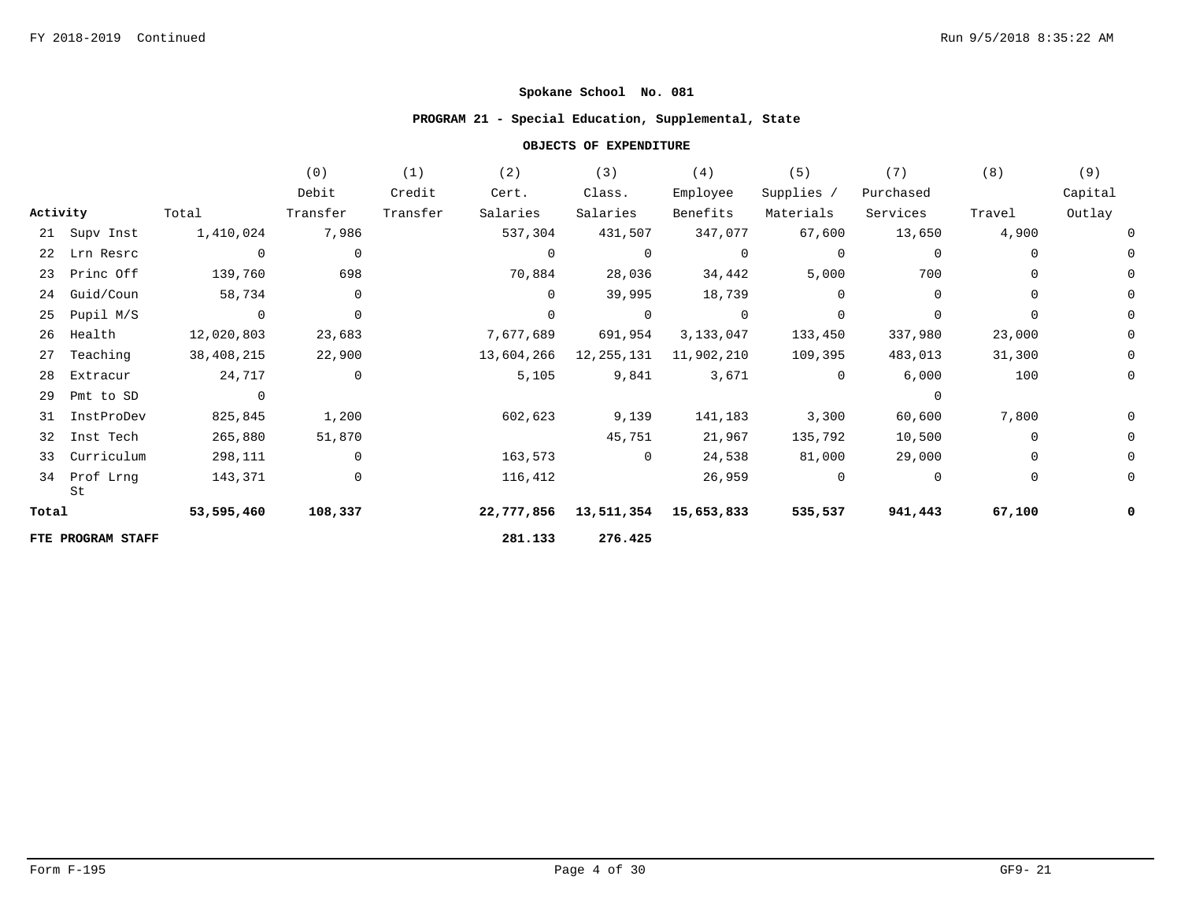**Spokane School No. 081**

**PROGRAM 21 - Special Education, Supplemental, State**

**OBJECTS OF EXPENDITURE**

| Activity | Total | (0) Debit Transfer | (1) Credit Transfer | (2) Cert. Salaries | (3) Class. Salaries | (4) Employee Benefits | (5) Supplies / Materials | (7) Purchased Services | (8) Travel | (9) Capital Outlay |
|---|---|---|---|---|---|---|---|---|---|---|
| 21 Supv Inst | 1,410,024 | 7,986 | | 537,304 | 431,507 | 347,077 | 67,600 | 13,650 | 4,900 | 0 |
| 22 Lrn Resrc | 0 | 0 | | 0 | 0 | 0 | 0 | 0 | 0 | 0 |
| 23 Princ Off | 139,760 | 698 | | 70,884 | 28,036 | 34,442 | 5,000 | 700 | 0 | 0 |
| 24 Guid/Coun | 58,734 | 0 | | 0 | 39,995 | 18,739 | 0 | 0 | 0 | 0 |
| 25 Pupil M/S | 0 | 0 | | 0 | 0 | 0 | 0 | 0 | 0 | 0 |
| 26 Health | 12,020,803 | 23,683 | | 7,677,689 | 691,954 | 3,133,047 | 133,450 | 337,980 | 23,000 | 0 |
| 27 Teaching | 38,408,215 | 22,900 | | 13,604,266 | 12,255,131 | 11,902,210 | 109,395 | 483,013 | 31,300 | 0 |
| 28 Extracur | 24,717 | 0 | | 5,105 | 9,841 | 3,671 | 0 | 6,000 | 100 | 0 |
| 29 Pmt to SD | 0 | | | | | | | 0 | | |
| 31 InstProDev | 825,845 | 1,200 | | 602,623 | 9,139 | 141,183 | 3,300 | 60,600 | 7,800 | 0 |
| 32 Inst Tech | 265,880 | 51,870 | | | 45,751 | 21,967 | 135,792 | 10,500 | 0 | 0 |
| 33 Curriculum | 298,111 | 0 | | 163,573 | 0 | 24,538 | 81,000 | 29,000 | 0 | 0 |
| 34 Prof Lrng St | 143,371 | 0 | | 116,412 | | 26,959 | 0 | 0 | 0 | 0 |
| **Total** | **53,595,460** | **108,337** | | **22,777,856** | **13,511,354** | **15,653,833** | **535,537** | **941,443** | **67,100** | **0** |
| **FTE PROGRAM STAFF** | | | | **281.133** | **276.425** | | | | | |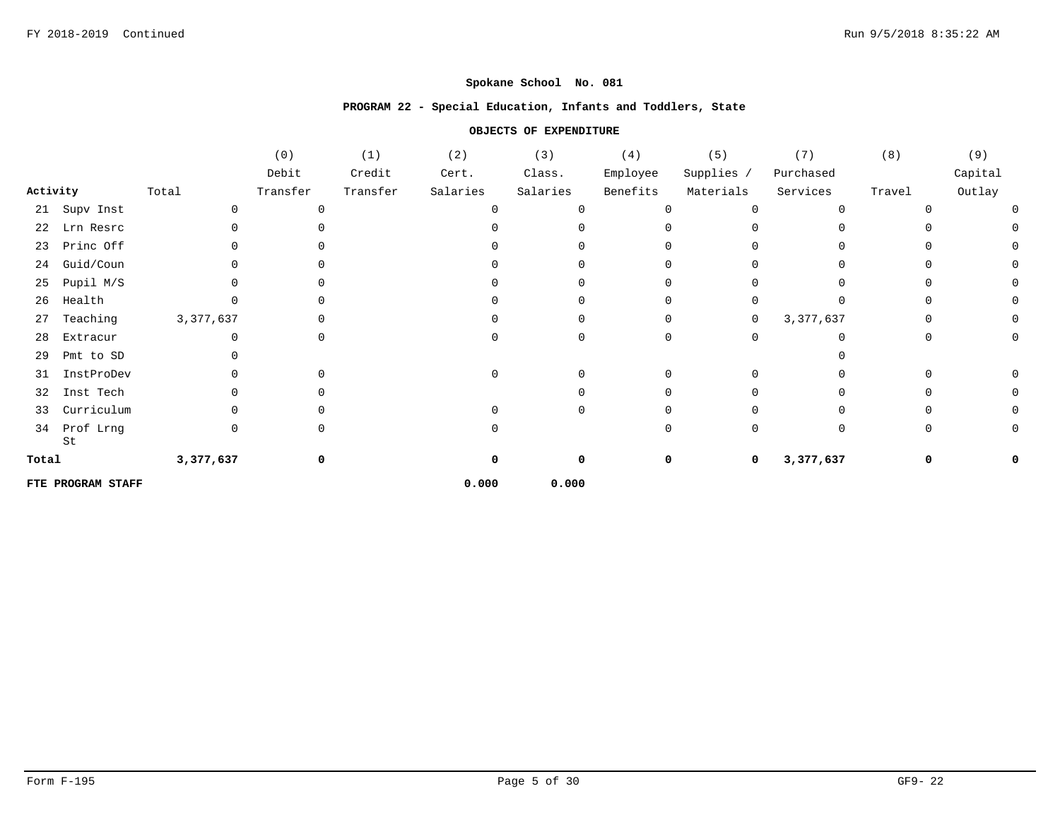**Spokane School No. 081**

**PROGRAM 22 - Special Education, Infants and Toddlers, State**

**OBJECTS OF EXPENDITURE**

| Activity | Total | (0) Debit Transfer | (1) Credit Transfer | (2) Cert. Salaries | (3) Class. Salaries | (4) Employee Benefits | (5) Supplies / Materials | (7) Purchased Services | (8) Travel | (9) Capital Outlay |
|---|---|---|---|---|---|---|---|---|---|---|
| 21 Supv Inst | 0 | 0 | | 0 | 0 | 0 | 0 | 0 | 0 | 0 |
| 22 Lrn Resrc | 0 | 0 | | 0 | 0 | 0 | 0 | 0 | 0 | 0 |
| 23 Princ Off | 0 | 0 | | 0 | 0 | 0 | 0 | 0 | 0 | 0 |
| 24 Guid/Coun | 0 | 0 | | 0 | 0 | 0 | 0 | 0 | 0 | 0 |
| 25 Pupil M/S | 0 | 0 | | 0 | 0 | 0 | 0 | 0 | 0 | 0 |
| 26 Health | 0 | 0 | | 0 | 0 | 0 | 0 | 0 | 0 | 0 |
| 27 Teaching | 3,377,637 | 0 | | 0 | 0 | 0 | 0 | 3,377,637 | 0 | 0 |
| 28 Extracur | 0 | 0 | | 0 | 0 | 0 | 0 | 0 | 0 | 0 |
| 29 Pmt to SD | 0 | | | | | | | 0 | | |
| 31 InstProDev | 0 | 0 | | 0 | 0 | 0 | 0 | 0 | 0 | 0 |
| 32 Inst Tech | 0 | 0 | | | 0 | 0 | 0 | 0 | 0 | 0 |
| 33 Curriculum | 0 | 0 | | 0 | 0 | 0 | 0 | 0 | 0 | 0 |
| 34 Prof Lrng St | 0 | 0 | | 0 | | 0 | 0 | 0 | 0 | 0 |
| **Total** | **3,377,637** | **0** | | **0** | **0** | **0** | **0** | **3,377,637** | **0** | **0** |
| **FTE PROGRAM STAFF** | | | | **0.000** | **0.000** | | | | | |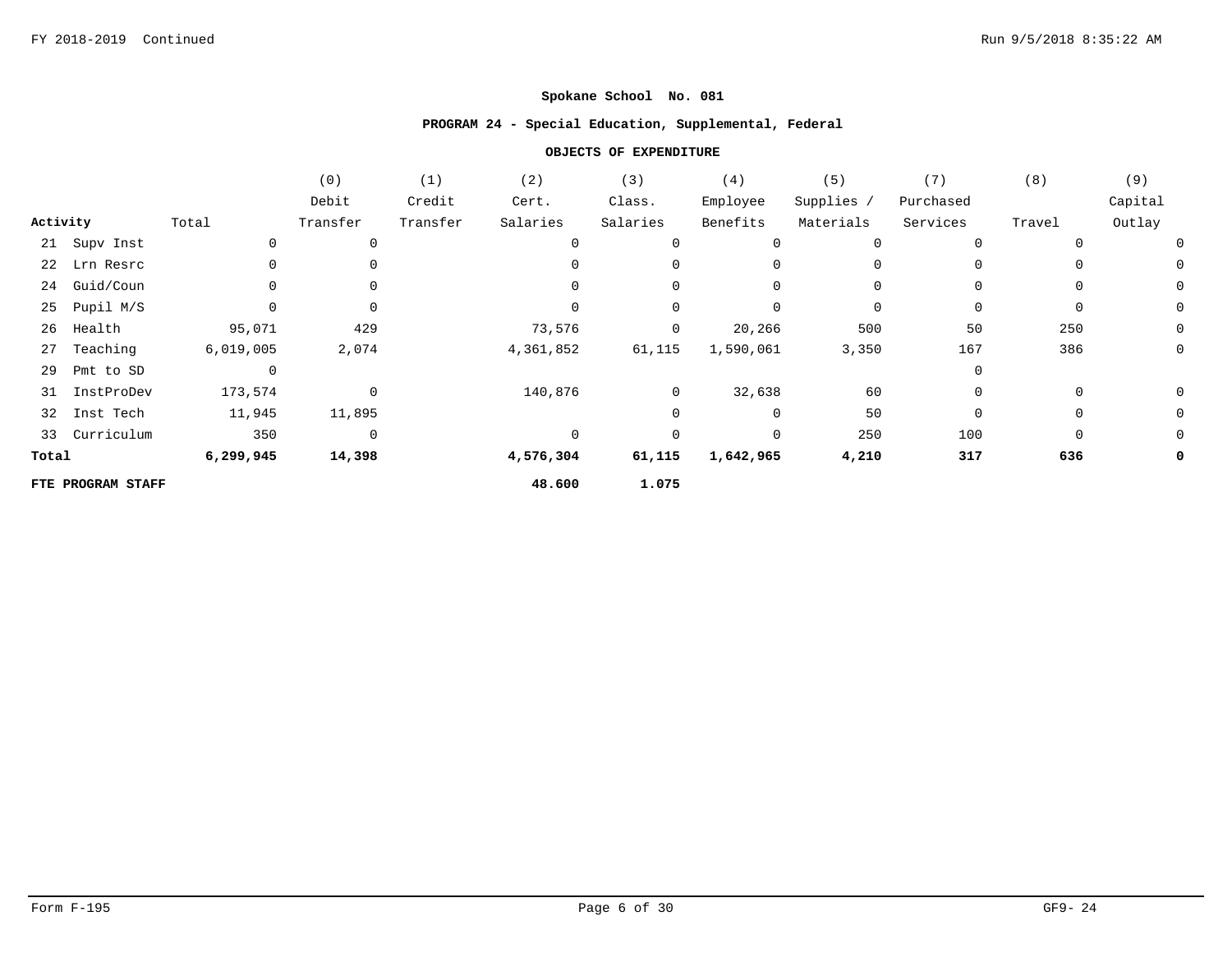**Spokane School No. 081**

**PROGRAM 24 - Special Education, Supplemental, Federal**

**OBJECTS OF EXPENDITURE**

| Activity | Total | (0) Debit Transfer | (1) Credit Transfer | (2) Cert. Salaries | (3) Class. Salaries | (4) Employee Benefits | (5) Supplies / Materials | (7) Purchased Services | (8) Travel | (9) Capital Outlay |
|---|---|---|---|---|---|---|---|---|---|---|
| 21 Supv Inst | 0 | 0 | | 0 | 0 | 0 | 0 | 0 | 0 | 0 |
| 22 Lrn Resrc | 0 | 0 | | 0 | 0 | 0 | 0 | 0 | 0 | 0 |
| 24 Guid/Coun | 0 | 0 | | 0 | 0 | 0 | 0 | 0 | 0 | 0 |
| 25 Pupil M/S | 0 | 0 | | 0 | 0 | 0 | 0 | 0 | 0 | 0 |
| 26 Health | 95,071 | 429 | | 73,576 | 0 | 20,266 | 500 | 50 | 250 | 0 |
| 27 Teaching | 6,019,005 | 2,074 | | 4,361,852 | 61,115 | 1,590,061 | 3,350 | 167 | 386 | 0 |
| 29 Pmt to SD | 0 | | | | | | | 0 | | |
| 31 InstProDev | 173,574 | 0 | | 140,876 | 0 | 32,638 | 60 | 0 | 0 | 0 |
| 32 Inst Tech | 11,945 | 11,895 | | | 0 | 0 | 50 | 0 | 0 | 0 |
| 33 Curriculum | 350 | 0 | | 0 | 0 | 0 | 250 | 100 | 0 | 0 |
| **Total** | **6,299,945** | **14,398** | | **4,576,304** | **61,115** | **1,642,965** | **4,210** | **317** | **636** | **0** |
| **FTE PROGRAM STAFF** | | | | **48.600** | **1.075** | | | | | |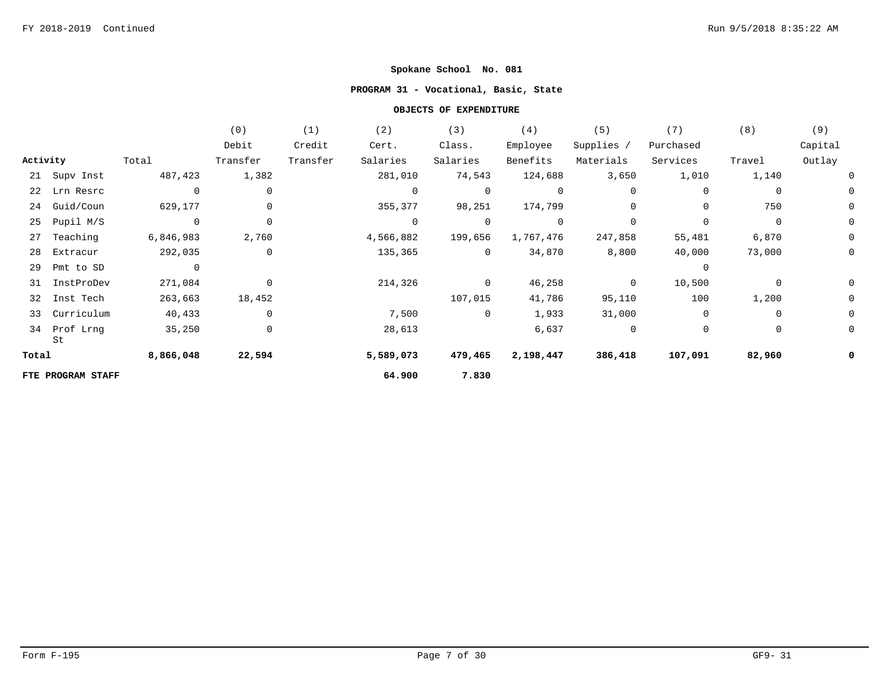**Spokane School No. 081**

**PROGRAM 31 - Vocational, Basic, State**

**OBJECTS OF EXPENDITURE**

| Activity | Total | (0) Debit Transfer | (1) Credit Transfer | (2) Cert. Salaries | (3) Class. Salaries | (4) Employee Benefits | (5) Supplies / Materials | (7) Purchased Services | (8) Travel | (9) Capital Outlay |
|---|---|---|---|---|---|---|---|---|---|---|
| 21 Supv Inst | 487,423 | 1,382 | | 281,010 | 74,543 | 124,688 | 3,650 | 1,010 | 1,140 | 0 |
| 22 Lrn Resrc | 0 | 0 | | 0 | 0 | 0 | 0 | 0 | 0 | 0 |
| 24 Guid/Coun | 629,177 | 0 | | 355,377 | 98,251 | 174,799 | 0 | 0 | 750 | 0 |
| 25 Pupil M/S | 0 | 0 | | 0 | 0 | 0 | 0 | 0 | 0 | 0 |
| 27 Teaching | 6,846,983 | 2,760 | | 4,566,882 | 199,656 | 1,767,476 | 247,858 | 55,481 | 6,870 | 0 |
| 28 Extracur | 292,035 | 0 | | 135,365 | 0 | 34,870 | 8,800 | 40,000 | 73,000 | 0 |
| 29 Pmt to SD | 0 | | | | | | | 0 | | |
| 31 InstProDev | 271,084 | 0 | | 214,326 | 0 | 46,258 | 0 | 10,500 | 0 | 0 |
| 32 Inst Tech | 263,663 | 18,452 | | | 107,015 | 41,786 | 95,110 | 100 | 1,200 | 0 |
| 33 Curriculum | 40,433 | 0 | | 7,500 | 0 | 1,933 | 31,000 | 0 | 0 | 0 |
| 34 Prof Lrng St | 35,250 | 0 | | 28,613 | | 6,637 | 0 | 0 | 0 | 0 |
| **Total** | **8,866,048** | **22,594** | | **5,589,073** | **479,465** | **2,198,447** | **386,418** | **107,091** | **82,960** | **0** |
| **FTE PROGRAM STAFF** | | | | **64.900** | **7.830** | | | | | |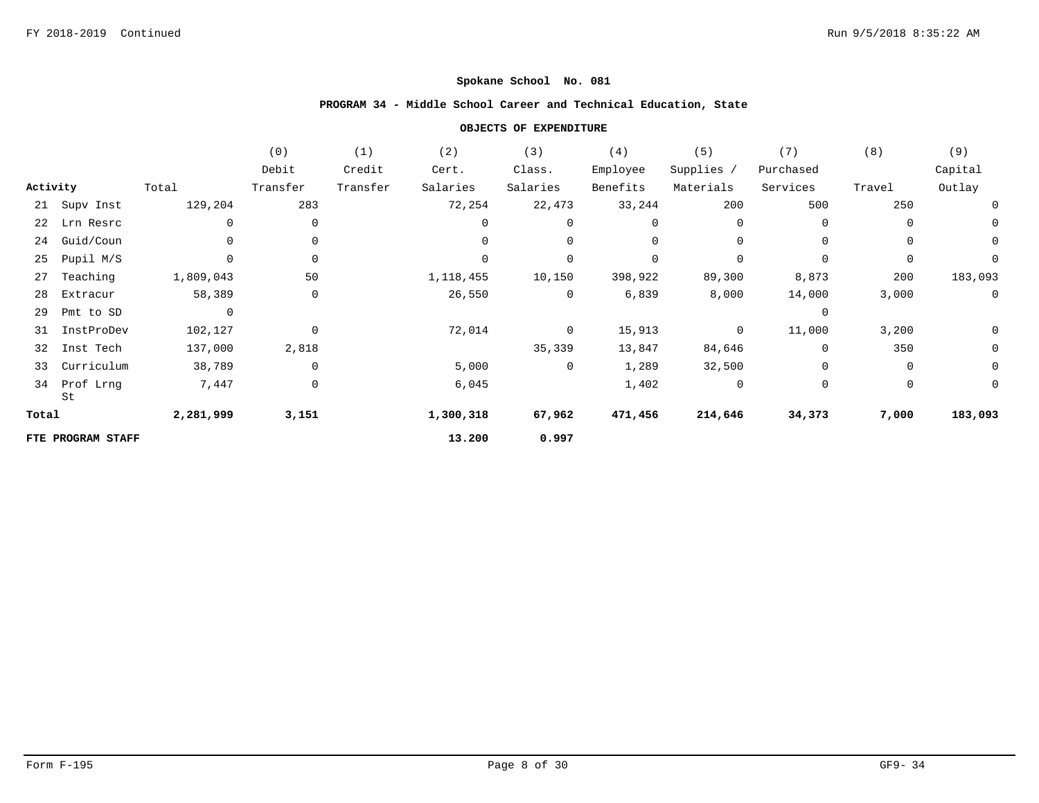**Spokane School No. 081**

**PROGRAM 34 - Middle School Career and Technical Education, State**

**OBJECTS OF EXPENDITURE**

| Activity | Total | (0) Debit Transfer | (1) Credit Transfer | (2) Cert. Salaries | (3) Class. Salaries | (4) Employee Benefits | (5) Supplies / Materials | (7) Purchased Services | (8) Travel | (9) Capital Outlay |
|---|---|---|---|---|---|---|---|---|---|---|
| 21 Supv Inst | 129,204 | 283 | | 72,254 | 22,473 | 33,244 | 200 | 500 | 250 | 0 |
| 22 Lrn Resrc | 0 | 0 | | 0 | 0 | 0 | 0 | 0 | 0 | 0 |
| 24 Guid/Coun | 0 | 0 | | 0 | 0 | 0 | 0 | 0 | 0 | 0 |
| 25 Pupil M/S | 0 | 0 | | 0 | 0 | 0 | 0 | 0 | 0 | 0 |
| 27 Teaching | 1,809,043 | 50 | | 1,118,455 | 10,150 | 398,922 | 89,300 | 8,873 | 200 | 183,093 |
| 28 Extracur | 58,389 | 0 | | 26,550 | 0 | 6,839 | 8,000 | 14,000 | 3,000 | 0 |
| 29 Pmt to SD | 0 | | | | | | | 0 | | |
| 31 InstProDev | 102,127 | 0 | | 72,014 | 0 | 15,913 | 0 | 11,000 | 3,200 | 0 |
| 32 Inst Tech | 137,000 | 2,818 | | | 35,339 | 13,847 | 84,646 | 0 | 350 | 0 |
| 33 Curriculum | 38,789 | 0 | | 5,000 | 0 | 1,289 | 32,500 | 0 | 0 | 0 |
| 34 Prof Lrng St | 7,447 | 0 | | 6,045 | | 1,402 | 0 | 0 | 0 | 0 |
| **Total** | **2,281,999** | **3,151** | | **1,300,318** | **67,962** | **471,456** | **214,646** | **34,373** | **7,000** | **183,093** |
| **FTE PROGRAM STAFF** | | | | **13.200** | **0.997** | | | | | |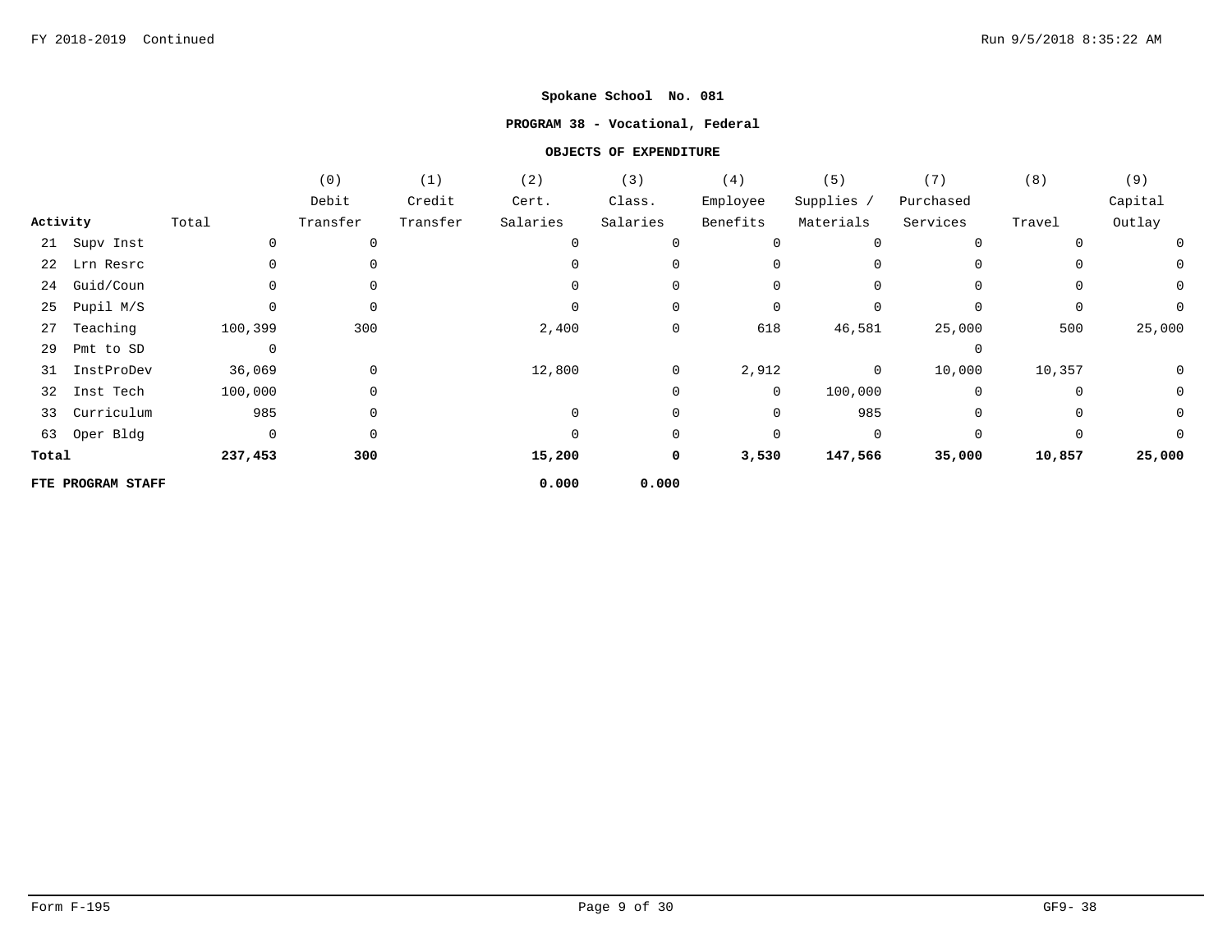**Spokane School No. 081**

**PROGRAM 38 - Vocational, Federal**

**OBJECTS OF EXPENDITURE**

| Activity | Total | (0) Debit Transfer | (1) Credit Transfer | (2) Cert. Salaries | (3) Class. Salaries | (4) Employee Benefits | (5) Supplies / Materials | (7) Purchased Services | (8) Travel | (9) Capital Outlay |
|---|---|---|---|---|---|---|---|---|---|---|
| 21 Supv Inst | 0 | 0 | | 0 | 0 | 0 | 0 | 0 | 0 | 0 |
| 22 Lrn Resrc | 0 | 0 | | 0 | 0 | 0 | 0 | 0 | 0 | 0 |
| 24 Guid/Coun | 0 | 0 | | 0 | 0 | 0 | 0 | 0 | 0 | 0 |
| 25 Pupil M/S | 0 | 0 | | 0 | 0 | 0 | 0 | 0 | 0 | 0 |
| 27 Teaching | 100,399 | 300 | | 2,400 | 0 | 618 | 46,581 | 25,000 | 500 | 25,000 |
| 29 Pmt to SD | 0 | | | | | | | 0 | | |
| 31 InstProDev | 36,069 | 0 | | 12,800 | 0 | 2,912 | 0 | 10,000 | 10,357 | 0 |
| 32 Inst Tech | 100,000 | 0 | | | 0 | 0 | 100,000 | 0 | 0 | 0 |
| 33 Curriculum | 985 | 0 | | 0 | 0 | 0 | 985 | 0 | 0 | 0 |
| 63 Oper Bldg | 0 | 0 | | 0 | 0 | 0 | 0 | 0 | 0 | 0 |
| **Total** | **237,453** | **300** | | **15,200** | **0** | **3,530** | **147,566** | **35,000** | **10,857** | **25,000** |
| **FTE PROGRAM STAFF** | | | | **0.000** | **0.000** | | | | | |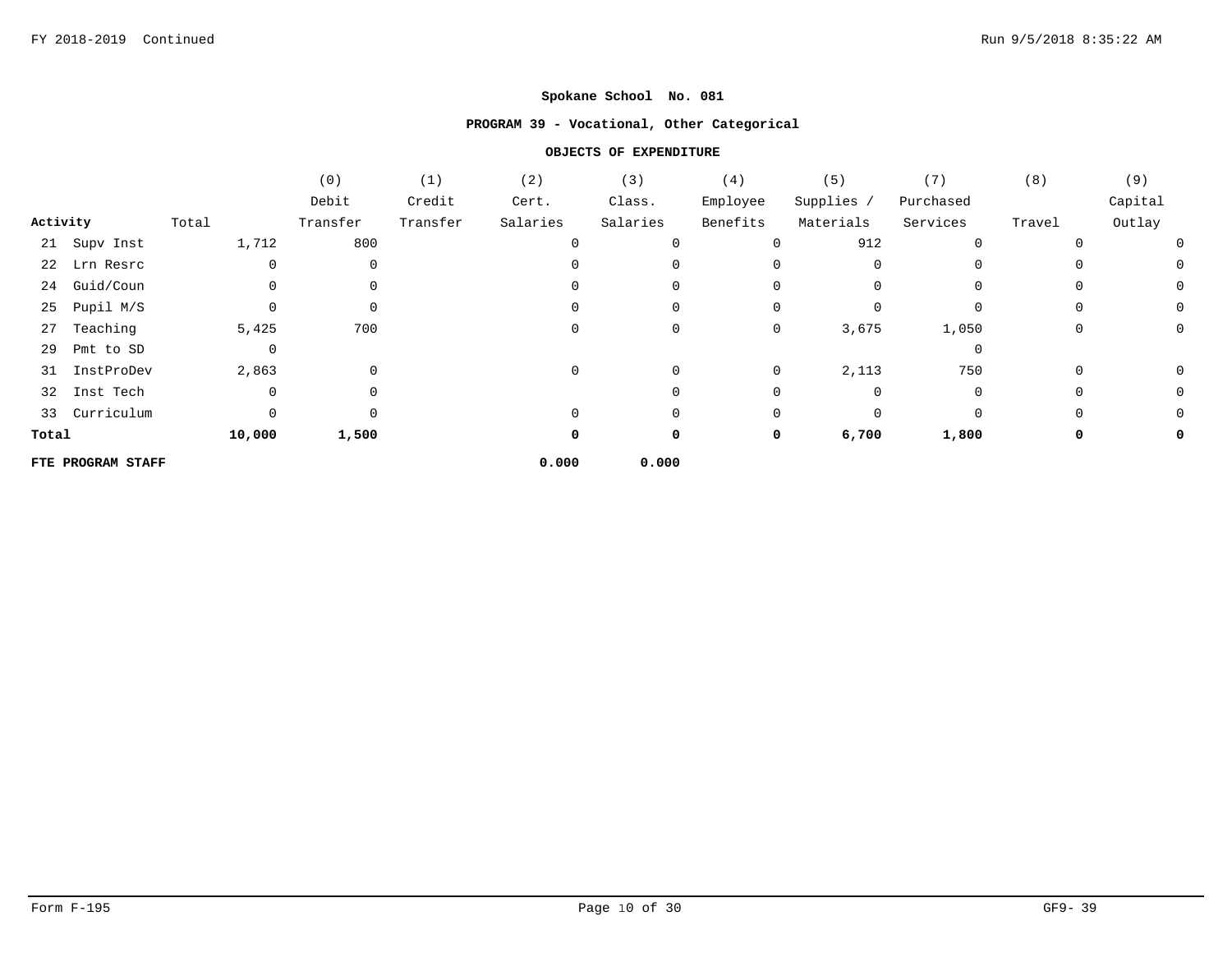**Spokane School No. 081**

**PROGRAM 39 - Vocational, Other Categorical**

**OBJECTS OF EXPENDITURE**

| Activity | Total | (0) Debit Transfer | (1) Credit Transfer | (2) Cert. Salaries | (3) Class. Salaries | (4) Employee Benefits | (5) Supplies / Materials | (7) Purchased Services | (8) Travel | (9) Capital Outlay |
|---|---|---|---|---|---|---|---|---|---|---|
| 21 Supv Inst | 1,712 | 800 | | 0 | 0 | 0 | 912 | 0 | 0 | 0 |
| 22 Lrn Resrc | 0 | 0 | | 0 | 0 | 0 | 0 | 0 | 0 | 0 |
| 24 Guid/Coun | 0 | 0 | | 0 | 0 | 0 | 0 | 0 | 0 | 0 |
| 25 Pupil M/S | 0 | 0 | | 0 | 0 | 0 | 0 | 0 | 0 | 0 |
| 27 Teaching | 5,425 | 700 | | 0 | 0 | 0 | 3,675 | 1,050 | 0 | 0 |
| 29 Pmt to SD | 0 | | | | | | | 0 | | |
| 31 InstProDev | 2,863 | 0 | | 0 | 0 | 0 | 2,113 | 750 | 0 | 0 |
| 32 Inst Tech | 0 | 0 | | | 0 | 0 | 0 | 0 | 0 | 0 |
| 33 Curriculum | 0 | 0 | | 0 | 0 | 0 | 0 | 0 | 0 | 0 |
| **Total** | **10,000** | **1,500** | | **0** | **0** | **0** | **6,700** | **1,800** | **0** | **0** |
| **FTE PROGRAM STAFF** | | | | **0.000** | **0.000** | | | | | |

Form F-195 GF9- 39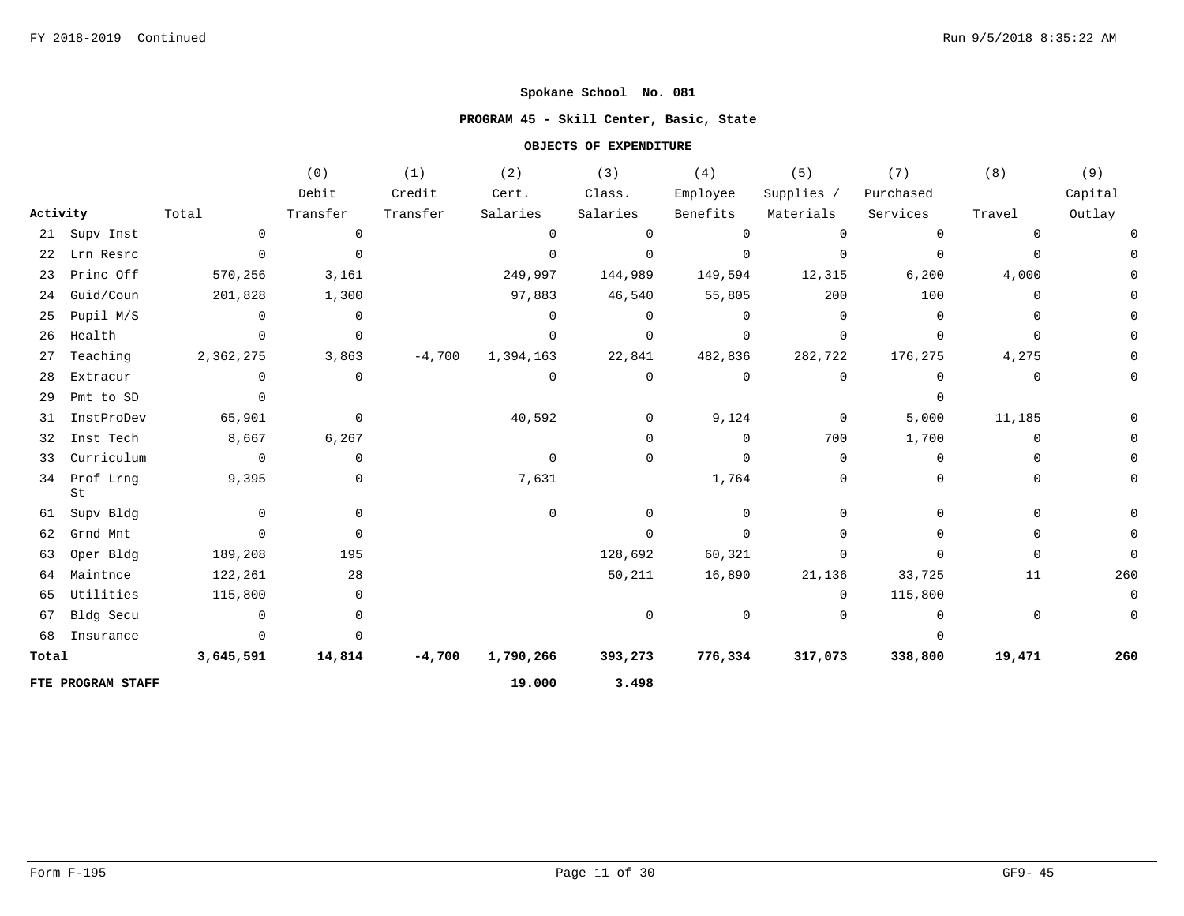**Spokane School No. 081**

**PROGRAM 45 - Skill Center, Basic, State**

**OBJECTS OF EXPENDITURE**

| Activity | | Total | (0) Debit Transfer | (1) Credit Transfer | (2) Cert. Salaries | (3) Class. Salaries | (4) Employee Benefits | (5) Supplies / Materials | (7) Purchased Services | (8) Travel | (9) Capital Outlay |
|---|---|---|---|---|---|---|---|---|---|---|---|
| 21 | Supv Inst | 0 | 0 | | 0 | 0 | 0 | 0 | 0 | 0 | 0 |
| 22 | Lrn Resrc | 0 | 0 | | 0 | 0 | 0 | 0 | 0 | 0 | 0 |
| 23 | Princ Off | 570,256 | 3,161 | | 249,997 | 144,989 | 149,594 | 12,315 | 6,200 | 4,000 | 0 |
| 24 | Guid/Coun | 201,828 | 1,300 | | 97,883 | 46,540 | 55,805 | 200 | 100 | 0 | 0 |
| 25 | Pupil M/S | 0 | 0 | | 0 | 0 | 0 | 0 | 0 | 0 | 0 |
| 26 | Health | 0 | 0 | | 0 | 0 | 0 | 0 | 0 | 0 | 0 |
| 27 | Teaching | 2,362,275 | 3,863 | -4,700 | 1,394,163 | 22,841 | 482,836 | 282,722 | 176,275 | 4,275 | 0 |
| 28 | Extracur | 0 | 0 | | 0 | 0 | 0 | 0 | 0 | 0 | 0 |
| 29 | Pmt to SD | 0 | | | | | | | 0 | | |
| 31 | InstProDev | 65,901 | 0 | | 40,592 | 0 | 9,124 | 0 | 5,000 | 11,185 | 0 |
| 32 | Inst Tech | 8,667 | 6,267 | | | 0 | 0 | 700 | 1,700 | 0 | 0 |
| 33 | Curriculum | 0 | 0 | | 0 | 0 | 0 | 0 | 0 | 0 | 0 |
| 34 | Prof Lrng St | 9,395 | 0 | | 7,631 | | 1,764 | 0 | 0 | 0 | 0 |
| 61 | Supv Bldg | 0 | 0 | | 0 | 0 | 0 | 0 | 0 | 0 | 0 |
| 62 | Grnd Mnt | 0 | 0 | | | 0 | 0 | 0 | 0 | 0 | 0 |
| 63 | Oper Bldg | 189,208 | 195 | | | 128,692 | 60,321 | 0 | 0 | 0 | 0 |
| 64 | Maintnce | 122,261 | 28 | | | 50,211 | 16,890 | 21,136 | 33,725 | 11 | 260 |
| 65 | Utilities | 115,800 | 0 | | | | | 0 | 115,800 | | 0 |
| 67 | Bldg Secu | 0 | 0 | | | 0 | 0 | 0 | 0 | 0 | 0 |
| 68 | Insurance | 0 | 0 | | | | | | 0 | | |
| **Total** | | **3,645,591** | **14,814** | **-4,700** | **1,790,266** | **393,273** | **776,334** | **317,073** | **338,800** | **19,471** | **260** |
| **FTE PROGRAM STAFF** | | | | | **19.000** | **3.498** | | | | | |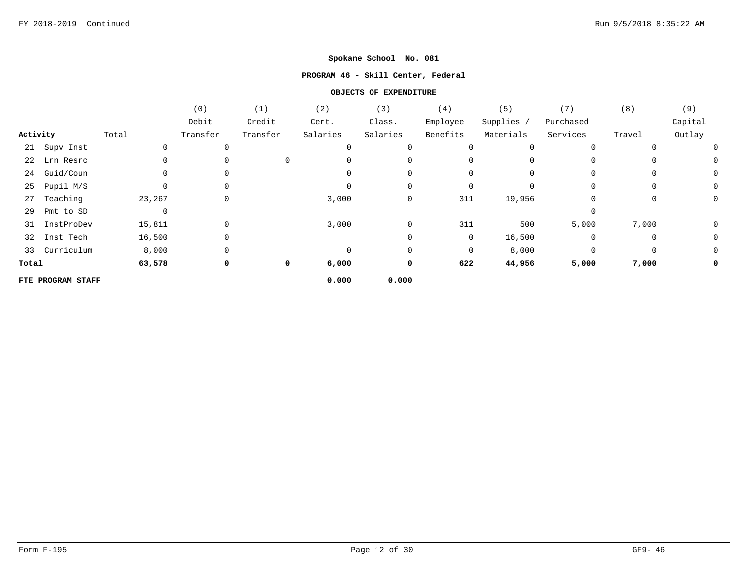**Spokane School No. 081**

**PROGRAM 46 - Skill Center, Federal**

**OBJECTS OF EXPENDITURE**

| Activity | Total | (0) Debit Transfer | (1) Credit Transfer | (2) Cert. Salaries | (3) Class. Salaries | (4) Employee Benefits | (5) Supplies / Materials | (7) Purchased Services | (8) Travel | (9) Capital Outlay |
|---|---|---|---|---|---|---|---|---|---|---|
| 21 Supv Inst | 0 | 0 | | 0 | 0 | 0 | 0 | 0 | 0 | 0 |
| 22 Lrn Resrc | 0 | 0 | 0 | 0 | 0 | 0 | 0 | 0 | 0 | 0 |
| 24 Guid/Coun | 0 | 0 | | 0 | 0 | 0 | 0 | 0 | 0 | 0 |
| 25 Pupil M/S | 0 | 0 | | 0 | 0 | 0 | 0 | 0 | 0 | 0 |
| 27 Teaching | 23,267 | 0 | | 3,000 | 0 | 311 | 19,956 | 0 | 0 | 0 |
| 29 Pmt to SD | 0 | | | | | | | 0 | | |
| 31 InstProDev | 15,811 | 0 | | 3,000 | 0 | 311 | 500 | 5,000 | 7,000 | 0 |
| 32 Inst Tech | 16,500 | 0 | | | 0 | 0 | 16,500 | 0 | 0 | 0 |
| 33 Curriculum | 8,000 | 0 | | 0 | 0 | 0 | 8,000 | 0 | 0 | 0 |
| **Total** | **63,578** | **0** | **0** | **6,000** | **0** | **622** | **44,956** | **5,000** | **7,000** | **0** |
| **FTE PROGRAM STAFF** | | | | **0.000** | **0.000** | | | | | |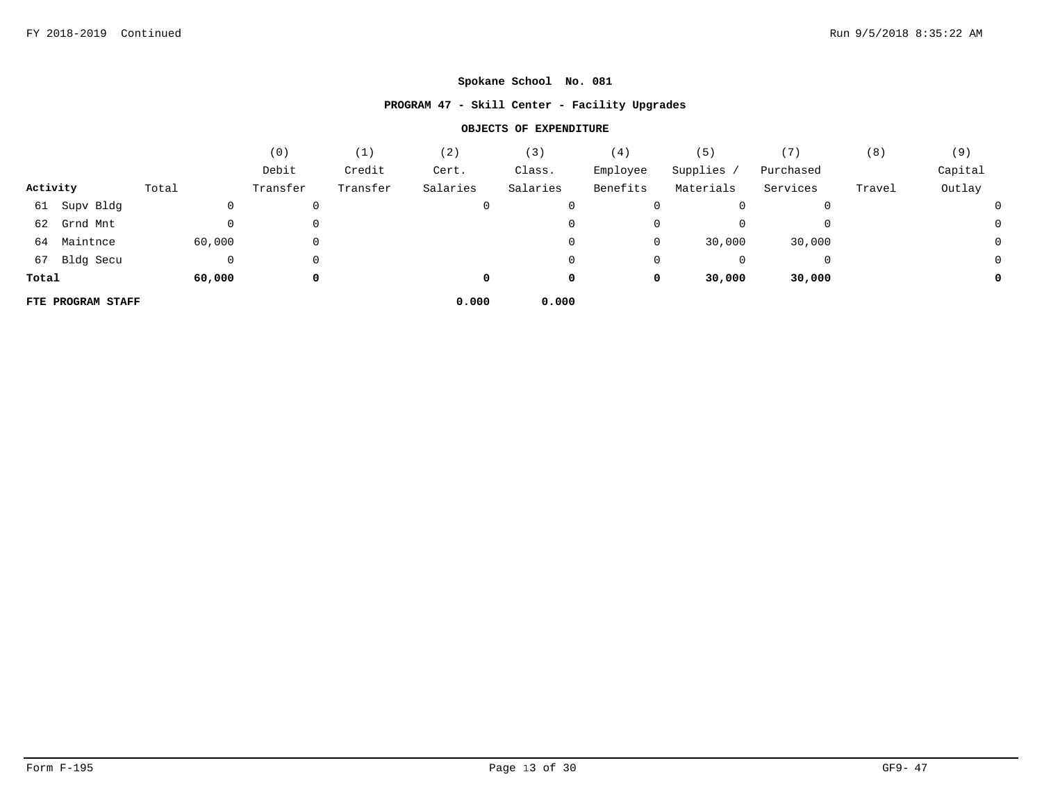**Spokane School No. 081**

**PROGRAM 47 - Skill Center - Facility Upgrades**

**OBJECTS OF EXPENDITURE**

| Activity | Total | (0) Debit Transfer | (1) Credit Transfer | (2) Cert. Salaries | (3) Class. Salaries | (4) Employee Benefits | (5) Supplies / Materials | (7) Purchased Services | (8) Travel | (9) Capital Outlay |
|---|---|---|---|---|---|---|---|---|---|---|
| 61 Supv Bldg | 0 | 0 | | 0 | 0 | 0 | 0 | 0 | | 0 |
| 62 Grnd Mnt | 0 | 0 | | | 0 | 0 | 0 | 0 | | 0 |
| 64 Maintnce | 60,000 | 0 | | | 0 | 0 | 30,000 | 30,000 | | 0 |
| 67 Bldg Secu | 0 | 0 | | | 0 | 0 | 0 | 0 | | 0 |
| **Total** | **60,000** | **0** | | **0** | **0** | **0** | **30,000** | **30,000** | | **0** |
| **FTE PROGRAM STAFF** | | | | **0.000** | **0.000** | | | | | |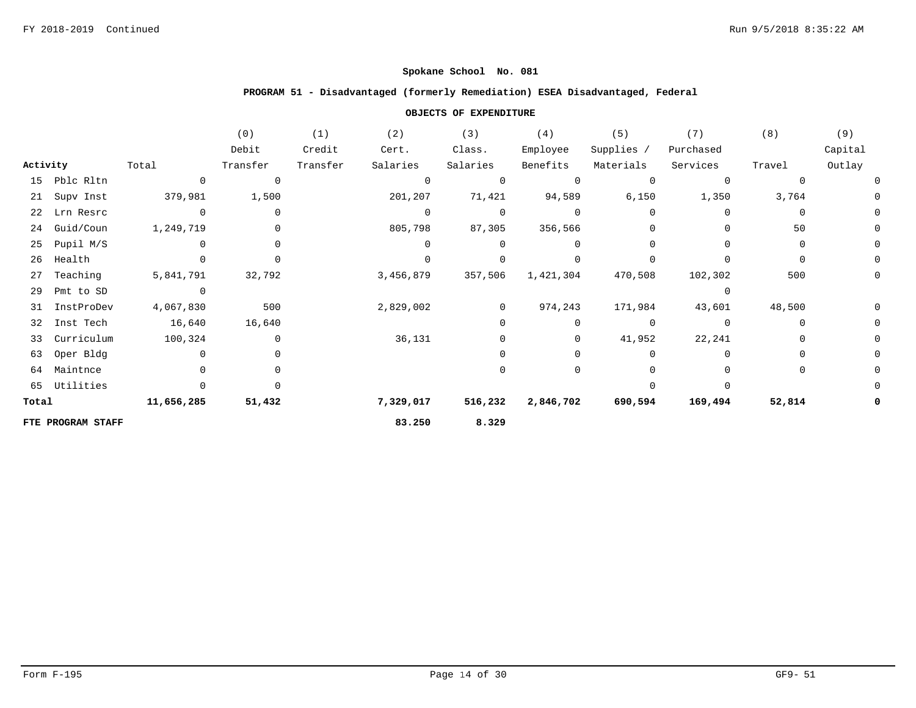**Spokane School No. 081**

**PROGRAM 51 - Disadvantaged (formerly Remediation) ESEA Disadvantaged, Federal**

**OBJECTS OF EXPENDITURE**

| Activity | Total | (0) Debit Transfer | (1) Credit Transfer | (2) Cert. Salaries | (3) Class. Salaries | (4) Employee Benefits | (5) Supplies / Materials | (7) Purchased Services | (8) Travel | (9) Capital Outlay |
|---|---|---|---|---|---|---|---|---|---|---|
| 15 Pblc Rltn | 0 | 0 | | 0 | 0 | 0 | 0 | 0 | 0 | 0 |
| 21 Supv Inst | 379,981 | 1,500 | | 201,207 | 71,421 | 94,589 | 6,150 | 1,350 | 3,764 | 0 |
| 22 Lrn Resrc | 0 | 0 | | 0 | 0 | 0 | 0 | 0 | 0 | 0 |
| 24 Guid/Coun | 1,249,719 | 0 | | 805,798 | 87,305 | 356,566 | 0 | 0 | 50 | 0 |
| 25 Pupil M/S | 0 | 0 | | 0 | 0 | 0 | 0 | 0 | 0 | 0 |
| 26 Health | 0 | 0 | | 0 | 0 | 0 | 0 | 0 | 0 | 0 |
| 27 Teaching | 5,841,791 | 32,792 | | 3,456,879 | 357,506 | 1,421,304 | 470,508 | 102,302 | 500 | 0 |
| 29 Pmt to SD | 0 | | | | | | | 0 | | |
| 31 InstProDev | 4,067,830 | 500 | | 2,829,002 | 0 | 974,243 | 171,984 | 43,601 | 48,500 | 0 |
| 32 Inst Tech | 16,640 | 16,640 | | | 0 | 0 | 0 | 0 | 0 | 0 |
| 33 Curriculum | 100,324 | 0 | | 36,131 | 0 | 0 | 41,952 | 22,241 | 0 | 0 |
| 63 Oper Bldg | 0 | 0 | | | 0 | 0 | 0 | 0 | 0 | 0 |
| 64 Maintnce | 0 | 0 | | | 0 | 0 | 0 | 0 | 0 | 0 |
| 65 Utilities | 0 | 0 | | | | | 0 | 0 | | 0 |
| **Total** | **11,656,285** | **51,432** | | **7,329,017** | **516,232** | **2,846,702** | **690,594** | **169,494** | **52,814** | **0** |
| **FTE PROGRAM STAFF** | | | | **83.250** | **8.329** | | | | | |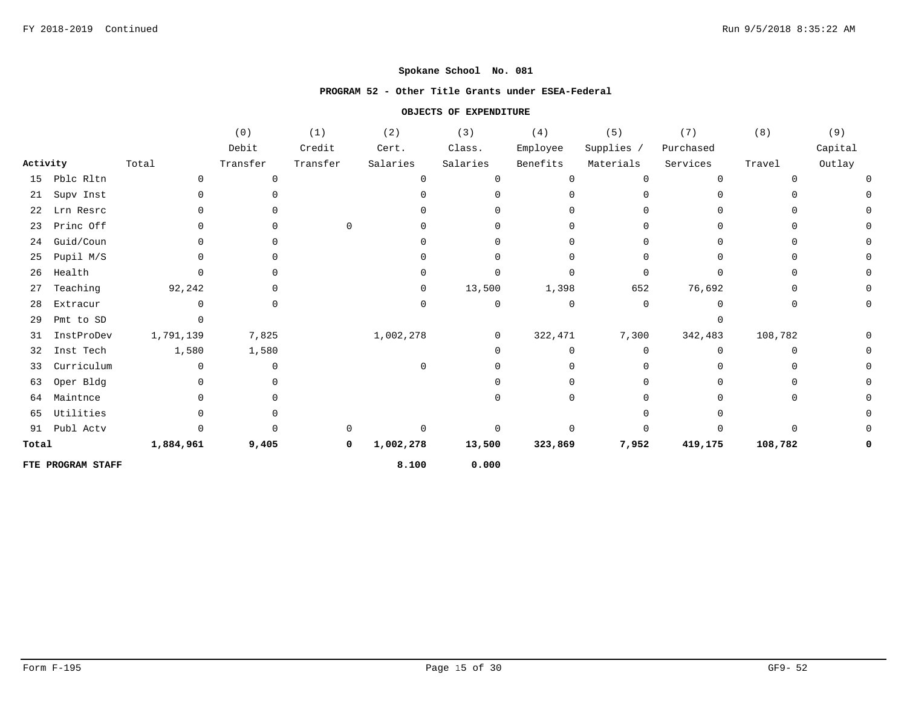**Spokane School No. 081**

**PROGRAM 52 - Other Title Grants under ESEA-Federal**

**OBJECTS OF EXPENDITURE**

| Activity | Total | (0) Debit Transfer | (1) Credit Transfer | (2) Cert. Salaries | (3) Class. Salaries | (4) Employee Benefits | (5) Supplies / Materials | (7) Purchased Services | (8) Travel | (9) Capital Outlay |
|---|---|---|---|---|---|---|---|---|---|---|
| 15 Pblc Rltn | 0 | 0 | | 0 | 0 | 0 | 0 | 0 | 0 | 0 |
| 21 Supv Inst | 0 | 0 | | 0 | 0 | 0 | 0 | 0 | 0 | 0 |
| 22 Lrn Resrc | 0 | 0 | | 0 | 0 | 0 | 0 | 0 | 0 | 0 |
| 23 Princ Off | 0 | 0 | 0 | 0 | 0 | 0 | 0 | 0 | 0 | 0 |
| 24 Guid/Coun | 0 | 0 | | 0 | 0 | 0 | 0 | 0 | 0 | 0 |
| 25 Pupil M/S | 0 | 0 | | 0 | 0 | 0 | 0 | 0 | 0 | 0 |
| 26 Health | 0 | 0 | | 0 | 0 | 0 | 0 | 0 | 0 | 0 |
| 27 Teaching | 92,242 | 0 | | 0 | 13,500 | 1,398 | 652 | 76,692 | 0 | 0 |
| 28 Extracur | 0 | 0 | | 0 | 0 | 0 | 0 | 0 | 0 | 0 |
| 29 Pmt to SD | 0 | | | | | | | 0 | | |
| 31 InstProDev | 1,791,139 | 7,825 | | 1,002,278 | 0 | 322,471 | 7,300 | 342,483 | 108,782 | 0 |
| 32 Inst Tech | 1,580 | 1,580 | | | 0 | 0 | 0 | 0 | 0 | 0 |
| 33 Curriculum | 0 | 0 | | 0 | 0 | 0 | 0 | 0 | 0 | 0 |
| 63 Oper Bldg | 0 | 0 | | | 0 | 0 | 0 | 0 | 0 | 0 |
| 64 Maintnce | 0 | 0 | | | 0 | 0 | 0 | 0 | 0 | 0 |
| 65 Utilities | 0 | 0 | | | | | 0 | 0 | | 0 |
| 91 Publ Actv | 0 | 0 | 0 | 0 | 0 | 0 | 0 | 0 | 0 | 0 |
| **Total** | **1,884,961** | **9,405** | **0** | **1,002,278** | **13,500** | **323,869** | **7,952** | **419,175** | **108,782** | **0** |
| **FTE PROGRAM STAFF** | | | | **8.100** | **0.000** | | | | | |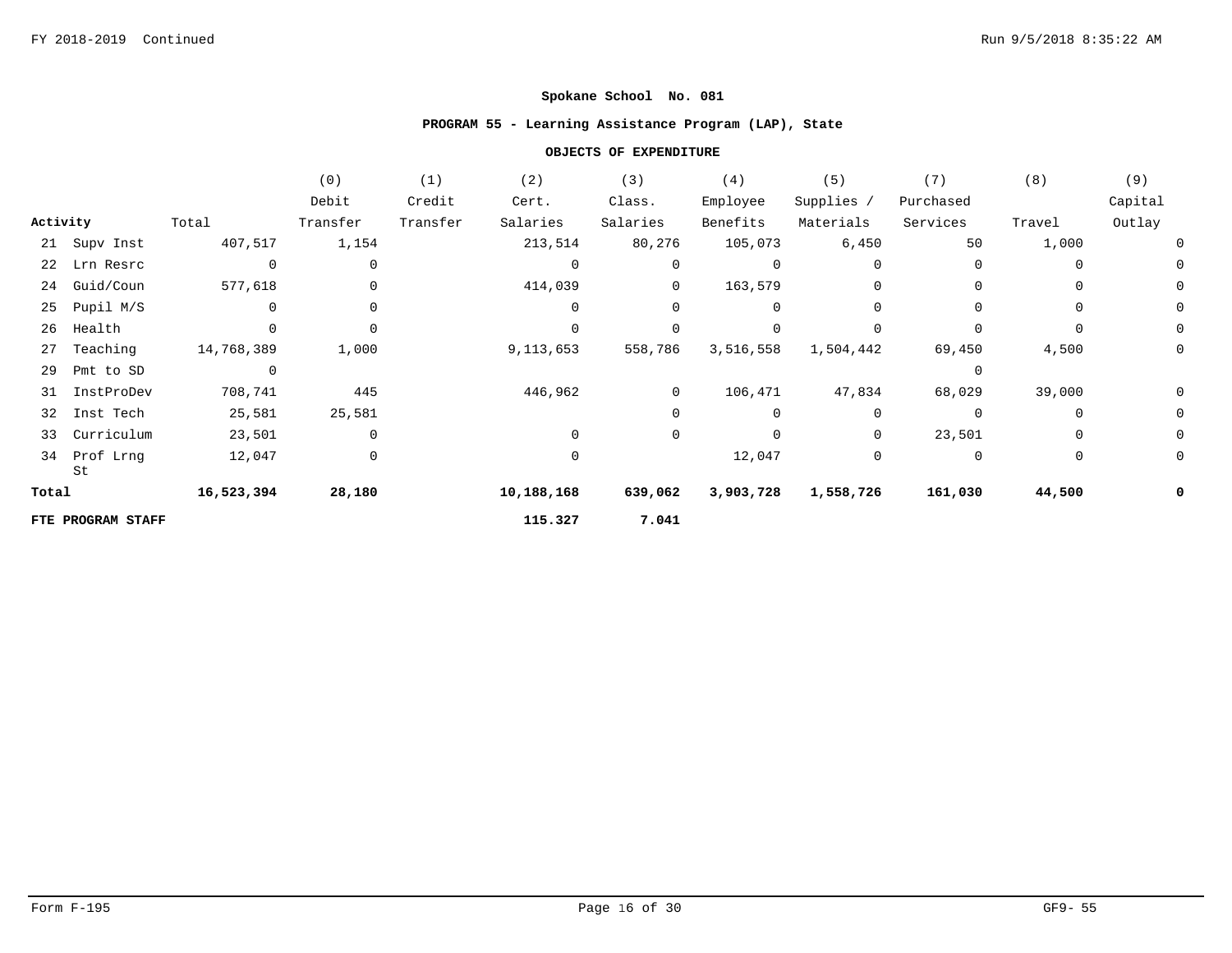**Spokane School No. 081**

**PROGRAM 55 - Learning Assistance Program (LAP), State**

**OBJECTS OF EXPENDITURE**

| Activity | Total | (0) Debit Transfer | (1) Credit Transfer | (2) Cert. Salaries | (3) Class. Salaries | (4) Employee Benefits | (5) Supplies / Materials | (7) Purchased Services | (8) Travel | (9) Capital Outlay |
|---|---|---|---|---|---|---|---|---|---|---|
| 21 Supv Inst | 407,517 | 1,154 | | 213,514 | 80,276 | 105,073 | 6,450 | 50 | 1,000 | 0 |
| 22 Lrn Resrc | 0 | 0 | | 0 | 0 | 0 | 0 | 0 | 0 | 0 |
| 24 Guid/Coun | 577,618 | 0 | | 414,039 | 0 | 163,579 | 0 | 0 | 0 | 0 |
| 25 Pupil M/S | 0 | 0 | | 0 | 0 | 0 | 0 | 0 | 0 | 0 |
| 26 Health | 0 | 0 | | 0 | 0 | 0 | 0 | 0 | 0 | 0 |
| 27 Teaching | 14,768,389 | 1,000 | | 9,113,653 | 558,786 | 3,516,558 | 1,504,442 | 69,450 | 4,500 | 0 |
| 29 Pmt to SD | 0 | | | | | | | 0 | | |
| 31 InstProDev | 708,741 | 445 | | 446,962 | 0 | 106,471 | 47,834 | 68,029 | 39,000 | 0 |
| 32 Inst Tech | 25,581 | 25,581 | | | 0 | 0 | 0 | 0 | 0 | 0 |
| 33 Curriculum | 23,501 | 0 | | 0 | 0 | 0 | 0 | 23,501 | 0 | 0 |
| 34 Prof Lrng St | 12,047 | 0 | | 0 | | 12,047 | 0 | 0 | 0 | 0 |
| **Total** | **16,523,394** | **28,180** | | **10,188,168** | **639,062** | **3,903,728** | **1,558,726** | **161,030** | **44,500** | **0** |
| **FTE PROGRAM STAFF** | | | | **115.327** | **7.041** | | | | | |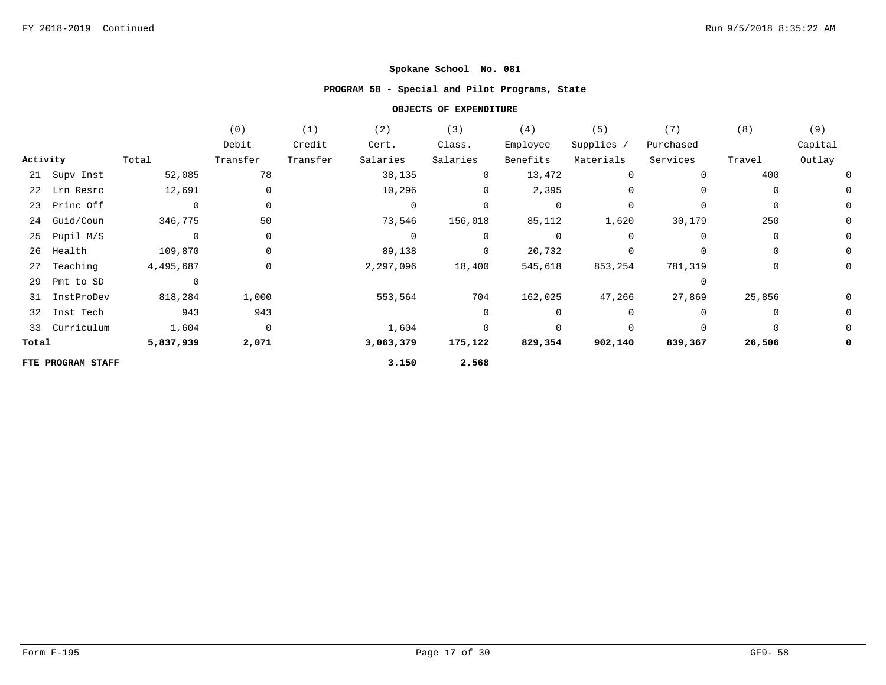**Spokane School No. 081**

**PROGRAM 58 - Special and Pilot Programs, State**

**OBJECTS OF EXPENDITURE**

| Activity | Total | (0) Debit Transfer | (1) Credit Transfer | (2) Cert. Salaries | (3) Class. Salaries | (4) Employee Benefits | (5) Supplies / Materials | (7) Purchased Services | (8) Travel | (9) Capital Outlay |
|---|---|---|---|---|---|---|---|---|---|---|
| 21 Supv Inst | 52,085 | 78 | | 38,135 | 0 | 13,472 | 0 | 0 | 400 | 0 |
| 22 Lrn Resrc | 12,691 | 0 | | 10,296 | 0 | 2,395 | 0 | 0 | 0 | 0 |
| 23 Princ Off | 0 | 0 | | 0 | 0 | 0 | 0 | 0 | 0 | 0 |
| 24 Guid/Coun | 346,775 | 50 | | 73,546 | 156,018 | 85,112 | 1,620 | 30,179 | 250 | 0 |
| 25 Pupil M/S | 0 | 0 | | 0 | 0 | 0 | 0 | 0 | 0 | 0 |
| 26 Health | 109,870 | 0 | | 89,138 | 0 | 20,732 | 0 | 0 | 0 | 0 |
| 27 Teaching | 4,495,687 | 0 | | 2,297,096 | 18,400 | 545,618 | 853,254 | 781,319 | 0 | 0 |
| 29 Pmt to SD | 0 | | | | | | | 0 | | |
| 31 InstProDev | 818,284 | 1,000 | | 553,564 | 704 | 162,025 | 47,266 | 27,869 | 25,856 | 0 |
| 32 Inst Tech | 943 | 943 | | | 0 | 0 | 0 | 0 | 0 | 0 |
| 33 Curriculum | 1,604 | 0 | | 1,604 | 0 | 0 | 0 | 0 | 0 | 0 |
| **Total** | **5,837,939** | **2,071** | | **3,063,379** | **175,122** | **829,354** | **902,140** | **839,367** | **26,506** | **0** |
| **FTE PROGRAM STAFF** | | | | **3.150** | **2.568** | | | | | |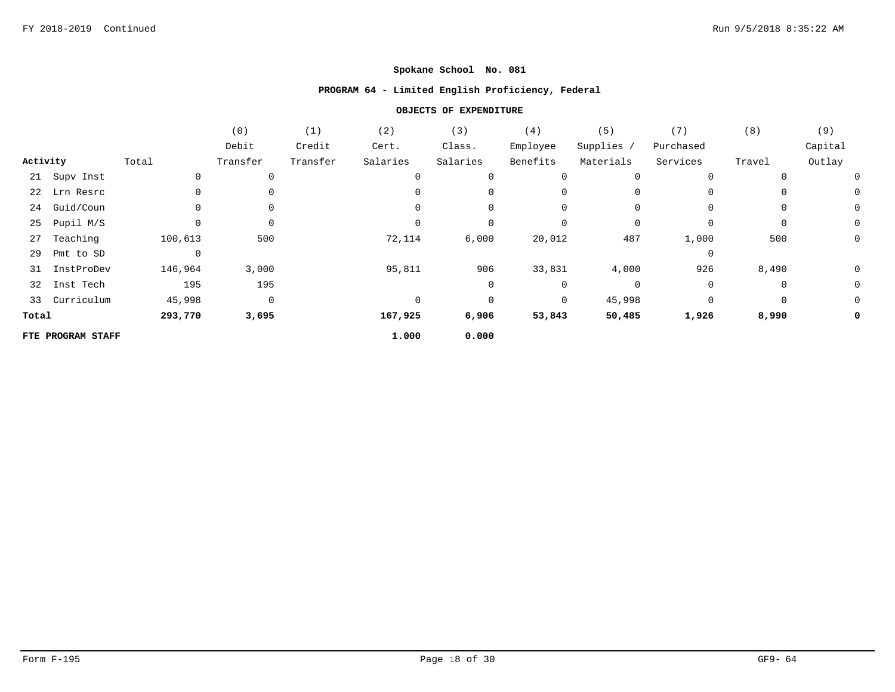**Spokane School No. 081**

**PROGRAM 64 - Limited English Proficiency, Federal**

**OBJECTS OF EXPENDITURE**

| Activity | Total | (0) Debit Transfer | (1) Credit Transfer | (2) Cert. Salaries | (3) Class. Salaries | (4) Employee Benefits | (5) Supplies / Materials | (7) Purchased Services | (8) Travel | (9) Capital Outlay |
|---|---|---|---|---|---|---|---|---|---|---|
| 21 Supv Inst | 0 | 0 | | 0 | 0 | 0 | 0 | 0 | 0 | 0 |
| 22 Lrn Resrc | 0 | 0 | | 0 | 0 | 0 | 0 | 0 | 0 | 0 |
| 24 Guid/Coun | 0 | 0 | | 0 | 0 | 0 | 0 | 0 | 0 | 0 |
| 25 Pupil M/S | 0 | 0 | | 0 | 0 | 0 | 0 | 0 | 0 | 0 |
| 27 Teaching | 100,613 | 500 | | 72,114 | 6,000 | 20,012 | 487 | 1,000 | 500 | 0 |
| 29 Pmt to SD | 0 | | | | | | | 0 | | |
| 31 InstProDev | 146,964 | 3,000 | | 95,811 | 906 | 33,831 | 4,000 | 926 | 8,490 | 0 |
| 32 Inst Tech | 195 | 195 | | | 0 | 0 | 0 | 0 | 0 | 0 |
| 33 Curriculum | 45,998 | 0 | | 0 | 0 | 0 | 45,998 | 0 | 0 | 0 |
| **Total** | **293,770** | **3,695** | | **167,925** | **6,906** | **53,843** | **50,485** | **1,926** | **8,990** | **0** |
| **FTE PROGRAM STAFF** | | | | **1.000** | **0.000** | | | | | |

Form F-195 GF9- 64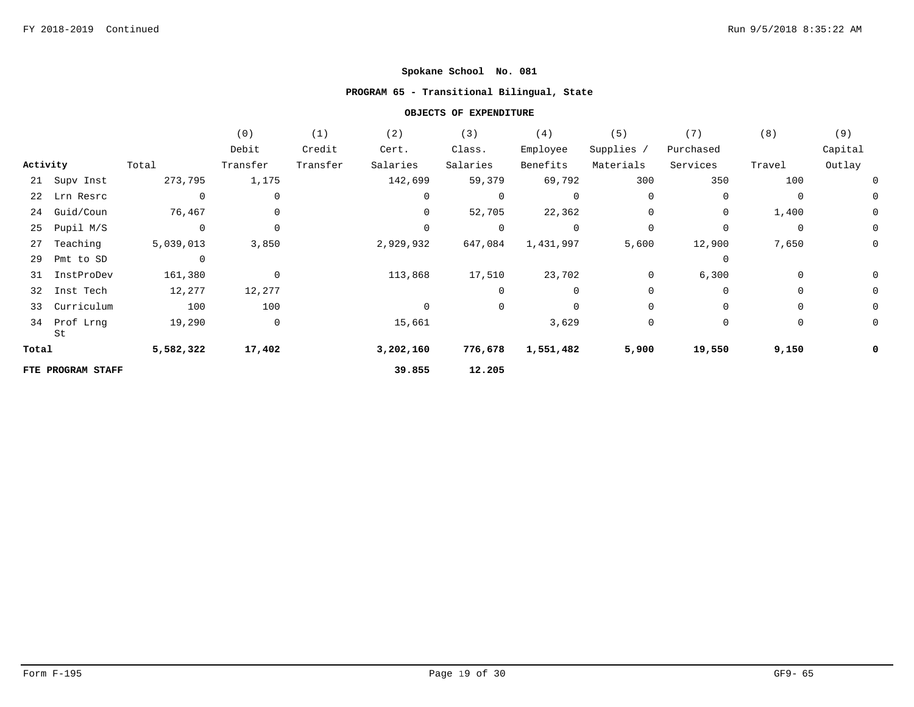**Spokane School No. 081**

**PROGRAM 65 - Transitional Bilingual, State**

**OBJECTS OF EXPENDITURE**

| Activity | Total | (0) Debit Transfer | (1) Credit Transfer | (2) Cert. Salaries | (3) Class. Salaries | (4) Employee Benefits | (5) Supplies / Materials | (7) Purchased Services | (8) Travel | (9) Capital Outlay |
|---|---|---|---|---|---|---|---|---|---|---|
| 21 Supv Inst | 273,795 | 1,175 | | 142,699 | 59,379 | 69,792 | 300 | 350 | 100 | 0 |
| 22 Lrn Resrc | 0 | 0 | | 0 | 0 | 0 | 0 | 0 | 0 | 0 |
| 24 Guid/Coun | 76,467 | 0 | | 0 | 52,705 | 22,362 | 0 | 0 | 1,400 | 0 |
| 25 Pupil M/S | 0 | 0 | | 0 | 0 | 0 | 0 | 0 | 0 | 0 |
| 27 Teaching | 5,039,013 | 3,850 | | 2,929,932 | 647,084 | 1,431,997 | 5,600 | 12,900 | 7,650 | 0 |
| 29 Pmt to SD | 0 | | | | | | | 0 | | |
| 31 InstProDev | 161,380 | 0 | | 113,868 | 17,510 | 23,702 | 0 | 6,300 | 0 | 0 |
| 32 Inst Tech | 12,277 | 12,277 | | | 0 | 0 | 0 | 0 | 0 | 0 |
| 33 Curriculum | 100 | 100 | | 0 | 0 | 0 | 0 | 0 | 0 | 0 |
| 34 Prof Lrng St | 19,290 | 0 | | 15,661 | | 3,629 | 0 | 0 | 0 | 0 |
| **Total** | **5,582,322** | **17,402** | | **3,202,160** | **776,678** | **1,551,482** | **5,900** | **19,550** | **9,150** | **0** |
| **FTE PROGRAM STAFF** | | | | **39.855** | **12.205** | | | | | |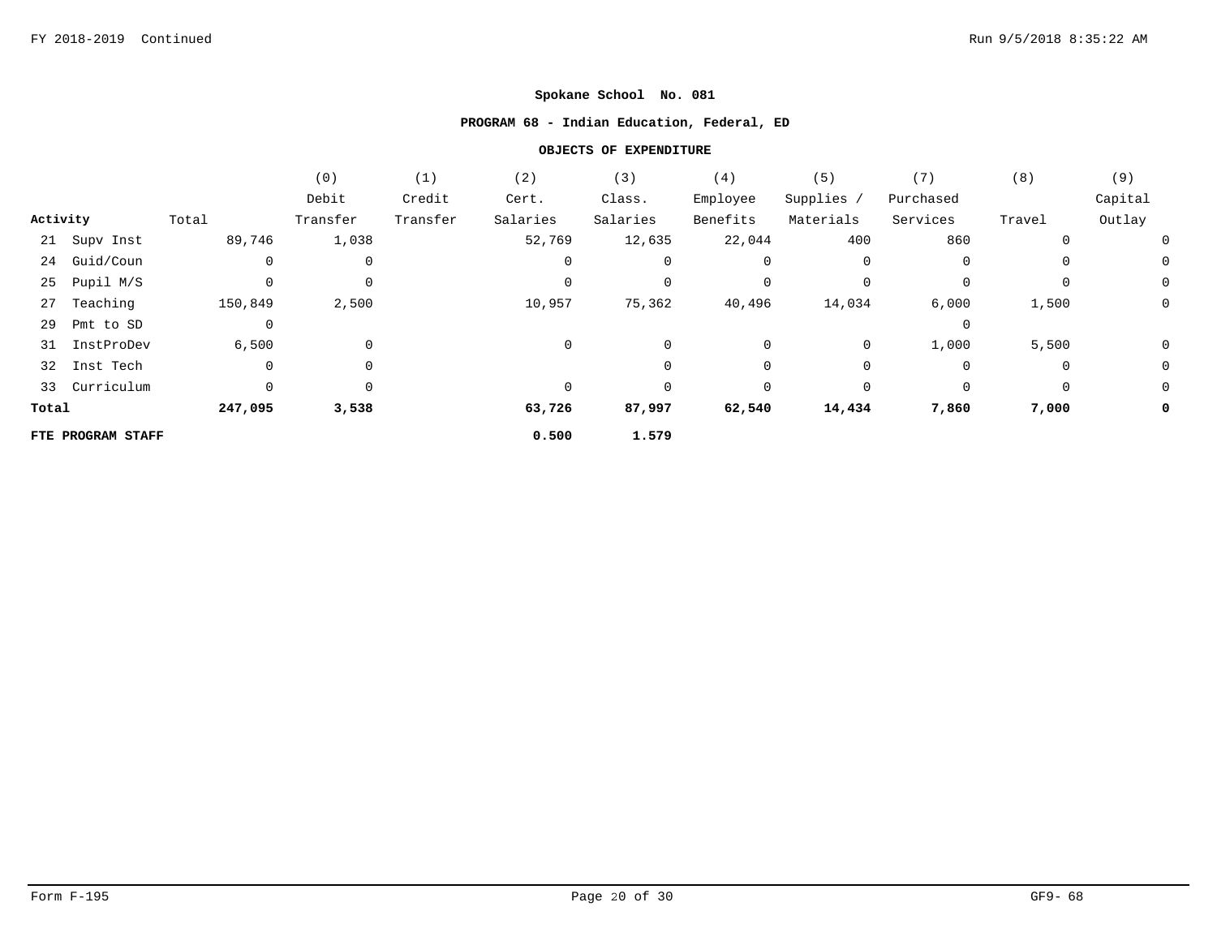**Spokane School No. 081**

**PROGRAM 68 - Indian Education, Federal, ED**

**OBJECTS OF EXPENDITURE**

| Activity | Total | (0) Debit Transfer | (1) Credit Transfer | (2) Cert. Salaries | (3) Class. Salaries | (4) Employee Benefits | (5) Supplies / Materials | (7) Purchased Services | (8) Travel | (9) Capital Outlay |
|---|---|---|---|---|---|---|---|---|---|---|
| 21 Supv Inst | 89,746 | 1,038 | | 52,769 | 12,635 | 22,044 | 400 | 860 | 0 | 0 |
| 24 Guid/Coun | 0 | 0 | | 0 | 0 | 0 | 0 | 0 | 0 | 0 |
| 25 Pupil M/S | 0 | 0 | | 0 | 0 | 0 | 0 | 0 | 0 | 0 |
| 27 Teaching | 150,849 | 2,500 | | 10,957 | 75,362 | 40,496 | 14,034 | 6,000 | 1,500 | 0 |
| 29 Pmt to SD | 0 | | | | | | | 0 | | |
| 31 InstProDev | 6,500 | 0 | | 0 | 0 | 0 | 0 | 1,000 | 5,500 | 0 |
| 32 Inst Tech | 0 | 0 | | | 0 | 0 | 0 | 0 | 0 | 0 |
| 33 Curriculum | 0 | 0 | | 0 | 0 | 0 | 0 | 0 | 0 | 0 |
| **Total** | **247,095** | **3,538** | | **63,726** | **87,997** | **62,540** | **14,434** | **7,860** | **7,000** | **0** |
| **FTE PROGRAM STAFF** | | | | **0.500** | **1.579** | | | | | |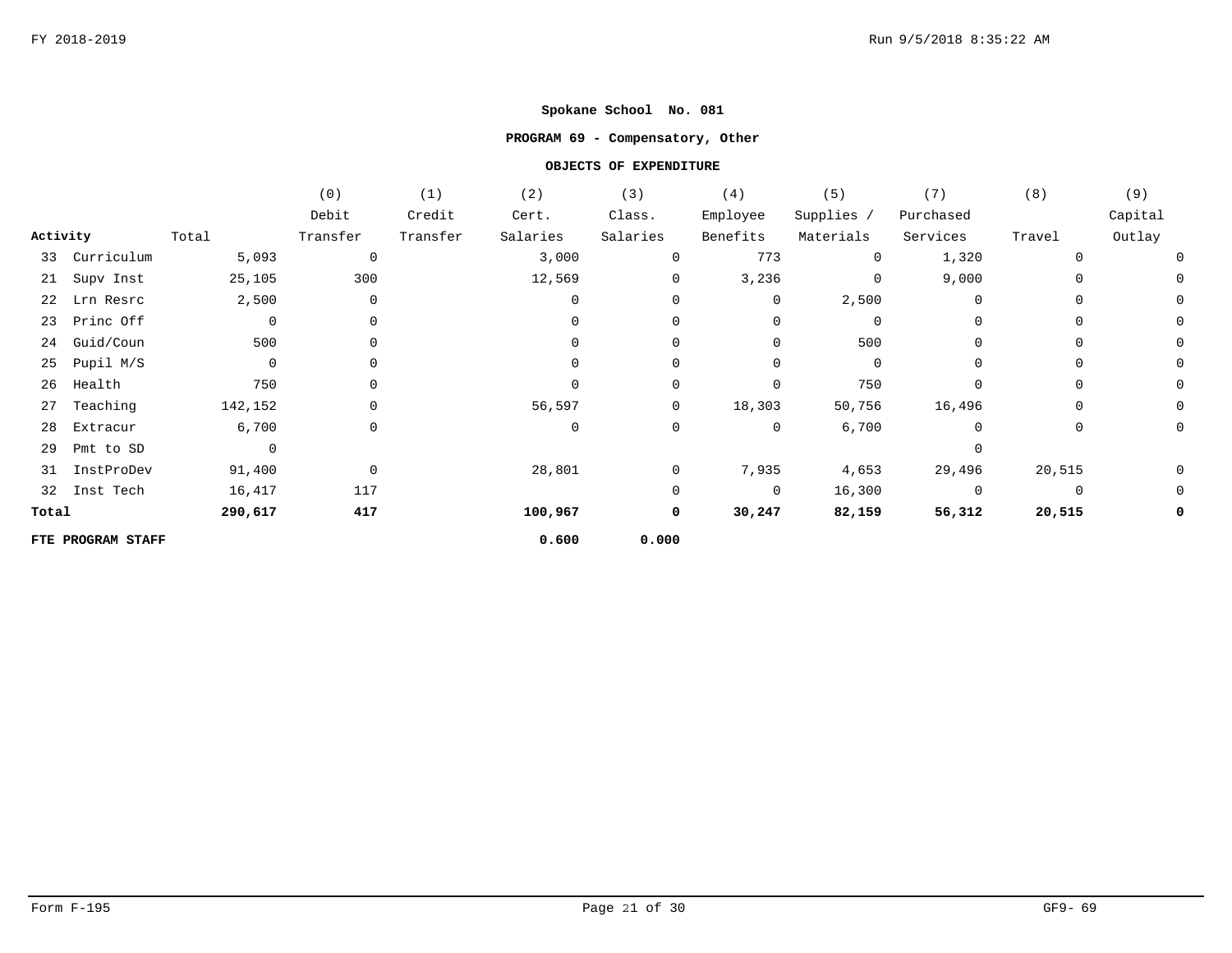**Spokane School No. 081**

**PROGRAM 69 - Compensatory, Other**

**OBJECTS OF EXPENDITURE**

| Activity | Total | (0) Debit Transfer | (1) Credit Transfer | (2) Cert. Salaries | (3) Class. Salaries | (4) Employee Benefits | (5) Supplies / Materials | (7) Purchased Services | (8) Travel | (9) Capital Outlay |
|---|---|---|---|---|---|---|---|---|---|---|
| 33 Curriculum | 5,093 | 0 | | 3,000 | 0 | 773 | 0 | 1,320 | 0 | 0 |
| 21 Supv Inst | 25,105 | 300 | | 12,569 | 0 | 3,236 | 0 | 9,000 | 0 | 0 |
| 22 Lrn Resrc | 2,500 | 0 | | 0 | 0 | 0 | 2,500 | 0 | 0 | 0 |
| 23 Princ Off | 0 | 0 | | 0 | 0 | 0 | 0 | 0 | 0 | 0 |
| 24 Guid/Coun | 500 | 0 | | 0 | 0 | 0 | 500 | 0 | 0 | 0 |
| 25 Pupil M/S | 0 | 0 | | 0 | 0 | 0 | 0 | 0 | 0 | 0 |
| 26 Health | 750 | 0 | | 0 | 0 | 0 | 750 | 0 | 0 | 0 |
| 27 Teaching | 142,152 | 0 | | 56,597 | 0 | 18,303 | 50,756 | 16,496 | 0 | 0 |
| 28 Extracur | 6,700 | 0 | | 0 | 0 | 0 | 6,700 | 0 | 0 | 0 |
| 29 Pmt to SD | 0 | | | | | | | 0 | | |
| 31 InstProDev | 91,400 | 0 | | 28,801 | 0 | 7,935 | 4,653 | 29,496 | 20,515 | 0 |
| 32 Inst Tech | 16,417 | 117 | | | 0 | 0 | 16,300 | 0 | 0 | 0 |
| **Total** | **290,617** | **417** | | **100,967** | **0** | **30,247** | **82,159** | **56,312** | **20,515** | **0** |
| **FTE PROGRAM STAFF** | | | | **0.600** | **0.000** | | | | | |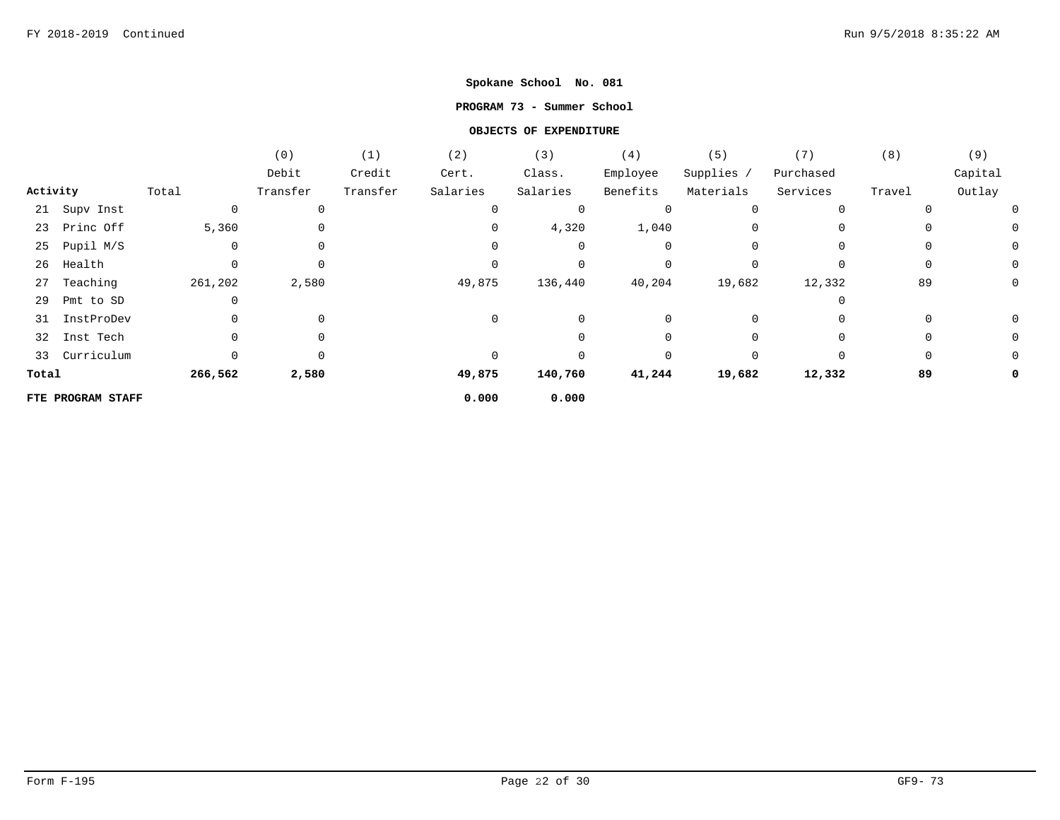**Spokane School No. 081**

**PROGRAM 73 - Summer School**

**OBJECTS OF EXPENDITURE**

| Activity | Total | (0) Debit Transfer | (1) Credit Transfer | (2) Cert. Salaries | (3) Class. Salaries | (4) Employee Benefits | (5) Supplies / Materials | (7) Purchased Services | (8) Travel | (9) Capital Outlay |
|---|---|---|---|---|---|---|---|---|---|---|
| 21 Supv Inst | 0 | 0 | | 0 | 0 | 0 | 0 | 0 | 0 | 0 |
| 23 Princ Off | 5,360 | 0 | | 0 | 4,320 | 1,040 | 0 | 0 | 0 | 0 |
| 25 Pupil M/S | 0 | 0 | | 0 | 0 | 0 | 0 | 0 | 0 | 0 |
| 26 Health | 0 | 0 | | 0 | 0 | 0 | 0 | 0 | 0 | 0 |
| 27 Teaching | 261,202 | 2,580 | | 49,875 | 136,440 | 40,204 | 19,682 | 12,332 | 89 | 0 |
| 29 Pmt to SD | 0 | | | | | | | 0 | | |
| 31 InstProDev | 0 | 0 | | 0 | 0 | 0 | 0 | 0 | 0 | 0 |
| 32 Inst Tech | 0 | 0 | | | 0 | 0 | 0 | 0 | 0 | 0 |
| 33 Curriculum | 0 | 0 | | 0 | 0 | 0 | 0 | 0 | 0 | 0 |
| **Total** | **266,562** | **2,580** | | **49,875** | **140,760** | **41,244** | **19,682** | **12,332** | **89** | **0** |
| **FTE PROGRAM STAFF** | | | | **0.000** | **0.000** | | | | | |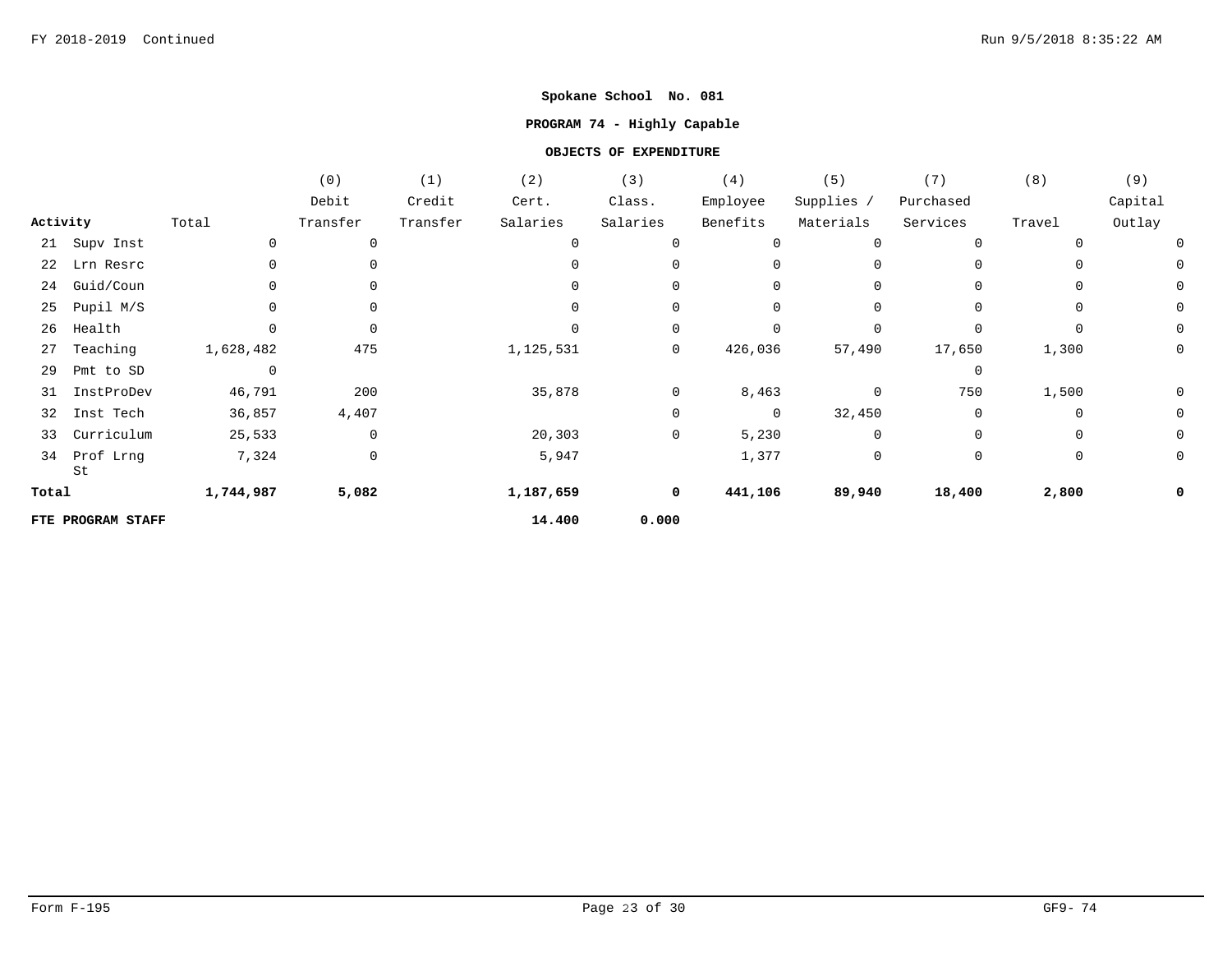**Spokane School No. 081**

**PROGRAM 74 - Highly Capable**

**OBJECTS OF EXPENDITURE**

| Activity | Total | (0) Debit Transfer | (1) Credit Transfer | (2) Cert. Salaries | (3) Class. Salaries | (4) Employee Benefits | (5) Supplies / Materials | (7) Purchased Services | (8) Travel | (9) Capital Outlay |
|---|---|---|---|---|---|---|---|---|---|---|
| 21 Supv Inst | 0 | 0 | | 0 | 0 | 0 | 0 | 0 | 0 | 0 |
| 22 Lrn Resrc | 0 | 0 | | 0 | 0 | 0 | 0 | 0 | 0 | 0 |
| 24 Guid/Coun | 0 | 0 | | 0 | 0 | 0 | 0 | 0 | 0 | 0 |
| 25 Pupil M/S | 0 | 0 | | 0 | 0 | 0 | 0 | 0 | 0 | 0 |
| 26 Health | 0 | 0 | | 0 | 0 | 0 | 0 | 0 | 0 | 0 |
| 27 Teaching | 1,628,482 | 475 | | 1,125,531 | 0 | 426,036 | 57,490 | 17,650 | 1,300 | 0 |
| 29 Pmt to SD | 0 | | | | | | | 0 | | |
| 31 InstProDev | 46,791 | 200 | | 35,878 | 0 | 8,463 | 0 | 750 | 1,500 | 0 |
| 32 Inst Tech | 36,857 | 4,407 | | | 0 | 0 | 32,450 | 0 | 0 | 0 |
| 33 Curriculum | 25,533 | 0 | | 20,303 | 0 | 5,230 | 0 | 0 | 0 | 0 |
| 34 Prof Lrng St | 7,324 | 0 | | 5,947 | | 1,377 | 0 | 0 | 0 | 0 |
| **Total** | **1,744,987** | **5,082** | | **1,187,659** | **0** | **441,106** | **89,940** | **18,400** | **2,800** | **0** |
| **FTE PROGRAM STAFF** | | | | **14.400** | **0.000** | | | | | |

Form F-195

GF9- 74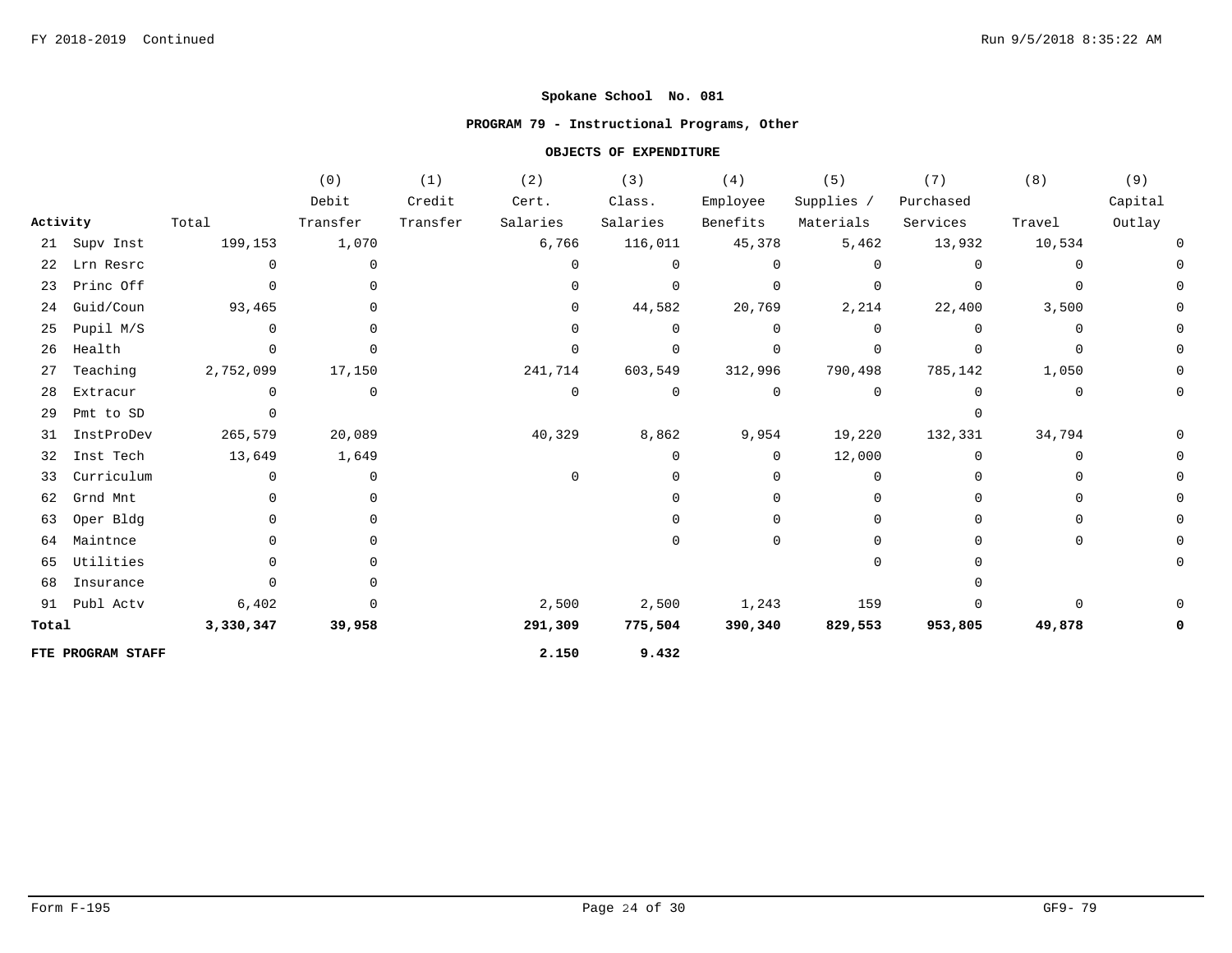**Spokane School No. 081**

**PROGRAM 79 - Instructional Programs, Other**

**OBJECTS OF EXPENDITURE**

| Activity | Total | (0) Debit Transfer | (1) Credit Transfer | (2) Cert. Salaries | (3) Class. Salaries | (4) Employee Benefits | (5) Supplies / Materials | (7) Purchased Services | (8) Travel | (9) Capital Outlay |
|---|---|---|---|---|---|---|---|---|---|---|
| 21 Supv Inst | 199,153 | 1,070 | | 6,766 | 116,011 | 45,378 | 5,462 | 13,932 | 10,534 | 0 |
| 22 Lrn Resrc | 0 | 0 | | 0 | 0 | 0 | 0 | 0 | 0 | 0 |
| 23 Princ Off | 0 | 0 | | 0 | 0 | 0 | 0 | 0 | 0 | 0 |
| 24 Guid/Coun | 93,465 | 0 | | 0 | 44,582 | 20,769 | 2,214 | 22,400 | 3,500 | 0 |
| 25 Pupil M/S | 0 | 0 | | 0 | 0 | 0 | 0 | 0 | 0 | 0 |
| 26 Health | 0 | 0 | | 0 | 0 | 0 | 0 | 0 | 0 | 0 |
| 27 Teaching | 2,752,099 | 17,150 | | 241,714 | 603,549 | 312,996 | 790,498 | 785,142 | 1,050 | 0 |
| 28 Extracur | 0 | 0 | | 0 | 0 | 0 | 0 | 0 | 0 | 0 |
| 29 Pmt to SD | 0 | | | | | | | 0 | | |
| 31 InstProDev | 265,579 | 20,089 | | 40,329 | 8,862 | 9,954 | 19,220 | 132,331 | 34,794 | 0 |
| 32 Inst Tech | 13,649 | 1,649 | | | 0 | 0 | 12,000 | 0 | 0 | 0 |
| 33 Curriculum | 0 | 0 | | 0 | 0 | 0 | 0 | 0 | 0 | 0 |
| 62 Grnd Mnt | 0 | 0 | | | 0 | 0 | 0 | 0 | 0 | 0 |
| 63 Oper Bldg | 0 | 0 | | | 0 | 0 | 0 | 0 | 0 | 0 |
| 64 Maintnce | 0 | 0 | | | 0 | 0 | 0 | 0 | 0 | 0 |
| 65 Utilities | 0 | 0 | | | | | 0 | 0 | | 0 |
| 68 Insurance | 0 | 0 | | | | | | 0 | | |
| 91 Publ Actv | 6,402 | 0 | | 2,500 | 2,500 | 1,243 | 159 | 0 | 0 | 0 |
| **Total** | **3,330,347** | **39,958** | | **291,309** | **775,504** | **390,340** | **829,553** | **953,805** | **49,878** | **0** |
| **FTE PROGRAM STAFF** | | | | **2.150** | **9.432** | | | | | |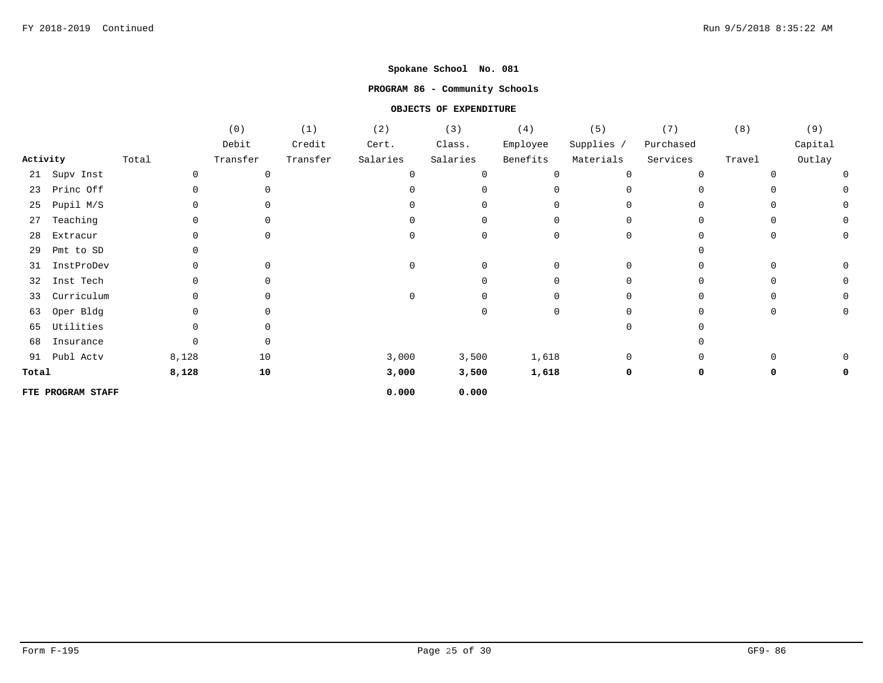**Spokane School No. 081**

**PROGRAM 86 - Community Schools**

**OBJECTS OF EXPENDITURE**

| Activity | Total | (0) Debit Transfer | (1) Credit Transfer | (2) Cert. Salaries | (3) Class. Salaries | (4) Employee Benefits | (5) Supplies / Materials | (7) Purchased Services | (8) Travel | (9) Capital Outlay |
|---|---|---|---|---|---|---|---|---|---|---|
| 21 Supv Inst | 0 | 0 | | 0 | 0 | 0 | 0 | 0 | 0 | 0 |
| 23 Princ Off | 0 | 0 | | 0 | 0 | 0 | 0 | 0 | 0 | 0 |
| 25 Pupil M/S | 0 | 0 | | 0 | 0 | 0 | 0 | 0 | 0 | 0 |
| 27 Teaching | 0 | 0 | | 0 | 0 | 0 | 0 | 0 | 0 | 0 |
| 28 Extracur | 0 | 0 | | 0 | 0 | 0 | 0 | 0 | 0 | 0 |
| 29 Pmt to SD | 0 | | | | | | | 0 | | |
| 31 InstProDev | 0 | 0 | | 0 | 0 | 0 | 0 | 0 | 0 | 0 |
| 32 Inst Tech | 0 | 0 | | | 0 | 0 | 0 | 0 | 0 | 0 |
| 33 Curriculum | 0 | 0 | | 0 | 0 | 0 | 0 | 0 | 0 | 0 |
| 63 Oper Bldg | 0 | 0 | | | 0 | 0 | 0 | 0 | 0 | 0 |
| 65 Utilities | 0 | 0 | | | | | 0 | 0 | | |
| 68 Insurance | 0 | 0 | | | | | | 0 | | |
| 91 Publ Actv | 8,128 | 10 | | 3,000 | 3,500 | 1,618 | 0 | 0 | 0 | 0 |
| **Total** | **8,128** | **10** | | **3,000** | **3,500** | **1,618** | **0** | **0** | **0** | **0** |
| **FTE PROGRAM STAFF** | | | | **0.000** | **0.000** | | | | | |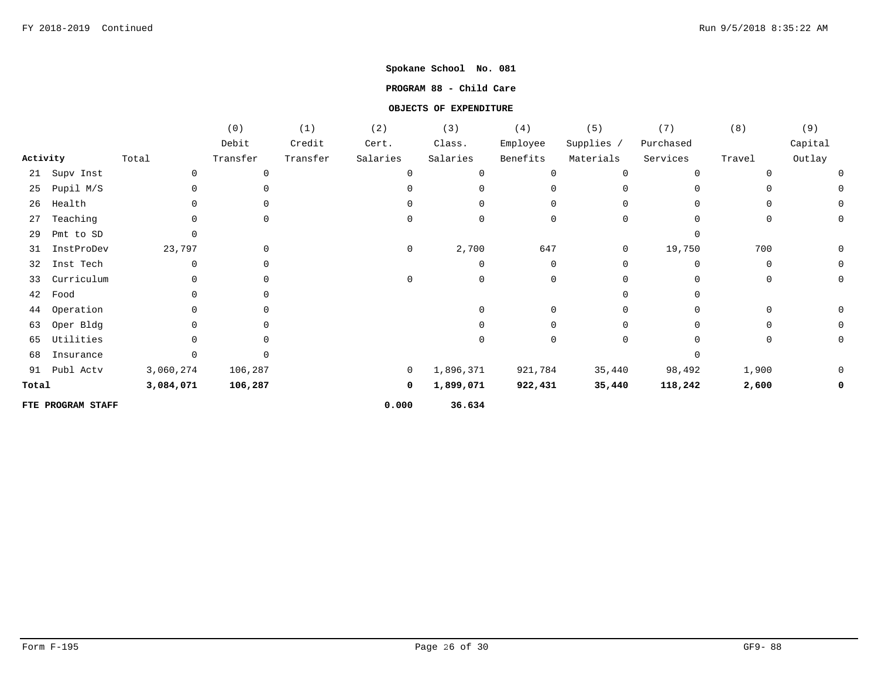**Spokane School No. 081**

**PROGRAM 88 - Child Care**

**OBJECTS OF EXPENDITURE**

| Activity | Total | (0) Debit Transfer | (1) Credit Transfer | (2) Cert. Salaries | (3) Class. Salaries | (4) Employee Benefits | (5) Supplies / Materials | (7) Purchased Services | (8) Travel | (9) Capital Outlay |
|---|---|---|---|---|---|---|---|---|---|---|
| 21 Supv Inst | 0 | 0 | | 0 | 0 | 0 | 0 | 0 | 0 | 0 |
| 25 Pupil M/S | 0 | 0 | | 0 | 0 | 0 | 0 | 0 | 0 | 0 |
| 26 Health | 0 | 0 | | 0 | 0 | 0 | 0 | 0 | 0 | 0 |
| 27 Teaching | 0 | 0 | | 0 | 0 | 0 | 0 | 0 | 0 | 0 |
| 29 Pmt to SD | 0 | | | | | | | 0 | | |
| 31 InstProDev | 23,797 | 0 | | 0 | 2,700 | 647 | 0 | 19,750 | 700 | 0 |
| 32 Inst Tech | 0 | 0 | | | 0 | 0 | 0 | 0 | 0 | 0 |
| 33 Curriculum | 0 | 0 | | 0 | 0 | 0 | 0 | 0 | 0 | 0 |
| 42 Food | 0 | 0 | | | | | 0 | 0 | | |
| 44 Operation | 0 | 0 | | | 0 | 0 | 0 | 0 | 0 | 0 |
| 63 Oper Bldg | 0 | 0 | | | 0 | 0 | 0 | 0 | 0 | 0 |
| 65 Utilities | 0 | 0 | | | 0 | 0 | 0 | 0 | 0 | 0 |
| 68 Insurance | 0 | 0 | | | | | | 0 | | |
| 91 Publ Actv | 3,060,274 | 106,287 | | 0 | 1,896,371 | 921,784 | 35,440 | 98,492 | 1,900 | 0 |
| **Total** | **3,084,071** | **106,287** | | **0** | **1,899,071** | **922,431** | **35,440** | **118,242** | **2,600** | **0** |
| **FTE PROGRAM STAFF** | | | | **0.000** | **36.634** | | | | | |

Form F-195 GF9- 88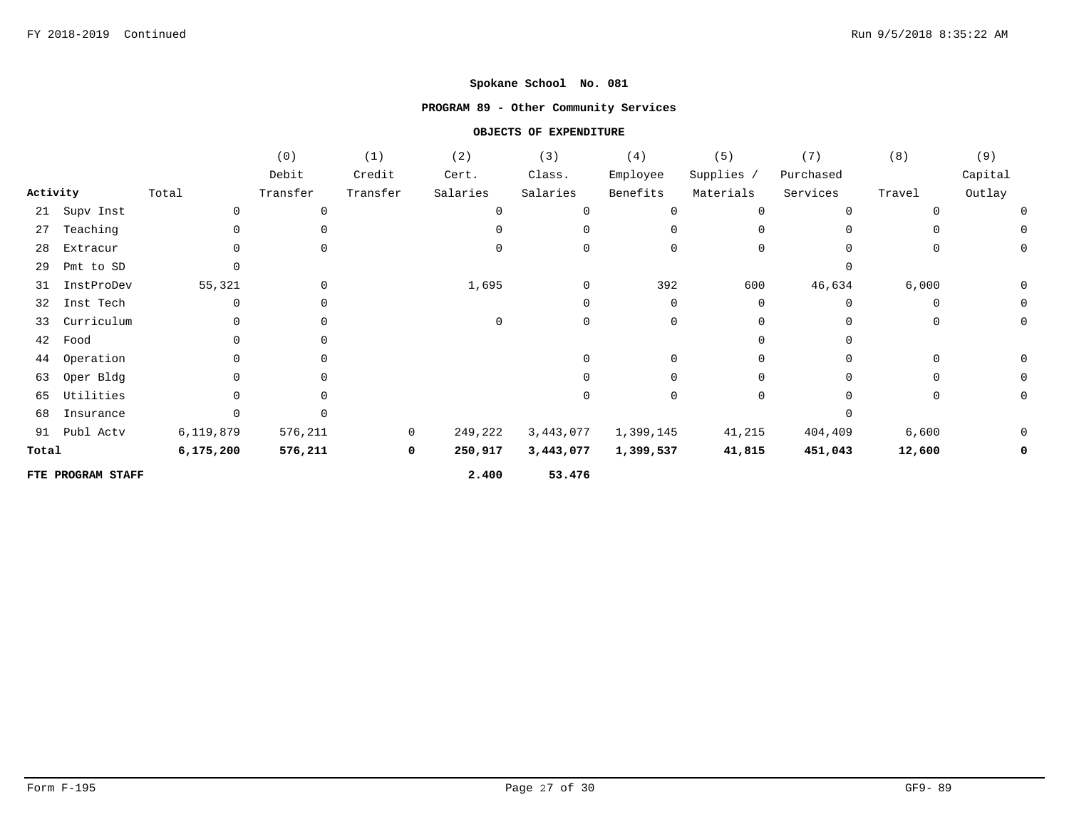**Spokane School No. 081**

**PROGRAM 89 - Other Community Services**

**OBJECTS OF EXPENDITURE**

| Activity | Total | (0) Debit Transfer | (1) Credit Transfer | (2) Cert. Salaries | (3) Class. Salaries | (4) Employee Benefits | (5) Supplies / Materials | (7) Purchased Services | (8) Travel | (9) Capital Outlay |
|---|---|---|---|---|---|---|---|---|---|---|
| 21 Supv Inst | 0 | 0 | | 0 | 0 | 0 | 0 | 0 | 0 | 0 |
| 27 Teaching | 0 | 0 | | 0 | 0 | 0 | 0 | 0 | 0 | 0 |
| 28 Extracur | 0 | 0 | | 0 | 0 | 0 | 0 | 0 | 0 | 0 |
| 29 Pmt to SD | 0 | | | | | | | 0 | | |
| 31 InstProDev | 55,321 | 0 | | 1,695 | 0 | 392 | 600 | 46,634 | 6,000 | 0 |
| 32 Inst Tech | 0 | 0 | | | 0 | 0 | 0 | 0 | 0 | 0 |
| 33 Curriculum | 0 | 0 | | 0 | 0 | 0 | 0 | 0 | 0 | 0 |
| 42 Food | 0 | 0 | | | | | 0 | 0 | | |
| 44 Operation | 0 | 0 | | | 0 | 0 | 0 | 0 | 0 | 0 |
| 63 Oper Bldg | 0 | 0 | | | 0 | 0 | 0 | 0 | 0 | 0 |
| 65 Utilities | 0 | 0 | | | 0 | 0 | 0 | 0 | 0 | 0 |
| 68 Insurance | 0 | 0 | | | | | | 0 | | |
| 91 Publ Actv | 6,119,879 | 576,211 | 0 | 249,222 | 3,443,077 | 1,399,145 | 41,215 | 404,409 | 6,600 | 0 |
| **Total** | **6,175,200** | **576,211** | **0** | **250,917** | **3,443,077** | **1,399,537** | **41,815** | **451,043** | **12,600** | **0** |
| **FTE PROGRAM STAFF** | | | | **2.400** | **53.476** | | | | | |

Form F-195 GF9- 89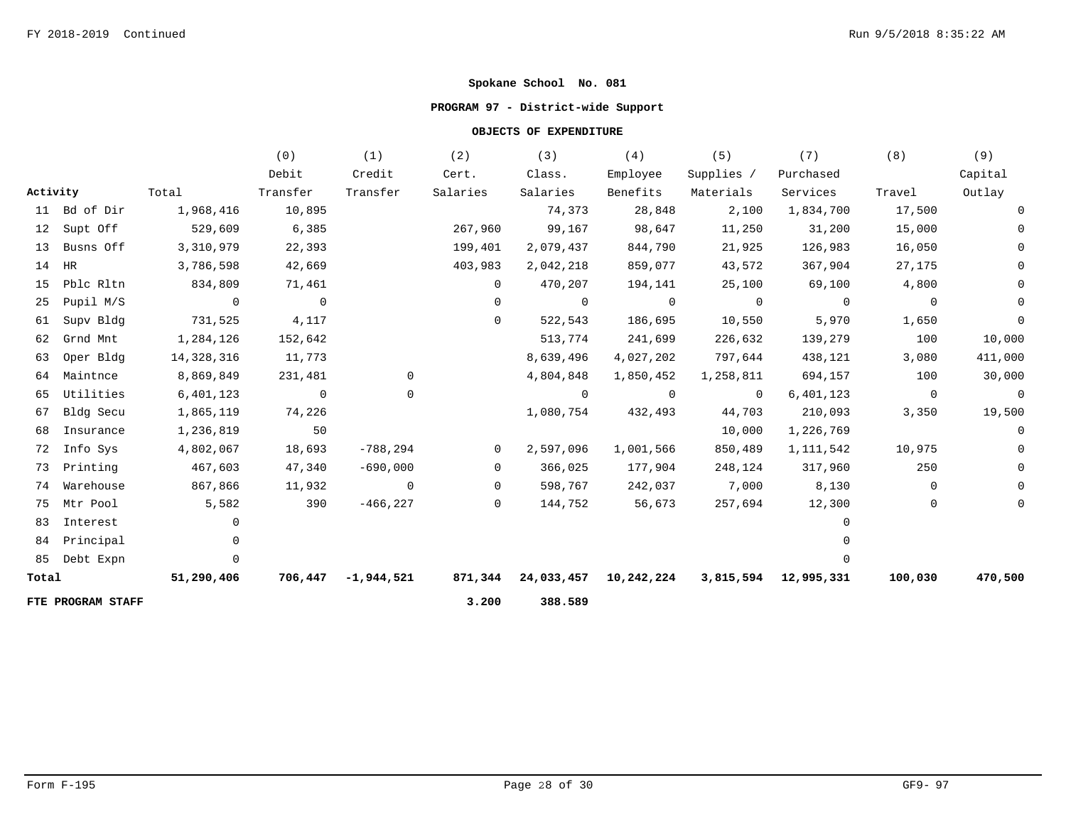FY 2018-2019 Continued

**Spokane School No. 081**

**PROGRAM 97 - District-wide Support**

**OBJECTS OF EXPENDITURE**

| Activity | | Total | (0) Debit Transfer | (1) Credit Transfer | (2) Cert. Salaries | (3) Class. Salaries | (4) Employee Benefits | (5) Supplies / Materials | (7) Purchased Services | (8) Travel | (9) Capital Outlay |
|---|---|---|---|---|---|---|---|---|---|---|---|
| 11 | Bd of Dir | 1,968,416 | 10,895 | | | 74,373 | 28,848 | 2,100 | 1,834,700 | 17,500 | 0 |
| 12 | Supt Off | 529,609 | 6,385 | | 267,960 | 99,167 | 98,647 | 11,250 | 31,200 | 15,000 | 0 |
| 13 | Busns Off | 3,310,979 | 22,393 | | 199,401 | 2,079,437 | 844,790 | 21,925 | 126,983 | 16,050 | 0 |
| 14 | HR | 3,786,598 | 42,669 | | 403,983 | 2,042,218 | 859,077 | 43,572 | 367,904 | 27,175 | 0 |
| 15 | Pblc Rltn | 834,809 | 71,461 | | 0 | 470,207 | 194,141 | 25,100 | 69,100 | 4,800 | 0 |
| 25 | Pupil M/S | 0 | 0 | | 0 | 0 | 0 | 0 | 0 | 0 | 0 |
| 61 | Supv Bldg | 731,525 | 4,117 | | 0 | 522,543 | 186,695 | 10,550 | 5,970 | 1,650 | 0 |
| 62 | Grnd Mnt | 1,284,126 | 152,642 | | | 513,774 | 241,699 | 226,632 | 139,279 | 100 | 10,000 |
| 63 | Oper Bldg | 14,328,316 | 11,773 | | | 8,639,496 | 4,027,202 | 797,644 | 438,121 | 3,080 | 411,000 |
| 64 | Maintnce | 8,869,849 | 231,481 | 0 | | 4,804,848 | 1,850,452 | 1,258,811 | 694,157 | 100 | 30,000 |
| 65 | Utilities | 6,401,123 | 0 | 0 | | 0 | 0 | 0 | 6,401,123 | 0 | 0 |
| 67 | Bldg Secu | 1,865,119 | 74,226 | | | 1,080,754 | 432,493 | 44,703 | 210,093 | 3,350 | 19,500 |
| 68 | Insurance | 1,236,819 | 50 | | | | | 10,000 | 1,226,769 | | 0 |
| 72 | Info Sys | 4,802,067 | 18,693 | -788,294 | 0 | 2,597,096 | 1,001,566 | 850,489 | 1,111,542 | 10,975 | 0 |
| 73 | Printing | 467,603 | 47,340 | -690,000 | 0 | 366,025 | 177,904 | 248,124 | 317,960 | 250 | 0 |
| 74 | Warehouse | 867,866 | 11,932 | 0 | 0 | 598,767 | 242,037 | 7,000 | 8,130 | 0 | 0 |
| 75 | Mtr Pool | 5,582 | 390 | -466,227 | 0 | 144,752 | 56,673 | 257,694 | 12,300 | 0 | 0 |
| 83 | Interest | 0 | | | | | | | 0 | | |
| 84 | Principal | 0 | | | | | | | 0 | | |
| 85 | Debt Expn | 0 | | | | | | | 0 | | |
| **Total** | | **51,290,406** | **706,447** | **-1,944,521** | **871,344** | **24,033,457** | **10,242,224** | **3,815,594** | **12,995,331** | **100,030** | **470,500** |
| **FTE PROGRAM STAFF** | | | | | **3.200** | **388.589** | | | | | |

Form F-195 GF9- 97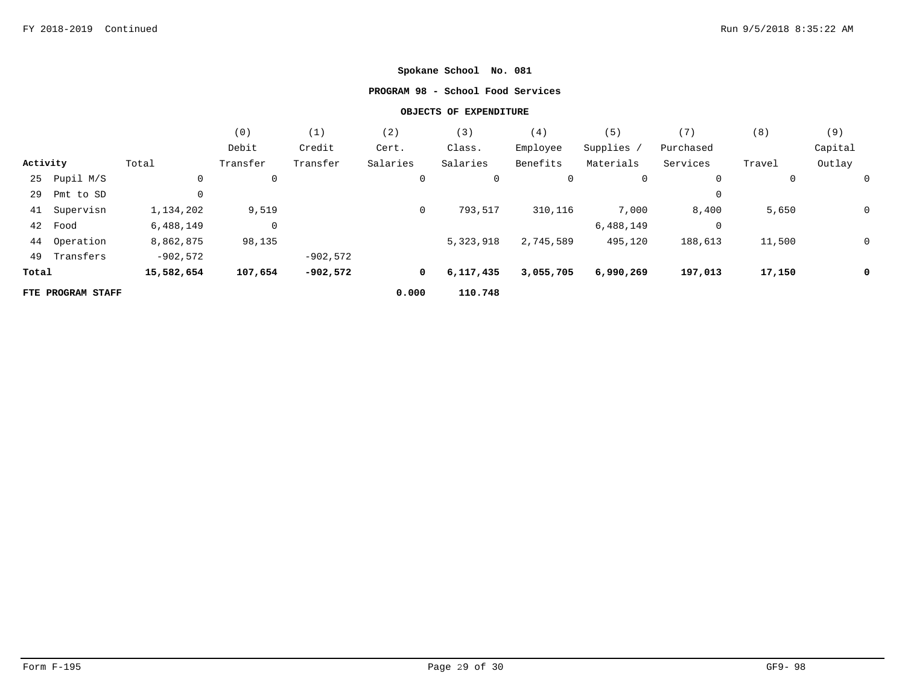**Spokane School No. 081**

**PROGRAM 98 - School Food Services**

**OBJECTS OF EXPENDITURE**

| Activity | Total | (0) Debit Transfer | (1) Credit Transfer | (2) Cert. Salaries | (3) Class. Salaries | (4) Employee Benefits | (5) Supplies / Materials | (7) Purchased Services | (8) Travel | (9) Capital Outlay |
|---|---|---|---|---|---|---|---|---|---|---|
| 25 Pupil M/S | 0 | 0 | | 0 | 0 | 0 | 0 | 0 | 0 | 0 |
| 29 Pmt to SD | 0 | | | | | | | 0 | | |
| 41 Supervisn | 1,134,202 | 9,519 | | 0 | 793,517 | 310,116 | 7,000 | 8,400 | 5,650 | 0 |
| 42 Food | 6,488,149 | 0 | | | | | 6,488,149 | 0 | | |
| 44 Operation | 8,862,875 | 98,135 | | | 5,323,918 | 2,745,589 | 495,120 | 188,613 | 11,500 | 0 |
| 49 Transfers | -902,572 | | -902,572 | | | | | | | |
| **Total** | **15,582,654** | **107,654** | **-902,572** | **0** | **6,117,435** | **3,055,705** | **6,990,269** | **197,013** | **17,150** | **0** |
| **FTE PROGRAM STAFF** | | | | **0.000** | **110.748** | | | | | |

Form F-195 GF9- 98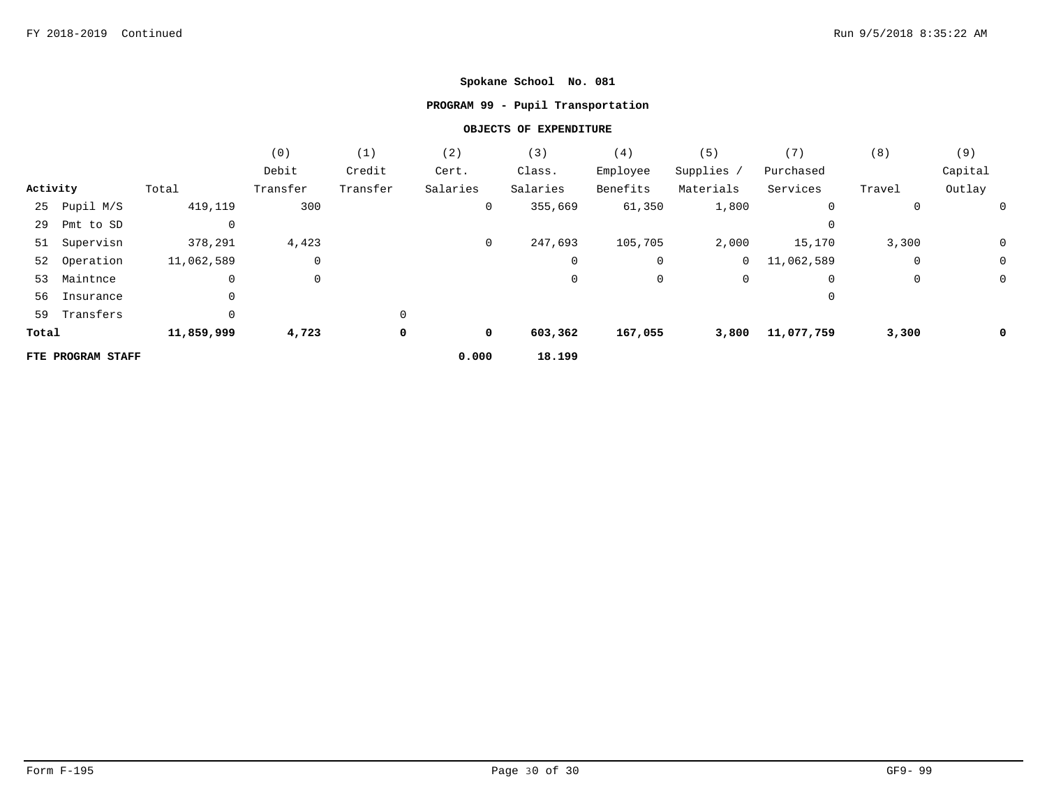**Spokane School No. 081**

**PROGRAM 99 - Pupil Transportation**

**OBJECTS OF EXPENDITURE**

| Activity | Total | (0) Debit Transfer | (1) Credit Transfer | (2) Cert. Salaries | (3) Class. Salaries | (4) Employee Benefits | (5) Supplies / Materials | (7) Purchased Services | (8) Travel | (9) Capital Outlay |
|---|---|---|---|---|---|---|---|---|---|---|
| 25 Pupil M/S | 419,119 | 300 | | 0 | 355,669 | 61,350 | 1,800 | 0 | 0 | 0 |
| 29 Pmt to SD | 0 | | | | | | | 0 | | |
| 51 Supervisn | 378,291 | 4,423 | | 0 | 247,693 | 105,705 | 2,000 | 15,170 | 3,300 | 0 |
| 52 Operation | 11,062,589 | 0 | | | 0 | 0 | 0 | 11,062,589 | 0 | 0 |
| 53 Maintnce | 0 | 0 | | | 0 | 0 | 0 | 0 | 0 | 0 |
| 56 Insurance | 0 | | | | | | | 0 | | |
| 59 Transfers | 0 | | 0 | | | | | | | |
| **Total** | **11,859,999** | **4,723** | **0** | **0** | **603,362** | **167,055** | **3,800** | **11,077,759** | **3,300** | **0** |
| **FTE PROGRAM STAFF** | | | | **0.000** | **18.199** | | | | | |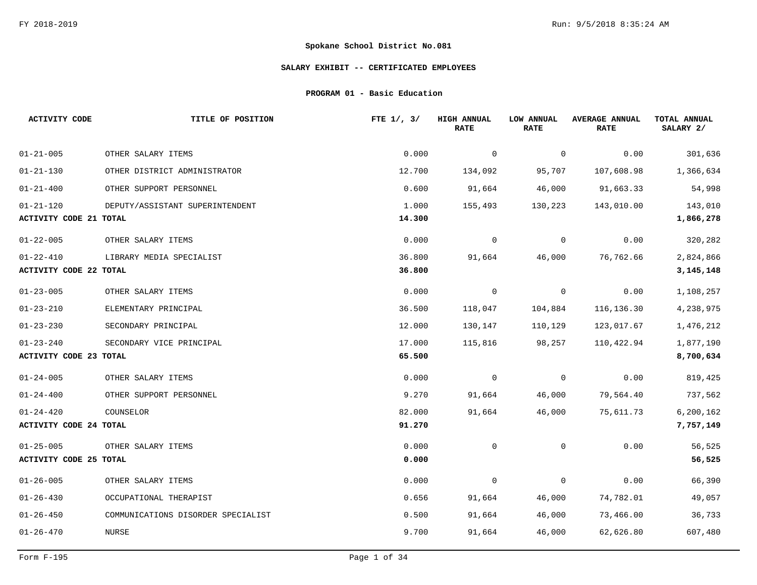FY 2018-2019

**Spokane School District No.081**

**SALARY EXHIBIT -- CERTIFICATED EMPLOYEES**

**PROGRAM 01 - Basic Education**

| ACTIVITY CODE | TITLE OF POSITION | FTE 1/, 3/ | HIGH ANNUAL RATE | LOW ANNUAL RATE | AVERAGE ANNUAL RATE | TOTAL ANNUAL SALARY 2/ |
|---|---|---|---|---|---|---|
| 01-21-005 | OTHER SALARY ITEMS | 0.000 | 0 | 0 | 0.00 | 301,636 |
| 01-21-130 | OTHER DISTRICT ADMINISTRATOR | 12.700 | 134,092 | 95,707 | 107,608.98 | 1,366,634 |
| 01-21-400 | OTHER SUPPORT PERSONNEL | 0.600 | 91,664 | 46,000 | 91,663.33 | 54,998 |
| 01-21-120 | DEPUTY/ASSISTANT SUPERINTENDENT | 1.000 | 155,493 | 130,223 | 143,010.00 | 143,010 |
| **ACTIVITY CODE 21 TOTAL** | | **14.300** | | | | **1,866,278** |
| 01-22-005 | OTHER SALARY ITEMS | 0.000 | 0 | 0 | 0.00 | 320,282 |
| 01-22-410 | LIBRARY MEDIA SPECIALIST | 36.800 | 91,664 | 46,000 | 76,762.66 | 2,824,866 |
| **ACTIVITY CODE 22 TOTAL** | | **36.800** | | | | **3,145,148** |
| 01-23-005 | OTHER SALARY ITEMS | 0.000 | 0 | 0 | 0.00 | 1,108,257 |
| 01-23-210 | ELEMENTARY PRINCIPAL | 36.500 | 118,047 | 104,884 | 116,136.30 | 4,238,975 |
| 01-23-230 | SECONDARY PRINCIPAL | 12.000 | 130,147 | 110,129 | 123,017.67 | 1,476,212 |
| 01-23-240 | SECONDARY VICE PRINCIPAL | 17.000 | 115,816 | 98,257 | 110,422.94 | 1,877,190 |
| **ACTIVITY CODE 23 TOTAL** | | **65.500** | | | | **8,700,634** |
| 01-24-005 | OTHER SALARY ITEMS | 0.000 | 0 | 0 | 0.00 | 819,425 |
| 01-24-400 | OTHER SUPPORT PERSONNEL | 9.270 | 91,664 | 46,000 | 79,564.40 | 737,562 |
| 01-24-420 | COUNSELOR | 82.000 | 91,664 | 46,000 | 75,611.73 | 6,200,162 |
| **ACTIVITY CODE 24 TOTAL** | | **91.270** | | | | **7,757,149** |
| 01-25-005 | OTHER SALARY ITEMS | 0.000 | 0 | 0 | 0.00 | 56,525 |
| **ACTIVITY CODE 25 TOTAL** | | **0.000** | | | | **56,525** |
| 01-26-005 | OTHER SALARY ITEMS | 0.000 | 0 | 0 | 0.00 | 66,390 |
| 01-26-430 | OCCUPATIONAL THERAPIST | 0.656 | 91,664 | 46,000 | 74,782.01 | 49,057 |
| 01-26-450 | COMMUNICATIONS DISORDER SPECIALIST | 0.500 | 91,664 | 46,000 | 73,466.00 | 36,733 |
| 01-26-470 | NURSE | 9.700 | 91,664 | 46,000 | 62,626.80 | 607,480 |

Form F-195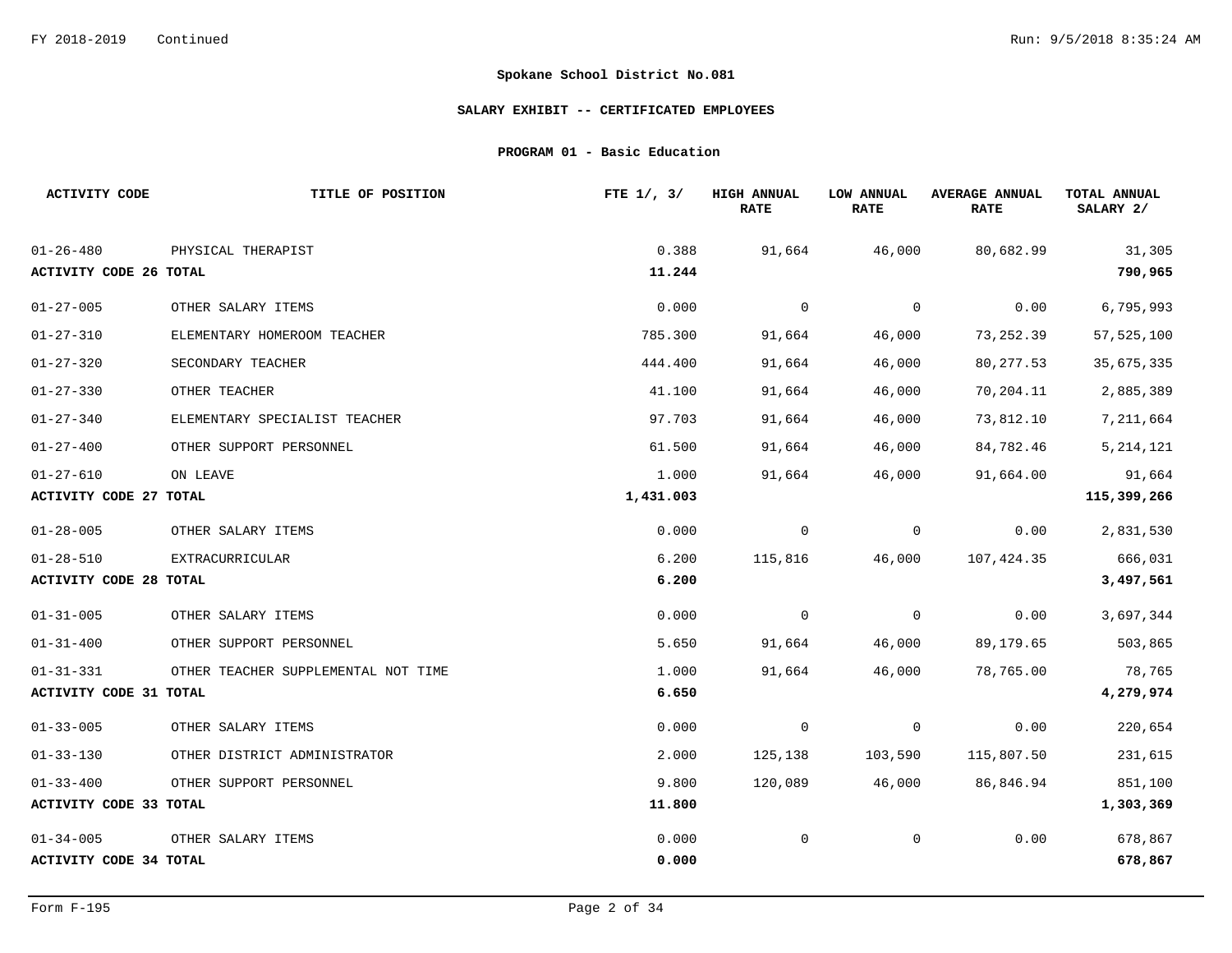## Spokane School District No.081

### SALARY EXHIBIT -- CERTIFICATED EMPLOYEES

### PROGRAM 01 - Basic Education

| ACTIVITY CODE | TITLE OF POSITION | FTE 1/, 3/ | HIGH ANNUAL RATE | LOW ANNUAL RATE | AVERAGE ANNUAL RATE | TOTAL ANNUAL SALARY 2/ |
|---|---|---|---|---|---|---|
| 01-26-480 | PHYSICAL THERAPIST | 0.388 | 91,664 | 46,000 | 80,682.99 | 31,305 |
| **ACTIVITY CODE 26 TOTAL** | | **11.244** | | | | **790,965** |
| 01-27-005 | OTHER SALARY ITEMS | 0.000 | 0 | 0 | 0.00 | 6,795,993 |
| 01-27-310 | ELEMENTARY HOMEROOM TEACHER | 785.300 | 91,664 | 46,000 | 73,252.39 | 57,525,100 |
| 01-27-320 | SECONDARY TEACHER | 444.400 | 91,664 | 46,000 | 80,277.53 | 35,675,335 |
| 01-27-330 | OTHER TEACHER | 41.100 | 91,664 | 46,000 | 70,204.11 | 2,885,389 |
| 01-27-340 | ELEMENTARY SPECIALIST TEACHER | 97.703 | 91,664 | 46,000 | 73,812.10 | 7,211,664 |
| 01-27-400 | OTHER SUPPORT PERSONNEL | 61.500 | 91,664 | 46,000 | 84,782.46 | 5,214,121 |
| 01-27-610 | ON LEAVE | 1.000 | 91,664 | 46,000 | 91,664.00 | 91,664 |
| **ACTIVITY CODE 27 TOTAL** | | **1,431.003** | | | | **115,399,266** |
| 01-28-005 | OTHER SALARY ITEMS | 0.000 | 0 | 0 | 0.00 | 2,831,530 |
| 01-28-510 | EXTRACURRICULAR | 6.200 | 115,816 | 46,000 | 107,424.35 | 666,031 |
| **ACTIVITY CODE 28 TOTAL** | | **6.200** | | | | **3,497,561** |
| 01-31-005 | OTHER SALARY ITEMS | 0.000 | 0 | 0 | 0.00 | 3,697,344 |
| 01-31-400 | OTHER SUPPORT PERSONNEL | 5.650 | 91,664 | 46,000 | 89,179.65 | 503,865 |
| 01-31-331 | OTHER TEACHER SUPPLEMENTAL NOT TIME | 1.000 | 91,664 | 46,000 | 78,765.00 | 78,765 |
| **ACTIVITY CODE 31 TOTAL** | | **6.650** | | | | **4,279,974** |
| 01-33-005 | OTHER SALARY ITEMS | 0.000 | 0 | 0 | 0.00 | 220,654 |
| 01-33-130 | OTHER DISTRICT ADMINISTRATOR | 2.000 | 125,138 | 103,590 | 115,807.50 | 231,615 |
| 01-33-400 | OTHER SUPPORT PERSONNEL | 9.800 | 120,089 | 46,000 | 86,846.94 | 851,100 |
| **ACTIVITY CODE 33 TOTAL** | | **11.800** | | | | **1,303,369** |
| 01-34-005 | OTHER SALARY ITEMS | 0.000 | 0 | 0 | 0.00 | 678,867 |
| **ACTIVITY CODE 34 TOTAL** | | **0.000** | | | | **678,867** |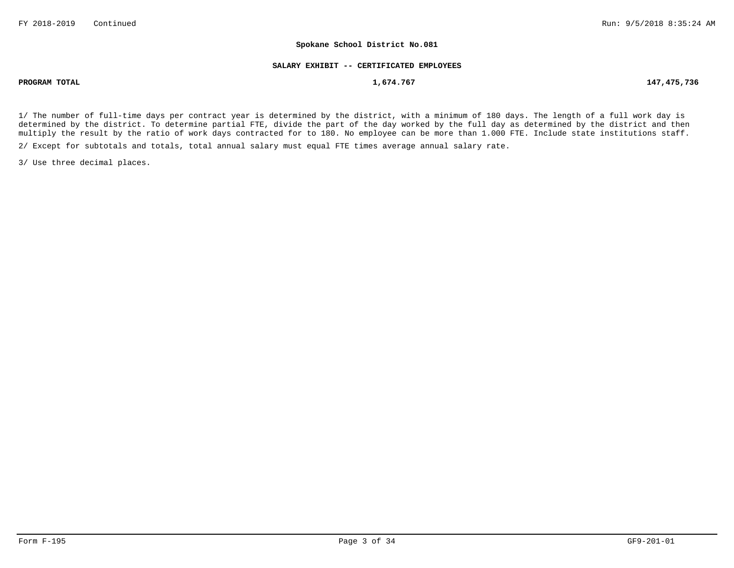**Spokane School District No.081**

**SALARY EXHIBIT -- CERTIFICATED EMPLOYEES**

| | | |
|---|---|---|
| **PROGRAM TOTAL** | **1,674.767** | **147,475,736** |

1/ The number of full-time days per contract year is determined by the district, with a minimum of 180 days. The length of a full work day is determined by the district. To determine partial FTE, divide the part of the day worked by the full day as determined by the district and then multiply the result by the ratio of work days contracted for to 180. No employee can be more than 1.000 FTE. Include state institutions staff.

2/ Except for subtotals and totals, total annual salary must equal FTE times average annual salary rate.

3/ Use three decimal places.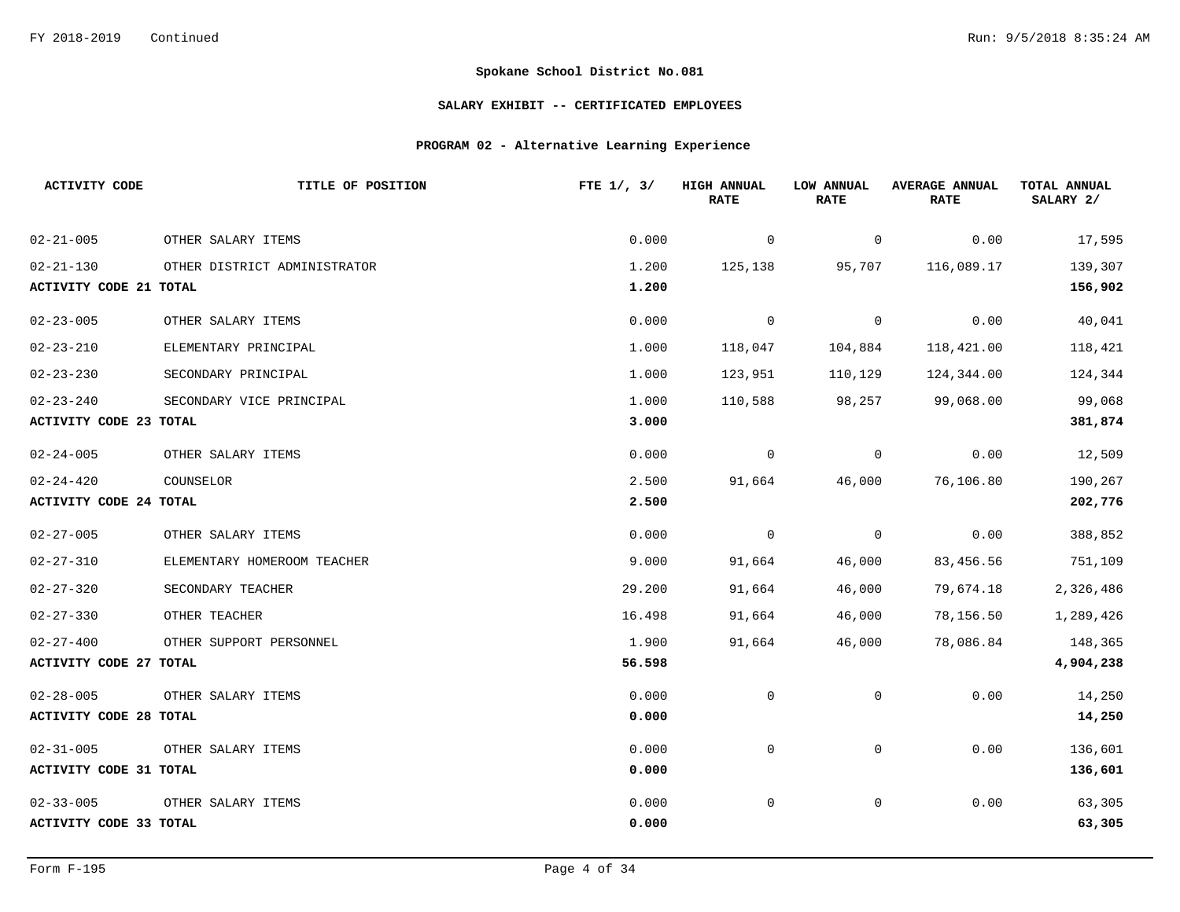## Spokane School District No.081

### SALARY EXHIBIT -- CERTIFICATED EMPLOYEES

### PROGRAM 02 - Alternative Learning Experience

| ACTIVITY CODE | TITLE OF POSITION | FTE 1/, 3/ | HIGH ANNUAL RATE | LOW ANNUAL RATE | AVERAGE ANNUAL RATE | TOTAL ANNUAL SALARY 2/ |
|---|---|---|---|---|---|---|
| 02-21-005 | OTHER SALARY ITEMS | 0.000 | 0 | 0 | 0.00 | 17,595 |
| 02-21-130 | OTHER DISTRICT ADMINISTRATOR | 1.200 | 125,138 | 95,707 | 116,089.17 | 139,307 |
| **ACTIVITY CODE 21 TOTAL** | | **1.200** | | | | **156,902** |
| 02-23-005 | OTHER SALARY ITEMS | 0.000 | 0 | 0 | 0.00 | 40,041 |
| 02-23-210 | ELEMENTARY PRINCIPAL | 1.000 | 118,047 | 104,884 | 118,421.00 | 118,421 |
| 02-23-230 | SECONDARY PRINCIPAL | 1.000 | 123,951 | 110,129 | 124,344.00 | 124,344 |
| 02-23-240 | SECONDARY VICE PRINCIPAL | 1.000 | 110,588 | 98,257 | 99,068.00 | 99,068 |
| **ACTIVITY CODE 23 TOTAL** | | **3.000** | | | | **381,874** |
| 02-24-005 | OTHER SALARY ITEMS | 0.000 | 0 | 0 | 0.00 | 12,509 |
| 02-24-420 | COUNSELOR | 2.500 | 91,664 | 46,000 | 76,106.80 | 190,267 |
| **ACTIVITY CODE 24 TOTAL** | | **2.500** | | | | **202,776** |
| 02-27-005 | OTHER SALARY ITEMS | 0.000 | 0 | 0 | 0.00 | 388,852 |
| 02-27-310 | ELEMENTARY HOMEROOM TEACHER | 9.000 | 91,664 | 46,000 | 83,456.56 | 751,109 |
| 02-27-320 | SECONDARY TEACHER | 29.200 | 91,664 | 46,000 | 79,674.18 | 2,326,486 |
| 02-27-330 | OTHER TEACHER | 16.498 | 91,664 | 46,000 | 78,156.50 | 1,289,426 |
| 02-27-400 | OTHER SUPPORT PERSONNEL | 1.900 | 91,664 | 46,000 | 78,086.84 | 148,365 |
| **ACTIVITY CODE 27 TOTAL** | | **56.598** | | | | **4,904,238** |
| 02-28-005 | OTHER SALARY ITEMS | 0.000 | 0 | 0 | 0.00 | 14,250 |
| **ACTIVITY CODE 28 TOTAL** | | **0.000** | | | | **14,250** |
| 02-31-005 | OTHER SALARY ITEMS | 0.000 | 0 | 0 | 0.00 | 136,601 |
| **ACTIVITY CODE 31 TOTAL** | | **0.000** | | | | **136,601** |
| 02-33-005 | OTHER SALARY ITEMS | 0.000 | 0 | 0 | 0.00 | 63,305 |
| **ACTIVITY CODE 33 TOTAL** | | **0.000** | | | | **63,305** |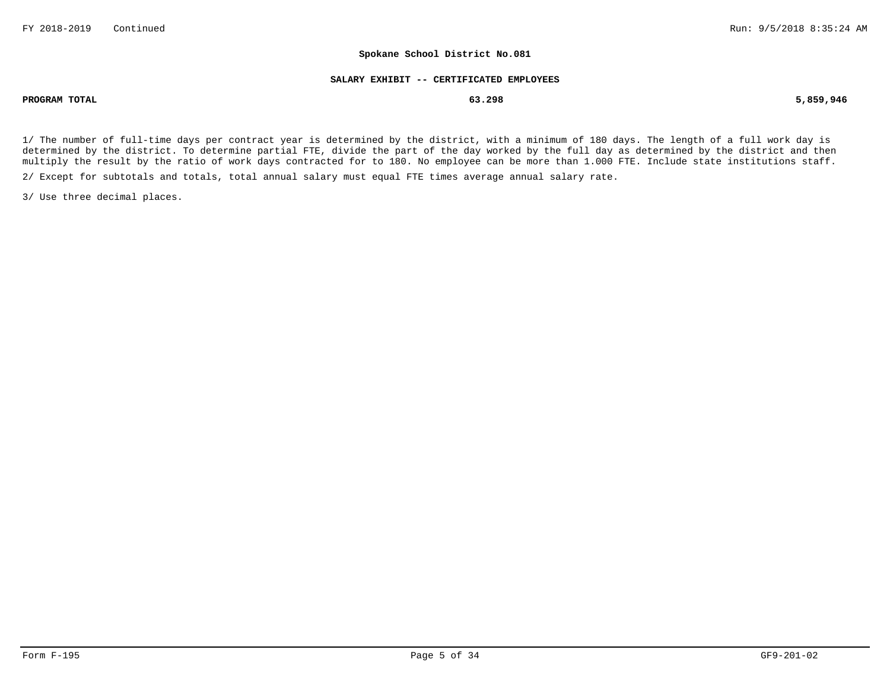**Spokane School District No.081**

**SALARY EXHIBIT -- CERTIFICATED EMPLOYEES**

| | | |
|---|---|---|
| **PROGRAM TOTAL** | **63.298** | **5,859,946** |

1/ The number of full-time days per contract year is determined by the district, with a minimum of 180 days. The length of a full work day is determined by the district. To determine partial FTE, divide the part of the day worked by the full day as determined by the district and then multiply the result by the ratio of work days contracted for to 180. No employee can be more than 1.000 FTE. Include state institutions staff.

2/ Except for subtotals and totals, total annual salary must equal FTE times average annual salary rate.

3/ Use three decimal places.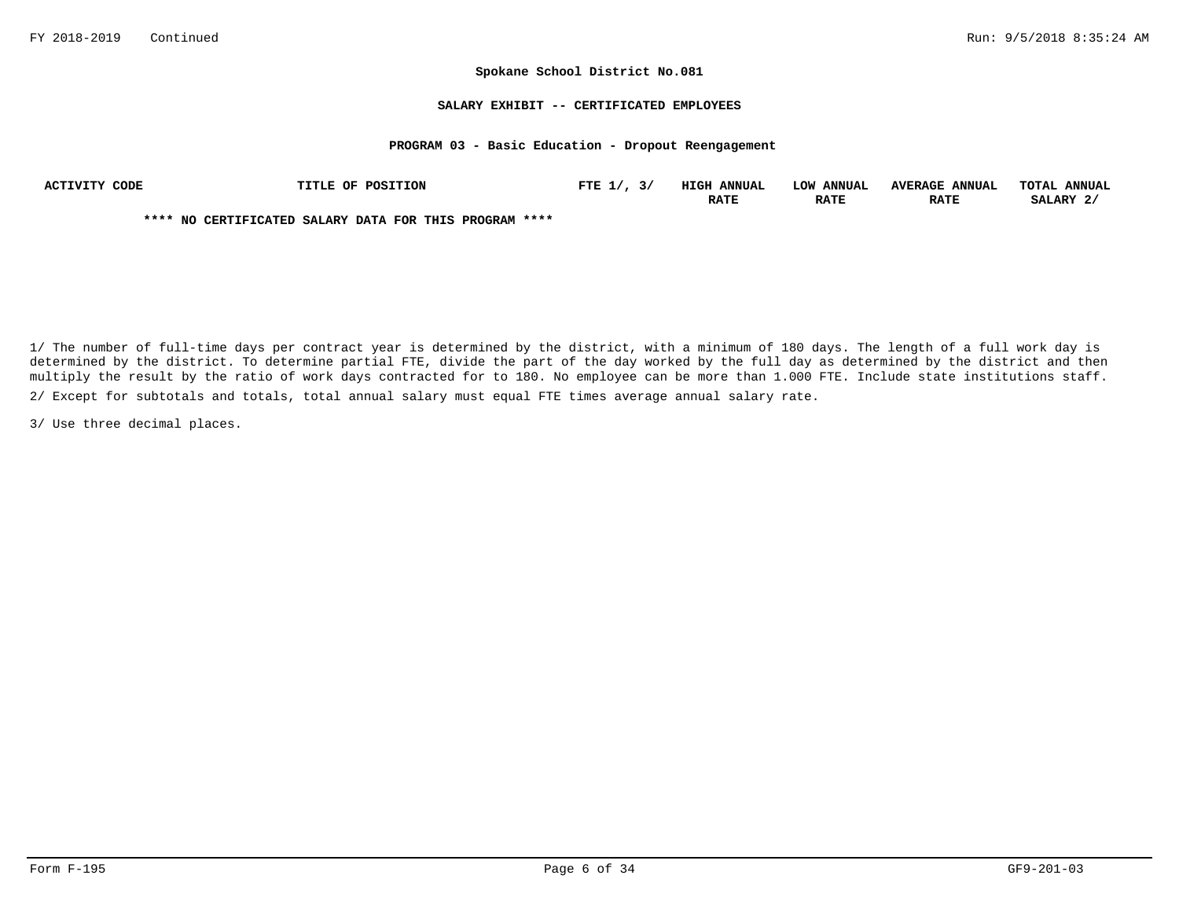**Spokane School District No.081**

**SALARY EXHIBIT -- CERTIFICATED EMPLOYEES**

**PROGRAM 03 - Basic Education - Dropout Reengagement**

| ACTIVITY CODE | TITLE OF POSITION | FTE 1/, 3/ | HIGH ANNUAL RATE | LOW ANNUAL RATE | AVERAGE ANNUAL RATE | TOTAL ANNUAL SALARY 2/ |
|---|---|---|---|---|---|---|

**\*\*\*\* NO CERTIFICATED SALARY DATA FOR THIS PROGRAM \*\*\*\***

1/ The number of full-time days per contract year is determined by the district, with a minimum of 180 days. The length of a full work day is determined by the district. To determine partial FTE, divide the part of the day worked by the full day as determined by the district and then multiply the result by the ratio of work days contracted for to 180. No employee can be more than 1.000 FTE. Include state institutions staff.

2/ Except for subtotals and totals, total annual salary must equal FTE times average annual salary rate.

3/ Use three decimal places.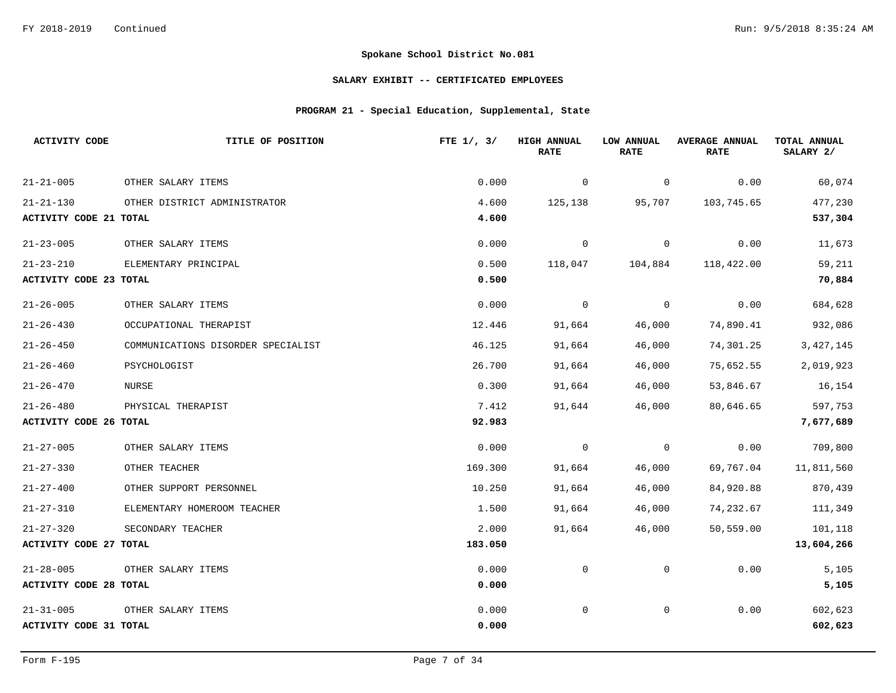**Spokane School District No.081**

**SALARY EXHIBIT -- CERTIFICATED EMPLOYEES**

**PROGRAM 21 - Special Education, Supplemental, State**

| ACTIVITY CODE | TITLE OF POSITION | FTE 1/, 3/ | HIGH ANNUAL RATE | LOW ANNUAL RATE | AVERAGE ANNUAL RATE | TOTAL ANNUAL SALARY 2/ |
|---|---|---|---|---|---|---|
| 21-21-005 | OTHER SALARY ITEMS | 0.000 | 0 | 0 | 0.00 | 60,074 |
| 21-21-130 | OTHER DISTRICT ADMINISTRATOR | 4.600 | 125,138 | 95,707 | 103,745.65 | 477,230 |
| **ACTIVITY CODE 21 TOTAL** | | **4.600** | | | | **537,304** |
| 21-23-005 | OTHER SALARY ITEMS | 0.000 | 0 | 0 | 0.00 | 11,673 |
| 21-23-210 | ELEMENTARY PRINCIPAL | 0.500 | 118,047 | 104,884 | 118,422.00 | 59,211 |
| **ACTIVITY CODE 23 TOTAL** | | **0.500** | | | | **70,884** |
| 21-26-005 | OTHER SALARY ITEMS | 0.000 | 0 | 0 | 0.00 | 684,628 |
| 21-26-430 | OCCUPATIONAL THERAPIST | 12.446 | 91,664 | 46,000 | 74,890.41 | 932,086 |
| 21-26-450 | COMMUNICATIONS DISORDER SPECIALIST | 46.125 | 91,664 | 46,000 | 74,301.25 | 3,427,145 |
| 21-26-460 | PSYCHOLOGIST | 26.700 | 91,664 | 46,000 | 75,652.55 | 2,019,923 |
| 21-26-470 | NURSE | 0.300 | 91,664 | 46,000 | 53,846.67 | 16,154 |
| 21-26-480 | PHYSICAL THERAPIST | 7.412 | 91,644 | 46,000 | 80,646.65 | 597,753 |
| **ACTIVITY CODE 26 TOTAL** | | **92.983** | | | | **7,677,689** |
| 21-27-005 | OTHER SALARY ITEMS | 0.000 | 0 | 0 | 0.00 | 709,800 |
| 21-27-330 | OTHER TEACHER | 169.300 | 91,664 | 46,000 | 69,767.04 | 11,811,560 |
| 21-27-400 | OTHER SUPPORT PERSONNEL | 10.250 | 91,664 | 46,000 | 84,920.88 | 870,439 |
| 21-27-310 | ELEMENTARY HOMEROOM TEACHER | 1.500 | 91,664 | 46,000 | 74,232.67 | 111,349 |
| 21-27-320 | SECONDARY TEACHER | 2.000 | 91,664 | 46,000 | 50,559.00 | 101,118 |
| **ACTIVITY CODE 27 TOTAL** | | **183.050** | | | | **13,604,266** |
| 21-28-005 | OTHER SALARY ITEMS | 0.000 | 0 | 0 | 0.00 | 5,105 |
| **ACTIVITY CODE 28 TOTAL** | | **0.000** | | | | **5,105** |
| 21-31-005 | OTHER SALARY ITEMS | 0.000 | 0 | 0 | 0.00 | 602,623 |
| **ACTIVITY CODE 31 TOTAL** | | **0.000** | | | | **602,623** |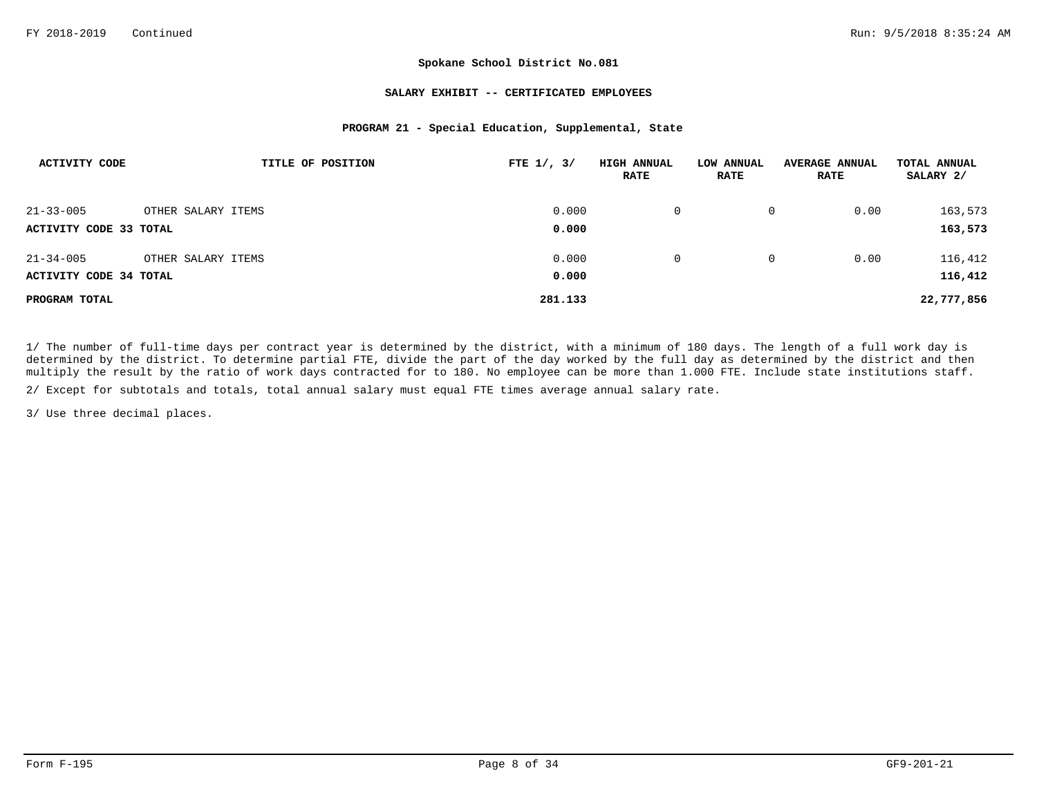**Spokane School District No.081**

**SALARY EXHIBIT -- CERTIFICATED EMPLOYEES**

**PROGRAM 21 - Special Education, Supplemental, State**

| ACTIVITY CODE | TITLE OF POSITION | FTE 1/, 3/ | HIGH ANNUAL RATE | LOW ANNUAL RATE | AVERAGE ANNUAL RATE | TOTAL ANNUAL SALARY 2/ |
|---|---|---|---|---|---|---|
| 21-33-005 | OTHER SALARY ITEMS | 0.000 | 0 | 0 | 0.00 | 163,573 |
| **ACTIVITY CODE 33 TOTAL** | | **0.000** | | | | **163,573** |
| 21-34-005 | OTHER SALARY ITEMS | 0.000 | 0 | 0 | 0.00 | 116,412 |
| **ACTIVITY CODE 34 TOTAL** | | **0.000** | | | | **116,412** |
| **PROGRAM TOTAL** | | **281.133** | | | | **22,777,856** |

1/ The number of full-time days per contract year is determined by the district, with a minimum of 180 days. The length of a full work day is determined by the district. To determine partial FTE, divide the part of the day worked by the full day as determined by the district and then multiply the result by the ratio of work days contracted for to 180. No employee can be more than 1.000 FTE. Include state institutions staff.

2/ Except for subtotals and totals, total annual salary must equal FTE times average annual salary rate.

3/ Use three decimal places.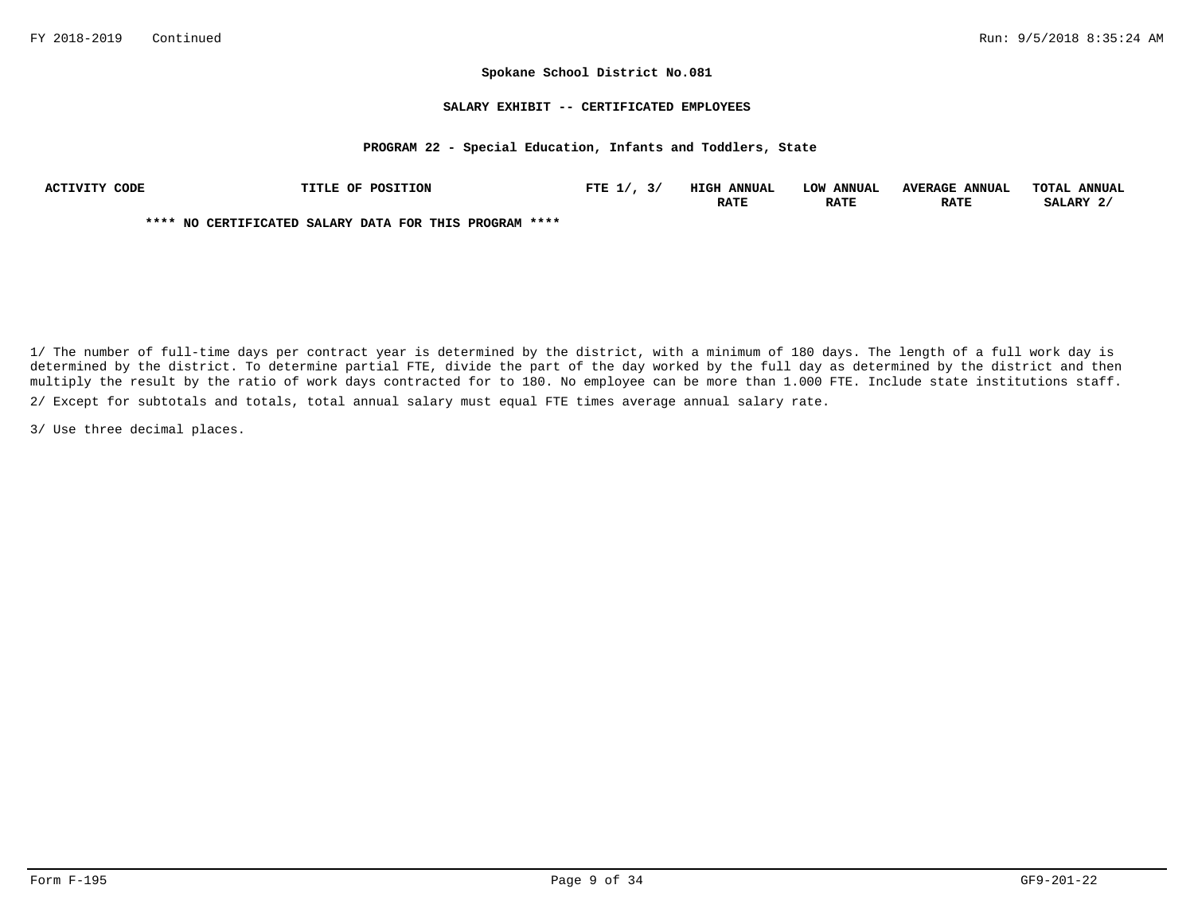**Spokane School District No.081**

**SALARY EXHIBIT -- CERTIFICATED EMPLOYEES**

**PROGRAM 22 - Special Education, Infants and Toddlers, State**

| ACTIVITY CODE | TITLE OF POSITION | FTE 1/, 3/ | HIGH ANNUAL RATE | LOW ANNUAL RATE | AVERAGE ANNUAL RATE | TOTAL ANNUAL SALARY 2/ |
|---|---|---|---|---|---|---|

**\*\*\*\* NO CERTIFICATED SALARY DATA FOR THIS PROGRAM \*\*\*\***

1/ The number of full-time days per contract year is determined by the district, with a minimum of 180 days. The length of a full work day is determined by the district. To determine partial FTE, divide the part of the day worked by the full day as determined by the district and then multiply the result by the ratio of work days contracted for to 180. No employee can be more than 1.000 FTE. Include state institutions staff.

2/ Except for subtotals and totals, total annual salary must equal FTE times average annual salary rate.

3/ Use three decimal places.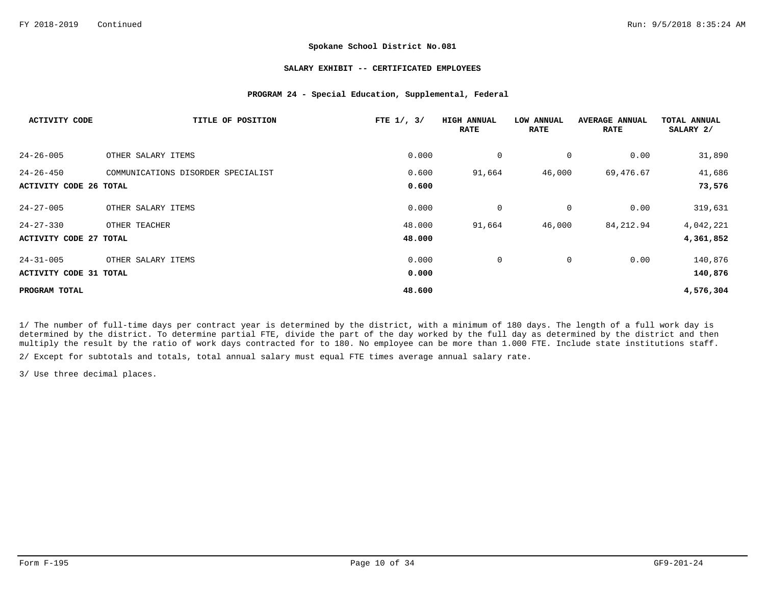**Spokane School District No.081**

**SALARY EXHIBIT -- CERTIFICATED EMPLOYEES**

**PROGRAM 24 - Special Education, Supplemental, Federal**

| ACTIVITY CODE | TITLE OF POSITION | FTE 1/, 3/ | HIGH ANNUAL RATE | LOW ANNUAL RATE | AVERAGE ANNUAL RATE | TOTAL ANNUAL SALARY 2/ |
|---|---|---|---|---|---|---|
| 24-26-005 | OTHER SALARY ITEMS | 0.000 | 0 | 0 | 0.00 | 31,890 |
| 24-26-450 | COMMUNICATIONS DISORDER SPECIALIST | 0.600 | 91,664 | 46,000 | 69,476.67 | 41,686 |
| **ACTIVITY CODE 26 TOTAL** | | **0.600** | | | | **73,576** |
| 24-27-005 | OTHER SALARY ITEMS | 0.000 | 0 | 0 | 0.00 | 319,631 |
| 24-27-330 | OTHER TEACHER | 48.000 | 91,664 | 46,000 | 84,212.94 | 4,042,221 |
| **ACTIVITY CODE 27 TOTAL** | | **48.000** | | | | **4,361,852** |
| 24-31-005 | OTHER SALARY ITEMS | 0.000 | 0 | 0 | 0.00 | 140,876 |
| **ACTIVITY CODE 31 TOTAL** | | **0.000** | | | | **140,876** |
| **PROGRAM TOTAL** | | **48.600** | | | | **4,576,304** |

1/ The number of full-time days per contract year is determined by the district, with a minimum of 180 days. The length of a full work day is determined by the district. To determine partial FTE, divide the part of the day worked by the full day as determined by the district and then multiply the result by the ratio of work days contracted for to 180. No employee can be more than 1.000 FTE. Include state institutions staff.

2/ Except for subtotals and totals, total annual salary must equal FTE times average annual salary rate.

3/ Use three decimal places.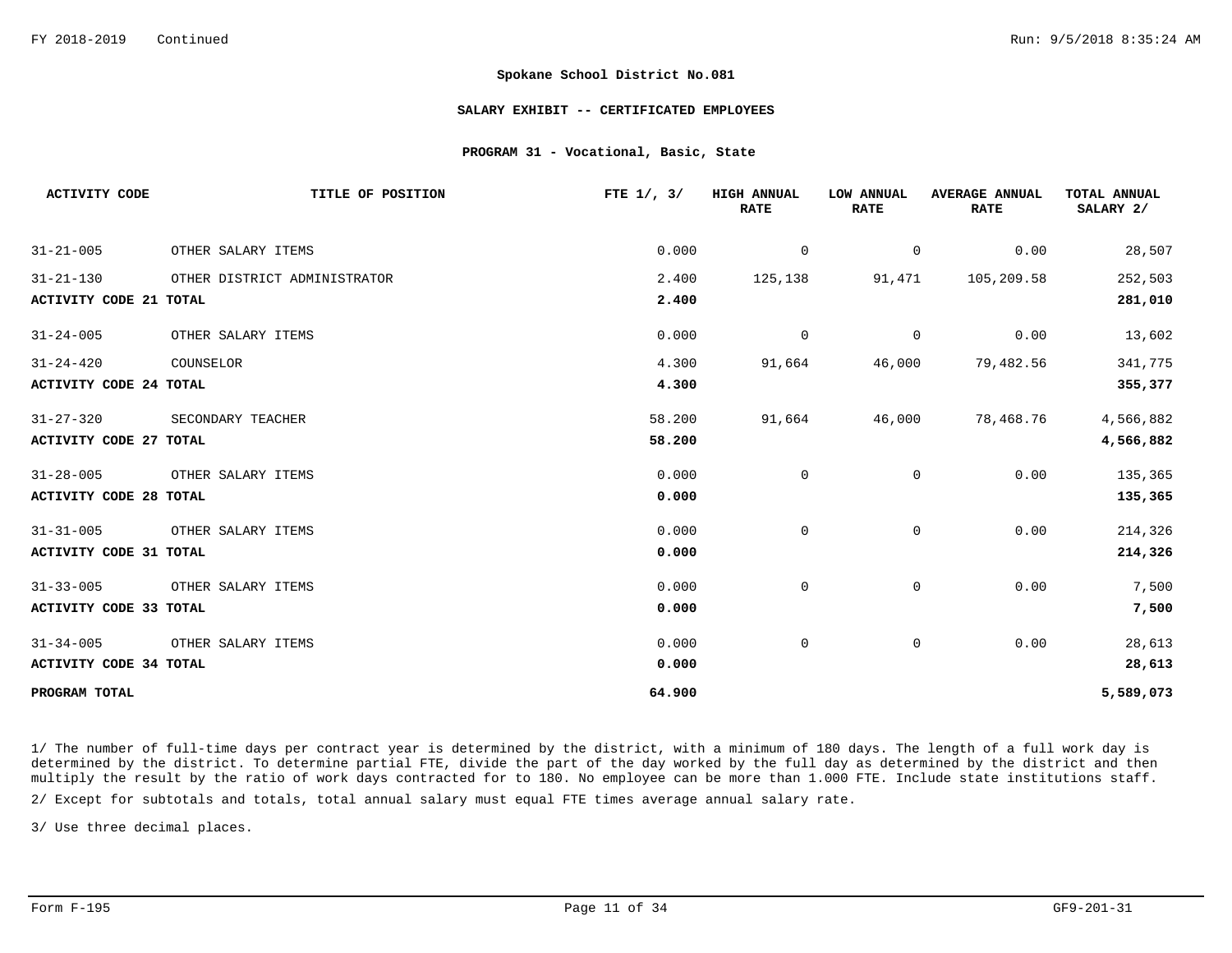**Spokane School District No.081**

**SALARY EXHIBIT -- CERTIFICATED EMPLOYEES**

**PROGRAM 31 - Vocational, Basic, State**

| ACTIVITY CODE | TITLE OF POSITION | FTE 1/, 3/ | HIGH ANNUAL RATE | LOW ANNUAL RATE | AVERAGE ANNUAL RATE | TOTAL ANNUAL SALARY 2/ |
|---|---|---|---|---|---|---|
| 31-21-005 | OTHER SALARY ITEMS | 0.000 | 0 | 0 | 0.00 | 28,507 |
| 31-21-130 | OTHER DISTRICT ADMINISTRATOR | 2.400 | 125,138 | 91,471 | 105,209.58 | 252,503 |
| **ACTIVITY CODE 21 TOTAL** | | **2.400** | | | | **281,010** |
| 31-24-005 | OTHER SALARY ITEMS | 0.000 | 0 | 0 | 0.00 | 13,602 |
| 31-24-420 | COUNSELOR | 4.300 | 91,664 | 46,000 | 79,482.56 | 341,775 |
| **ACTIVITY CODE 24 TOTAL** | | **4.300** | | | | **355,377** |
| 31-27-320 | SECONDARY TEACHER | 58.200 | 91,664 | 46,000 | 78,468.76 | 4,566,882 |
| **ACTIVITY CODE 27 TOTAL** | | **58.200** | | | | **4,566,882** |
| 31-28-005 | OTHER SALARY ITEMS | 0.000 | 0 | 0 | 0.00 | 135,365 |
| **ACTIVITY CODE 28 TOTAL** | | **0.000** | | | | **135,365** |
| 31-31-005 | OTHER SALARY ITEMS | 0.000 | 0 | 0 | 0.00 | 214,326 |
| **ACTIVITY CODE 31 TOTAL** | | **0.000** | | | | **214,326** |
| 31-33-005 | OTHER SALARY ITEMS | 0.000 | 0 | 0 | 0.00 | 7,500 |
| **ACTIVITY CODE 33 TOTAL** | | **0.000** | | | | **7,500** |
| 31-34-005 | OTHER SALARY ITEMS | 0.000 | 0 | 0 | 0.00 | 28,613 |
| **ACTIVITY CODE 34 TOTAL** | | **0.000** | | | | **28,613** |
| **PROGRAM TOTAL** | | **64.900** | | | | **5,589,073** |

1/ The number of full-time days per contract year is determined by the district, with a minimum of 180 days. The length of a full work day is determined by the district. To determine partial FTE, divide the part of the day worked by the full day as determined by the district and then multiply the result by the ratio of work days contracted for to 180. No employee can be more than 1.000 FTE. Include state institutions staff.

2/ Except for subtotals and totals, total annual salary must equal FTE times average annual salary rate.

3/ Use three decimal places.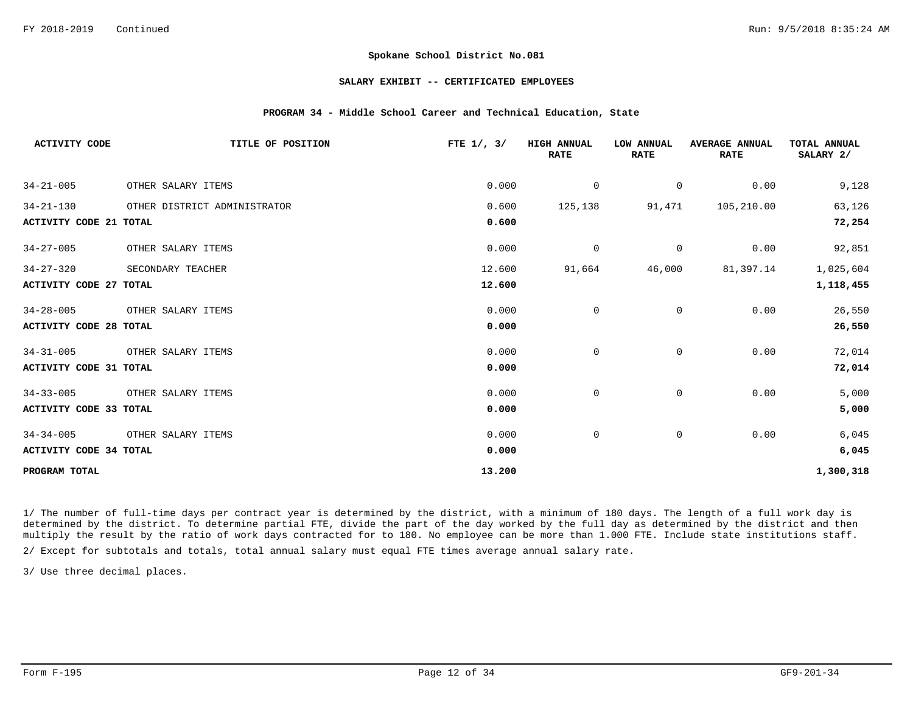**Spokane School District No.081**

**SALARY EXHIBIT -- CERTIFICATED EMPLOYEES**

**PROGRAM 34 - Middle School Career and Technical Education, State**

| ACTIVITY CODE | TITLE OF POSITION | FTE 1/, 3/ | HIGH ANNUAL RATE | LOW ANNUAL RATE | AVERAGE ANNUAL RATE | TOTAL ANNUAL SALARY 2/ |
|---|---|---|---|---|---|---|
| 34-21-005 | OTHER SALARY ITEMS | 0.000 | 0 | 0 | 0.00 | 9,128 |
| 34-21-130 | OTHER DISTRICT ADMINISTRATOR | 0.600 | 125,138 | 91,471 | 105,210.00 | 63,126 |
| **ACTIVITY CODE 21 TOTAL** | | **0.600** | | | | **72,254** |
| 34-27-005 | OTHER SALARY ITEMS | 0.000 | 0 | 0 | 0.00 | 92,851 |
| 34-27-320 | SECONDARY TEACHER | 12.600 | 91,664 | 46,000 | 81,397.14 | 1,025,604 |
| **ACTIVITY CODE 27 TOTAL** | | **12.600** | | | | **1,118,455** |
| 34-28-005 | OTHER SALARY ITEMS | 0.000 | 0 | 0 | 0.00 | 26,550 |
| **ACTIVITY CODE 28 TOTAL** | | **0.000** | | | | **26,550** |
| 34-31-005 | OTHER SALARY ITEMS | 0.000 | 0 | 0 | 0.00 | 72,014 |
| **ACTIVITY CODE 31 TOTAL** | | **0.000** | | | | **72,014** |
| 34-33-005 | OTHER SALARY ITEMS | 0.000 | 0 | 0 | 0.00 | 5,000 |
| **ACTIVITY CODE 33 TOTAL** | | **0.000** | | | | **5,000** |
| 34-34-005 | OTHER SALARY ITEMS | 0.000 | 0 | 0 | 0.00 | 6,045 |
| **ACTIVITY CODE 34 TOTAL** | | **0.000** | | | | **6,045** |
| **PROGRAM TOTAL** | | **13.200** | | | | **1,300,318** |

1/ The number of full-time days per contract year is determined by the district, with a minimum of 180 days. The length of a full work day is determined by the district. To determine partial FTE, divide the part of the day worked by the full day as determined by the district and then multiply the result by the ratio of work days contracted for to 180. No employee can be more than 1.000 FTE. Include state institutions staff.

2/ Except for subtotals and totals, total annual salary must equal FTE times average annual salary rate.

3/ Use three decimal places.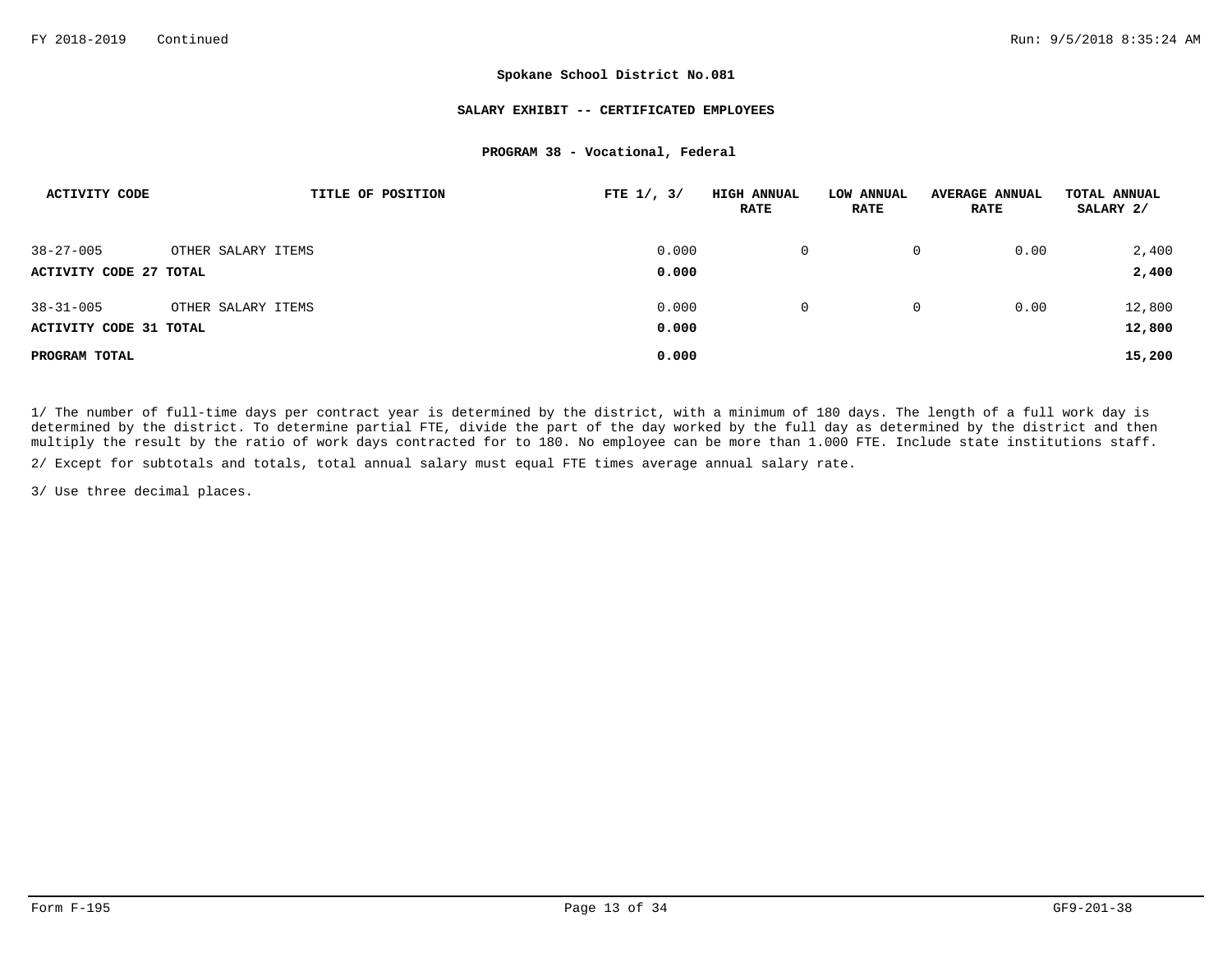**Spokane School District No.081**

**SALARY EXHIBIT -- CERTIFICATED EMPLOYEES**

**PROGRAM 38 - Vocational, Federal**

| ACTIVITY CODE | TITLE OF POSITION | FTE 1/, 3/ | HIGH ANNUAL RATE | LOW ANNUAL RATE | AVERAGE ANNUAL RATE | TOTAL ANNUAL SALARY 2/ |
|---|---|---|---|---|---|---|
| 38-27-005 | OTHER SALARY ITEMS | 0.000 | 0 | 0 | 0.00 | 2,400 |
| **ACTIVITY CODE 27 TOTAL** | | **0.000** | | | | **2,400** |
| 38-31-005 | OTHER SALARY ITEMS | 0.000 | 0 | 0 | 0.00 | 12,800 |
| **ACTIVITY CODE 31 TOTAL** | | **0.000** | | | | **12,800** |
| **PROGRAM TOTAL** | | **0.000** | | | | **15,200** |

1/ The number of full-time days per contract year is determined by the district, with a minimum of 180 days. The length of a full work day is determined by the district. To determine partial FTE, divide the part of the day worked by the full day as determined by the district and then multiply the result by the ratio of work days contracted for to 180. No employee can be more than 1.000 FTE. Include state institutions staff.

2/ Except for subtotals and totals, total annual salary must equal FTE times average annual salary rate.

3/ Use three decimal places.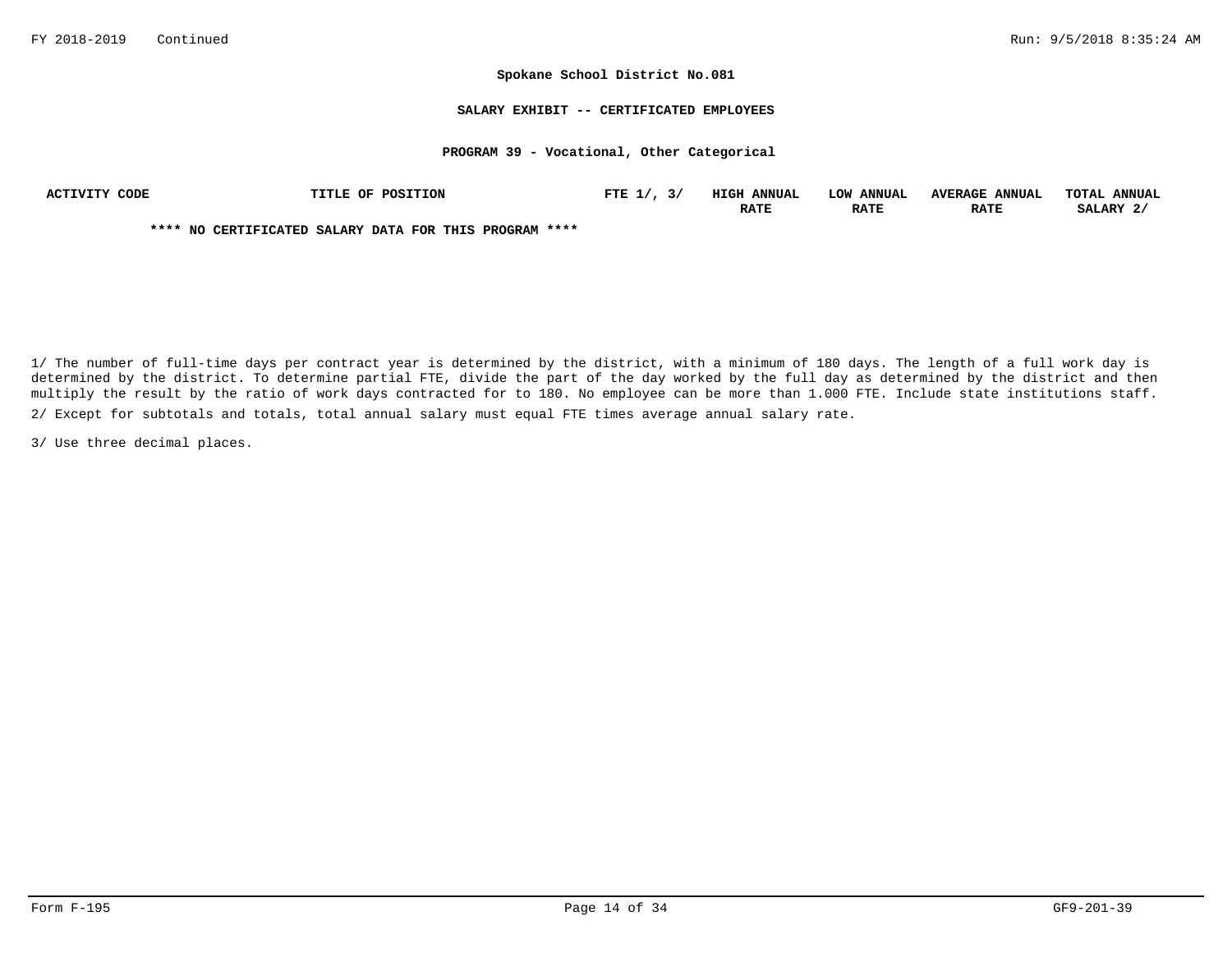**Spokane School District No.081**

**SALARY EXHIBIT -- CERTIFICATED EMPLOYEES**

**PROGRAM 39 - Vocational, Other Categorical**

| ACTIVITY CODE | TITLE OF POSITION | FTE 1/, 3/ | HIGH ANNUAL RATE | LOW ANNUAL RATE | AVERAGE ANNUAL RATE | TOTAL ANNUAL SALARY 2/ |
|---|---|---|---|---|---|---|

**\*\*\*\* NO CERTIFICATED SALARY DATA FOR THIS PROGRAM \*\*\*\***

1/ The number of full-time days per contract year is determined by the district, with a minimum of 180 days. The length of a full work day is determined by the district. To determine partial FTE, divide the part of the day worked by the full day as determined by the district and then multiply the result by the ratio of work days contracted for to 180. No employee can be more than 1.000 FTE. Include state institutions staff.

2/ Except for subtotals and totals, total annual salary must equal FTE times average annual salary rate.

3/ Use three decimal places.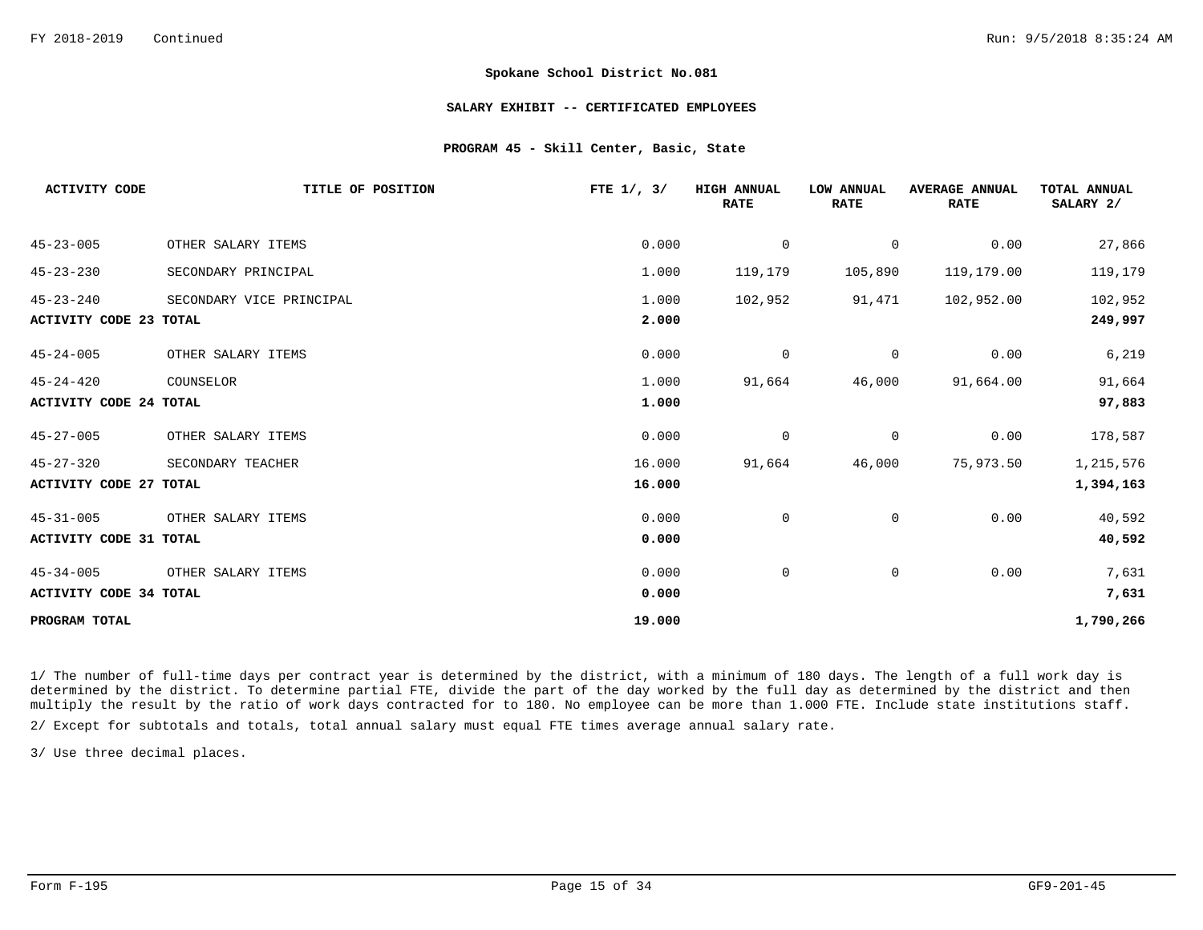**Spokane School District No.081**

**SALARY EXHIBIT -- CERTIFICATED EMPLOYEES**

**PROGRAM 45 - Skill Center, Basic, State**

| ACTIVITY CODE | TITLE OF POSITION | FTE 1/, 3/ | HIGH ANNUAL RATE | LOW ANNUAL RATE | AVERAGE ANNUAL RATE | TOTAL ANNUAL SALARY 2/ |
|---|---|---|---|---|---|---|
| 45-23-005 | OTHER SALARY ITEMS | 0.000 | 0 | 0 | 0.00 | 27,866 |
| 45-23-230 | SECONDARY PRINCIPAL | 1.000 | 119,179 | 105,890 | 119,179.00 | 119,179 |
| 45-23-240 | SECONDARY VICE PRINCIPAL | 1.000 | 102,952 | 91,471 | 102,952.00 | 102,952 |
| **ACTIVITY CODE 23 TOTAL** | | **2.000** | | | | **249,997** |
| 45-24-005 | OTHER SALARY ITEMS | 0.000 | 0 | 0 | 0.00 | 6,219 |
| 45-24-420 | COUNSELOR | 1.000 | 91,664 | 46,000 | 91,664.00 | 91,664 |
| **ACTIVITY CODE 24 TOTAL** | | **1.000** | | | | **97,883** |
| 45-27-005 | OTHER SALARY ITEMS | 0.000 | 0 | 0 | 0.00 | 178,587 |
| 45-27-320 | SECONDARY TEACHER | 16.000 | 91,664 | 46,000 | 75,973.50 | 1,215,576 |
| **ACTIVITY CODE 27 TOTAL** | | **16.000** | | | | **1,394,163** |
| 45-31-005 | OTHER SALARY ITEMS | 0.000 | 0 | 0 | 0.00 | 40,592 |
| **ACTIVITY CODE 31 TOTAL** | | **0.000** | | | | **40,592** |
| 45-34-005 | OTHER SALARY ITEMS | 0.000 | 0 | 0 | 0.00 | 7,631 |
| **ACTIVITY CODE 34 TOTAL** | | **0.000** | | | | **7,631** |
| **PROGRAM TOTAL** | | **19.000** | | | | **1,790,266** |

1/ The number of full-time days per contract year is determined by the district, with a minimum of 180 days. The length of a full work day is determined by the district. To determine partial FTE, divide the part of the day worked by the full day as determined by the district and then multiply the result by the ratio of work days contracted for to 180. No employee can be more than 1.000 FTE. Include state institutions staff.

2/ Except for subtotals and totals, total annual salary must equal FTE times average annual salary rate.

3/ Use three decimal places.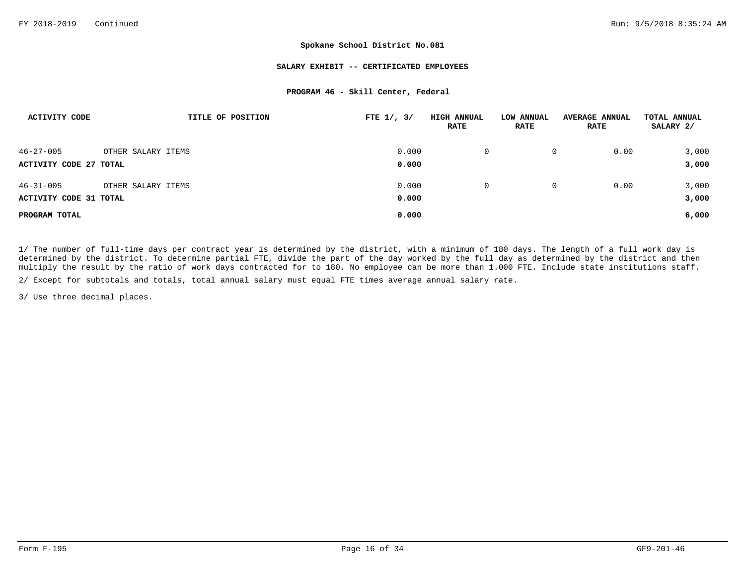**Spokane School District No.081**

**SALARY EXHIBIT -- CERTIFICATED EMPLOYEES**

**PROGRAM 46 - Skill Center, Federal**

| ACTIVITY CODE | TITLE OF POSITION | FTE 1/, 3/ | HIGH ANNUAL RATE | LOW ANNUAL RATE | AVERAGE ANNUAL RATE | TOTAL ANNUAL SALARY 2/ |
|---|---|---|---|---|---|---|
| 46-27-005 | OTHER SALARY ITEMS | 0.000 | 0 | 0 | 0.00 | 3,000 |
| **ACTIVITY CODE 27 TOTAL** | | **0.000** | | | | **3,000** |
| 46-31-005 | OTHER SALARY ITEMS | 0.000 | 0 | 0 | 0.00 | 3,000 |
| **ACTIVITY CODE 31 TOTAL** | | **0.000** | | | | **3,000** |
| **PROGRAM TOTAL** | | **0.000** | | | | **6,000** |

1/ The number of full-time days per contract year is determined by the district, with a minimum of 180 days. The length of a full work day is determined by the district. To determine partial FTE, divide the part of the day worked by the full day as determined by the district and then multiply the result by the ratio of work days contracted for to 180. No employee can be more than 1.000 FTE. Include state institutions staff.

2/ Except for subtotals and totals, total annual salary must equal FTE times average annual salary rate.

3/ Use three decimal places.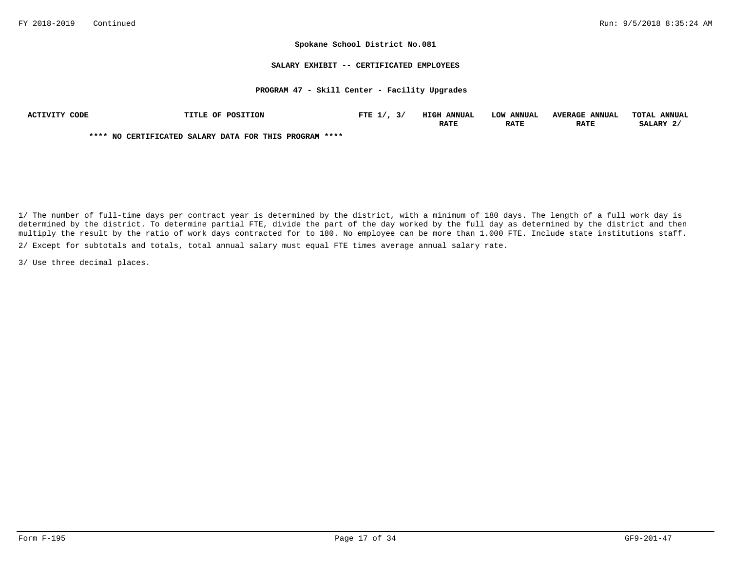**Spokane School District No.081**

**SALARY EXHIBIT -- CERTIFICATED EMPLOYEES**

**PROGRAM 47 - Skill Center - Facility Upgrades**

| ACTIVITY CODE | TITLE OF POSITION | FTE 1/, 3/ | HIGH ANNUAL RATE | LOW ANNUAL RATE | AVERAGE ANNUAL RATE | TOTAL ANNUAL SALARY 2/ |
|---|---|---|---|---|---|---|

**\*\*\*\* NO CERTIFICATED SALARY DATA FOR THIS PROGRAM \*\*\*\***

1/ The number of full-time days per contract year is determined by the district, with a minimum of 180 days. The length of a full work day is determined by the district. To determine partial FTE, divide the part of the day worked by the full day as determined by the district and then multiply the result by the ratio of work days contracted for to 180. No employee can be more than 1.000 FTE. Include state institutions staff.

2/ Except for subtotals and totals, total annual salary must equal FTE times average annual salary rate.

3/ Use three decimal places.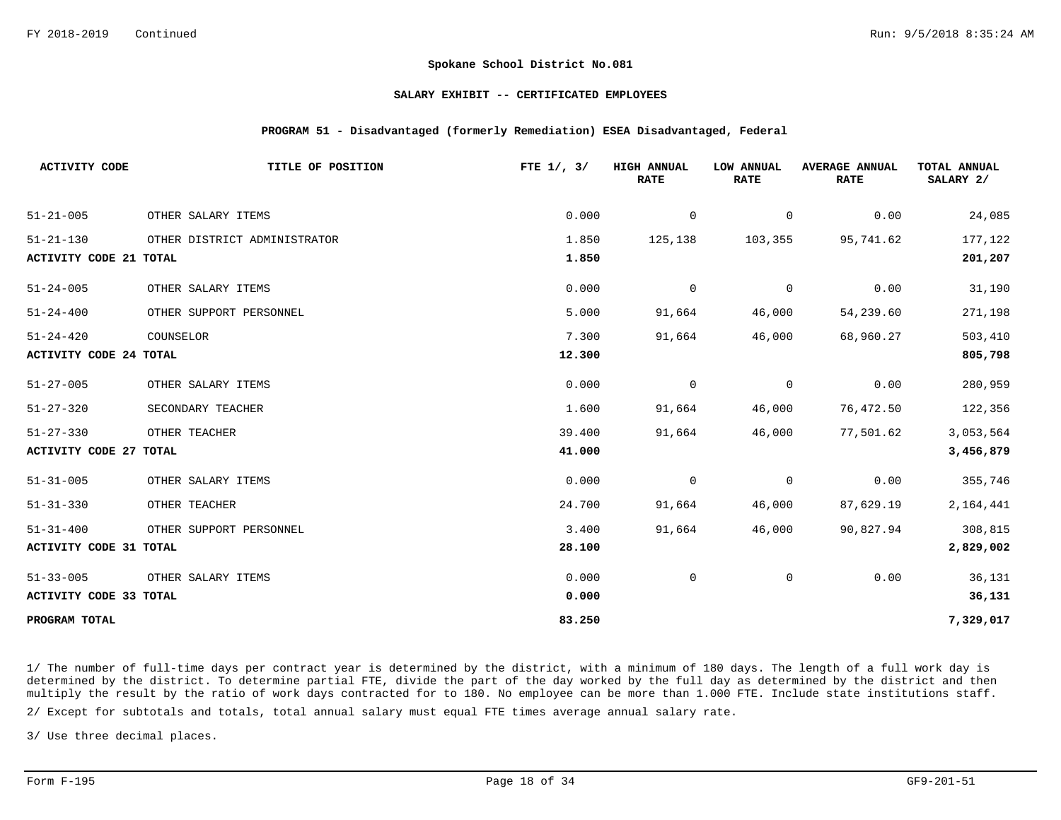**Spokane School District No.081**

**SALARY EXHIBIT -- CERTIFICATED EMPLOYEES**

**PROGRAM 51 - Disadvantaged (formerly Remediation) ESEA Disadvantaged, Federal**

| ACTIVITY CODE | TITLE OF POSITION | FTE 1/, 3/ | HIGH ANNUAL RATE | LOW ANNUAL RATE | AVERAGE ANNUAL RATE | TOTAL ANNUAL SALARY 2/ |
|---|---|---|---|---|---|---|
| 51-21-005 | OTHER SALARY ITEMS | 0.000 | 0 | 0 | 0.00 | 24,085 |
| 51-21-130 | OTHER DISTRICT ADMINISTRATOR | 1.850 | 125,138 | 103,355 | 95,741.62 | 177,122 |
| **ACTIVITY CODE 21 TOTAL** | | **1.850** | | | | **201,207** |
| 51-24-005 | OTHER SALARY ITEMS | 0.000 | 0 | 0 | 0.00 | 31,190 |
| 51-24-400 | OTHER SUPPORT PERSONNEL | 5.000 | 91,664 | 46,000 | 54,239.60 | 271,198 |
| 51-24-420 | COUNSELOR | 7.300 | 91,664 | 46,000 | 68,960.27 | 503,410 |
| **ACTIVITY CODE 24 TOTAL** | | **12.300** | | | | **805,798** |
| 51-27-005 | OTHER SALARY ITEMS | 0.000 | 0 | 0 | 0.00 | 280,959 |
| 51-27-320 | SECONDARY TEACHER | 1.600 | 91,664 | 46,000 | 76,472.50 | 122,356 |
| 51-27-330 | OTHER TEACHER | 39.400 | 91,664 | 46,000 | 77,501.62 | 3,053,564 |
| **ACTIVITY CODE 27 TOTAL** | | **41.000** | | | | **3,456,879** |
| 51-31-005 | OTHER SALARY ITEMS | 0.000 | 0 | 0 | 0.00 | 355,746 |
| 51-31-330 | OTHER TEACHER | 24.700 | 91,664 | 46,000 | 87,629.19 | 2,164,441 |
| 51-31-400 | OTHER SUPPORT PERSONNEL | 3.400 | 91,664 | 46,000 | 90,827.94 | 308,815 |
| **ACTIVITY CODE 31 TOTAL** | | **28.100** | | | | **2,829,002** |
| 51-33-005 | OTHER SALARY ITEMS | 0.000 | 0 | 0 | 0.00 | 36,131 |
| **ACTIVITY CODE 33 TOTAL** | | **0.000** | | | | **36,131** |
| **PROGRAM TOTAL** | | **83.250** | | | | **7,329,017** |

1/ The number of full-time days per contract year is determined by the district, with a minimum of 180 days. The length of a full work day is determined by the district. To determine partial FTE, divide the part of the day worked by the full day as determined by the district and then multiply the result by the ratio of work days contracted for to 180. No employee can be more than 1.000 FTE. Include state institutions staff.

2/ Except for subtotals and totals, total annual salary must equal FTE times average annual salary rate.

3/ Use three decimal places.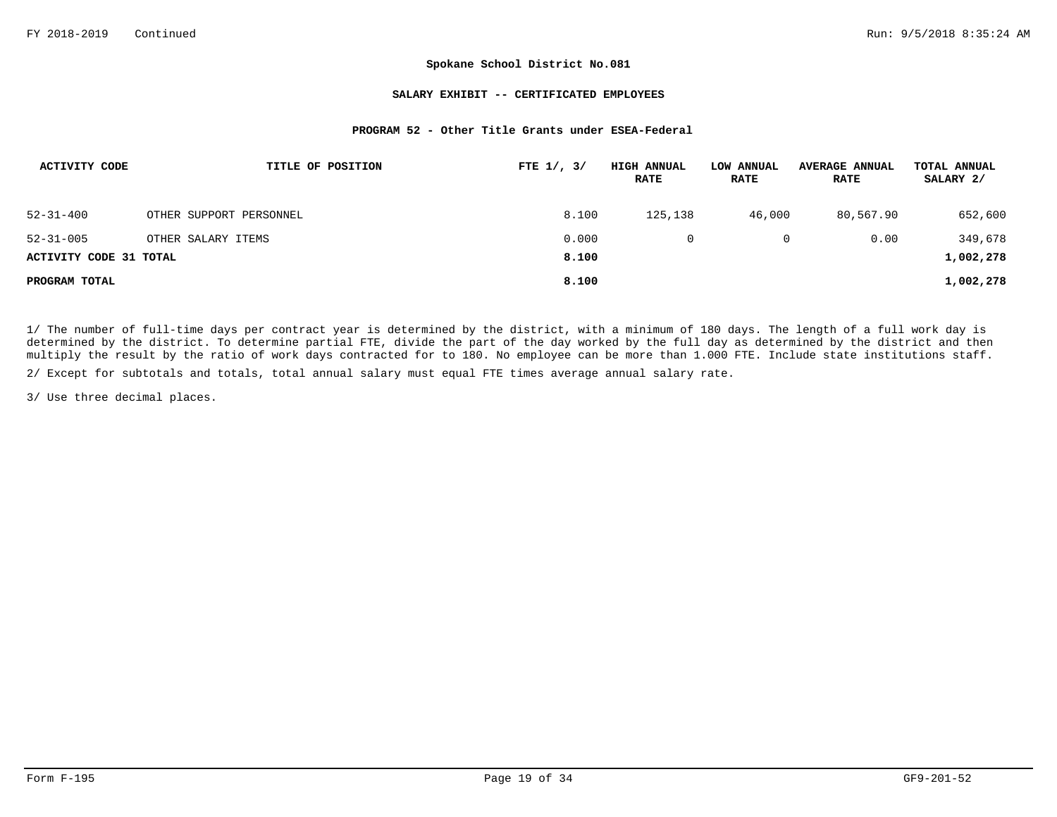**Spokane School District No.081**

**SALARY EXHIBIT -- CERTIFICATED EMPLOYEES**

**PROGRAM 52 - Other Title Grants under ESEA-Federal**

| ACTIVITY CODE | TITLE OF POSITION | FTE 1/, 3/ | HIGH ANNUAL RATE | LOW ANNUAL RATE | AVERAGE ANNUAL RATE | TOTAL ANNUAL SALARY 2/ |
|---|---|---|---|---|---|---|
| 52-31-400 | OTHER SUPPORT PERSONNEL | 8.100 | 125,138 | 46,000 | 80,567.90 | 652,600 |
| 52-31-005 | OTHER SALARY ITEMS | 0.000 | 0 | 0 | 0.00 | 349,678 |
| **ACTIVITY CODE 31 TOTAL** | | **8.100** | | | | **1,002,278** |
| **PROGRAM TOTAL** | | **8.100** | | | | **1,002,278** |

1/ The number of full-time days per contract year is determined by the district, with a minimum of 180 days. The length of a full work day is determined by the district. To determine partial FTE, divide the part of the day worked by the full day as determined by the district and then multiply the result by the ratio of work days contracted for to 180. No employee can be more than 1.000 FTE. Include state institutions staff.

2/ Except for subtotals and totals, total annual salary must equal FTE times average annual salary rate.

3/ Use three decimal places.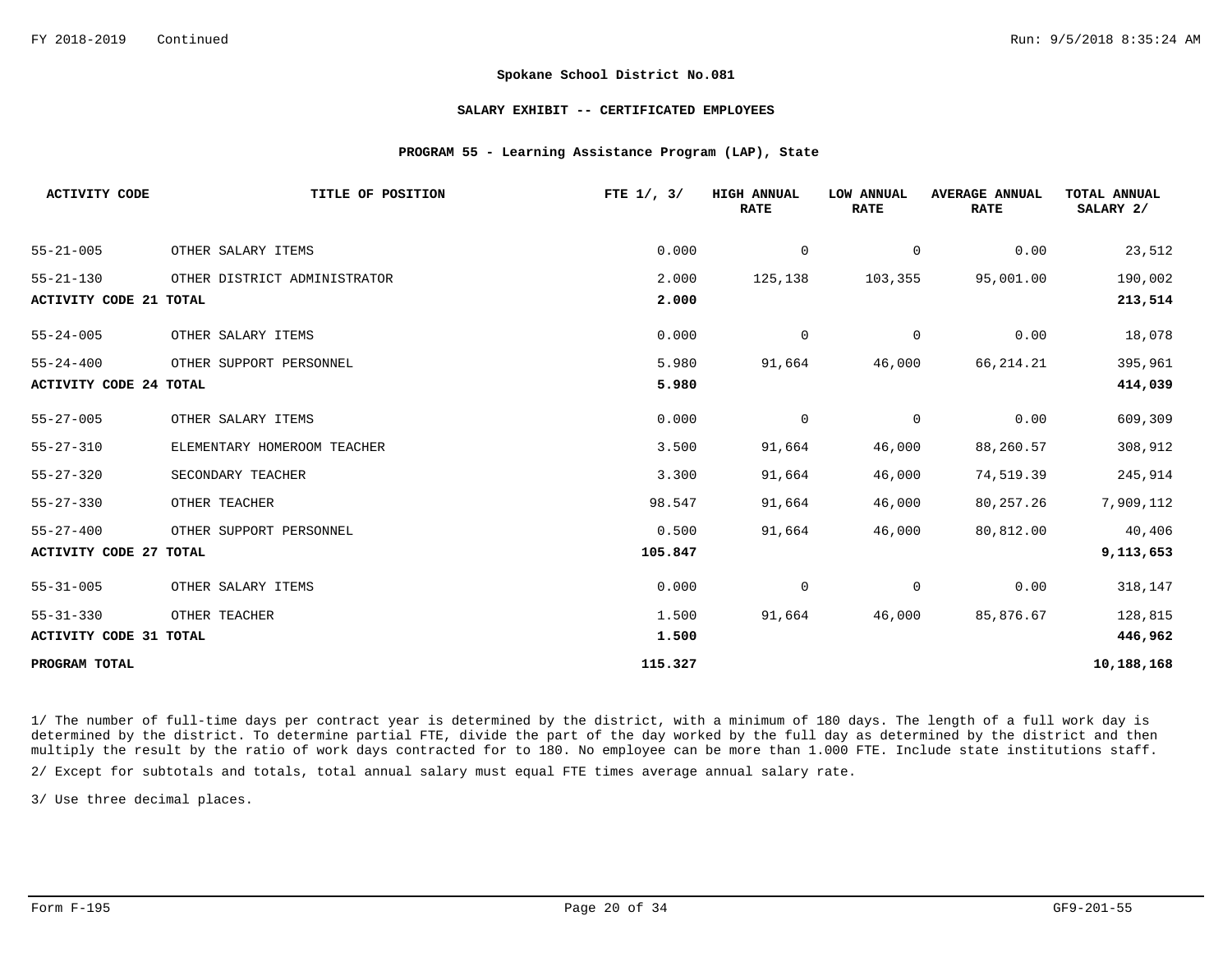**Spokane School District No.081**

**SALARY EXHIBIT -- CERTIFICATED EMPLOYEES**

**PROGRAM 55 - Learning Assistance Program (LAP), State**

| ACTIVITY CODE | TITLE OF POSITION | FTE 1/, 3/ | HIGH ANNUAL RATE | LOW ANNUAL RATE | AVERAGE ANNUAL RATE | TOTAL ANNUAL SALARY 2/ |
|---|---|---|---|---|---|---|
| 55-21-005 | OTHER SALARY ITEMS | 0.000 | 0 | 0 | 0.00 | 23,512 |
| 55-21-130 | OTHER DISTRICT ADMINISTRATOR | 2.000 | 125,138 | 103,355 | 95,001.00 | 190,002 |
| **ACTIVITY CODE 21 TOTAL** | | **2.000** | | | | **213,514** |
| 55-24-005 | OTHER SALARY ITEMS | 0.000 | 0 | 0 | 0.00 | 18,078 |
| 55-24-400 | OTHER SUPPORT PERSONNEL | 5.980 | 91,664 | 46,000 | 66,214.21 | 395,961 |
| **ACTIVITY CODE 24 TOTAL** | | **5.980** | | | | **414,039** |
| 55-27-005 | OTHER SALARY ITEMS | 0.000 | 0 | 0 | 0.00 | 609,309 |
| 55-27-310 | ELEMENTARY HOMEROOM TEACHER | 3.500 | 91,664 | 46,000 | 88,260.57 | 308,912 |
| 55-27-320 | SECONDARY TEACHER | 3.300 | 91,664 | 46,000 | 74,519.39 | 245,914 |
| 55-27-330 | OTHER TEACHER | 98.547 | 91,664 | 46,000 | 80,257.26 | 7,909,112 |
| 55-27-400 | OTHER SUPPORT PERSONNEL | 0.500 | 91,664 | 46,000 | 80,812.00 | 40,406 |
| **ACTIVITY CODE 27 TOTAL** | | **105.847** | | | | **9,113,653** |
| 55-31-005 | OTHER SALARY ITEMS | 0.000 | 0 | 0 | 0.00 | 318,147 |
| 55-31-330 | OTHER TEACHER | 1.500 | 91,664 | 46,000 | 85,876.67 | 128,815 |
| **ACTIVITY CODE 31 TOTAL** | | **1.500** | | | | **446,962** |
| **PROGRAM TOTAL** | | **115.327** | | | | **10,188,168** |

1/ The number of full-time days per contract year is determined by the district, with a minimum of 180 days. The length of a full work day is determined by the district. To determine partial FTE, divide the part of the day worked by the full day as determined by the district and then multiply the result by the ratio of work days contracted for to 180. No employee can be more than 1.000 FTE. Include state institutions staff.

2/ Except for subtotals and totals, total annual salary must equal FTE times average annual salary rate.

3/ Use three decimal places.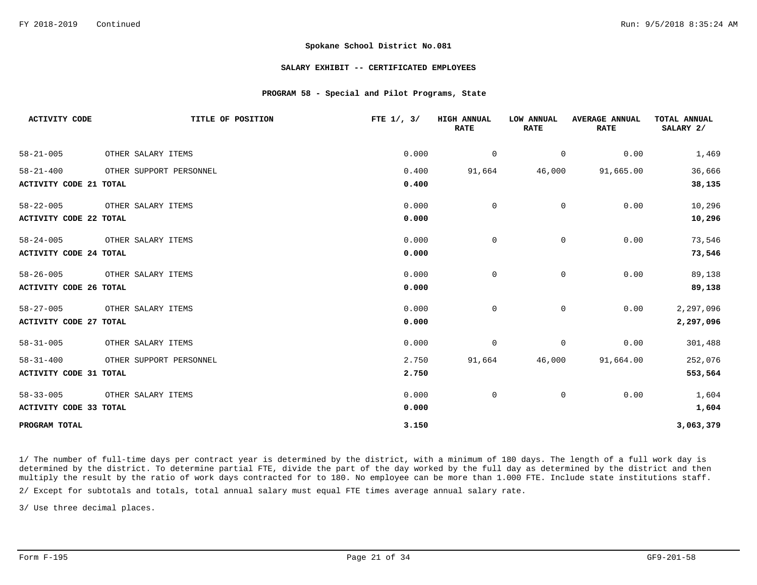FY 2018-2019 Continued

**Spokane School District No.081**

**SALARY EXHIBIT -- CERTIFICATED EMPLOYEES**

**PROGRAM 58 - Special and Pilot Programs, State**

| ACTIVITY CODE | TITLE OF POSITION | FTE 1/, 3/ | HIGH ANNUAL RATE | LOW ANNUAL RATE | AVERAGE ANNUAL RATE | TOTAL ANNUAL SALARY 2/ |
|---|---|---|---|---|---|---|
| 58-21-005 | OTHER SALARY ITEMS | 0.000 | 0 | 0 | 0.00 | 1,469 |
| 58-21-400 | OTHER SUPPORT PERSONNEL | 0.400 | 91,664 | 46,000 | 91,665.00 | 36,666 |
| **ACTIVITY CODE 21 TOTAL** | | **0.400** | | | | **38,135** |
| 58-22-005 | OTHER SALARY ITEMS | 0.000 | 0 | 0 | 0.00 | 10,296 |
| **ACTIVITY CODE 22 TOTAL** | | **0.000** | | | | **10,296** |
| 58-24-005 | OTHER SALARY ITEMS | 0.000 | 0 | 0 | 0.00 | 73,546 |
| **ACTIVITY CODE 24 TOTAL** | | **0.000** | | | | **73,546** |
| 58-26-005 | OTHER SALARY ITEMS | 0.000 | 0 | 0 | 0.00 | 89,138 |
| **ACTIVITY CODE 26 TOTAL** | | **0.000** | | | | **89,138** |
| 58-27-005 | OTHER SALARY ITEMS | 0.000 | 0 | 0 | 0.00 | 2,297,096 |
| **ACTIVITY CODE 27 TOTAL** | | **0.000** | | | | **2,297,096** |
| 58-31-005 | OTHER SALARY ITEMS | 0.000 | 0 | 0 | 0.00 | 301,488 |
| 58-31-400 | OTHER SUPPORT PERSONNEL | 2.750 | 91,664 | 46,000 | 91,664.00 | 252,076 |
| **ACTIVITY CODE 31 TOTAL** | | **2.750** | | | | **553,564** |
| 58-33-005 | OTHER SALARY ITEMS | 0.000 | 0 | 0 | 0.00 | 1,604 |
| **ACTIVITY CODE 33 TOTAL** | | **0.000** | | | | **1,604** |
| **PROGRAM TOTAL** | | **3.150** | | | | **3,063,379** |

1/ The number of full-time days per contract year is determined by the district, with a minimum of 180 days. The length of a full work day is determined by the district. To determine partial FTE, divide the part of the day worked by the full day as determined by the district and then multiply the result by the ratio of work days contracted for to 180. No employee can be more than 1.000 FTE. Include state institutions staff.

2/ Except for subtotals and totals, total annual salary must equal FTE times average annual salary rate.

3/ Use three decimal places.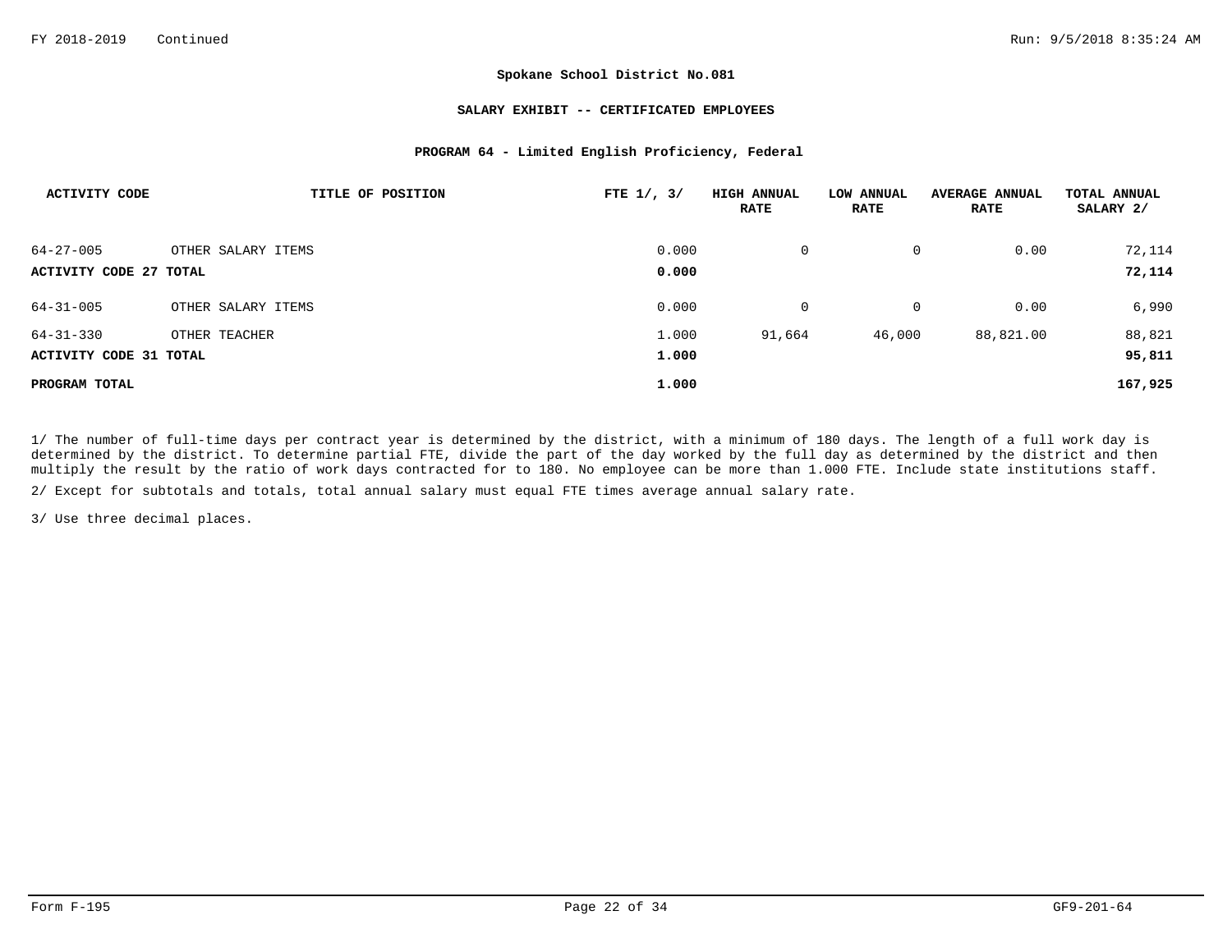**Spokane School District No.081**

**SALARY EXHIBIT -- CERTIFICATED EMPLOYEES**

**PROGRAM 64 - Limited English Proficiency, Federal**

| ACTIVITY CODE | TITLE OF POSITION | FTE 1/, 3/ | HIGH ANNUAL RATE | LOW ANNUAL RATE | AVERAGE ANNUAL RATE | TOTAL ANNUAL SALARY 2/ |
|---|---|---|---|---|---|---|
| 64-27-005 | OTHER SALARY ITEMS | 0.000 | 0 | 0 | 0.00 | 72,114 |
| **ACTIVITY CODE 27 TOTAL** | | **0.000** | | | | **72,114** |
| 64-31-005 | OTHER SALARY ITEMS | 0.000 | 0 | 0 | 0.00 | 6,990 |
| 64-31-330 | OTHER TEACHER | 1.000 | 91,664 | 46,000 | 88,821.00 | 88,821 |
| **ACTIVITY CODE 31 TOTAL** | | **1.000** | | | | **95,811** |
| **PROGRAM TOTAL** | | **1.000** | | | | **167,925** |

1/ The number of full-time days per contract year is determined by the district, with a minimum of 180 days. The length of a full work day is determined by the district. To determine partial FTE, divide the part of the day worked by the full day as determined by the district and then multiply the result by the ratio of work days contracted for to 180. No employee can be more than 1.000 FTE. Include state institutions staff.

2/ Except for subtotals and totals, total annual salary must equal FTE times average annual salary rate.

3/ Use three decimal places.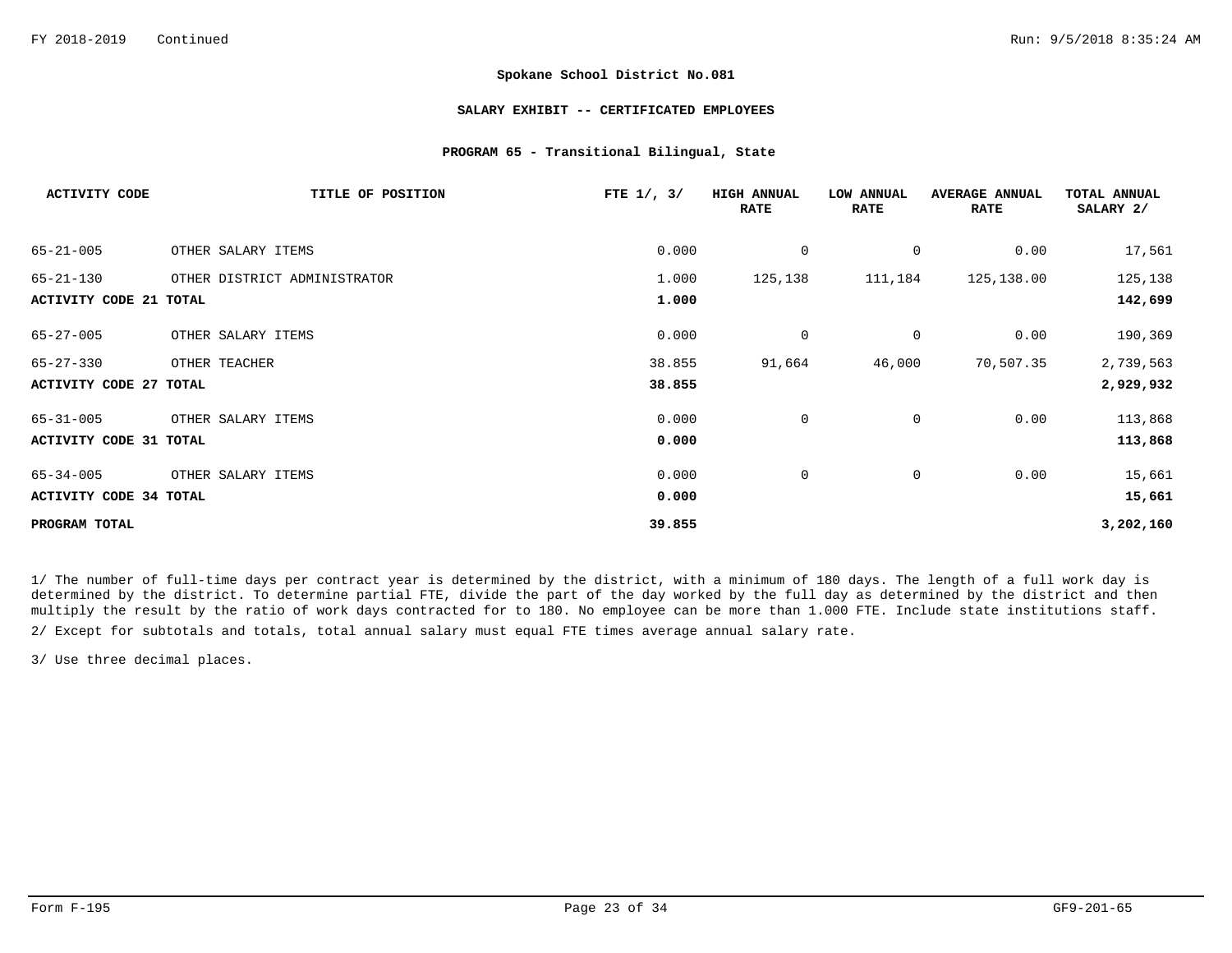**Spokane School District No.081**

**SALARY EXHIBIT -- CERTIFICATED EMPLOYEES**

**PROGRAM 65 - Transitional Bilingual, State**

| ACTIVITY CODE | TITLE OF POSITION | FTE 1/, 3/ | HIGH ANNUAL RATE | LOW ANNUAL RATE | AVERAGE ANNUAL RATE | TOTAL ANNUAL SALARY 2/ |
|---|---|---|---|---|---|---|
| 65-21-005 | OTHER SALARY ITEMS | 0.000 | 0 | 0 | 0.00 | 17,561 |
| 65-21-130 | OTHER DISTRICT ADMINISTRATOR | 1.000 | 125,138 | 111,184 | 125,138.00 | 125,138 |
| **ACTIVITY CODE 21 TOTAL** | | **1.000** | | | | **142,699** |
| 65-27-005 | OTHER SALARY ITEMS | 0.000 | 0 | 0 | 0.00 | 190,369 |
| 65-27-330 | OTHER TEACHER | 38.855 | 91,664 | 46,000 | 70,507.35 | 2,739,563 |
| **ACTIVITY CODE 27 TOTAL** | | **38.855** | | | | **2,929,932** |
| 65-31-005 | OTHER SALARY ITEMS | 0.000 | 0 | 0 | 0.00 | 113,868 |
| **ACTIVITY CODE 31 TOTAL** | | **0.000** | | | | **113,868** |
| 65-34-005 | OTHER SALARY ITEMS | 0.000 | 0 | 0 | 0.00 | 15,661 |
| **ACTIVITY CODE 34 TOTAL** | | **0.000** | | | | **15,661** |
| **PROGRAM TOTAL** | | **39.855** | | | | **3,202,160** |

1/ The number of full-time days per contract year is determined by the district, with a minimum of 180 days. The length of a full work day is determined by the district. To determine partial FTE, divide the part of the day worked by the full day as determined by the district and then multiply the result by the ratio of work days contracted for to 180. No employee can be more than 1.000 FTE. Include state institutions staff.

2/ Except for subtotals and totals, total annual salary must equal FTE times average annual salary rate.

3/ Use three decimal places.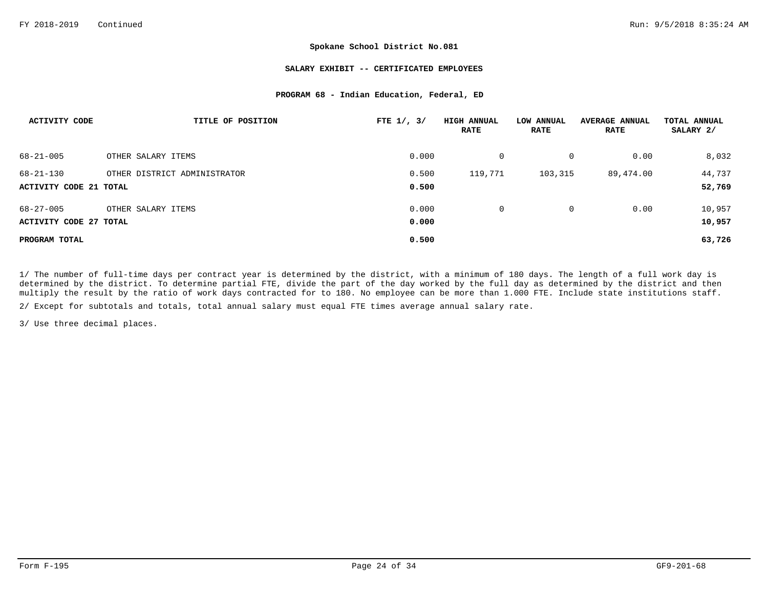**Spokane School District No.081**

**SALARY EXHIBIT -- CERTIFICATED EMPLOYEES**

**PROGRAM 68 - Indian Education, Federal, ED**

| ACTIVITY CODE | TITLE OF POSITION | FTE 1/, 3/ | HIGH ANNUAL RATE | LOW ANNUAL RATE | AVERAGE ANNUAL RATE | TOTAL ANNUAL SALARY 2/ |
|---|---|---|---|---|---|---|
| 68-21-005 | OTHER SALARY ITEMS | 0.000 | 0 | 0 | 0.00 | 8,032 |
| 68-21-130 | OTHER DISTRICT ADMINISTRATOR | 0.500 | 119,771 | 103,315 | 89,474.00 | 44,737 |
| **ACTIVITY CODE 21 TOTAL** | | **0.500** | | | | **52,769** |
| 68-27-005 | OTHER SALARY ITEMS | 0.000 | 0 | 0 | 0.00 | 10,957 |
| **ACTIVITY CODE 27 TOTAL** | | **0.000** | | | | **10,957** |
| **PROGRAM TOTAL** | | **0.500** | | | | **63,726** |

1/ The number of full-time days per contract year is determined by the district, with a minimum of 180 days. The length of a full work day is determined by the district. To determine partial FTE, divide the part of the day worked by the full day as determined by the district and then multiply the result by the ratio of work days contracted for to 180. No employee can be more than 1.000 FTE. Include state institutions staff.

2/ Except for subtotals and totals, total annual salary must equal FTE times average annual salary rate.

3/ Use three decimal places.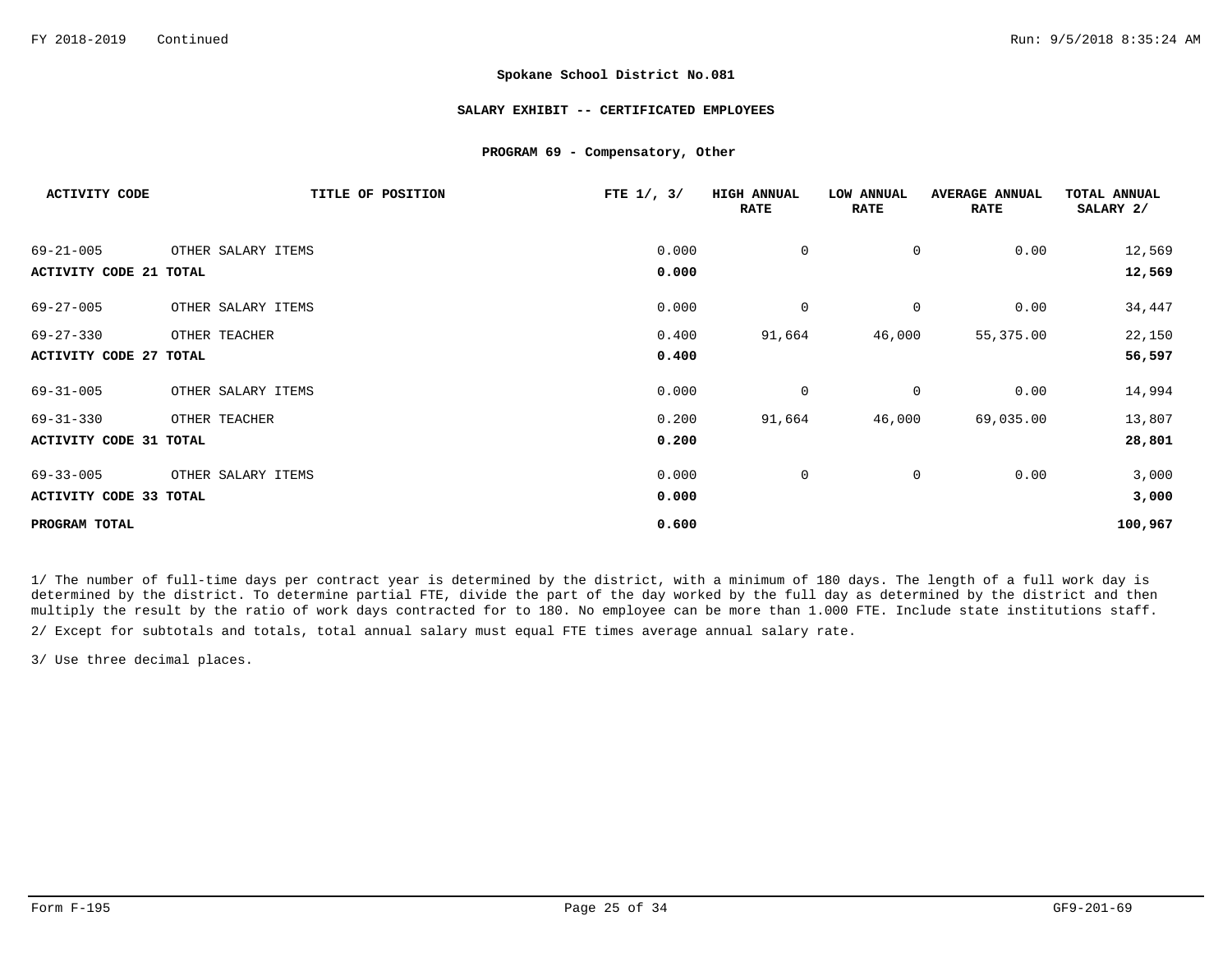**Spokane School District No.081**

**SALARY EXHIBIT -- CERTIFICATED EMPLOYEES**

**PROGRAM 69 - Compensatory, Other**

| ACTIVITY CODE | TITLE OF POSITION | FTE 1/, 3/ | HIGH ANNUAL RATE | LOW ANNUAL RATE | AVERAGE ANNUAL RATE | TOTAL ANNUAL SALARY 2/ |
|---|---|---|---|---|---|---|
| 69-21-005 | OTHER SALARY ITEMS | 0.000 | 0 | 0 | 0.00 | 12,569 |
| **ACTIVITY CODE 21 TOTAL** | | **0.000** | | | | **12,569** |
| 69-27-005 | OTHER SALARY ITEMS | 0.000 | 0 | 0 | 0.00 | 34,447 |
| 69-27-330 | OTHER TEACHER | 0.400 | 91,664 | 46,000 | 55,375.00 | 22,150 |
| **ACTIVITY CODE 27 TOTAL** | | **0.400** | | | | **56,597** |
| 69-31-005 | OTHER SALARY ITEMS | 0.000 | 0 | 0 | 0.00 | 14,994 |
| 69-31-330 | OTHER TEACHER | 0.200 | 91,664 | 46,000 | 69,035.00 | 13,807 |
| **ACTIVITY CODE 31 TOTAL** | | **0.200** | | | | **28,801** |
| 69-33-005 | OTHER SALARY ITEMS | 0.000 | 0 | 0 | 0.00 | 3,000 |
| **ACTIVITY CODE 33 TOTAL** | | **0.000** | | | | **3,000** |
| **PROGRAM TOTAL** | | **0.600** | | | | **100,967** |

1/ The number of full-time days per contract year is determined by the district, with a minimum of 180 days. The length of a full work day is determined by the district. To determine partial FTE, divide the part of the day worked by the full day as determined by the district and then multiply the result by the ratio of work days contracted for to 180. No employee can be more than 1.000 FTE. Include state institutions staff.

2/ Except for subtotals and totals, total annual salary must equal FTE times average annual salary rate.

3/ Use three decimal places.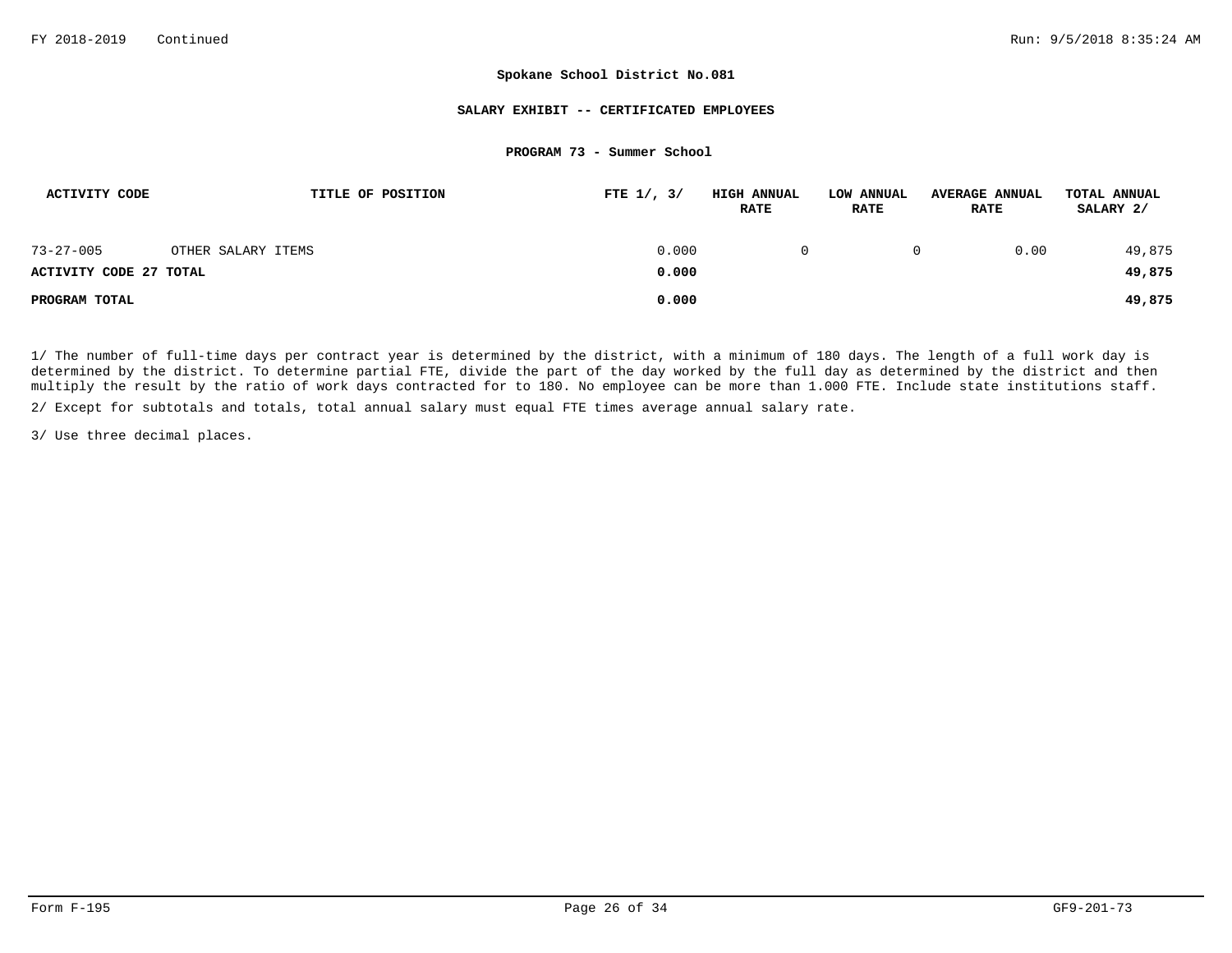**Spokane School District No.081**

**SALARY EXHIBIT -- CERTIFICATED EMPLOYEES**

**PROGRAM 73 - Summer School**

| ACTIVITY CODE | TITLE OF POSITION | FTE 1/, 3/ | HIGH ANNUAL RATE | LOW ANNUAL RATE | AVERAGE ANNUAL RATE | TOTAL ANNUAL SALARY 2/ |
|---|---|---|---|---|---|---|
| 73-27-005 | OTHER SALARY ITEMS | 0.000 | 0 | 0 | 0.00 | 49,875 |
| **ACTIVITY CODE 27 TOTAL** | | **0.000** | | | | **49,875** |
| **PROGRAM TOTAL** | | **0.000** | | | | **49,875** |

1/ The number of full-time days per contract year is determined by the district, with a minimum of 180 days. The length of a full work day is determined by the district. To determine partial FTE, divide the part of the day worked by the full day as determined by the district and then multiply the result by the ratio of work days contracted for to 180. No employee can be more than 1.000 FTE. Include state institutions staff.

2/ Except for subtotals and totals, total annual salary must equal FTE times average annual salary rate.

3/ Use three decimal places.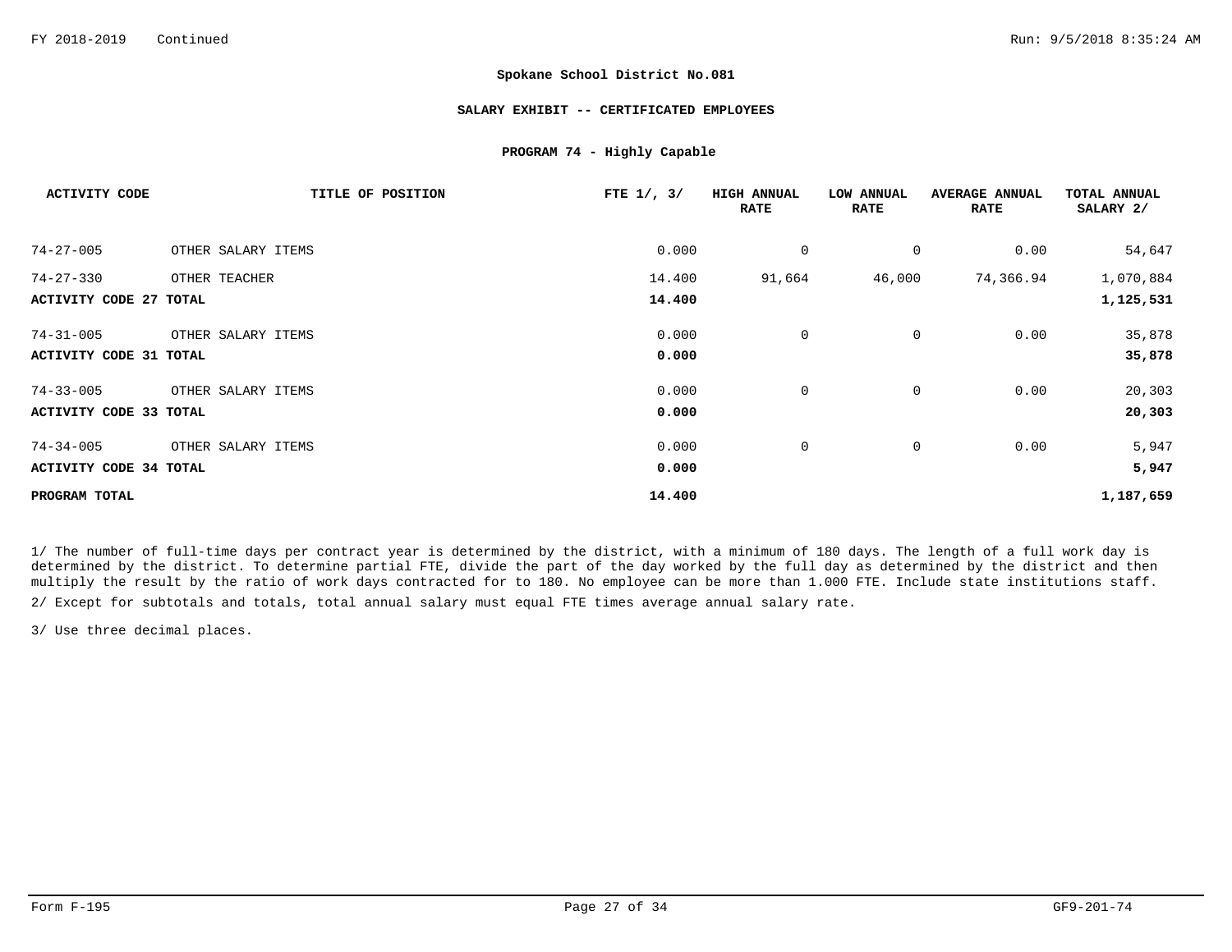**Spokane School District No.081**

**SALARY EXHIBIT -- CERTIFICATED EMPLOYEES**

**PROGRAM 74 - Highly Capable**

| ACTIVITY CODE | TITLE OF POSITION | FTE 1/, 3/ | HIGH ANNUAL RATE | LOW ANNUAL RATE | AVERAGE ANNUAL RATE | TOTAL ANNUAL SALARY 2/ |
|---|---|---|---|---|---|---|
| 74-27-005 | OTHER SALARY ITEMS | 0.000 | 0 | 0 | 0.00 | 54,647 |
| 74-27-330 | OTHER TEACHER | 14.400 | 91,664 | 46,000 | 74,366.94 | 1,070,884 |
| **ACTIVITY CODE 27 TOTAL** | | **14.400** | | | | **1,125,531** |
| 74-31-005 | OTHER SALARY ITEMS | 0.000 | 0 | 0 | 0.00 | 35,878 |
| **ACTIVITY CODE 31 TOTAL** | | **0.000** | | | | **35,878** |
| 74-33-005 | OTHER SALARY ITEMS | 0.000 | 0 | 0 | 0.00 | 20,303 |
| **ACTIVITY CODE 33 TOTAL** | | **0.000** | | | | **20,303** |
| 74-34-005 | OTHER SALARY ITEMS | 0.000 | 0 | 0 | 0.00 | 5,947 |
| **ACTIVITY CODE 34 TOTAL** | | **0.000** | | | | **5,947** |
| **PROGRAM TOTAL** | | **14.400** | | | | **1,187,659** |

1/ The number of full-time days per contract year is determined by the district, with a minimum of 180 days. The length of a full work day is determined by the district. To determine partial FTE, divide the part of the day worked by the full day as determined by the district and then multiply the result by the ratio of work days contracted for to 180. No employee can be more than 1.000 FTE. Include state institutions staff.

2/ Except for subtotals and totals, total annual salary must equal FTE times average annual salary rate.

3/ Use three decimal places.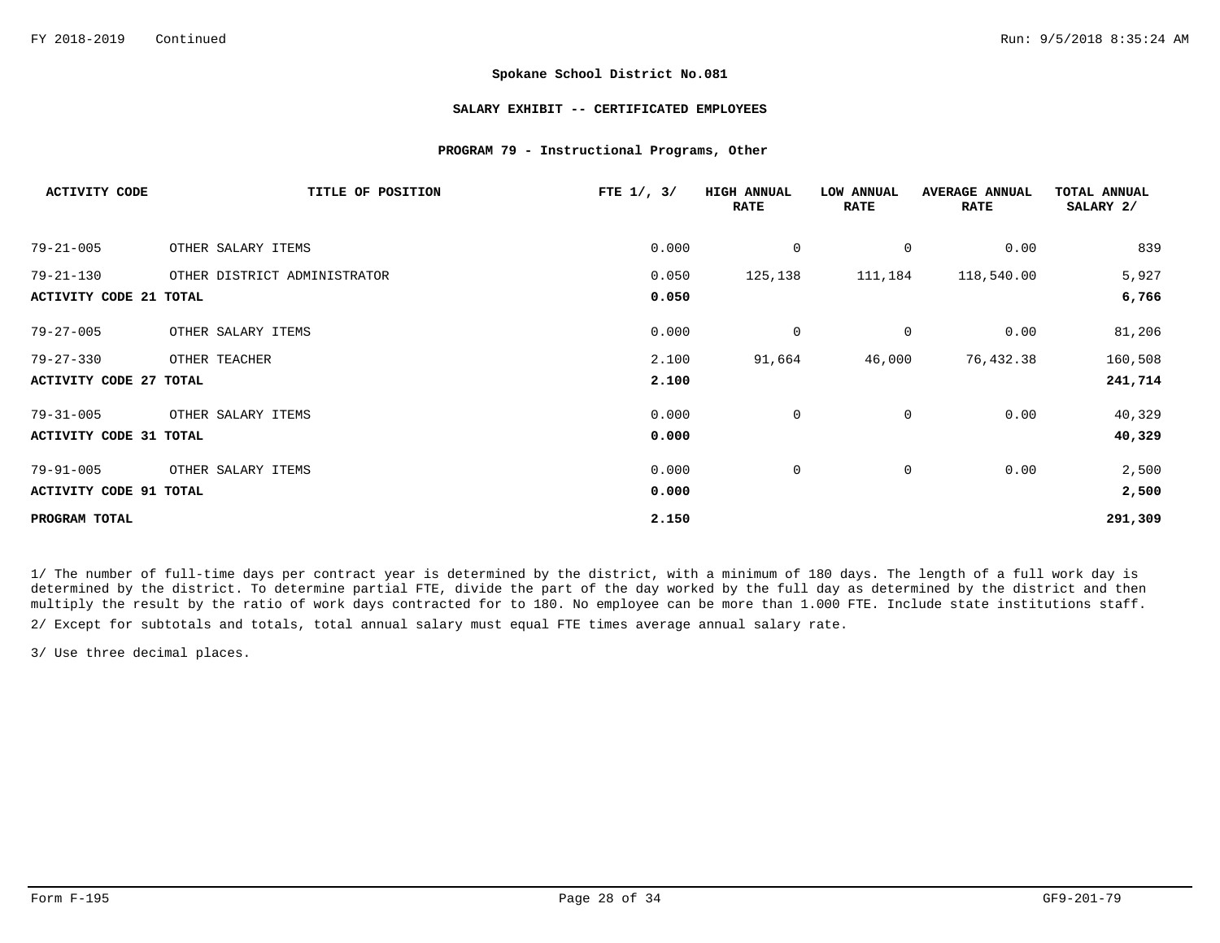**Spokane School District No.081**

**SALARY EXHIBIT -- CERTIFICATED EMPLOYEES**

**PROGRAM 79 - Instructional Programs, Other**

| ACTIVITY CODE | TITLE OF POSITION | FTE 1/, 3/ | HIGH ANNUAL RATE | LOW ANNUAL RATE | AVERAGE ANNUAL RATE | TOTAL ANNUAL SALARY 2/ |
|---|---|---|---|---|---|---|
| 79-21-005 | OTHER SALARY ITEMS | 0.000 | 0 | 0 | 0.00 | 839 |
| 79-21-130 | OTHER DISTRICT ADMINISTRATOR | 0.050 | 125,138 | 111,184 | 118,540.00 | 5,927 |
| **ACTIVITY CODE 21 TOTAL** | | **0.050** | | | | **6,766** |
| 79-27-005 | OTHER SALARY ITEMS | 0.000 | 0 | 0 | 0.00 | 81,206 |
| 79-27-330 | OTHER TEACHER | 2.100 | 91,664 | 46,000 | 76,432.38 | 160,508 |
| **ACTIVITY CODE 27 TOTAL** | | **2.100** | | | | **241,714** |
| 79-31-005 | OTHER SALARY ITEMS | 0.000 | 0 | 0 | 0.00 | 40,329 |
| **ACTIVITY CODE 31 TOTAL** | | **0.000** | | | | **40,329** |
| 79-91-005 | OTHER SALARY ITEMS | 0.000 | 0 | 0 | 0.00 | 2,500 |
| **ACTIVITY CODE 91 TOTAL** | | **0.000** | | | | **2,500** |
| **PROGRAM TOTAL** | | **2.150** | | | | **291,309** |

1/ The number of full-time days per contract year is determined by the district, with a minimum of 180 days. The length of a full work day is determined by the district. To determine partial FTE, divide the part of the day worked by the full day as determined by the district and then multiply the result by the ratio of work days contracted for to 180. No employee can be more than 1.000 FTE. Include state institutions staff.

2/ Except for subtotals and totals, total annual salary must equal FTE times average annual salary rate.

3/ Use three decimal places.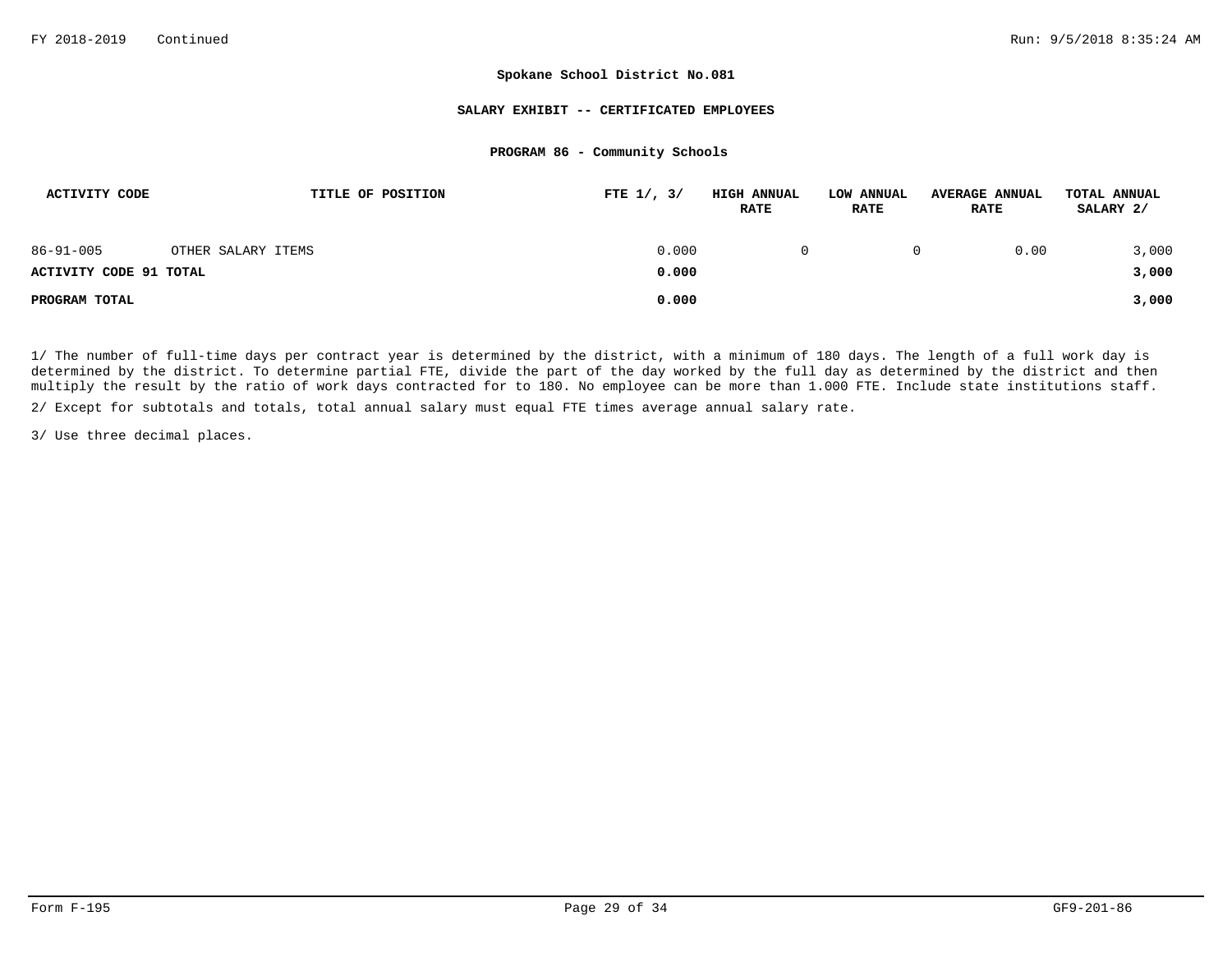**Spokane School District No.081**

**SALARY EXHIBIT -- CERTIFICATED EMPLOYEES**

**PROGRAM 86 - Community Schools**

| ACTIVITY CODE | TITLE OF POSITION | FTE 1/, 3/ | HIGH ANNUAL RATE | LOW ANNUAL RATE | AVERAGE ANNUAL RATE | TOTAL ANNUAL SALARY 2/ |
|---|---|---|---|---|---|---|
| 86-91-005 | OTHER SALARY ITEMS | 0.000 | 0 | 0 | 0.00 | 3,000 |
| **ACTIVITY CODE 91 TOTAL** | | **0.000** | | | | **3,000** |
| **PROGRAM TOTAL** | | **0.000** | | | | **3,000** |

1/ The number of full-time days per contract year is determined by the district, with a minimum of 180 days. The length of a full work day is determined by the district. To determine partial FTE, divide the part of the day worked by the full day as determined by the district and then multiply the result by the ratio of work days contracted for to 180. No employee can be more than 1.000 FTE. Include state institutions staff.

2/ Except for subtotals and totals, total annual salary must equal FTE times average annual salary rate.

3/ Use three decimal places.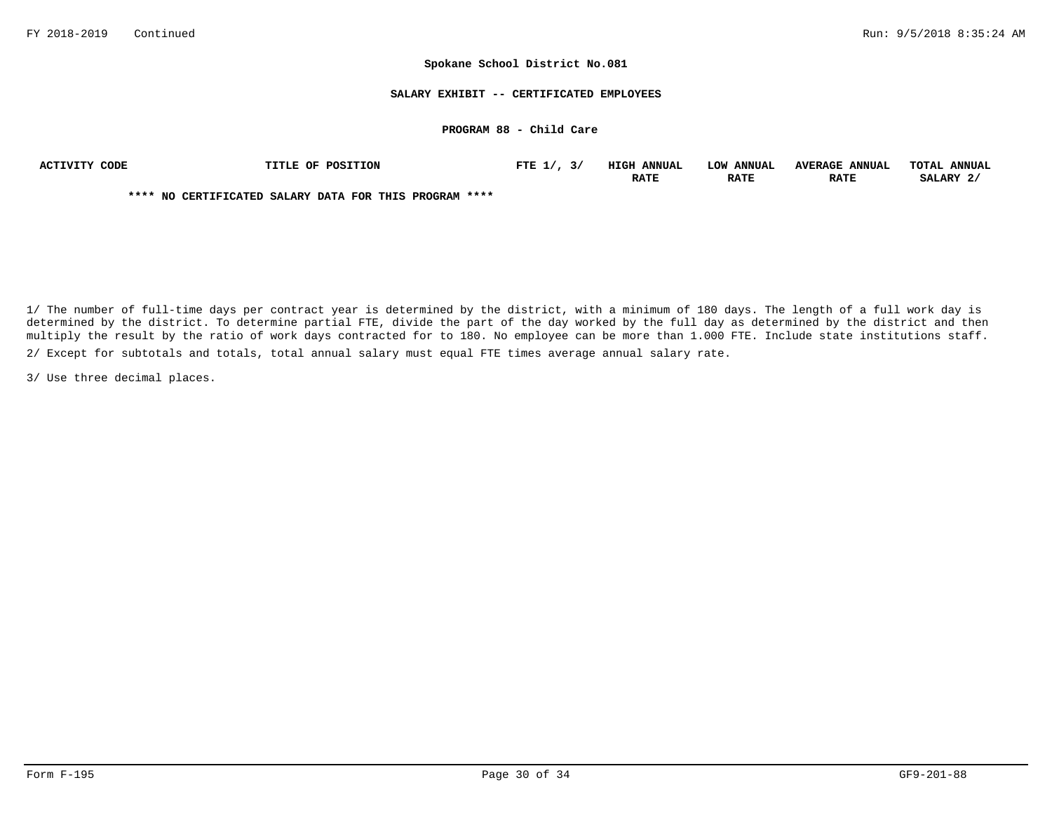**Spokane School District No.081**

**SALARY EXHIBIT -- CERTIFICATED EMPLOYEES**

**PROGRAM 88 - Child Care**

| ACTIVITY CODE | TITLE OF POSITION | FTE 1/, 3/ | HIGH ANNUAL RATE | LOW ANNUAL RATE | AVERAGE ANNUAL RATE | TOTAL ANNUAL SALARY 2/ |
|---|---|---|---|---|---|---|

**** NO CERTIFICATED SALARY DATA FOR THIS PROGRAM ****

1/ The number of full-time days per contract year is determined by the district, with a minimum of 180 days. The length of a full work day is determined by the district. To determine partial FTE, divide the part of the day worked by the full day as determined by the district and then multiply the result by the ratio of work days contracted for to 180. No employee can be more than 1.000 FTE. Include state institutions staff.

2/ Except for subtotals and totals, total annual salary must equal FTE times average annual salary rate.

3/ Use three decimal places.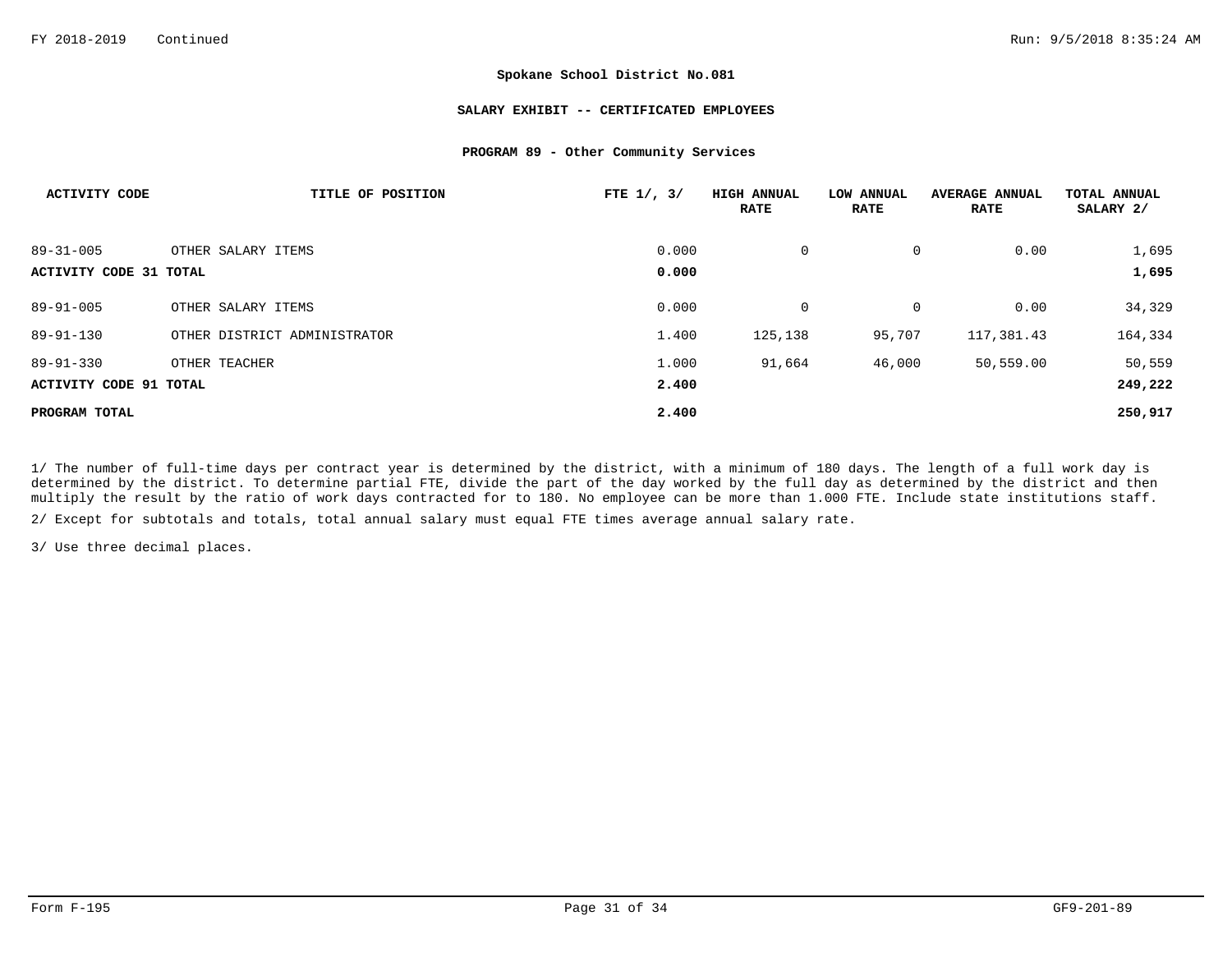**Spokane School District No.081**

**SALARY EXHIBIT -- CERTIFICATED EMPLOYEES**

**PROGRAM 89 - Other Community Services**

| ACTIVITY CODE | TITLE OF POSITION | FTE 1/, 3/ | HIGH ANNUAL RATE | LOW ANNUAL RATE | AVERAGE ANNUAL RATE | TOTAL ANNUAL SALARY 2/ |
|---|---|---|---|---|---|---|
| 89-31-005 | OTHER SALARY ITEMS | 0.000 | 0 | 0 | 0.00 | 1,695 |
| **ACTIVITY CODE 31 TOTAL** | | **0.000** | | | | **1,695** |
| 89-91-005 | OTHER SALARY ITEMS | 0.000 | 0 | 0 | 0.00 | 34,329 |
| 89-91-130 | OTHER DISTRICT ADMINISTRATOR | 1.400 | 125,138 | 95,707 | 117,381.43 | 164,334 |
| 89-91-330 | OTHER TEACHER | 1.000 | 91,664 | 46,000 | 50,559.00 | 50,559 |
| **ACTIVITY CODE 91 TOTAL** | | **2.400** | | | | **249,222** |
| **PROGRAM TOTAL** | | **2.400** | | | | **250,917** |

1/ The number of full-time days per contract year is determined by the district, with a minimum of 180 days. The length of a full work day is determined by the district. To determine partial FTE, divide the part of the day worked by the full day as determined by the district and then multiply the result by the ratio of work days contracted for to 180. No employee can be more than 1.000 FTE. Include state institutions staff.

2/ Except for subtotals and totals, total annual salary must equal FTE times average annual salary rate.

3/ Use three decimal places.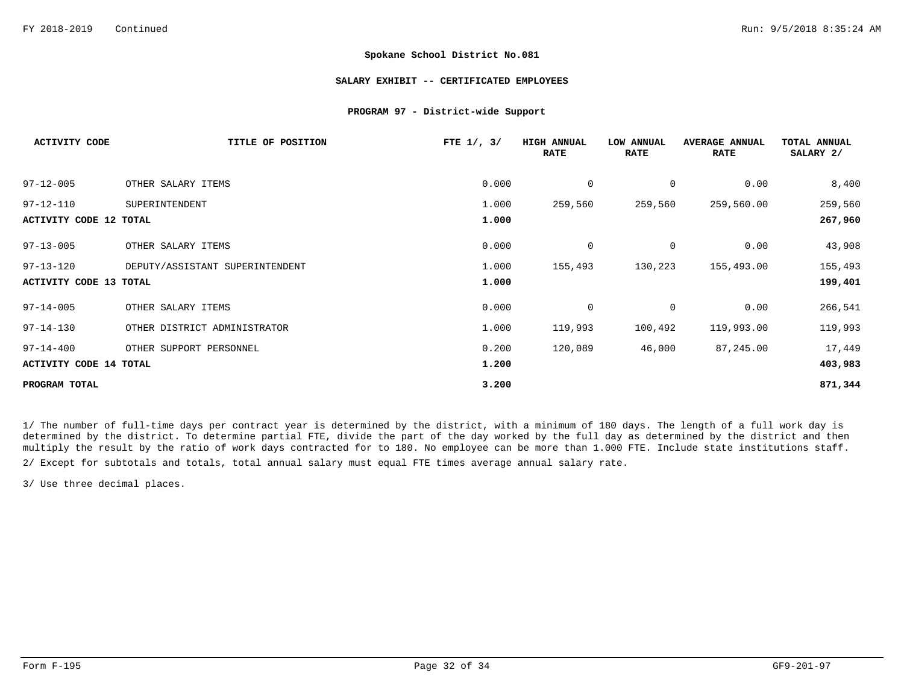**Spokane School District No.081**

**SALARY EXHIBIT -- CERTIFICATED EMPLOYEES**

**PROGRAM 97 - District-wide Support**

| ACTIVITY CODE | TITLE OF POSITION | FTE 1/, 3/ | HIGH ANNUAL RATE | LOW ANNUAL RATE | AVERAGE ANNUAL RATE | TOTAL ANNUAL SALARY 2/ |
|---|---|---|---|---|---|---|
| 97-12-005 | OTHER SALARY ITEMS | 0.000 | 0 | 0 | 0.00 | 8,400 |
| 97-12-110 | SUPERINTENDENT | 1.000 | 259,560 | 259,560 | 259,560.00 | 259,560 |
| **ACTIVITY CODE 12 TOTAL** | | **1.000** | | | | **267,960** |
| 97-13-005 | OTHER SALARY ITEMS | 0.000 | 0 | 0 | 0.00 | 43,908 |
| 97-13-120 | DEPUTY/ASSISTANT SUPERINTENDENT | 1.000 | 155,493 | 130,223 | 155,493.00 | 155,493 |
| **ACTIVITY CODE 13 TOTAL** | | **1.000** | | | | **199,401** |
| 97-14-005 | OTHER SALARY ITEMS | 0.000 | 0 | 0 | 0.00 | 266,541 |
| 97-14-130 | OTHER DISTRICT ADMINISTRATOR | 1.000 | 119,993 | 100,492 | 119,993.00 | 119,993 |
| 97-14-400 | OTHER SUPPORT PERSONNEL | 0.200 | 120,089 | 46,000 | 87,245.00 | 17,449 |
| **ACTIVITY CODE 14 TOTAL** | | **1.200** | | | | **403,983** |
| **PROGRAM TOTAL** | | **3.200** | | | | **871,344** |

1/ The number of full-time days per contract year is determined by the district, with a minimum of 180 days. The length of a full work day is determined by the district. To determine partial FTE, divide the part of the day worked by the full day as determined by the district and then multiply the result by the ratio of work days contracted for to 180. No employee can be more than 1.000 FTE. Include state institutions staff.

2/ Except for subtotals and totals, total annual salary must equal FTE times average annual salary rate.

3/ Use three decimal places.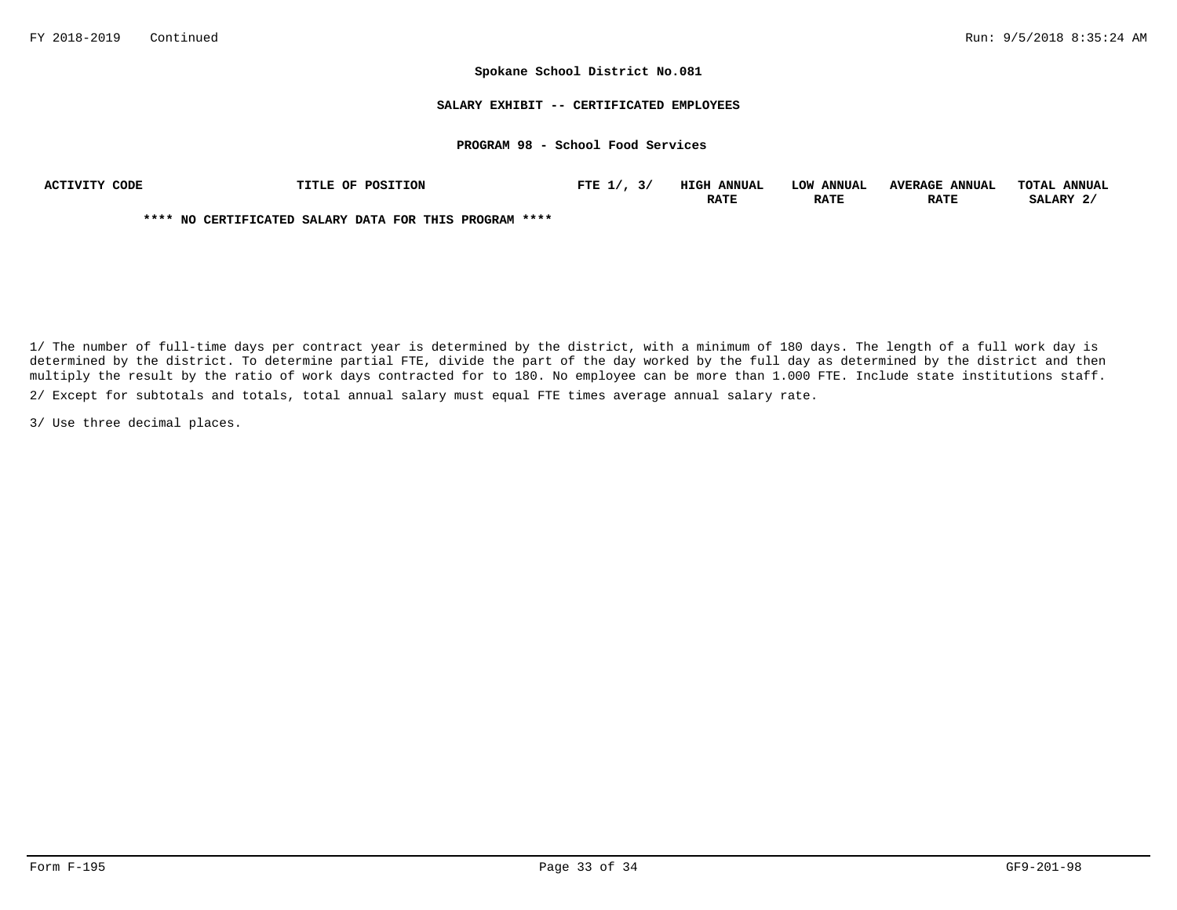**Spokane School District No.081**

**SALARY EXHIBIT -- CERTIFICATED EMPLOYEES**

**PROGRAM 98 - School Food Services**

| ACTIVITY CODE | TITLE OF POSITION | FTE 1/, 3/ | HIGH ANNUAL RATE | LOW ANNUAL RATE | AVERAGE ANNUAL RATE | TOTAL ANNUAL SALARY 2/ |
|---|---|---|---|---|---|---|

**\*\*\*\* NO CERTIFICATED SALARY DATA FOR THIS PROGRAM \*\*\*\***

1/ The number of full-time days per contract year is determined by the district, with a minimum of 180 days. The length of a full work day is determined by the district. To determine partial FTE, divide the part of the day worked by the full day as determined by the district and then multiply the result by the ratio of work days contracted for to 180. No employee can be more than 1.000 FTE. Include state institutions staff.

2/ Except for subtotals and totals, total annual salary must equal FTE times average annual salary rate.

3/ Use three decimal places.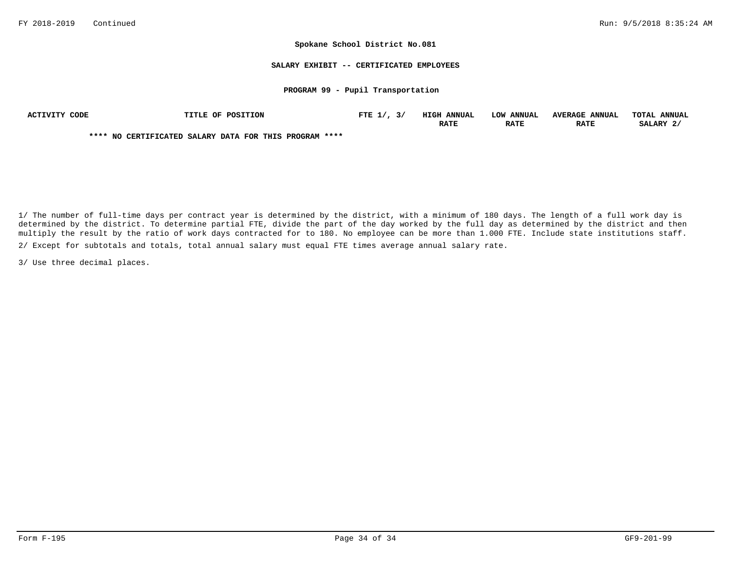**Spokane School District No.081**

**SALARY EXHIBIT -- CERTIFICATED EMPLOYEES**

**PROGRAM 99 - Pupil Transportation**

| ACTIVITY CODE | TITLE OF POSITION | FTE 1/, 3/ | HIGH ANNUAL RATE | LOW ANNUAL RATE | AVERAGE ANNUAL RATE | TOTAL ANNUAL SALARY 2/ |
|---|---|---|---|---|---|---|

**** NO CERTIFICATED SALARY DATA FOR THIS PROGRAM ****

1/ The number of full-time days per contract year is determined by the district, with a minimum of 180 days. The length of a full work day is determined by the district. To determine partial FTE, divide the part of the day worked by the full day as determined by the district and then multiply the result by the ratio of work days contracted for to 180. No employee can be more than 1.000 FTE. Include state institutions staff.

2/ Except for subtotals and totals, total annual salary must equal FTE times average annual salary rate.

3/ Use three decimal places.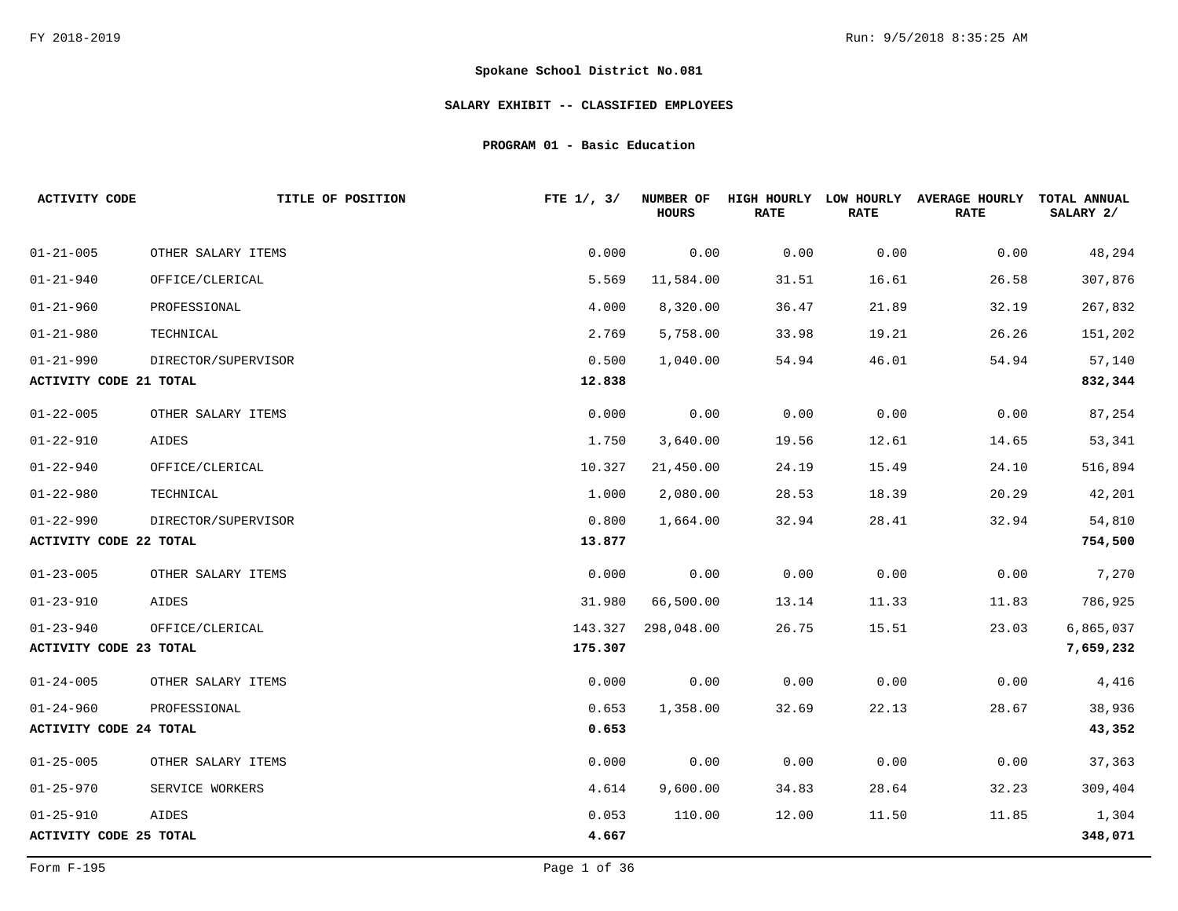**Spokane School District No.081**

**SALARY EXHIBIT -- CLASSIFIED EMPLOYEES**

**PROGRAM 01 - Basic Education**

| ACTIVITY CODE | TITLE OF POSITION | FTE 1/, 3/ | NUMBER OF HOURS | HIGH HOURLY RATE | LOW HOURLY RATE | AVERAGE HOURLY RATE | TOTAL ANNUAL SALARY 2/ |
|---|---|---|---|---|---|---|---|
| 01-21-005 | OTHER SALARY ITEMS | 0.000 | 0.00 | 0.00 | 0.00 | 0.00 | 48,294 |
| 01-21-940 | OFFICE/CLERICAL | 5.569 | 11,584.00 | 31.51 | 16.61 | 26.58 | 307,876 |
| 01-21-960 | PROFESSIONAL | 4.000 | 8,320.00 | 36.47 | 21.89 | 32.19 | 267,832 |
| 01-21-980 | TECHNICAL | 2.769 | 5,758.00 | 33.98 | 19.21 | 26.26 | 151,202 |
| 01-21-990 | DIRECTOR/SUPERVISOR | 0.500 | 1,040.00 | 54.94 | 46.01 | 54.94 | 57,140 |
| **ACTIVITY CODE 21 TOTAL** | | **12.838** | | | | | **832,344** |
| 01-22-005 | OTHER SALARY ITEMS | 0.000 | 0.00 | 0.00 | 0.00 | 0.00 | 87,254 |
| 01-22-910 | AIDES | 1.750 | 3,640.00 | 19.56 | 12.61 | 14.65 | 53,341 |
| 01-22-940 | OFFICE/CLERICAL | 10.327 | 21,450.00 | 24.19 | 15.49 | 24.10 | 516,894 |
| 01-22-980 | TECHNICAL | 1.000 | 2,080.00 | 28.53 | 18.39 | 20.29 | 42,201 |
| 01-22-990 | DIRECTOR/SUPERVISOR | 0.800 | 1,664.00 | 32.94 | 28.41 | 32.94 | 54,810 |
| **ACTIVITY CODE 22 TOTAL** | | **13.877** | | | | | **754,500** |
| 01-23-005 | OTHER SALARY ITEMS | 0.000 | 0.00 | 0.00 | 0.00 | 0.00 | 7,270 |
| 01-23-910 | AIDES | 31.980 | 66,500.00 | 13.14 | 11.33 | 11.83 | 786,925 |
| 01-23-940 | OFFICE/CLERICAL | 143.327 | 298,048.00 | 26.75 | 15.51 | 23.03 | 6,865,037 |
| **ACTIVITY CODE 23 TOTAL** | | **175.307** | | | | | **7,659,232** |
| 01-24-005 | OTHER SALARY ITEMS | 0.000 | 0.00 | 0.00 | 0.00 | 0.00 | 4,416 |
| 01-24-960 | PROFESSIONAL | 0.653 | 1,358.00 | 32.69 | 22.13 | 28.67 | 38,936 |
| **ACTIVITY CODE 24 TOTAL** | | **0.653** | | | | | **43,352** |
| 01-25-005 | OTHER SALARY ITEMS | 0.000 | 0.00 | 0.00 | 0.00 | 0.00 | 37,363 |
| 01-25-970 | SERVICE WORKERS | 4.614 | 9,600.00 | 34.83 | 28.64 | 32.23 | 309,404 |
| 01-25-910 | AIDES | 0.053 | 110.00 | 12.00 | 11.50 | 11.85 | 1,304 |
| **ACTIVITY CODE 25 TOTAL** | | **4.667** | | | | | **348,071** |

Form F-195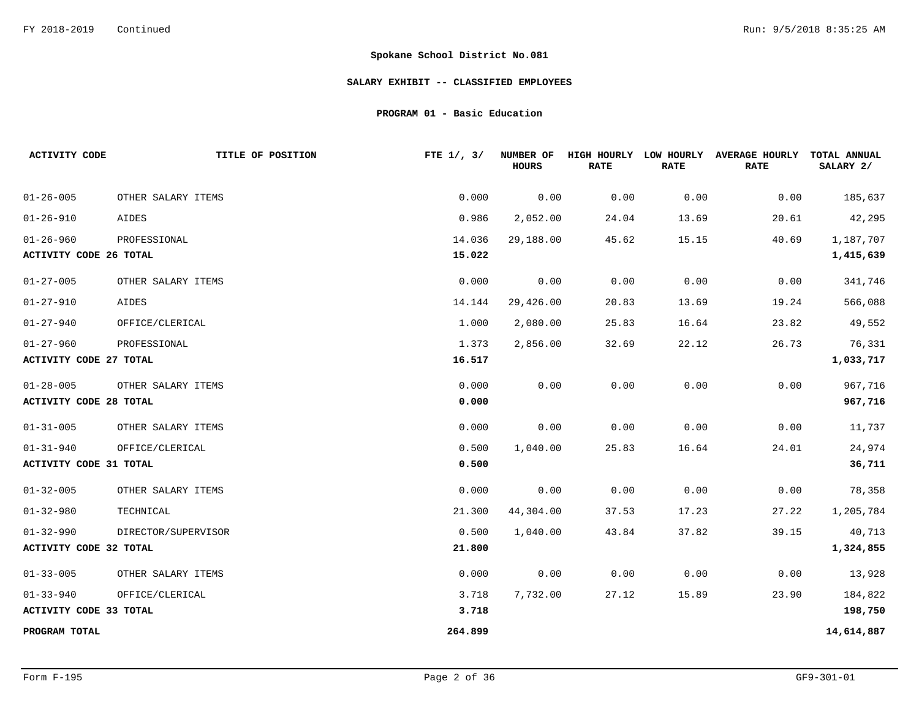FY 2018-2019 Continued

## Spokane School District No.081

### SALARY EXHIBIT -- CLASSIFIED EMPLOYEES

### PROGRAM 01 - Basic Education

| ACTIVITY CODE | TITLE OF POSITION | FTE 1/, 3/ | NUMBER OF HOURS | HIGH HOURLY RATE | LOW HOURLY RATE | AVERAGE HOURLY RATE | TOTAL ANNUAL SALARY 2/ |
|---|---|---|---|---|---|---|---|
| 01-26-005 | OTHER SALARY ITEMS | 0.000 | 0.00 | 0.00 | 0.00 | 0.00 | 185,637 |
| 01-26-910 | AIDES | 0.986 | 2,052.00 | 24.04 | 13.69 | 20.61 | 42,295 |
| 01-26-960 | PROFESSIONAL | 14.036 | 29,188.00 | 45.62 | 15.15 | 40.69 | 1,187,707 |
| **ACTIVITY CODE 26 TOTAL** | | **15.022** | | | | | **1,415,639** |
| 01-27-005 | OTHER SALARY ITEMS | 0.000 | 0.00 | 0.00 | 0.00 | 0.00 | 341,746 |
| 01-27-910 | AIDES | 14.144 | 29,426.00 | 20.83 | 13.69 | 19.24 | 566,088 |
| 01-27-940 | OFFICE/CLERICAL | 1.000 | 2,080.00 | 25.83 | 16.64 | 23.82 | 49,552 |
| 01-27-960 | PROFESSIONAL | 1.373 | 2,856.00 | 32.69 | 22.12 | 26.73 | 76,331 |
| **ACTIVITY CODE 27 TOTAL** | | **16.517** | | | | | **1,033,717** |
| 01-28-005 | OTHER SALARY ITEMS | 0.000 | 0.00 | 0.00 | 0.00 | 0.00 | 967,716 |
| **ACTIVITY CODE 28 TOTAL** | | **0.000** | | | | | **967,716** |
| 01-31-005 | OTHER SALARY ITEMS | 0.000 | 0.00 | 0.00 | 0.00 | 0.00 | 11,737 |
| 01-31-940 | OFFICE/CLERICAL | 0.500 | 1,040.00 | 25.83 | 16.64 | 24.01 | 24,974 |
| **ACTIVITY CODE 31 TOTAL** | | **0.500** | | | | | **36,711** |
| 01-32-005 | OTHER SALARY ITEMS | 0.000 | 0.00 | 0.00 | 0.00 | 0.00 | 78,358 |
| 01-32-980 | TECHNICAL | 21.300 | 44,304.00 | 37.53 | 17.23 | 27.22 | 1,205,784 |
| 01-32-990 | DIRECTOR/SUPERVISOR | 0.500 | 1,040.00 | 43.84 | 37.82 | 39.15 | 40,713 |
| **ACTIVITY CODE 32 TOTAL** | | **21.800** | | | | | **1,324,855** |
| 01-33-005 | OTHER SALARY ITEMS | 0.000 | 0.00 | 0.00 | 0.00 | 0.00 | 13,928 |
| 01-33-940 | OFFICE/CLERICAL | 3.718 | 7,732.00 | 27.12 | 15.89 | 23.90 | 184,822 |
| **ACTIVITY CODE 33 TOTAL** | | **3.718** | | | | | **198,750** |
| **PROGRAM TOTAL** | | **264.899** | | | | | **14,614,887** |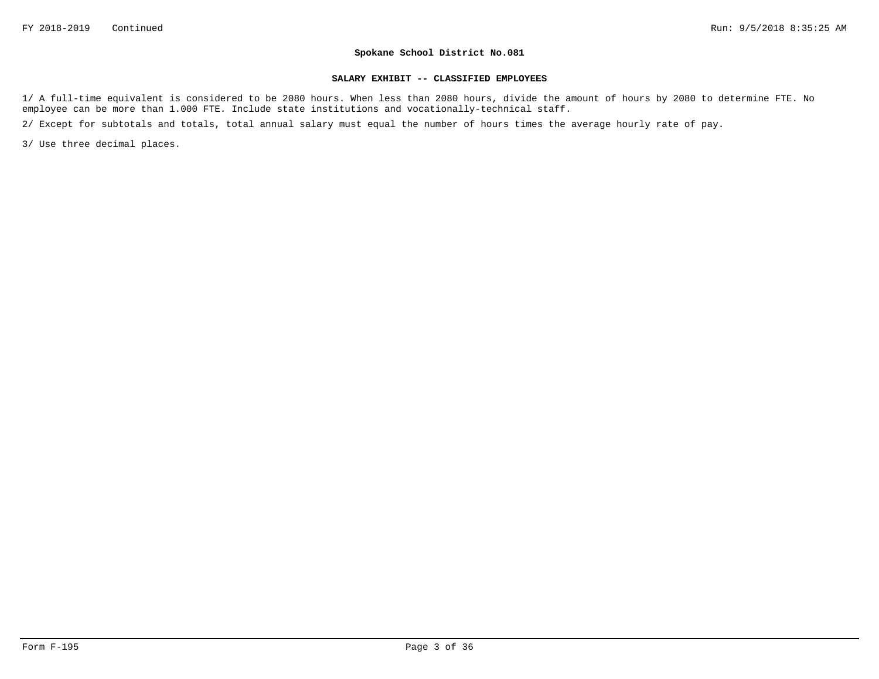**Spokane School District No.081**

**SALARY EXHIBIT -- CLASSIFIED EMPLOYEES**

1/ A full-time equivalent is considered to be 2080 hours. When less than 2080 hours, divide the amount of hours by 2080 to determine FTE. No employee can be more than 1.000 FTE. Include state institutions and vocationally-technical staff.

2/ Except for subtotals and totals, total annual salary must equal the number of hours times the average hourly rate of pay.

3/ Use three decimal places.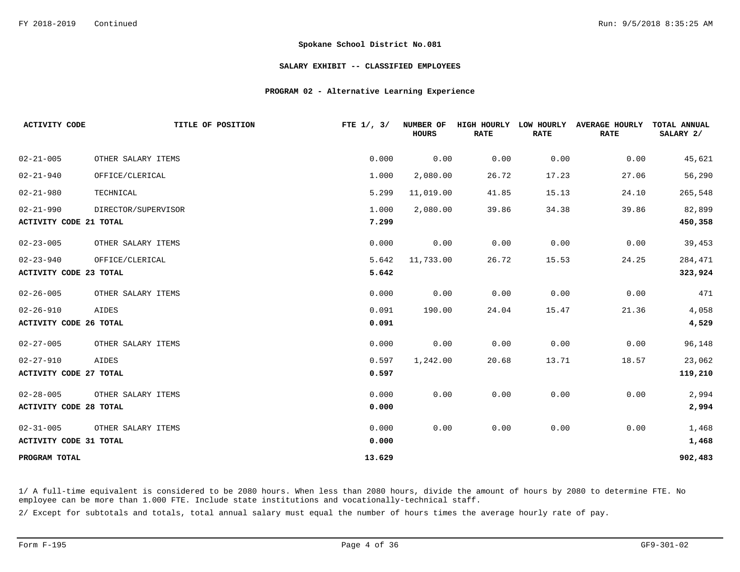**Spokane School District No.081**

**SALARY EXHIBIT -- CLASSIFIED EMPLOYEES**

**PROGRAM 02 - Alternative Learning Experience**

| ACTIVITY CODE | TITLE OF POSITION | FTE 1/, 3/ | NUMBER OF HOURS | HIGH HOURLY RATE | LOW HOURLY RATE | AVERAGE HOURLY RATE | TOTAL ANNUAL SALARY 2/ |
|---|---|---|---|---|---|---|---|
| 02-21-005 | OTHER SALARY ITEMS | 0.000 | 0.00 | 0.00 | 0.00 | 0.00 | 45,621 |
| 02-21-940 | OFFICE/CLERICAL | 1.000 | 2,080.00 | 26.72 | 17.23 | 27.06 | 56,290 |
| 02-21-980 | TECHNICAL | 5.299 | 11,019.00 | 41.85 | 15.13 | 24.10 | 265,548 |
| 02-21-990 | DIRECTOR/SUPERVISOR | 1.000 | 2,080.00 | 39.86 | 34.38 | 39.86 | 82,899 |
| **ACTIVITY CODE 21 TOTAL** | | **7.299** | | | | | **450,358** |
| 02-23-005 | OTHER SALARY ITEMS | 0.000 | 0.00 | 0.00 | 0.00 | 0.00 | 39,453 |
| 02-23-940 | OFFICE/CLERICAL | 5.642 | 11,733.00 | 26.72 | 15.53 | 24.25 | 284,471 |
| **ACTIVITY CODE 23 TOTAL** | | **5.642** | | | | | **323,924** |
| 02-26-005 | OTHER SALARY ITEMS | 0.000 | 0.00 | 0.00 | 0.00 | 0.00 | 471 |
| 02-26-910 | AIDES | 0.091 | 190.00 | 24.04 | 15.47 | 21.36 | 4,058 |
| **ACTIVITY CODE 26 TOTAL** | | **0.091** | | | | | **4,529** |
| 02-27-005 | OTHER SALARY ITEMS | 0.000 | 0.00 | 0.00 | 0.00 | 0.00 | 96,148 |
| 02-27-910 | AIDES | 0.597 | 1,242.00 | 20.68 | 13.71 | 18.57 | 23,062 |
| **ACTIVITY CODE 27 TOTAL** | | **0.597** | | | | | **119,210** |
| 02-28-005 | OTHER SALARY ITEMS | 0.000 | 0.00 | 0.00 | 0.00 | 0.00 | 2,994 |
| **ACTIVITY CODE 28 TOTAL** | | **0.000** | | | | | **2,994** |
| 02-31-005 | OTHER SALARY ITEMS | 0.000 | 0.00 | 0.00 | 0.00 | 0.00 | 1,468 |
| **ACTIVITY CODE 31 TOTAL** | | **0.000** | | | | | **1,468** |
| **PROGRAM TOTAL** | | **13.629** | | | | | **902,483** |

1/ A full-time equivalent is considered to be 2080 hours. When less than 2080 hours, divide the amount of hours by 2080 to determine FTE. No employee can be more than 1.000 FTE. Include state institutions and vocationally-technical staff.

2/ Except for subtotals and totals, total annual salary must equal the number of hours times the average hourly rate of pay.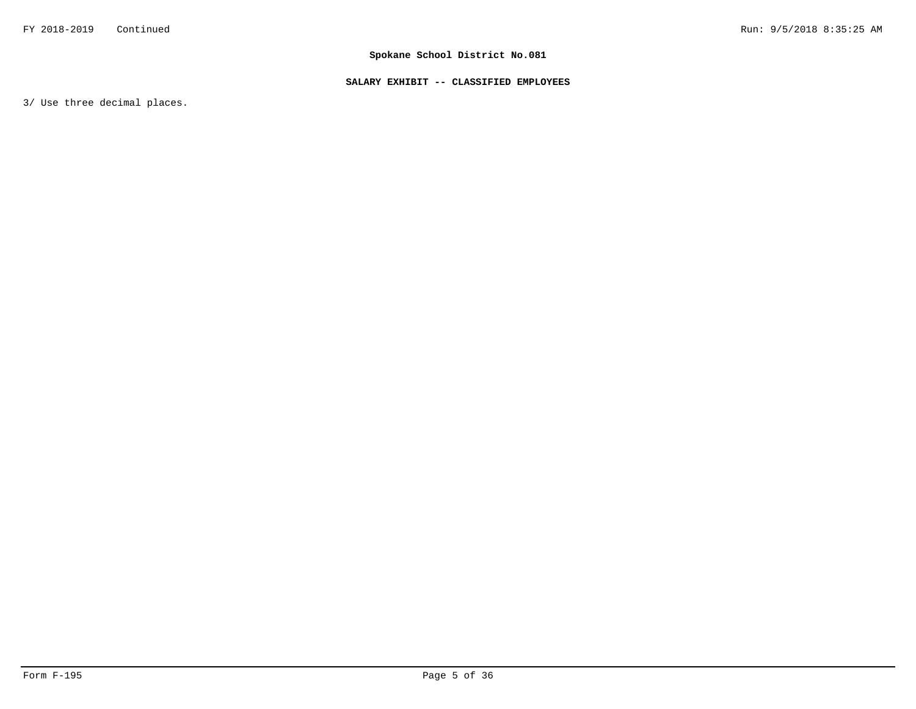3/ Use three decimal places.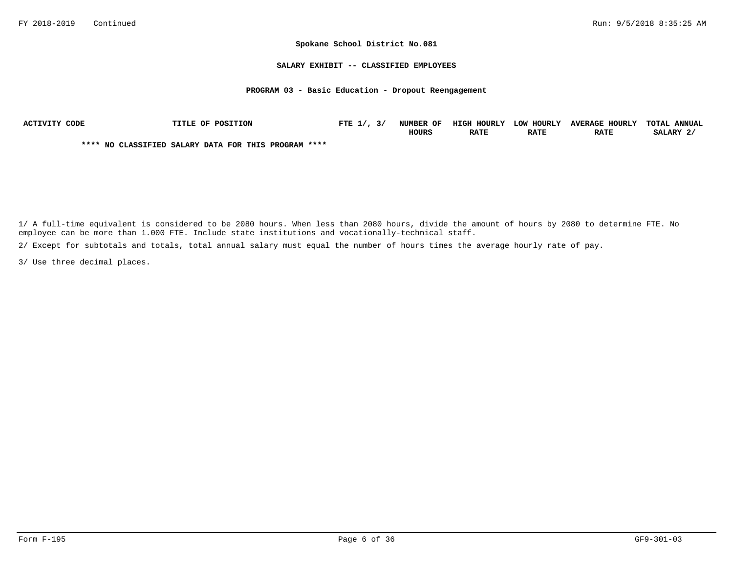**Spokane School District No.081**

**SALARY EXHIBIT -- CLASSIFIED EMPLOYEES**

**PROGRAM 03 - Basic Education - Dropout Reengagement**

| ACTIVITY CODE | TITLE OF POSITION | FTE 1/, 3/ | NUMBER OF HOURS | HIGH HOURLY RATE | LOW HOURLY RATE | AVERAGE HOURLY RATE | TOTAL ANNUAL SALARY 2/ |
|---|---|---|---|---|---|---|---|

**\*\*\*\* NO CLASSIFIED SALARY DATA FOR THIS PROGRAM \*\*\*\***

1/ A full-time equivalent is considered to be 2080 hours. When less than 2080 hours, divide the amount of hours by 2080 to determine FTE. No employee can be more than 1.000 FTE. Include state institutions and vocationally-technical staff.

2/ Except for subtotals and totals, total annual salary must equal the number of hours times the average hourly rate of pay.

3/ Use three decimal places.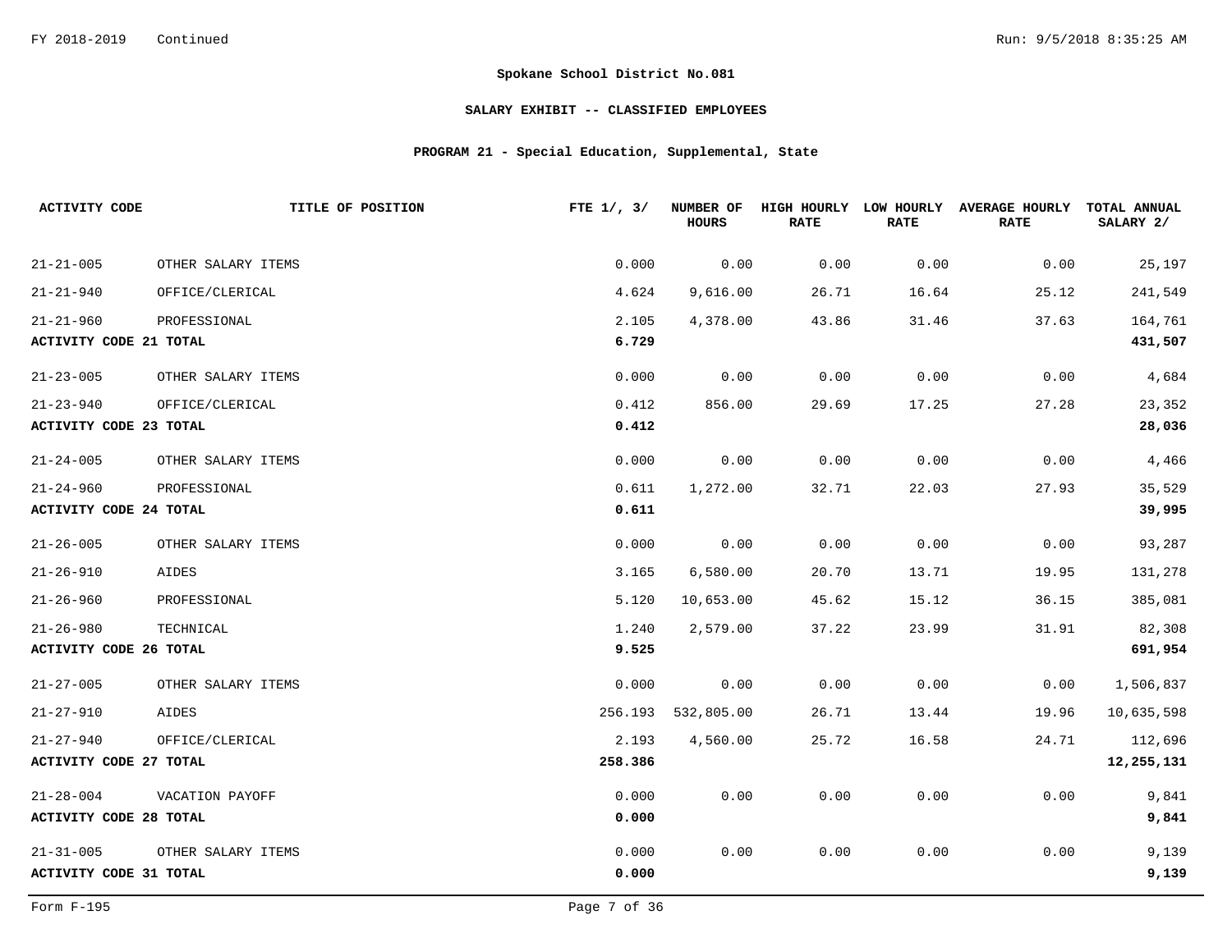**Spokane School District No.081**

**SALARY EXHIBIT -- CLASSIFIED EMPLOYEES**

**PROGRAM 21 - Special Education, Supplemental, State**

| ACTIVITY CODE | TITLE OF POSITION | FTE 1/, 3/ | NUMBER OF HOURS | HIGH HOURLY RATE | LOW HOURLY RATE | AVERAGE HOURLY RATE | TOTAL ANNUAL SALARY 2/ |
|---|---|---|---|---|---|---|---|
| 21-21-005 | OTHER SALARY ITEMS | 0.000 | 0.00 | 0.00 | 0.00 | 0.00 | 25,197 |
| 21-21-940 | OFFICE/CLERICAL | 4.624 | 9,616.00 | 26.71 | 16.64 | 25.12 | 241,549 |
| 21-21-960 | PROFESSIONAL | 2.105 | 4,378.00 | 43.86 | 31.46 | 37.63 | 164,761 |
| **ACTIVITY CODE 21 TOTAL** | | **6.729** | | | | | **431,507** |
| 21-23-005 | OTHER SALARY ITEMS | 0.000 | 0.00 | 0.00 | 0.00 | 0.00 | 4,684 |
| 21-23-940 | OFFICE/CLERICAL | 0.412 | 856.00 | 29.69 | 17.25 | 27.28 | 23,352 |
| **ACTIVITY CODE 23 TOTAL** | | **0.412** | | | | | **28,036** |
| 21-24-005 | OTHER SALARY ITEMS | 0.000 | 0.00 | 0.00 | 0.00 | 0.00 | 4,466 |
| 21-24-960 | PROFESSIONAL | 0.611 | 1,272.00 | 32.71 | 22.03 | 27.93 | 35,529 |
| **ACTIVITY CODE 24 TOTAL** | | **0.611** | | | | | **39,995** |
| 21-26-005 | OTHER SALARY ITEMS | 0.000 | 0.00 | 0.00 | 0.00 | 0.00 | 93,287 |
| 21-26-910 | AIDES | 3.165 | 6,580.00 | 20.70 | 13.71 | 19.95 | 131,278 |
| 21-26-960 | PROFESSIONAL | 5.120 | 10,653.00 | 45.62 | 15.12 | 36.15 | 385,081 |
| 21-26-980 | TECHNICAL | 1.240 | 2,579.00 | 37.22 | 23.99 | 31.91 | 82,308 |
| **ACTIVITY CODE 26 TOTAL** | | **9.525** | | | | | **691,954** |
| 21-27-005 | OTHER SALARY ITEMS | 0.000 | 0.00 | 0.00 | 0.00 | 0.00 | 1,506,837 |
| 21-27-910 | AIDES | 256.193 | 532,805.00 | 26.71 | 13.44 | 19.96 | 10,635,598 |
| 21-27-940 | OFFICE/CLERICAL | 2.193 | 4,560.00 | 25.72 | 16.58 | 24.71 | 112,696 |
| **ACTIVITY CODE 27 TOTAL** | | **258.386** | | | | | **12,255,131** |
| 21-28-004 | VACATION PAYOFF | 0.000 | 0.00 | 0.00 | 0.00 | 0.00 | 9,841 |
| **ACTIVITY CODE 28 TOTAL** | | **0.000** | | | | | **9,841** |
| 21-31-005 | OTHER SALARY ITEMS | 0.000 | 0.00 | 0.00 | 0.00 | 0.00 | 9,139 |
| **ACTIVITY CODE 31 TOTAL** | | **0.000** | | | | | **9,139** |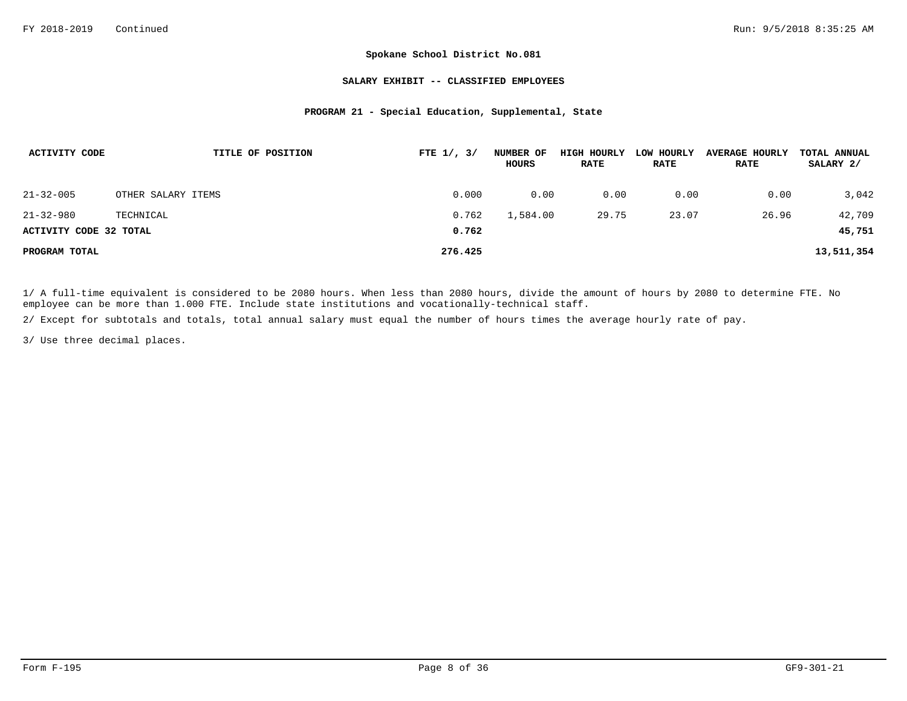**Spokane School District No.081**

**SALARY EXHIBIT -- CLASSIFIED EMPLOYEES**

**PROGRAM 21 - Special Education, Supplemental, State**

| ACTIVITY CODE | TITLE OF POSITION | FTE 1/, 3/ | NUMBER OF HOURS | HIGH HOURLY RATE | LOW HOURLY RATE | AVERAGE HOURLY RATE | TOTAL ANNUAL SALARY 2/ |
|---|---|---|---|---|---|---|---|
| 21-32-005 | OTHER SALARY ITEMS | 0.000 | 0.00 | 0.00 | 0.00 | 0.00 | 3,042 |
| 21-32-980 | TECHNICAL | 0.762 | 1,584.00 | 29.75 | 23.07 | 26.96 | 42,709 |
| **ACTIVITY CODE 32 TOTAL** | | **0.762** | | | | | **45,751** |
| **PROGRAM TOTAL** | | **276.425** | | | | | **13,511,354** |

1/ A full-time equivalent is considered to be 2080 hours. When less than 2080 hours, divide the amount of hours by 2080 to determine FTE. No employee can be more than 1.000 FTE. Include state institutions and vocationally-technical staff.

2/ Except for subtotals and totals, total annual salary must equal the number of hours times the average hourly rate of pay.

3/ Use three decimal places.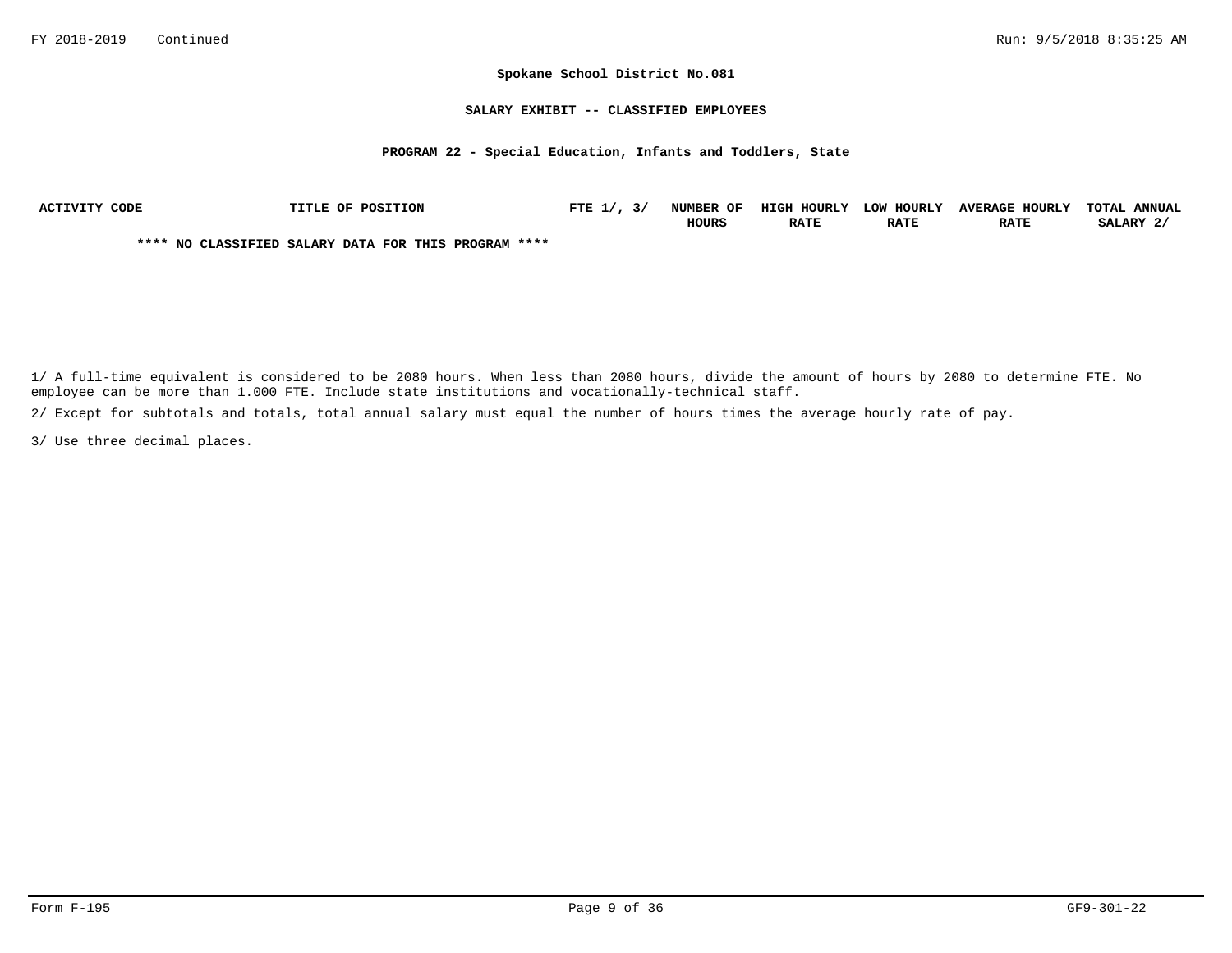**Spokane School District No.081**

**SALARY EXHIBIT -- CLASSIFIED EMPLOYEES**

**PROGRAM 22 - Special Education, Infants and Toddlers, State**

| ACTIVITY CODE | TITLE OF POSITION | FTE 1/, 3/ | NUMBER OF HOURS | HIGH HOURLY RATE | LOW HOURLY RATE | AVERAGE HOURLY RATE | TOTAL ANNUAL SALARY 2/ |
|---|---|---|---|---|---|---|---|

**\*\*\*\* NO CLASSIFIED SALARY DATA FOR THIS PROGRAM \*\*\*\***

1/ A full-time equivalent is considered to be 2080 hours. When less than 2080 hours, divide the amount of hours by 2080 to determine FTE. No employee can be more than 1.000 FTE. Include state institutions and vocationally-technical staff.

2/ Except for subtotals and totals, total annual salary must equal the number of hours times the average hourly rate of pay.

3/ Use three decimal places.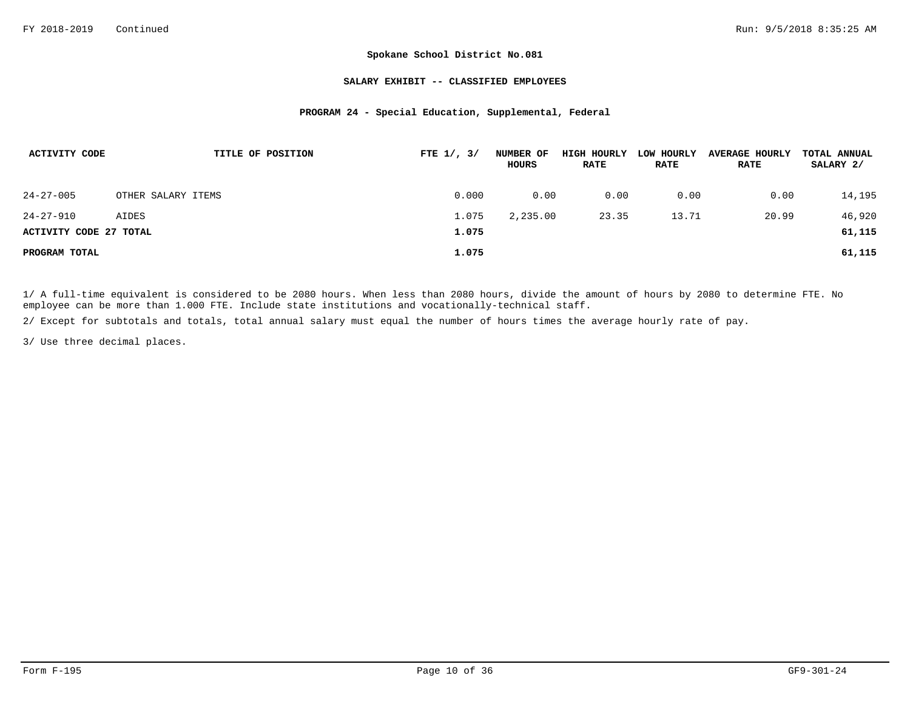**Spokane School District No.081**

**SALARY EXHIBIT -- CLASSIFIED EMPLOYEES**

**PROGRAM 24 - Special Education, Supplemental, Federal**

| ACTIVITY CODE | TITLE OF POSITION | FTE 1/, 3/ | NUMBER OF HOURS | HIGH HOURLY RATE | LOW HOURLY RATE | AVERAGE HOURLY RATE | TOTAL ANNUAL SALARY 2/ |
|---|---|---|---|---|---|---|---|
| 24-27-005 | OTHER SALARY ITEMS | 0.000 | 0.00 | 0.00 | 0.00 | 0.00 | 14,195 |
| 24-27-910 | AIDES | 1.075 | 2,235.00 | 23.35 | 13.71 | 20.99 | 46,920 |
| **ACTIVITY CODE 27 TOTAL** | | **1.075** | | | | | **61,115** |
| **PROGRAM TOTAL** | | **1.075** | | | | | **61,115** |

1/ A full-time equivalent is considered to be 2080 hours. When less than 2080 hours, divide the amount of hours by 2080 to determine FTE. No employee can be more than 1.000 FTE. Include state institutions and vocationally-technical staff.

2/ Except for subtotals and totals, total annual salary must equal the number of hours times the average hourly rate of pay.

3/ Use three decimal places.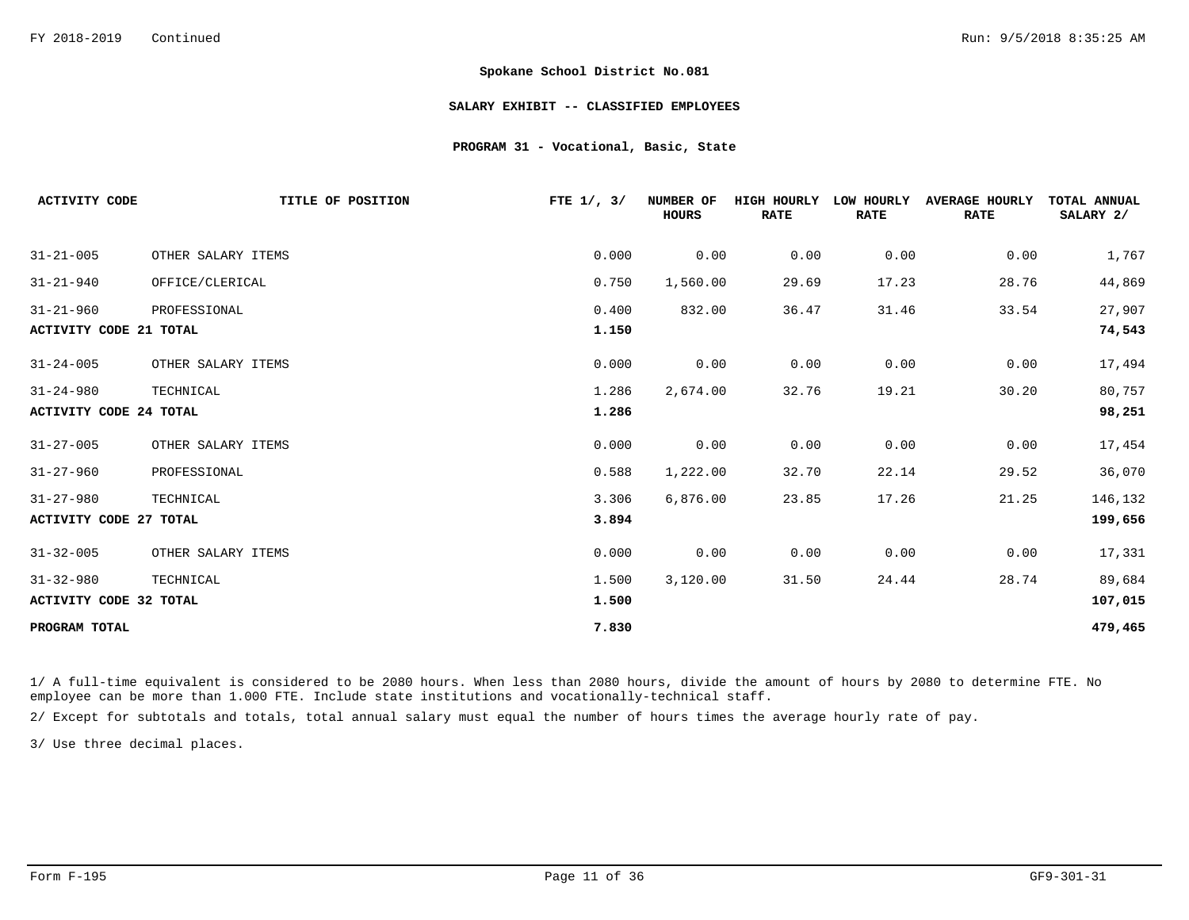**Spokane School District No.081**

**SALARY EXHIBIT -- CLASSIFIED EMPLOYEES**

**PROGRAM 31 - Vocational, Basic, State**

| ACTIVITY CODE | TITLE OF POSITION | FTE 1/, 3/ | NUMBER OF HOURS | HIGH HOURLY RATE | LOW HOURLY RATE | AVERAGE HOURLY RATE | TOTAL ANNUAL SALARY 2/ |
|---|---|---|---|---|---|---|---|
| 31-21-005 | OTHER SALARY ITEMS | 0.000 | 0.00 | 0.00 | 0.00 | 0.00 | 1,767 |
| 31-21-940 | OFFICE/CLERICAL | 0.750 | 1,560.00 | 29.69 | 17.23 | 28.76 | 44,869 |
| 31-21-960 | PROFESSIONAL | 0.400 | 832.00 | 36.47 | 31.46 | 33.54 | 27,907 |
| **ACTIVITY CODE 21 TOTAL** | | **1.150** | | | | | **74,543** |
| 31-24-005 | OTHER SALARY ITEMS | 0.000 | 0.00 | 0.00 | 0.00 | 0.00 | 17,494 |
| 31-24-980 | TECHNICAL | 1.286 | 2,674.00 | 32.76 | 19.21 | 30.20 | 80,757 |
| **ACTIVITY CODE 24 TOTAL** | | **1.286** | | | | | **98,251** |
| 31-27-005 | OTHER SALARY ITEMS | 0.000 | 0.00 | 0.00 | 0.00 | 0.00 | 17,454 |
| 31-27-960 | PROFESSIONAL | 0.588 | 1,222.00 | 32.70 | 22.14 | 29.52 | 36,070 |
| 31-27-980 | TECHNICAL | 3.306 | 6,876.00 | 23.85 | 17.26 | 21.25 | 146,132 |
| **ACTIVITY CODE 27 TOTAL** | | **3.894** | | | | | **199,656** |
| 31-32-005 | OTHER SALARY ITEMS | 0.000 | 0.00 | 0.00 | 0.00 | 0.00 | 17,331 |
| 31-32-980 | TECHNICAL | 1.500 | 3,120.00 | 31.50 | 24.44 | 28.74 | 89,684 |
| **ACTIVITY CODE 32 TOTAL** | | **1.500** | | | | | **107,015** |
| **PROGRAM TOTAL** | | **7.830** | | | | | **479,465** |

1/ A full-time equivalent is considered to be 2080 hours. When less than 2080 hours, divide the amount of hours by 2080 to determine FTE. No employee can be more than 1.000 FTE. Include state institutions and vocationally-technical staff.

2/ Except for subtotals and totals, total annual salary must equal the number of hours times the average hourly rate of pay.

3/ Use three decimal places.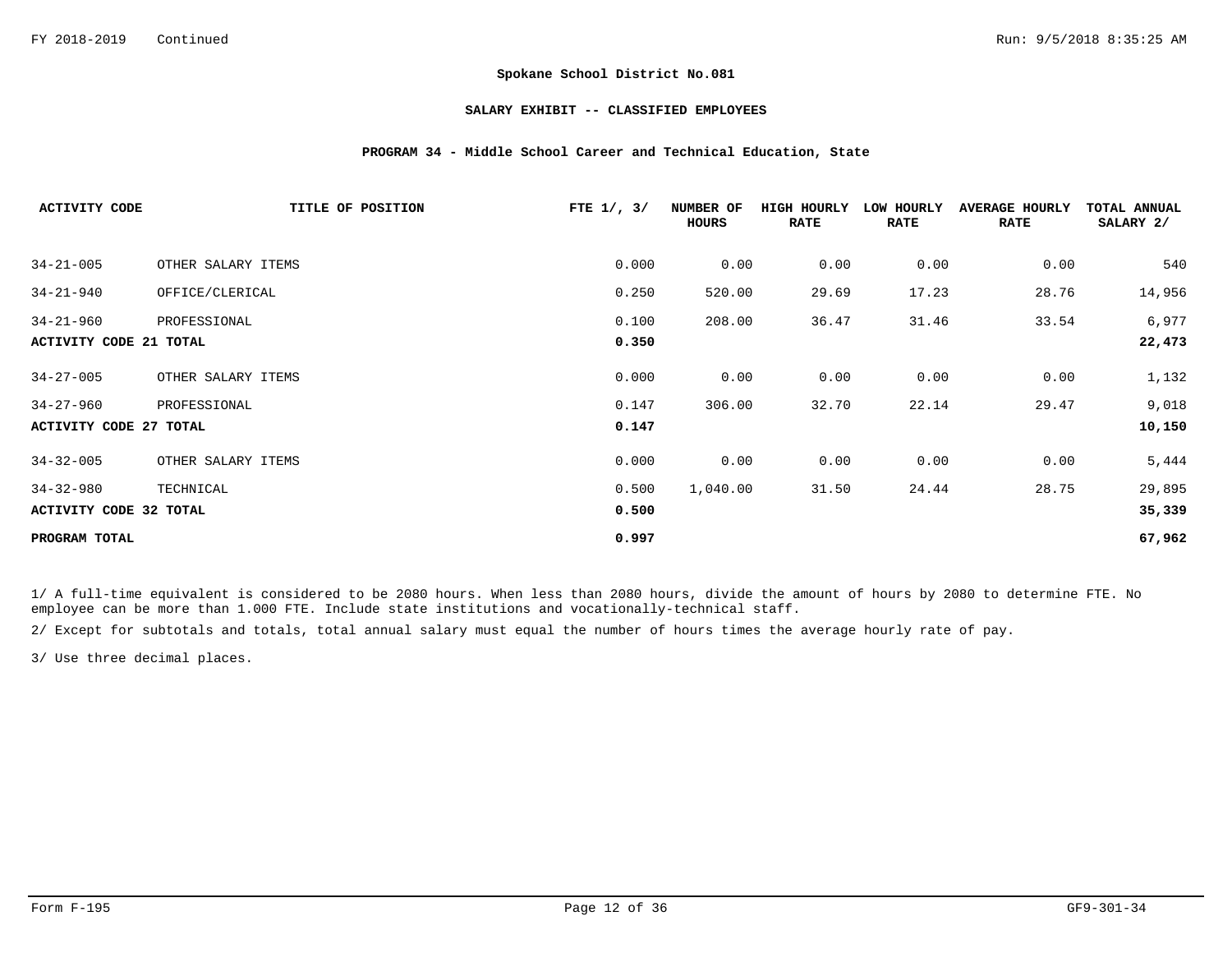**Spokane School District No.081**

**SALARY EXHIBIT -- CLASSIFIED EMPLOYEES**

**PROGRAM 34 - Middle School Career and Technical Education, State**

| ACTIVITY CODE | TITLE OF POSITION | FTE 1/, 3/ | NUMBER OF HOURS | HIGH HOURLY RATE | LOW HOURLY RATE | AVERAGE HOURLY RATE | TOTAL ANNUAL SALARY 2/ |
|---|---|---|---|---|---|---|---|
| 34-21-005 | OTHER SALARY ITEMS | 0.000 | 0.00 | 0.00 | 0.00 | 0.00 | 540 |
| 34-21-940 | OFFICE/CLERICAL | 0.250 | 520.00 | 29.69 | 17.23 | 28.76 | 14,956 |
| 34-21-960 | PROFESSIONAL | 0.100 | 208.00 | 36.47 | 31.46 | 33.54 | 6,977 |
| **ACTIVITY CODE 21 TOTAL** | | **0.350** | | | | | **22,473** |
| 34-27-005 | OTHER SALARY ITEMS | 0.000 | 0.00 | 0.00 | 0.00 | 0.00 | 1,132 |
| 34-27-960 | PROFESSIONAL | 0.147 | 306.00 | 32.70 | 22.14 | 29.47 | 9,018 |
| **ACTIVITY CODE 27 TOTAL** | | **0.147** | | | | | **10,150** |
| 34-32-005 | OTHER SALARY ITEMS | 0.000 | 0.00 | 0.00 | 0.00 | 0.00 | 5,444 |
| 34-32-980 | TECHNICAL | 0.500 | 1,040.00 | 31.50 | 24.44 | 28.75 | 29,895 |
| **ACTIVITY CODE 32 TOTAL** | | **0.500** | | | | | **35,339** |
| **PROGRAM TOTAL** | | **0.997** | | | | | **67,962** |

1/ A full-time equivalent is considered to be 2080 hours. When less than 2080 hours, divide the amount of hours by 2080 to determine FTE. No employee can be more than 1.000 FTE. Include state institutions and vocationally-technical staff.

2/ Except for subtotals and totals, total annual salary must equal the number of hours times the average hourly rate of pay.

3/ Use three decimal places.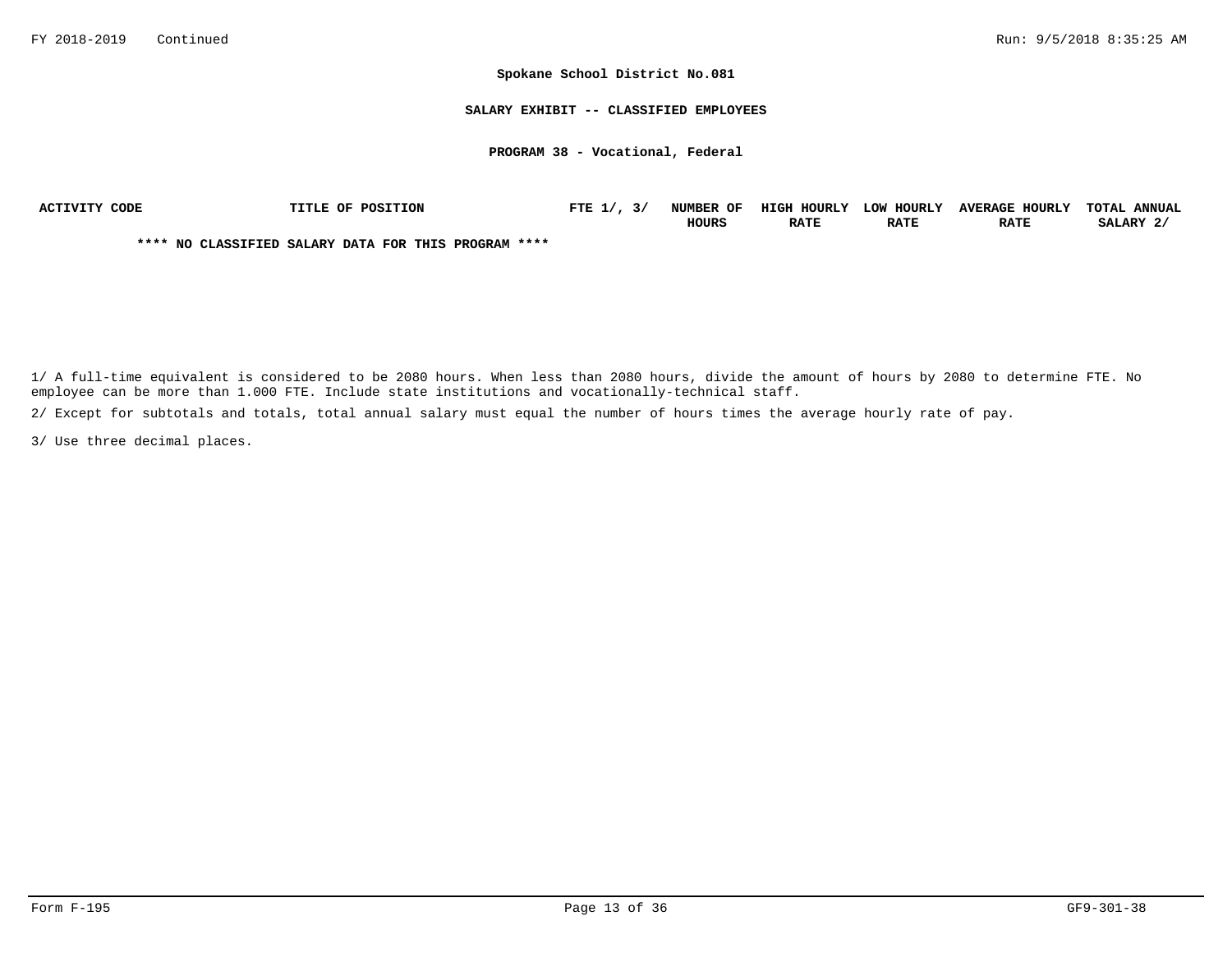**Spokane School District No.081**

**SALARY EXHIBIT -- CLASSIFIED EMPLOYEES**

**PROGRAM 38 - Vocational, Federal**

| ACTIVITY CODE | TITLE OF POSITION | FTE 1/, 3/ | NUMBER OF HOURS | HIGH HOURLY RATE | LOW HOURLY RATE | AVERAGE HOURLY RATE | TOTAL ANNUAL SALARY 2/ |
|---|---|---|---|---|---|---|---|

**\*\*\*\* NO CLASSIFIED SALARY DATA FOR THIS PROGRAM \*\*\*\***

1/ A full-time equivalent is considered to be 2080 hours. When less than 2080 hours, divide the amount of hours by 2080 to determine FTE. No employee can be more than 1.000 FTE. Include state institutions and vocationally-technical staff.

2/ Except for subtotals and totals, total annual salary must equal the number of hours times the average hourly rate of pay.

3/ Use three decimal places.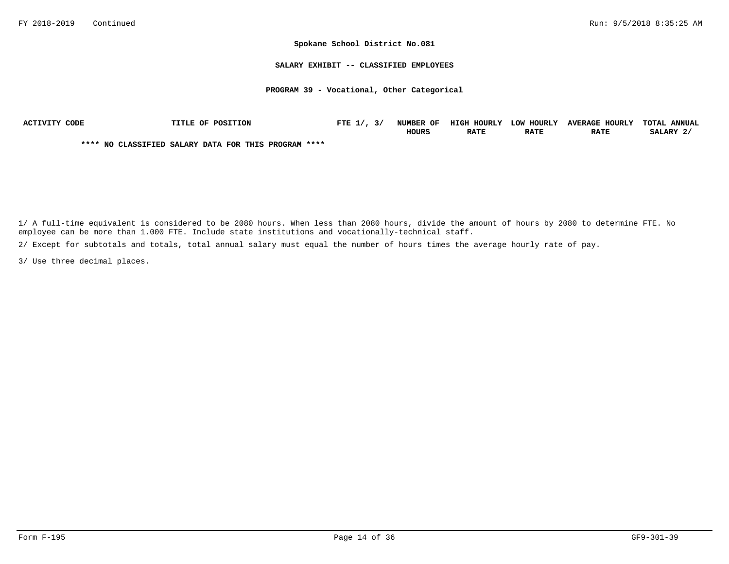**Spokane School District No.081**

**SALARY EXHIBIT -- CLASSIFIED EMPLOYEES**

**PROGRAM 39 - Vocational, Other Categorical**

| ACTIVITY CODE | TITLE OF POSITION | FTE 1/, 3/ | NUMBER OF HOURS | HIGH HOURLY RATE | LOW HOURLY RATE | AVERAGE HOURLY RATE | TOTAL ANNUAL SALARY 2/ |
|---|---|---|---|---|---|---|---|

**\*\*\*\* NO CLASSIFIED SALARY DATA FOR THIS PROGRAM \*\*\*\***

1/ A full-time equivalent is considered to be 2080 hours. When less than 2080 hours, divide the amount of hours by 2080 to determine FTE. No employee can be more than 1.000 FTE. Include state institutions and vocationally-technical staff.

2/ Except for subtotals and totals, total annual salary must equal the number of hours times the average hourly rate of pay.

3/ Use three decimal places.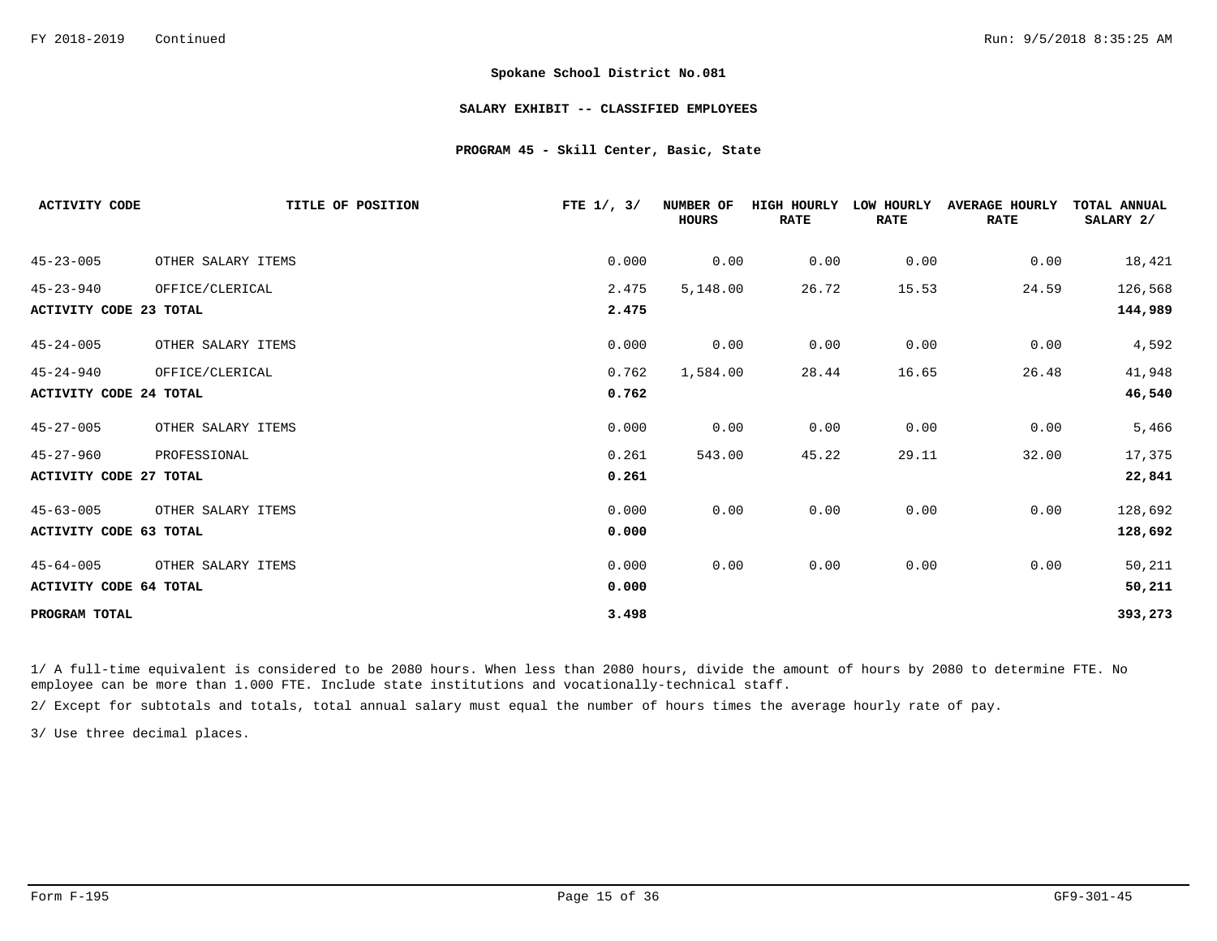FY 2018-2019 Continued

**Spokane School District No.081**

**SALARY EXHIBIT -- CLASSIFIED EMPLOYEES**

**PROGRAM 45 - Skill Center, Basic, State**

| ACTIVITY CODE | TITLE OF POSITION | FTE 1/, 3/ | NUMBER OF HOURS | HIGH HOURLY RATE | LOW HOURLY RATE | AVERAGE HOURLY RATE | TOTAL ANNUAL SALARY 2/ |
|---|---|---|---|---|---|---|---|
| 45-23-005 | OTHER SALARY ITEMS | 0.000 | 0.00 | 0.00 | 0.00 | 0.00 | 18,421 |
| 45-23-940 | OFFICE/CLERICAL | 2.475 | 5,148.00 | 26.72 | 15.53 | 24.59 | 126,568 |
| **ACTIVITY CODE 23 TOTAL** | | **2.475** | | | | | **144,989** |
| 45-24-005 | OTHER SALARY ITEMS | 0.000 | 0.00 | 0.00 | 0.00 | 0.00 | 4,592 |
| 45-24-940 | OFFICE/CLERICAL | 0.762 | 1,584.00 | 28.44 | 16.65 | 26.48 | 41,948 |
| **ACTIVITY CODE 24 TOTAL** | | **0.762** | | | | | **46,540** |
| 45-27-005 | OTHER SALARY ITEMS | 0.000 | 0.00 | 0.00 | 0.00 | 0.00 | 5,466 |
| 45-27-960 | PROFESSIONAL | 0.261 | 543.00 | 45.22 | 29.11 | 32.00 | 17,375 |
| **ACTIVITY CODE 27 TOTAL** | | **0.261** | | | | | **22,841** |
| 45-63-005 | OTHER SALARY ITEMS | 0.000 | 0.00 | 0.00 | 0.00 | 0.00 | 128,692 |
| **ACTIVITY CODE 63 TOTAL** | | **0.000** | | | | | **128,692** |
| 45-64-005 | OTHER SALARY ITEMS | 0.000 | 0.00 | 0.00 | 0.00 | 0.00 | 50,211 |
| **ACTIVITY CODE 64 TOTAL** | | **0.000** | | | | | **50,211** |
| **PROGRAM TOTAL** | | **3.498** | | | | | **393,273** |

1/ A full-time equivalent is considered to be 2080 hours. When less than 2080 hours, divide the amount of hours by 2080 to determine FTE. No employee can be more than 1.000 FTE. Include state institutions and vocationally-technical staff.

2/ Except for subtotals and totals, total annual salary must equal the number of hours times the average hourly rate of pay.

3/ Use three decimal places.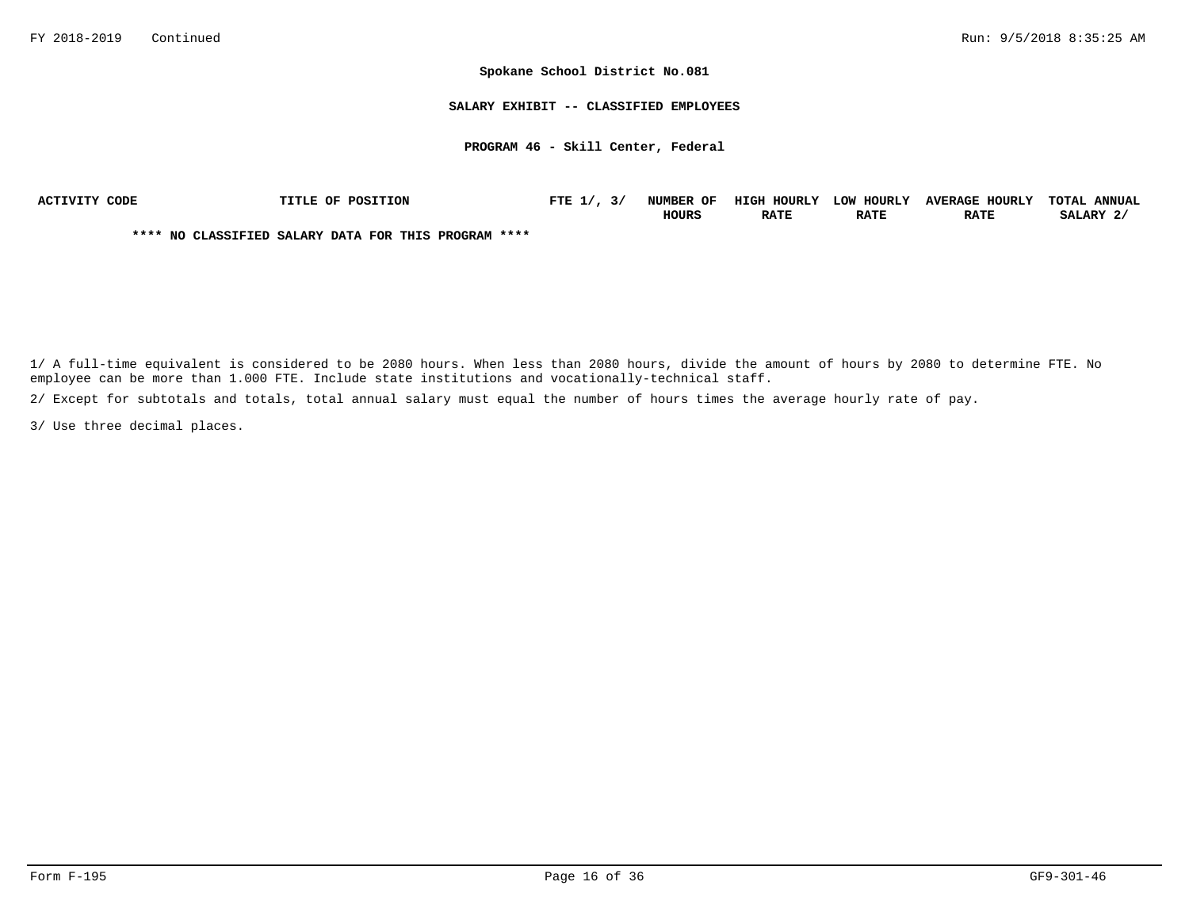**Spokane School District No.081**

**SALARY EXHIBIT -- CLASSIFIED EMPLOYEES**

**PROGRAM 46 - Skill Center, Federal**

| ACTIVITY CODE | TITLE OF POSITION | FTE 1/, 3/ | NUMBER OF HOURS | HIGH HOURLY RATE | LOW HOURLY RATE | AVERAGE HOURLY RATE | TOTAL ANNUAL SALARY 2/ |
|---|---|---|---|---|---|---|---|

**\*\*\*\* NO CLASSIFIED SALARY DATA FOR THIS PROGRAM \*\*\*\***

1/ A full-time equivalent is considered to be 2080 hours. When less than 2080 hours, divide the amount of hours by 2080 to determine FTE. No employee can be more than 1.000 FTE. Include state institutions and vocationally-technical staff.

2/ Except for subtotals and totals, total annual salary must equal the number of hours times the average hourly rate of pay.

3/ Use three decimal places.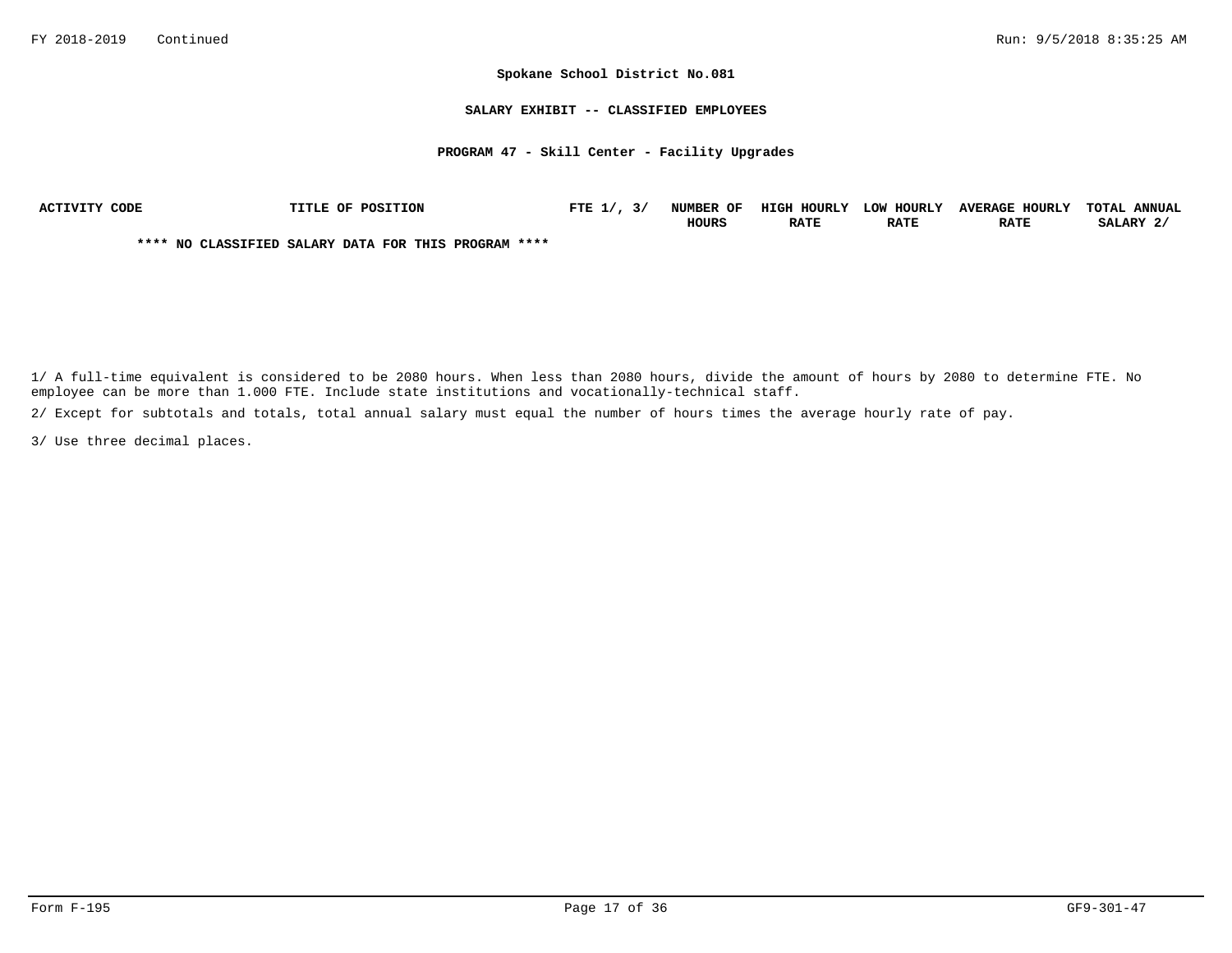**Spokane School District No.081**

**SALARY EXHIBIT -- CLASSIFIED EMPLOYEES**

**PROGRAM 47 - Skill Center - Facility Upgrades**

| ACTIVITY CODE | TITLE OF POSITION | FTE 1/, 3/ | NUMBER OF HOURS | HIGH HOURLY RATE | LOW HOURLY RATE | AVERAGE HOURLY RATE | TOTAL ANNUAL SALARY 2/ |
|---|---|---|---|---|---|---|---|

**\*\*\*\* NO CLASSIFIED SALARY DATA FOR THIS PROGRAM \*\*\*\***

1/ A full-time equivalent is considered to be 2080 hours. When less than 2080 hours, divide the amount of hours by 2080 to determine FTE. No employee can be more than 1.000 FTE. Include state institutions and vocationally-technical staff.

2/ Except for subtotals and totals, total annual salary must equal the number of hours times the average hourly rate of pay.

3/ Use three decimal places.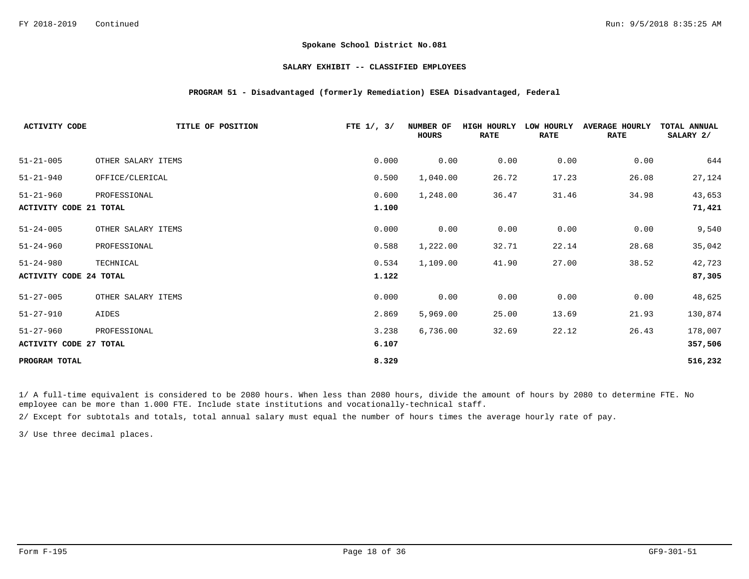**Spokane School District No.081**

**SALARY EXHIBIT -- CLASSIFIED EMPLOYEES**

**PROGRAM 51 - Disadvantaged (formerly Remediation) ESEA Disadvantaged, Federal**

| ACTIVITY CODE | TITLE OF POSITION | FTE 1/, 3/ | NUMBER OF HOURS | HIGH HOURLY RATE | LOW HOURLY RATE | AVERAGE HOURLY RATE | TOTAL ANNUAL SALARY 2/ |
|---|---|---|---|---|---|---|---|
| 51-21-005 | OTHER SALARY ITEMS | 0.000 | 0.00 | 0.00 | 0.00 | 0.00 | 644 |
| 51-21-940 | OFFICE/CLERICAL | 0.500 | 1,040.00 | 26.72 | 17.23 | 26.08 | 27,124 |
| 51-21-960 | PROFESSIONAL | 0.600 | 1,248.00 | 36.47 | 31.46 | 34.98 | 43,653 |
| **ACTIVITY CODE 21 TOTAL** | | **1.100** | | | | | **71,421** |
| 51-24-005 | OTHER SALARY ITEMS | 0.000 | 0.00 | 0.00 | 0.00 | 0.00 | 9,540 |
| 51-24-960 | PROFESSIONAL | 0.588 | 1,222.00 | 32.71 | 22.14 | 28.68 | 35,042 |
| 51-24-980 | TECHNICAL | 0.534 | 1,109.00 | 41.90 | 27.00 | 38.52 | 42,723 |
| **ACTIVITY CODE 24 TOTAL** | | **1.122** | | | | | **87,305** |
| 51-27-005 | OTHER SALARY ITEMS | 0.000 | 0.00 | 0.00 | 0.00 | 0.00 | 48,625 |
| 51-27-910 | AIDES | 2.869 | 5,969.00 | 25.00 | 13.69 | 21.93 | 130,874 |
| 51-27-960 | PROFESSIONAL | 3.238 | 6,736.00 | 32.69 | 22.12 | 26.43 | 178,007 |
| **ACTIVITY CODE 27 TOTAL** | | **6.107** | | | | | **357,506** |
| **PROGRAM TOTAL** | | **8.329** | | | | | **516,232** |

1/ A full-time equivalent is considered to be 2080 hours. When less than 2080 hours, divide the amount of hours by 2080 to determine FTE. No employee can be more than 1.000 FTE. Include state institutions and vocationally-technical staff.

2/ Except for subtotals and totals, total annual salary must equal the number of hours times the average hourly rate of pay.

3/ Use three decimal places.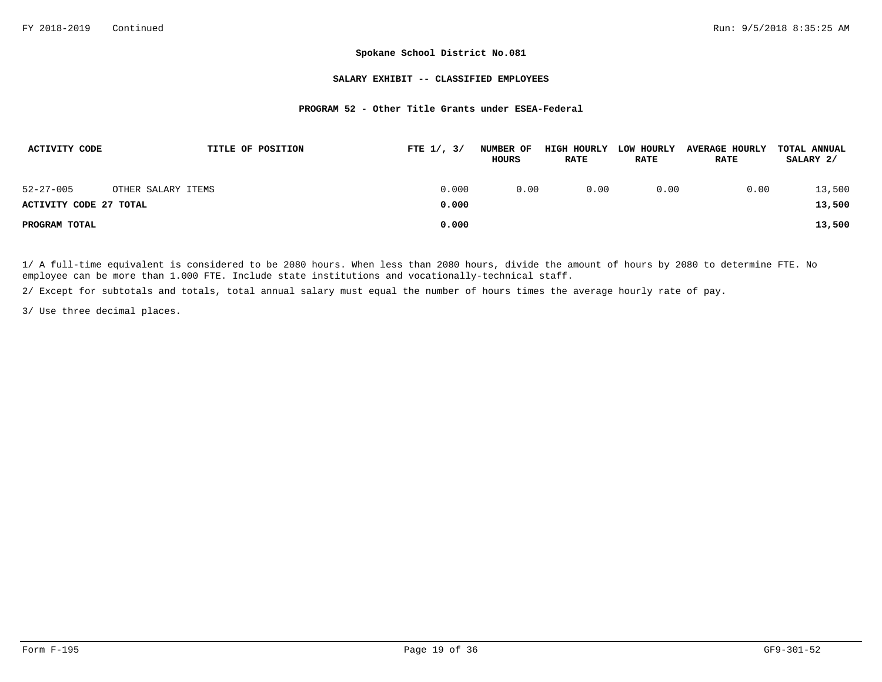**Spokane School District No.081**

**SALARY EXHIBIT -- CLASSIFIED EMPLOYEES**

**PROGRAM 52 - Other Title Grants under ESEA-Federal**

| ACTIVITY CODE | TITLE OF POSITION | FTE 1/, 3/ | NUMBER OF HOURS | HIGH HOURLY RATE | LOW HOURLY RATE | AVERAGE HOURLY RATE | TOTAL ANNUAL SALARY 2/ |
|---|---|---|---|---|---|---|---|
| 52-27-005 | OTHER SALARY ITEMS | 0.000 | 0.00 | 0.00 | 0.00 | 0.00 | 13,500 |
| **ACTIVITY CODE 27 TOTAL** | | **0.000** | | | | | **13,500** |
| **PROGRAM TOTAL** | | **0.000** | | | | | **13,500** |

1/ A full-time equivalent is considered to be 2080 hours. When less than 2080 hours, divide the amount of hours by 2080 to determine FTE. No employee can be more than 1.000 FTE. Include state institutions and vocationally-technical staff.

2/ Except for subtotals and totals, total annual salary must equal the number of hours times the average hourly rate of pay.

3/ Use three decimal places.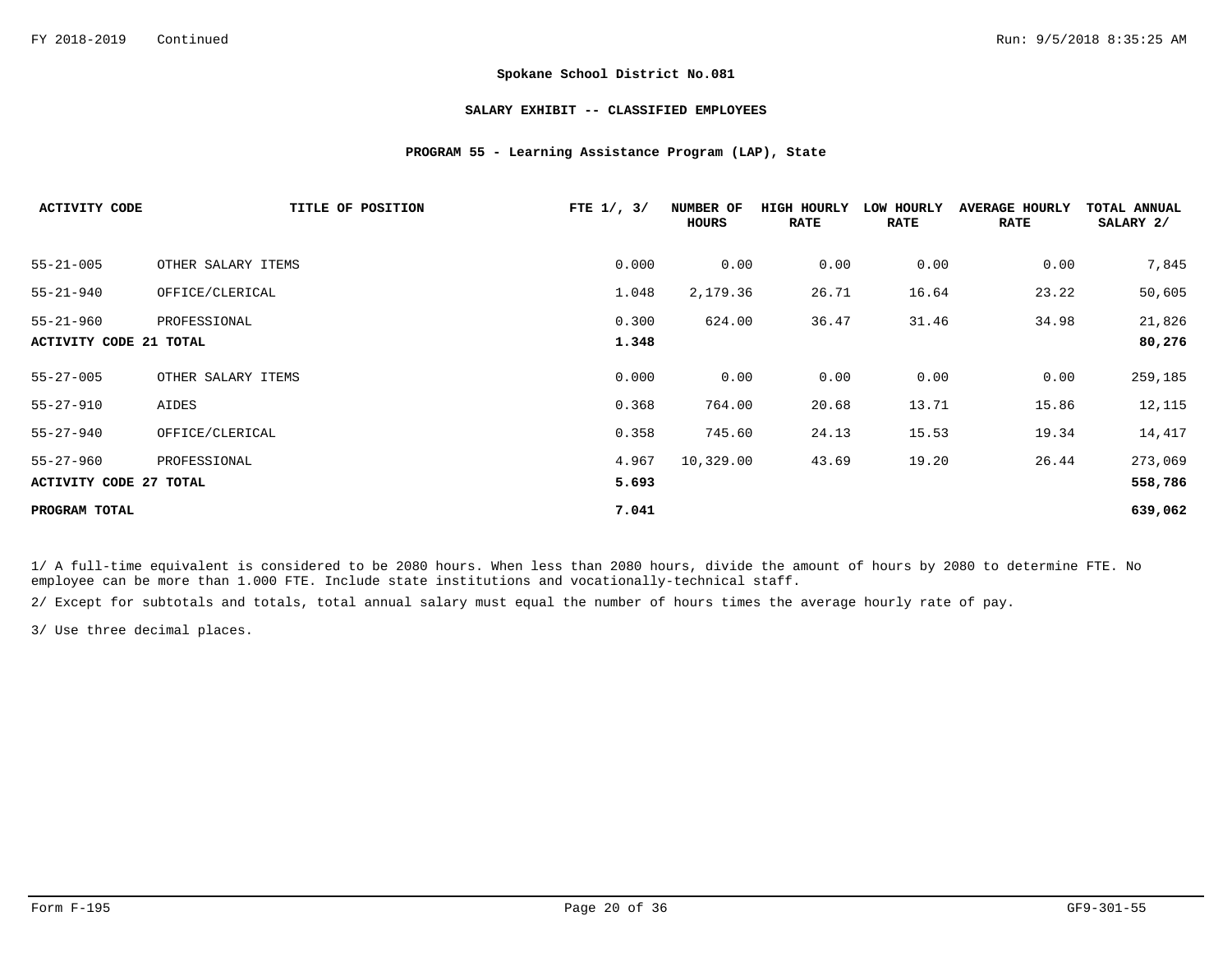**Spokane School District No.081**

**SALARY EXHIBIT -- CLASSIFIED EMPLOYEES**

**PROGRAM 55 - Learning Assistance Program (LAP), State**

| ACTIVITY CODE | TITLE OF POSITION | FTE 1/, 3/ | NUMBER OF HOURS | HIGH HOURLY RATE | LOW HOURLY RATE | AVERAGE HOURLY RATE | TOTAL ANNUAL SALARY 2/ |
|---|---|---|---|---|---|---|---|
| 55-21-005 | OTHER SALARY ITEMS | 0.000 | 0.00 | 0.00 | 0.00 | 0.00 | 7,845 |
| 55-21-940 | OFFICE/CLERICAL | 1.048 | 2,179.36 | 26.71 | 16.64 | 23.22 | 50,605 |
| 55-21-960 | PROFESSIONAL | 0.300 | 624.00 | 36.47 | 31.46 | 34.98 | 21,826 |
| **ACTIVITY CODE 21 TOTAL** | | **1.348** | | | | | **80,276** |
| 55-27-005 | OTHER SALARY ITEMS | 0.000 | 0.00 | 0.00 | 0.00 | 0.00 | 259,185 |
| 55-27-910 | AIDES | 0.368 | 764.00 | 20.68 | 13.71 | 15.86 | 12,115 |
| 55-27-940 | OFFICE/CLERICAL | 0.358 | 745.60 | 24.13 | 15.53 | 19.34 | 14,417 |
| 55-27-960 | PROFESSIONAL | 4.967 | 10,329.00 | 43.69 | 19.20 | 26.44 | 273,069 |
| **ACTIVITY CODE 27 TOTAL** | | **5.693** | | | | | **558,786** |
| **PROGRAM TOTAL** | | **7.041** | | | | | **639,062** |

1/ A full-time equivalent is considered to be 2080 hours. When less than 2080 hours, divide the amount of hours by 2080 to determine FTE. No employee can be more than 1.000 FTE. Include state institutions and vocationally-technical staff.

2/ Except for subtotals and totals, total annual salary must equal the number of hours times the average hourly rate of pay.

3/ Use three decimal places.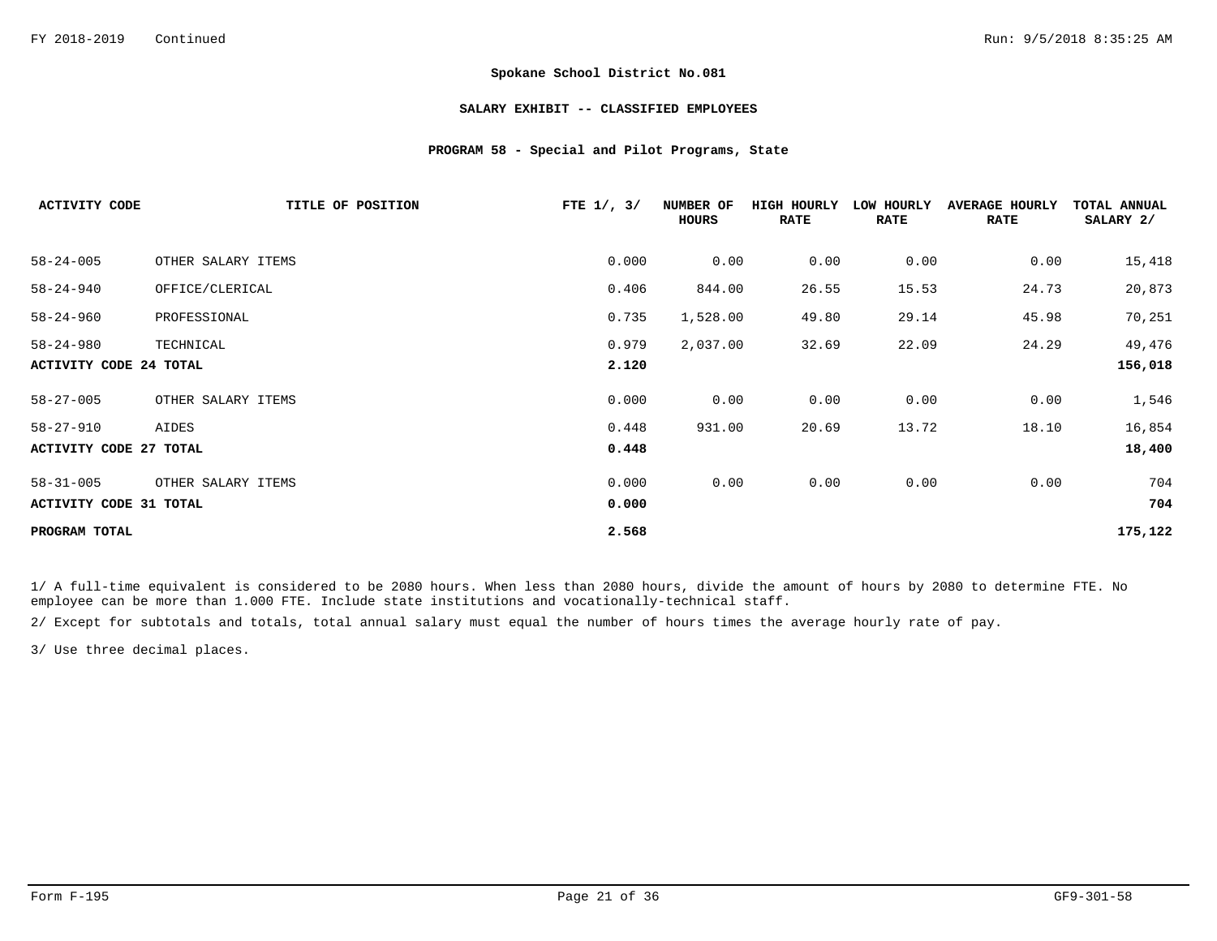FY 2018-2019 Continued

**Spokane School District No.081**

**SALARY EXHIBIT -- CLASSIFIED EMPLOYEES**

**PROGRAM 58 - Special and Pilot Programs, State**

| ACTIVITY CODE | TITLE OF POSITION | FTE 1/, 3/ | NUMBER OF HOURS | HIGH HOURLY RATE | LOW HOURLY RATE | AVERAGE HOURLY RATE | TOTAL ANNUAL SALARY 2/ |
|---|---|---|---|---|---|---|---|
| 58-24-005 | OTHER SALARY ITEMS | 0.000 | 0.00 | 0.00 | 0.00 | 0.00 | 15,418 |
| 58-24-940 | OFFICE/CLERICAL | 0.406 | 844.00 | 26.55 | 15.53 | 24.73 | 20,873 |
| 58-24-960 | PROFESSIONAL | 0.735 | 1,528.00 | 49.80 | 29.14 | 45.98 | 70,251 |
| 58-24-980 | TECHNICAL | 0.979 | 2,037.00 | 32.69 | 22.09 | 24.29 | 49,476 |
| **ACTIVITY CODE 24 TOTAL** | | **2.120** | | | | | **156,018** |
| 58-27-005 | OTHER SALARY ITEMS | 0.000 | 0.00 | 0.00 | 0.00 | 0.00 | 1,546 |
| 58-27-910 | AIDES | 0.448 | 931.00 | 20.69 | 13.72 | 18.10 | 16,854 |
| **ACTIVITY CODE 27 TOTAL** | | **0.448** | | | | | **18,400** |
| 58-31-005 | OTHER SALARY ITEMS | 0.000 | 0.00 | 0.00 | 0.00 | 0.00 | 704 |
| **ACTIVITY CODE 31 TOTAL** | | **0.000** | | | | | **704** |
| **PROGRAM TOTAL** | | **2.568** | | | | | **175,122** |

1/ A full-time equivalent is considered to be 2080 hours. When less than 2080 hours, divide the amount of hours by 2080 to determine FTE. No employee can be more than 1.000 FTE. Include state institutions and vocationally-technical staff.

2/ Except for subtotals and totals, total annual salary must equal the number of hours times the average hourly rate of pay.

3/ Use three decimal places.

Form F-195 GF9-301-58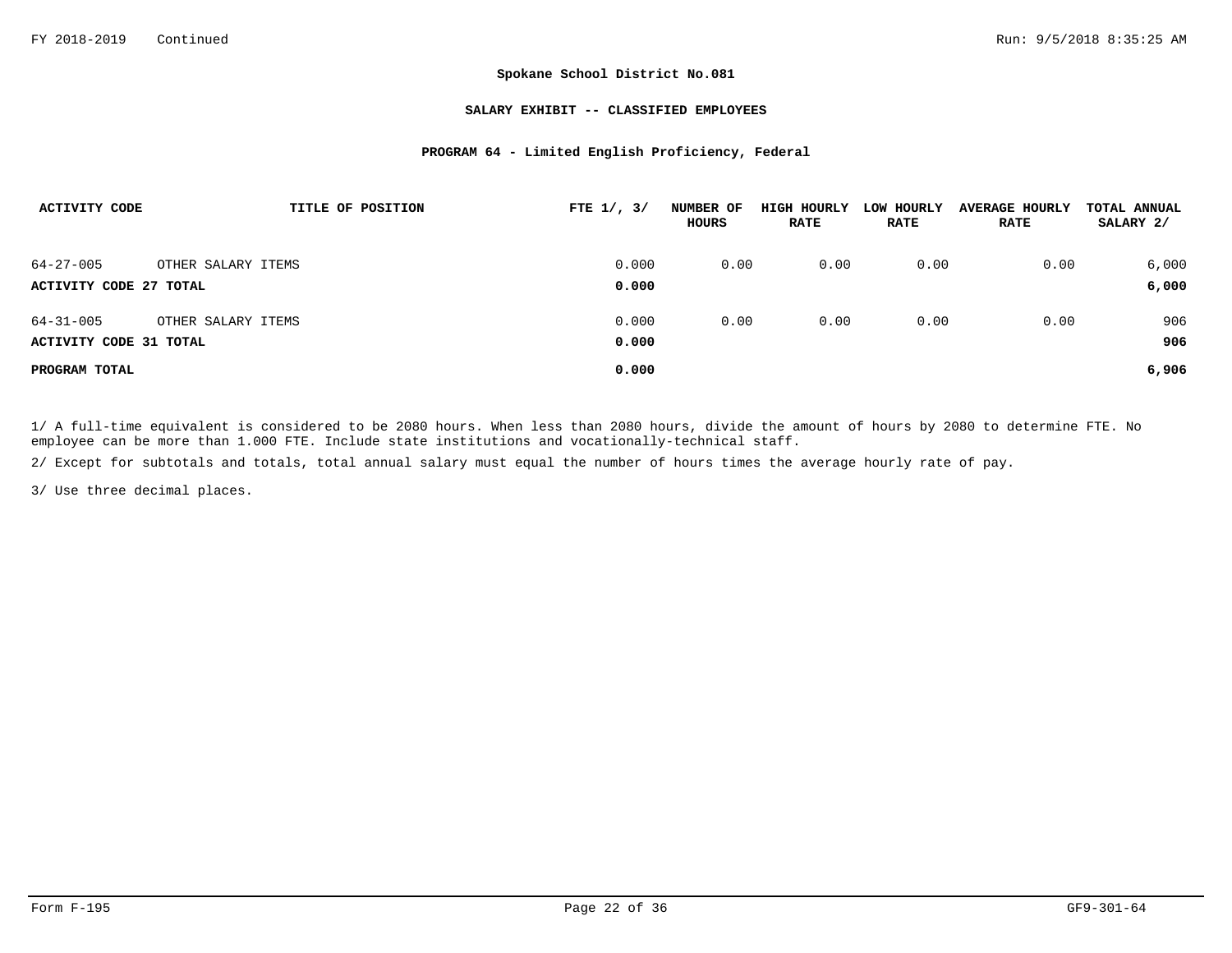**Spokane School District No.081**

**SALARY EXHIBIT -- CLASSIFIED EMPLOYEES**

**PROGRAM 64 - Limited English Proficiency, Federal**

| ACTIVITY CODE | TITLE OF POSITION | FTE 1/, 3/ | NUMBER OF HOURS | HIGH HOURLY RATE | LOW HOURLY RATE | AVERAGE HOURLY RATE | TOTAL ANNUAL SALARY 2/ |
|---|---|---|---|---|---|---|---|
| 64-27-005 | OTHER SALARY ITEMS | 0.000 | 0.00 | 0.00 | 0.00 | 0.00 | 6,000 |
| **ACTIVITY CODE 27 TOTAL** | | **0.000** | | | | | **6,000** |
| 64-31-005 | OTHER SALARY ITEMS | 0.000 | 0.00 | 0.00 | 0.00 | 0.00 | 906 |
| **ACTIVITY CODE 31 TOTAL** | | **0.000** | | | | | **906** |
| **PROGRAM TOTAL** | | **0.000** | | | | | **6,906** |

1/ A full-time equivalent is considered to be 2080 hours. When less than 2080 hours, divide the amount of hours by 2080 to determine FTE. No employee can be more than 1.000 FTE. Include state institutions and vocationally-technical staff.

2/ Except for subtotals and totals, total annual salary must equal the number of hours times the average hourly rate of pay.

3/ Use three decimal places.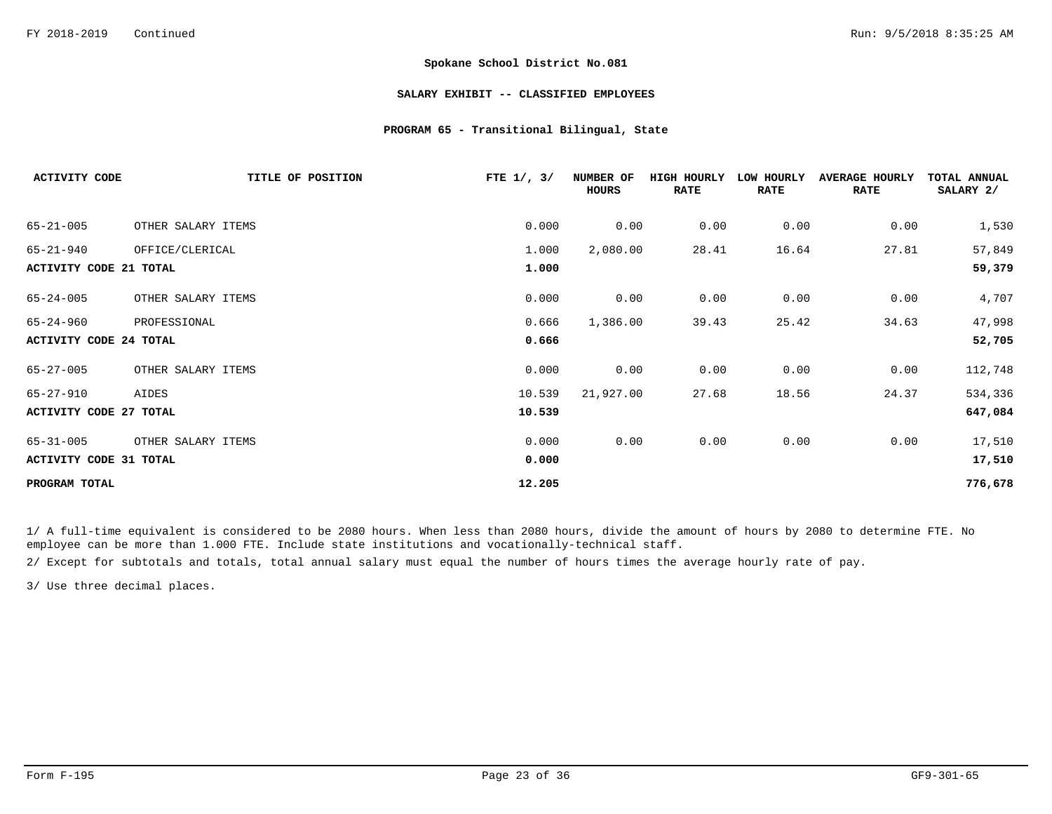**Spokane School District No.081**

**SALARY EXHIBIT -- CLASSIFIED EMPLOYEES**

**PROGRAM 65 - Transitional Bilingual, State**

| ACTIVITY CODE | TITLE OF POSITION | FTE 1/, 3/ | NUMBER OF HOURS | HIGH HOURLY RATE | LOW HOURLY RATE | AVERAGE HOURLY RATE | TOTAL ANNUAL SALARY 2/ |
|---|---|---|---|---|---|---|---|
| 65-21-005 | OTHER SALARY ITEMS | 0.000 | 0.00 | 0.00 | 0.00 | 0.00 | 1,530 |
| 65-21-940 | OFFICE/CLERICAL | 1.000 | 2,080.00 | 28.41 | 16.64 | 27.81 | 57,849 |
| **ACTIVITY CODE 21 TOTAL** | | **1.000** | | | | | **59,379** |
| 65-24-005 | OTHER SALARY ITEMS | 0.000 | 0.00 | 0.00 | 0.00 | 0.00 | 4,707 |
| 65-24-960 | PROFESSIONAL | 0.666 | 1,386.00 | 39.43 | 25.42 | 34.63 | 47,998 |
| **ACTIVITY CODE 24 TOTAL** | | **0.666** | | | | | **52,705** |
| 65-27-005 | OTHER SALARY ITEMS | 0.000 | 0.00 | 0.00 | 0.00 | 0.00 | 112,748 |
| 65-27-910 | AIDES | 10.539 | 21,927.00 | 27.68 | 18.56 | 24.37 | 534,336 |
| **ACTIVITY CODE 27 TOTAL** | | **10.539** | | | | | **647,084** |
| 65-31-005 | OTHER SALARY ITEMS | 0.000 | 0.00 | 0.00 | 0.00 | 0.00 | 17,510 |
| **ACTIVITY CODE 31 TOTAL** | | **0.000** | | | | | **17,510** |
| **PROGRAM TOTAL** | | **12.205** | | | | | **776,678** |

1/ A full-time equivalent is considered to be 2080 hours. When less than 2080 hours, divide the amount of hours by 2080 to determine FTE. No employee can be more than 1.000 FTE. Include state institutions and vocationally-technical staff.

2/ Except for subtotals and totals, total annual salary must equal the number of hours times the average hourly rate of pay.

3/ Use three decimal places.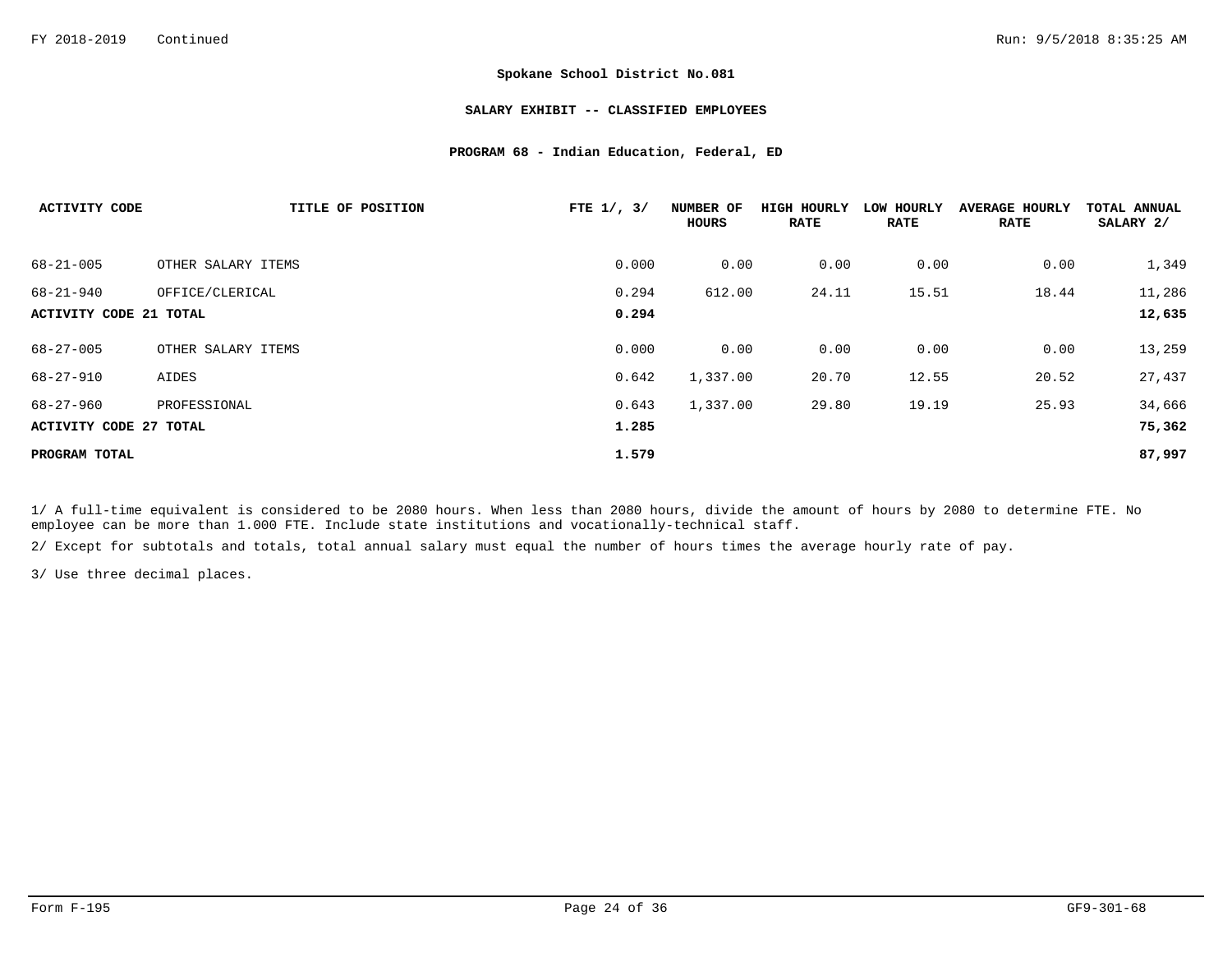**Spokane School District No.081**

**SALARY EXHIBIT -- CLASSIFIED EMPLOYEES**

**PROGRAM 68 - Indian Education, Federal, ED**

| ACTIVITY CODE | TITLE OF POSITION | FTE 1/, 3/ | NUMBER OF HOURS | HIGH HOURLY RATE | LOW HOURLY RATE | AVERAGE HOURLY RATE | TOTAL ANNUAL SALARY 2/ |
|---|---|---|---|---|---|---|---|
| 68-21-005 | OTHER SALARY ITEMS | 0.000 | 0.00 | 0.00 | 0.00 | 0.00 | 1,349 |
| 68-21-940 | OFFICE/CLERICAL | 0.294 | 612.00 | 24.11 | 15.51 | 18.44 | 11,286 |
| **ACTIVITY CODE 21 TOTAL** | | **0.294** | | | | | **12,635** |
| 68-27-005 | OTHER SALARY ITEMS | 0.000 | 0.00 | 0.00 | 0.00 | 0.00 | 13,259 |
| 68-27-910 | AIDES | 0.642 | 1,337.00 | 20.70 | 12.55 | 20.52 | 27,437 |
| 68-27-960 | PROFESSIONAL | 0.643 | 1,337.00 | 29.80 | 19.19 | 25.93 | 34,666 |
| **ACTIVITY CODE 27 TOTAL** | | **1.285** | | | | | **75,362** |
| **PROGRAM TOTAL** | | **1.579** | | | | | **87,997** |

1/ A full-time equivalent is considered to be 2080 hours. When less than 2080 hours, divide the amount of hours by 2080 to determine FTE. No employee can be more than 1.000 FTE. Include state institutions and vocationally-technical staff.

2/ Except for subtotals and totals, total annual salary must equal the number of hours times the average hourly rate of pay.

3/ Use three decimal places.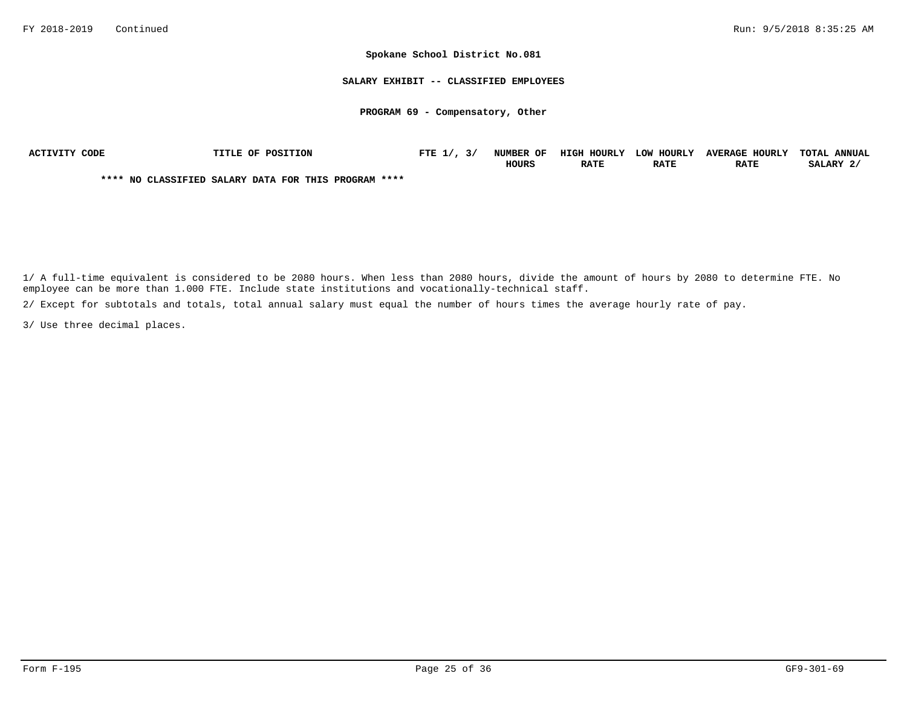**Spokane School District No.081**

**SALARY EXHIBIT -- CLASSIFIED EMPLOYEES**

**PROGRAM 69 - Compensatory, Other**

| ACTIVITY CODE | TITLE OF POSITION | FTE 1/, 3/ | NUMBER OF HOURS | HIGH HOURLY RATE | LOW HOURLY RATE | AVERAGE HOURLY RATE | TOTAL ANNUAL SALARY 2/ |
|---|---|---|---|---|---|---|---|

**\*\*\*\* NO CLASSIFIED SALARY DATA FOR THIS PROGRAM \*\*\*\***

1/ A full-time equivalent is considered to be 2080 hours. When less than 2080 hours, divide the amount of hours by 2080 to determine FTE. No employee can be more than 1.000 FTE. Include state institutions and vocationally-technical staff.

2/ Except for subtotals and totals, total annual salary must equal the number of hours times the average hourly rate of pay.

3/ Use three decimal places.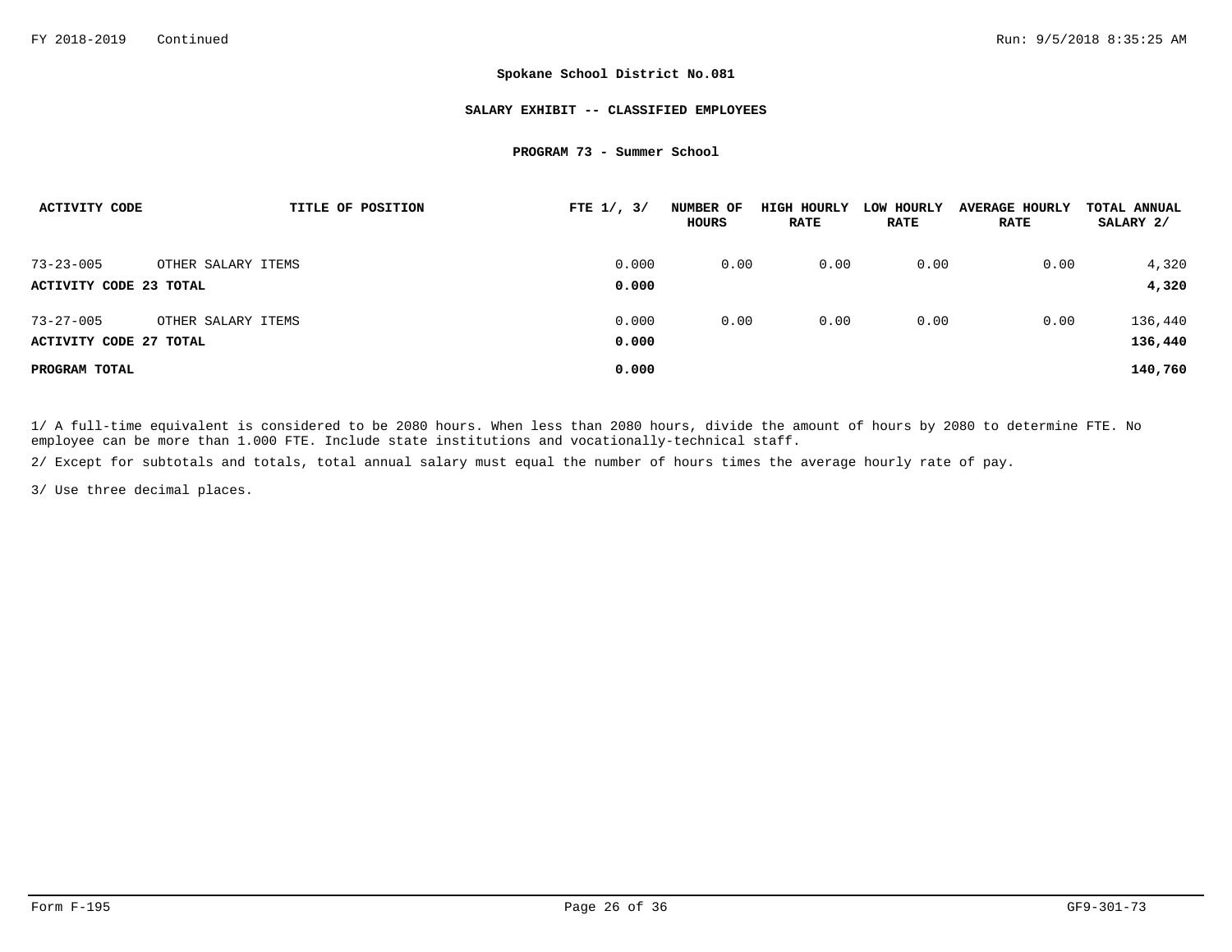**Spokane School District No.081**

**SALARY EXHIBIT -- CLASSIFIED EMPLOYEES**

**PROGRAM 73 - Summer School**

| ACTIVITY CODE | TITLE OF POSITION | FTE 1/, 3/ | NUMBER OF HOURS | HIGH HOURLY RATE | LOW HOURLY RATE | AVERAGE HOURLY RATE | TOTAL ANNUAL SALARY 2/ |
|---|---|---|---|---|---|---|---|
| 73-23-005 | OTHER SALARY ITEMS | 0.000 | 0.00 | 0.00 | 0.00 | 0.00 | 4,320 |
| **ACTIVITY CODE 23 TOTAL** | | **0.000** | | | | | **4,320** |
| 73-27-005 | OTHER SALARY ITEMS | 0.000 | 0.00 | 0.00 | 0.00 | 0.00 | 136,440 |
| **ACTIVITY CODE 27 TOTAL** | | **0.000** | | | | | **136,440** |
| **PROGRAM TOTAL** | | **0.000** | | | | | **140,760** |

1/ A full-time equivalent is considered to be 2080 hours. When less than 2080 hours, divide the amount of hours by 2080 to determine FTE. No employee can be more than 1.000 FTE. Include state institutions and vocationally-technical staff.

2/ Except for subtotals and totals, total annual salary must equal the number of hours times the average hourly rate of pay.

3/ Use three decimal places.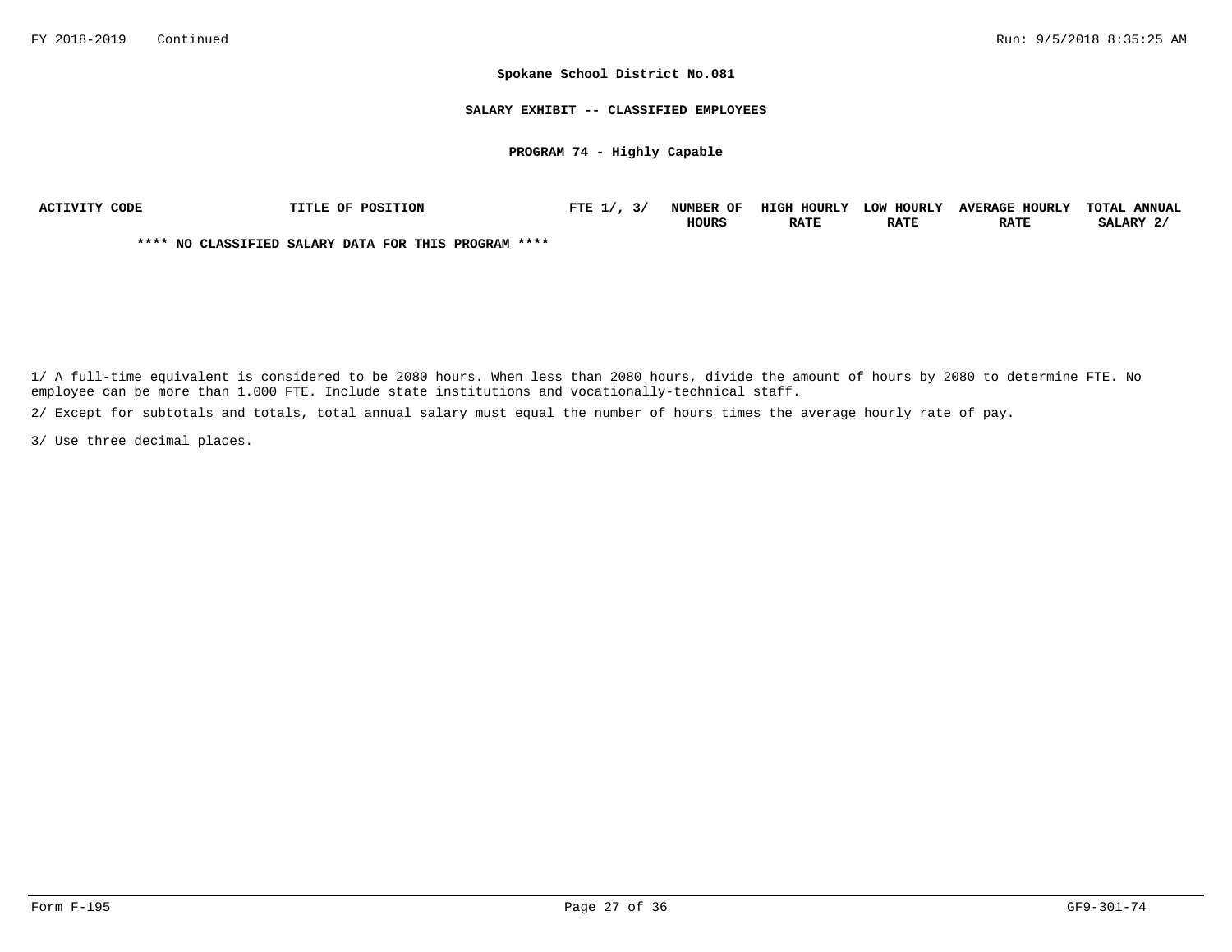**Spokane School District No.081**

**SALARY EXHIBIT -- CLASSIFIED EMPLOYEES**

**PROGRAM 74 - Highly Capable**

| ACTIVITY CODE | TITLE OF POSITION | FTE 1/, 3/ | NUMBER OF HOURS | HIGH HOURLY RATE | LOW HOURLY RATE | AVERAGE HOURLY RATE | TOTAL ANNUAL SALARY 2/ |
|---|---|---|---|---|---|---|---|

**\*\*\*\* NO CLASSIFIED SALARY DATA FOR THIS PROGRAM \*\*\*\***

1/ A full-time equivalent is considered to be 2080 hours. When less than 2080 hours, divide the amount of hours by 2080 to determine FTE. No employee can be more than 1.000 FTE. Include state institutions and vocationally-technical staff.

2/ Except for subtotals and totals, total annual salary must equal the number of hours times the average hourly rate of pay.

3/ Use three decimal places.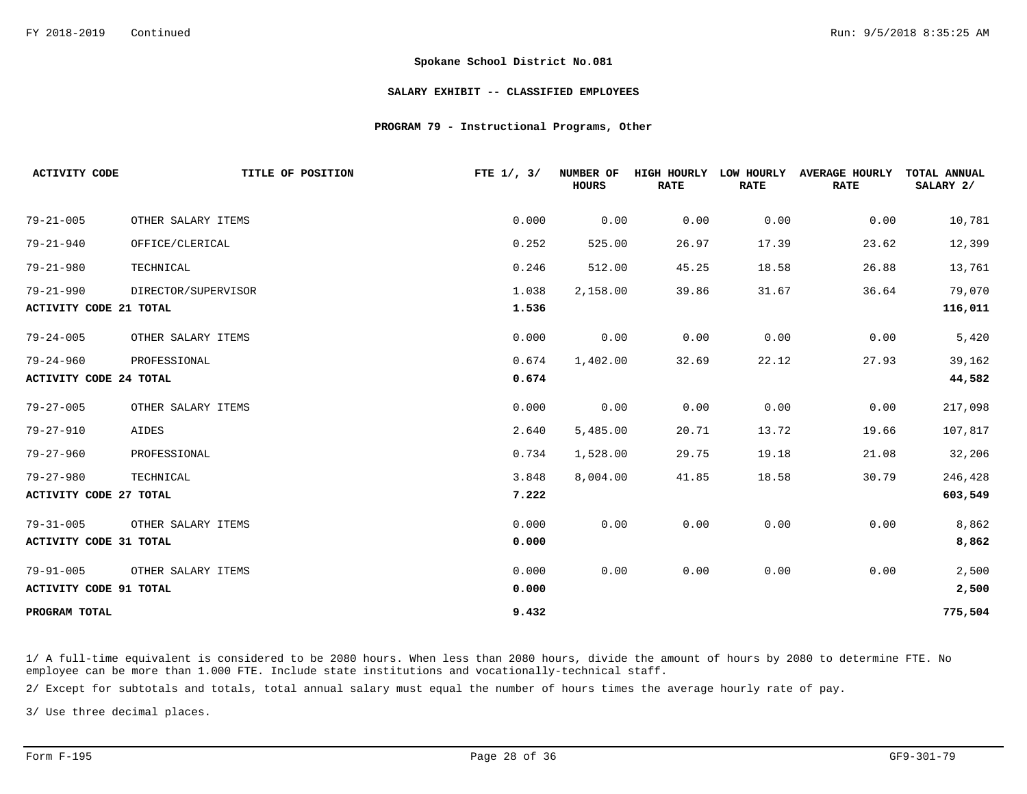**Spokane School District No.081**

**SALARY EXHIBIT -- CLASSIFIED EMPLOYEES**

**PROGRAM 79 - Instructional Programs, Other**

| ACTIVITY CODE | TITLE OF POSITION | FTE 1/, 3/ | NUMBER OF HOURS | HIGH HOURLY RATE | LOW HOURLY RATE | AVERAGE HOURLY RATE | TOTAL ANNUAL SALARY 2/ |
|---|---|---|---|---|---|---|---|
| 79-21-005 | OTHER SALARY ITEMS | 0.000 | 0.00 | 0.00 | 0.00 | 0.00 | 10,781 |
| 79-21-940 | OFFICE/CLERICAL | 0.252 | 525.00 | 26.97 | 17.39 | 23.62 | 12,399 |
| 79-21-980 | TECHNICAL | 0.246 | 512.00 | 45.25 | 18.58 | 26.88 | 13,761 |
| 79-21-990 | DIRECTOR/SUPERVISOR | 1.038 | 2,158.00 | 39.86 | 31.67 | 36.64 | 79,070 |
| **ACTIVITY CODE 21 TOTAL** | | **1.536** | | | | | **116,011** |
| 79-24-005 | OTHER SALARY ITEMS | 0.000 | 0.00 | 0.00 | 0.00 | 0.00 | 5,420 |
| 79-24-960 | PROFESSIONAL | 0.674 | 1,402.00 | 32.69 | 22.12 | 27.93 | 39,162 |
| **ACTIVITY CODE 24 TOTAL** | | **0.674** | | | | | **44,582** |
| 79-27-005 | OTHER SALARY ITEMS | 0.000 | 0.00 | 0.00 | 0.00 | 0.00 | 217,098 |
| 79-27-910 | AIDES | 2.640 | 5,485.00 | 20.71 | 13.72 | 19.66 | 107,817 |
| 79-27-960 | PROFESSIONAL | 0.734 | 1,528.00 | 29.75 | 19.18 | 21.08 | 32,206 |
| 79-27-980 | TECHNICAL | 3.848 | 8,004.00 | 41.85 | 18.58 | 30.79 | 246,428 |
| **ACTIVITY CODE 27 TOTAL** | | **7.222** | | | | | **603,549** |
| 79-31-005 | OTHER SALARY ITEMS | 0.000 | 0.00 | 0.00 | 0.00 | 0.00 | 8,862 |
| **ACTIVITY CODE 31 TOTAL** | | **0.000** | | | | | **8,862** |
| 79-91-005 | OTHER SALARY ITEMS | 0.000 | 0.00 | 0.00 | 0.00 | 0.00 | 2,500 |
| **ACTIVITY CODE 91 TOTAL** | | **0.000** | | | | | **2,500** |
| **PROGRAM TOTAL** | | **9.432** | | | | | **775,504** |

1/ A full-time equivalent is considered to be 2080 hours. When less than 2080 hours, divide the amount of hours by 2080 to determine FTE. No employee can be more than 1.000 FTE. Include state institutions and vocationally-technical staff.

2/ Except for subtotals and totals, total annual salary must equal the number of hours times the average hourly rate of pay.

3/ Use three decimal places.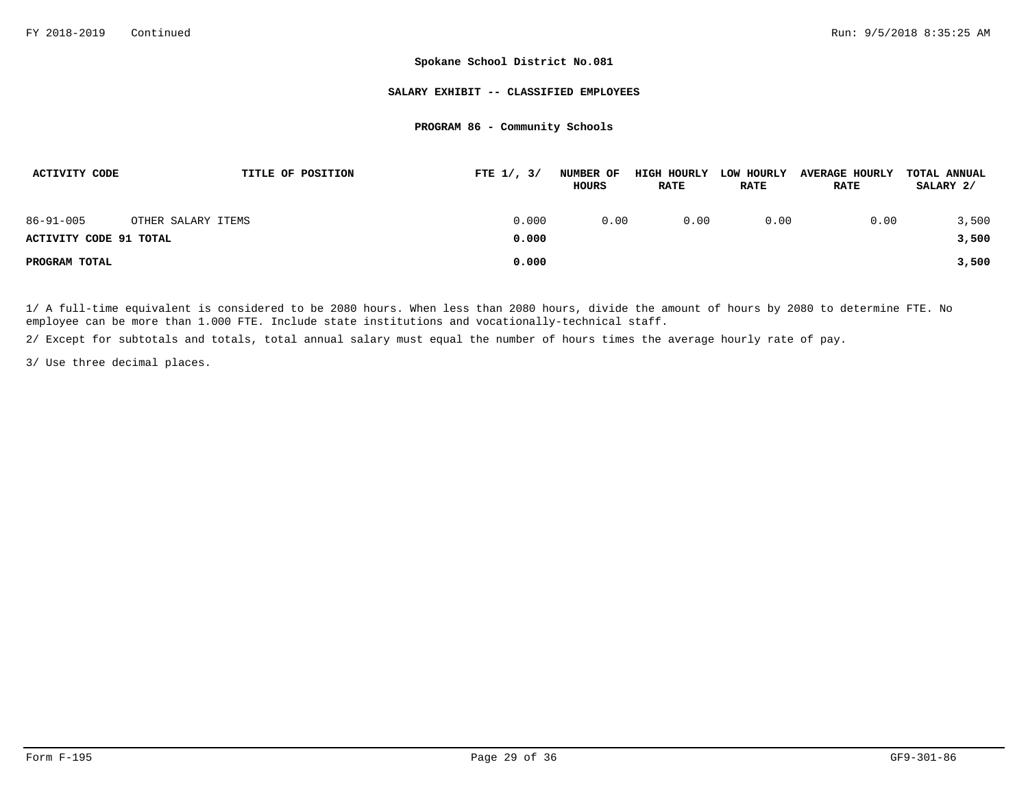**Spokane School District No.081**

**SALARY EXHIBIT -- CLASSIFIED EMPLOYEES**

**PROGRAM 86 - Community Schools**

| ACTIVITY CODE | TITLE OF POSITION | FTE 1/, 3/ | NUMBER OF HOURS | HIGH HOURLY RATE | LOW HOURLY RATE | AVERAGE HOURLY RATE | TOTAL ANNUAL SALARY 2/ |
|---|---|---|---|---|---|---|---|
| 86-91-005 | OTHER SALARY ITEMS | 0.000 | 0.00 | 0.00 | 0.00 | 0.00 | 3,500 |
| **ACTIVITY CODE 91 TOTAL** | | **0.000** | | | | | **3,500** |
| **PROGRAM TOTAL** | | **0.000** | | | | | **3,500** |

1/ A full-time equivalent is considered to be 2080 hours. When less than 2080 hours, divide the amount of hours by 2080 to determine FTE. No employee can be more than 1.000 FTE. Include state institutions and vocationally-technical staff.

2/ Except for subtotals and totals, total annual salary must equal the number of hours times the average hourly rate of pay.

3/ Use three decimal places.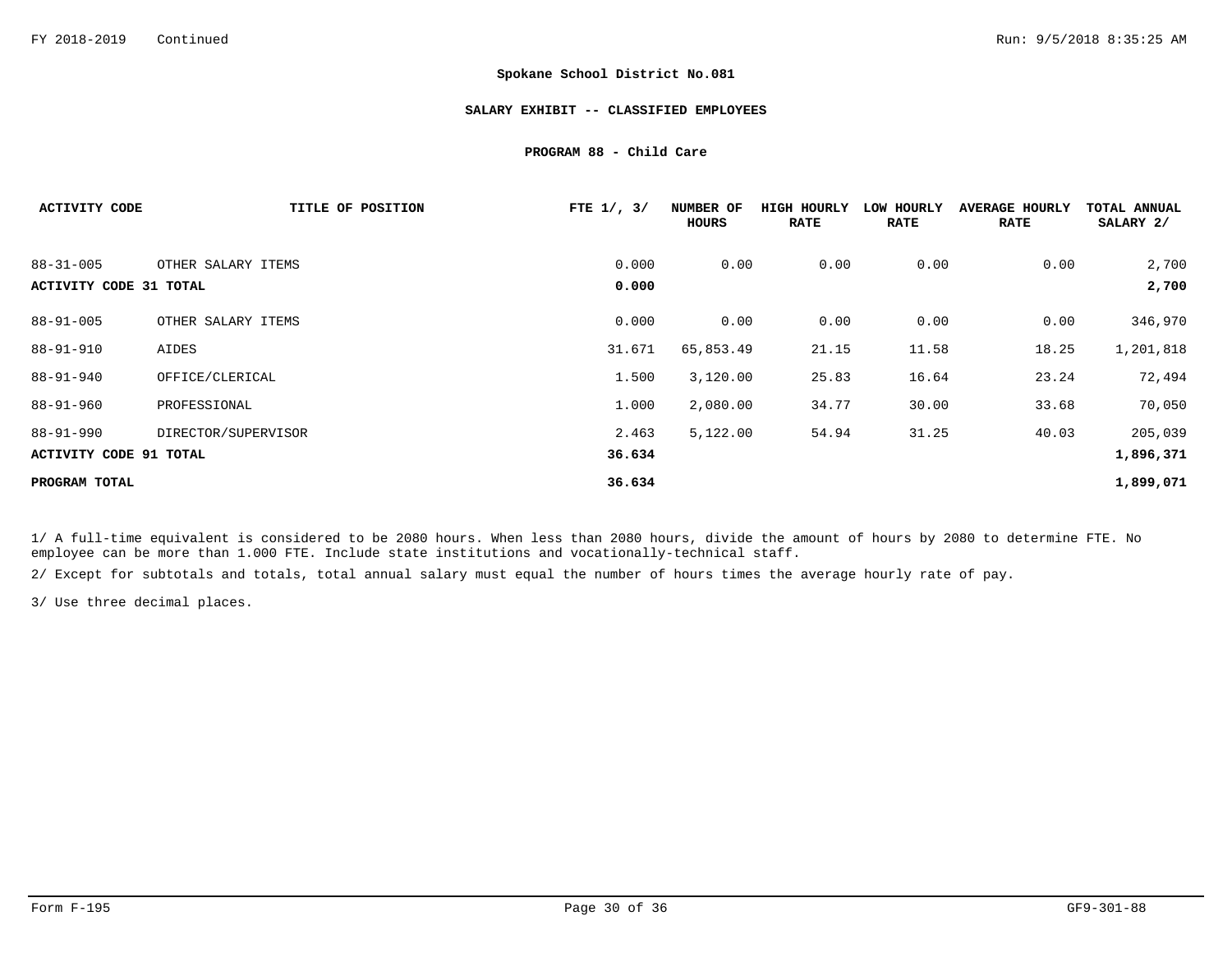**Spokane School District No.081**

**SALARY EXHIBIT -- CLASSIFIED EMPLOYEES**

**PROGRAM 88 - Child Care**

| ACTIVITY CODE | TITLE OF POSITION | FTE 1/, 3/ | NUMBER OF HOURS | HIGH HOURLY RATE | LOW HOURLY RATE | AVERAGE HOURLY RATE | TOTAL ANNUAL SALARY 2/ |
|---|---|---|---|---|---|---|---|
| 88-31-005 | OTHER SALARY ITEMS | 0.000 | 0.00 | 0.00 | 0.00 | 0.00 | 2,700 |
| **ACTIVITY CODE 31 TOTAL** | | **0.000** | | | | | **2,700** |
| 88-91-005 | OTHER SALARY ITEMS | 0.000 | 0.00 | 0.00 | 0.00 | 0.00 | 346,970 |
| 88-91-910 | AIDES | 31.671 | 65,853.49 | 21.15 | 11.58 | 18.25 | 1,201,818 |
| 88-91-940 | OFFICE/CLERICAL | 1.500 | 3,120.00 | 25.83 | 16.64 | 23.24 | 72,494 |
| 88-91-960 | PROFESSIONAL | 1.000 | 2,080.00 | 34.77 | 30.00 | 33.68 | 70,050 |
| 88-91-990 | DIRECTOR/SUPERVISOR | 2.463 | 5,122.00 | 54.94 | 31.25 | 40.03 | 205,039 |
| **ACTIVITY CODE 91 TOTAL** | | **36.634** | | | | | **1,896,371** |
| **PROGRAM TOTAL** | | **36.634** | | | | | **1,899,071** |

1/ A full-time equivalent is considered to be 2080 hours. When less than 2080 hours, divide the amount of hours by 2080 to determine FTE. No employee can be more than 1.000 FTE. Include state institutions and vocationally-technical staff.

2/ Except for subtotals and totals, total annual salary must equal the number of hours times the average hourly rate of pay.

3/ Use three decimal places.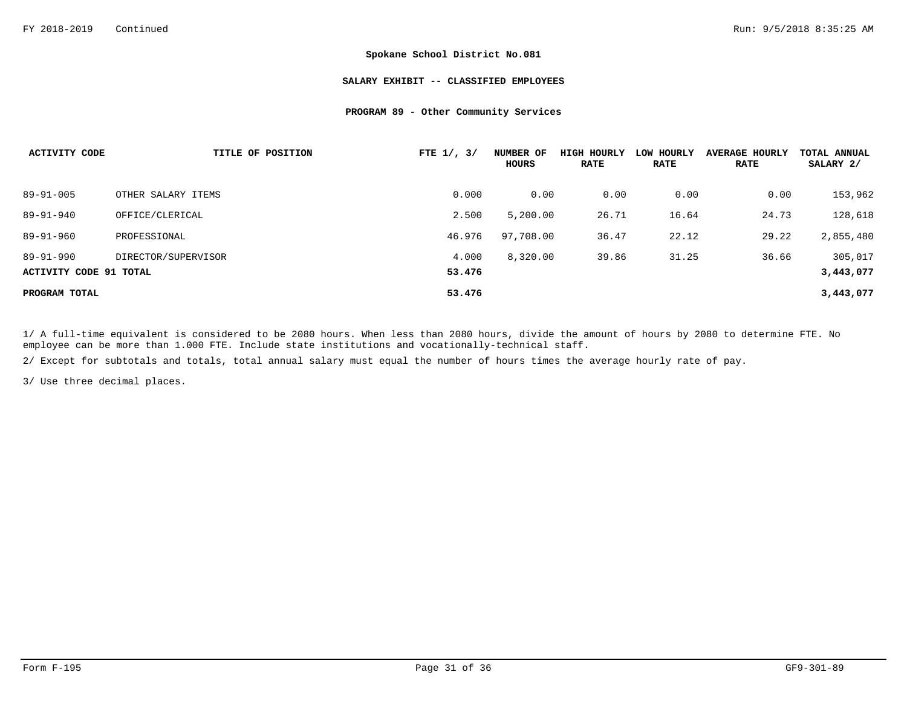**Spokane School District No.081**

**SALARY EXHIBIT -- CLASSIFIED EMPLOYEES**

**PROGRAM 89 - Other Community Services**

| ACTIVITY CODE | TITLE OF POSITION | FTE 1/, 3/ | NUMBER OF HOURS | HIGH HOURLY RATE | LOW HOURLY RATE | AVERAGE HOURLY RATE | TOTAL ANNUAL SALARY 2/ |
|---|---|---|---|---|---|---|---|
| 89-91-005 | OTHER SALARY ITEMS | 0.000 | 0.00 | 0.00 | 0.00 | 0.00 | 153,962 |
| 89-91-940 | OFFICE/CLERICAL | 2.500 | 5,200.00 | 26.71 | 16.64 | 24.73 | 128,618 |
| 89-91-960 | PROFESSIONAL | 46.976 | 97,708.00 | 36.47 | 22.12 | 29.22 | 2,855,480 |
| 89-91-990 | DIRECTOR/SUPERVISOR | 4.000 | 8,320.00 | 39.86 | 31.25 | 36.66 | 305,017 |
| **ACTIVITY CODE 91 TOTAL** | | **53.476** | | | | | **3,443,077** |
| **PROGRAM TOTAL** | | **53.476** | | | | | **3,443,077** |

1/ A full-time equivalent is considered to be 2080 hours. When less than 2080 hours, divide the amount of hours by 2080 to determine FTE. No employee can be more than 1.000 FTE. Include state institutions and vocationally-technical staff.

2/ Except for subtotals and totals, total annual salary must equal the number of hours times the average hourly rate of pay.

3/ Use three decimal places.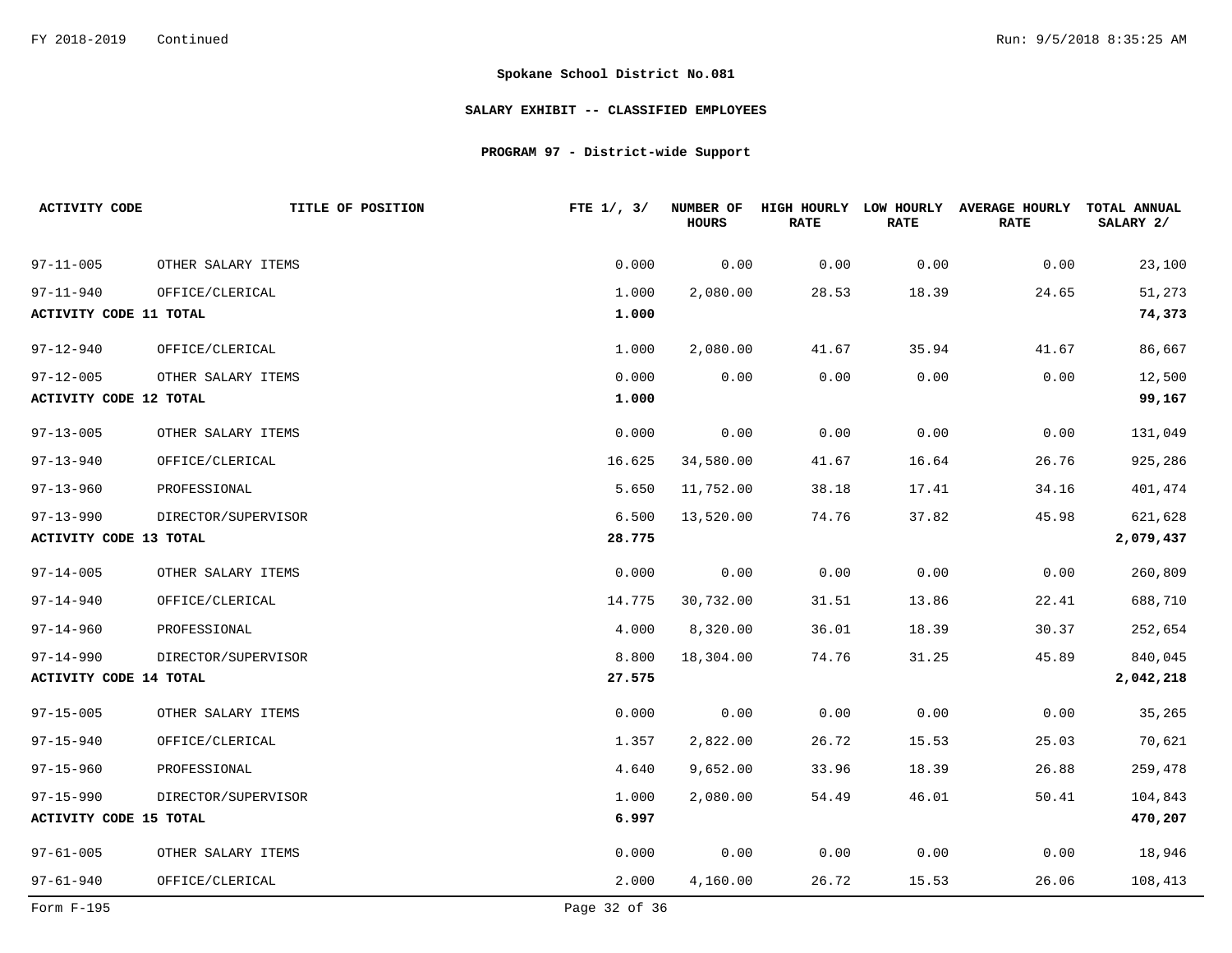FY 2018-2019 Continued

**Spokane School District No.081**

**SALARY EXHIBIT -- CLASSIFIED EMPLOYEES**

**PROGRAM 97 - District-wide Support**

| ACTIVITY CODE | TITLE OF POSITION | FTE 1/, 3/ | NUMBER OF HOURS | HIGH HOURLY RATE | LOW HOURLY RATE | AVERAGE HOURLY RATE | TOTAL ANNUAL SALARY 2/ |
|---|---|---|---|---|---|---|---|
| 97-11-005 | OTHER SALARY ITEMS | 0.000 | 0.00 | 0.00 | 0.00 | 0.00 | 23,100 |
| 97-11-940 | OFFICE/CLERICAL | 1.000 | 2,080.00 | 28.53 | 18.39 | 24.65 | 51,273 |
| **ACTIVITY CODE 11 TOTAL** | | **1.000** | | | | | **74,373** |
| 97-12-940 | OFFICE/CLERICAL | 1.000 | 2,080.00 | 41.67 | 35.94 | 41.67 | 86,667 |
| 97-12-005 | OTHER SALARY ITEMS | 0.000 | 0.00 | 0.00 | 0.00 | 0.00 | 12,500 |
| **ACTIVITY CODE 12 TOTAL** | | **1.000** | | | | | **99,167** |
| 97-13-005 | OTHER SALARY ITEMS | 0.000 | 0.00 | 0.00 | 0.00 | 0.00 | 131,049 |
| 97-13-940 | OFFICE/CLERICAL | 16.625 | 34,580.00 | 41.67 | 16.64 | 26.76 | 925,286 |
| 97-13-960 | PROFESSIONAL | 5.650 | 11,752.00 | 38.18 | 17.41 | 34.16 | 401,474 |
| 97-13-990 | DIRECTOR/SUPERVISOR | 6.500 | 13,520.00 | 74.76 | 37.82 | 45.98 | 621,628 |
| **ACTIVITY CODE 13 TOTAL** | | **28.775** | | | | | **2,079,437** |
| 97-14-005 | OTHER SALARY ITEMS | 0.000 | 0.00 | 0.00 | 0.00 | 0.00 | 260,809 |
| 97-14-940 | OFFICE/CLERICAL | 14.775 | 30,732.00 | 31.51 | 13.86 | 22.41 | 688,710 |
| 97-14-960 | PROFESSIONAL | 4.000 | 8,320.00 | 36.01 | 18.39 | 30.37 | 252,654 |
| 97-14-990 | DIRECTOR/SUPERVISOR | 8.800 | 18,304.00 | 74.76 | 31.25 | 45.89 | 840,045 |
| **ACTIVITY CODE 14 TOTAL** | | **27.575** | | | | | **2,042,218** |
| 97-15-005 | OTHER SALARY ITEMS | 0.000 | 0.00 | 0.00 | 0.00 | 0.00 | 35,265 |
| 97-15-940 | OFFICE/CLERICAL | 1.357 | 2,822.00 | 26.72 | 15.53 | 25.03 | 70,621 |
| 97-15-960 | PROFESSIONAL | 4.640 | 9,652.00 | 33.96 | 18.39 | 26.88 | 259,478 |
| 97-15-990 | DIRECTOR/SUPERVISOR | 1.000 | 2,080.00 | 54.49 | 46.01 | 50.41 | 104,843 |
| **ACTIVITY CODE 15 TOTAL** | | **6.997** | | | | | **470,207** |
| 97-61-005 | OTHER SALARY ITEMS | 0.000 | 0.00 | 0.00 | 0.00 | 0.00 | 18,946 |
| 97-61-940 | OFFICE/CLERICAL | 2.000 | 4,160.00 | 26.72 | 15.53 | 26.06 | 108,413 |

Form F-195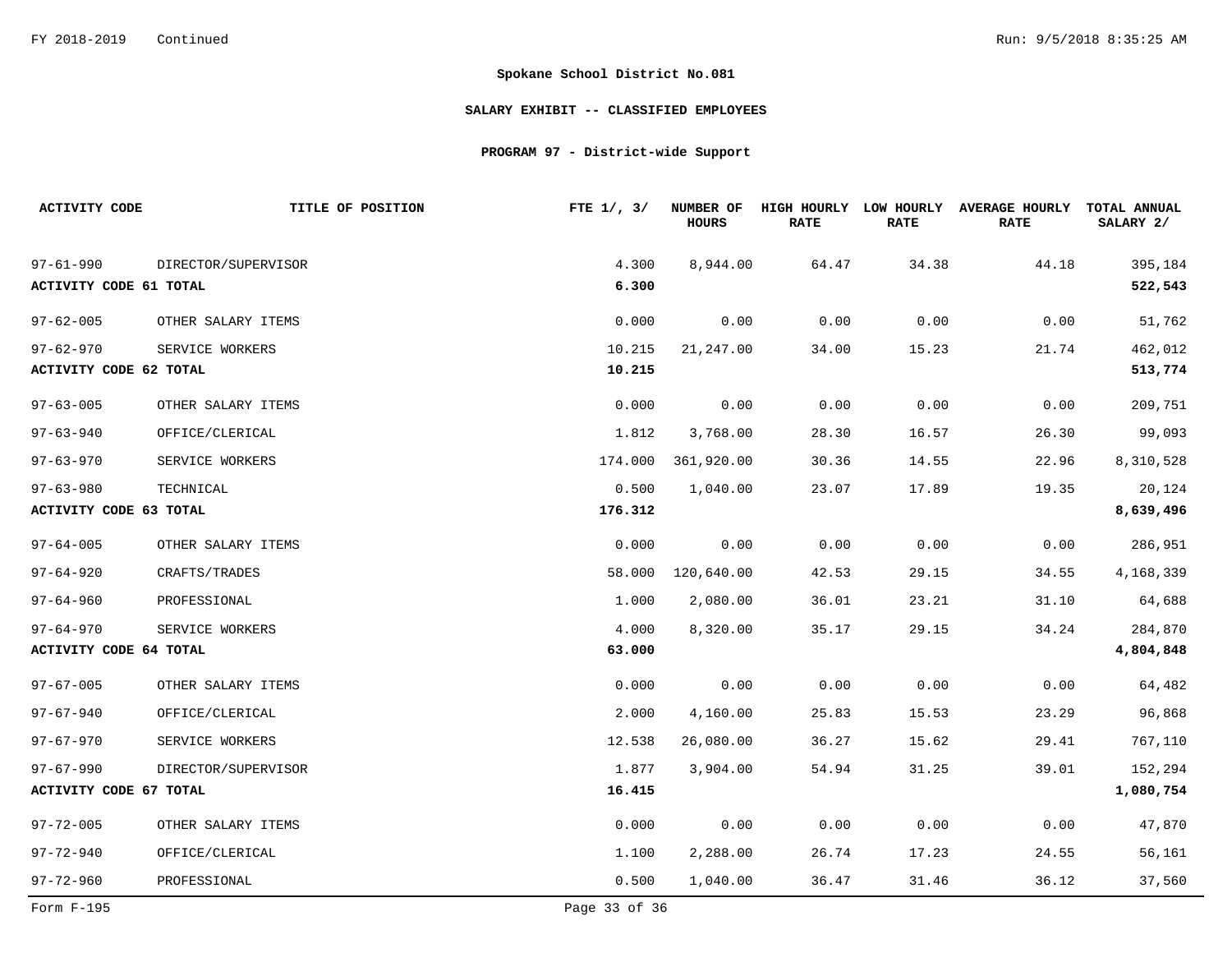FY 2018-2019 Continued

**Spokane School District No.081**

**SALARY EXHIBIT -- CLASSIFIED EMPLOYEES**

**PROGRAM 97 - District-wide Support**

| ACTIVITY CODE | TITLE OF POSITION | FTE 1/, 3/ | NUMBER OF HOURS | HIGH HOURLY RATE | LOW HOURLY RATE | AVERAGE HOURLY RATE | TOTAL ANNUAL SALARY 2/ |
|---|---|---|---|---|---|---|---|
| 97-61-990 | DIRECTOR/SUPERVISOR | 4.300 | 8,944.00 | 64.47 | 34.38 | 44.18 | 395,184 |
| **ACTIVITY CODE 61 TOTAL** | | **6.300** | | | | | **522,543** |
| 97-62-005 | OTHER SALARY ITEMS | 0.000 | 0.00 | 0.00 | 0.00 | 0.00 | 51,762 |
| 97-62-970 | SERVICE WORKERS | 10.215 | 21,247.00 | 34.00 | 15.23 | 21.74 | 462,012 |
| **ACTIVITY CODE 62 TOTAL** | | **10.215** | | | | | **513,774** |
| 97-63-005 | OTHER SALARY ITEMS | 0.000 | 0.00 | 0.00 | 0.00 | 0.00 | 209,751 |
| 97-63-940 | OFFICE/CLERICAL | 1.812 | 3,768.00 | 28.30 | 16.57 | 26.30 | 99,093 |
| 97-63-970 | SERVICE WORKERS | 174.000 | 361,920.00 | 30.36 | 14.55 | 22.96 | 8,310,528 |
| 97-63-980 | TECHNICAL | 0.500 | 1,040.00 | 23.07 | 17.89 | 19.35 | 20,124 |
| **ACTIVITY CODE 63 TOTAL** | | **176.312** | | | | | **8,639,496** |
| 97-64-005 | OTHER SALARY ITEMS | 0.000 | 0.00 | 0.00 | 0.00 | 0.00 | 286,951 |
| 97-64-920 | CRAFTS/TRADES | 58.000 | 120,640.00 | 42.53 | 29.15 | 34.55 | 4,168,339 |
| 97-64-960 | PROFESSIONAL | 1.000 | 2,080.00 | 36.01 | 23.21 | 31.10 | 64,688 |
| 97-64-970 | SERVICE WORKERS | 4.000 | 8,320.00 | 35.17 | 29.15 | 34.24 | 284,870 |
| **ACTIVITY CODE 64 TOTAL** | | **63.000** | | | | | **4,804,848** |
| 97-67-005 | OTHER SALARY ITEMS | 0.000 | 0.00 | 0.00 | 0.00 | 0.00 | 64,482 |
| 97-67-940 | OFFICE/CLERICAL | 2.000 | 4,160.00 | 25.83 | 15.53 | 23.29 | 96,868 |
| 97-67-970 | SERVICE WORKERS | 12.538 | 26,080.00 | 36.27 | 15.62 | 29.41 | 767,110 |
| 97-67-990 | DIRECTOR/SUPERVISOR | 1.877 | 3,904.00 | 54.94 | 31.25 | 39.01 | 152,294 |
| **ACTIVITY CODE 67 TOTAL** | | **16.415** | | | | | **1,080,754** |
| 97-72-005 | OTHER SALARY ITEMS | 0.000 | 0.00 | 0.00 | 0.00 | 0.00 | 47,870 |
| 97-72-940 | OFFICE/CLERICAL | 1.100 | 2,288.00 | 26.74 | 17.23 | 24.55 | 56,161 |
| 97-72-960 | PROFESSIONAL | 0.500 | 1,040.00 | 36.47 | 31.46 | 36.12 | 37,560 |

Form F-195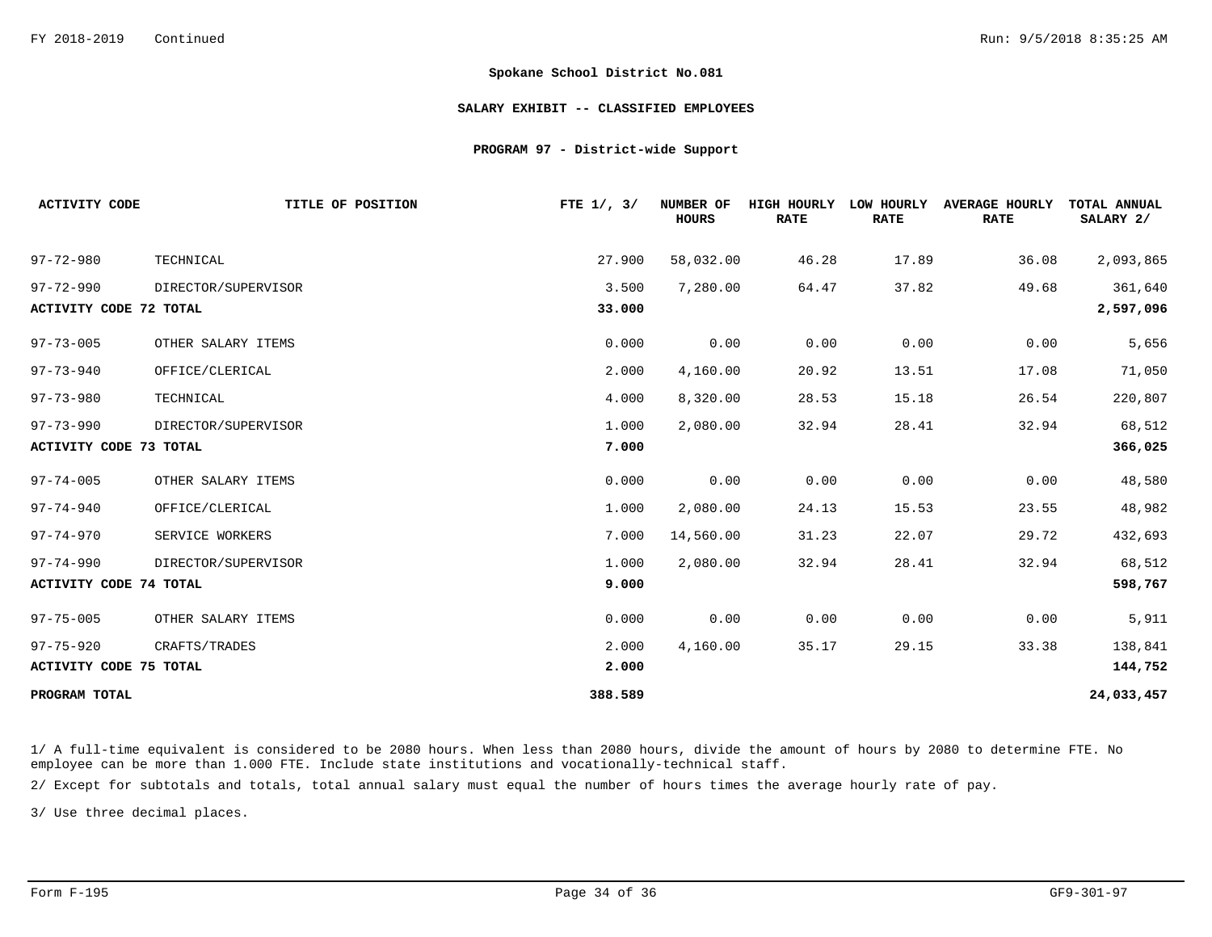**Spokane School District No.081**

**SALARY EXHIBIT -- CLASSIFIED EMPLOYEES**

**PROGRAM 97 - District-wide Support**

| ACTIVITY CODE | TITLE OF POSITION | FTE 1/, 3/ | NUMBER OF HOURS | HIGH HOURLY RATE | LOW HOURLY RATE | AVERAGE HOURLY RATE | TOTAL ANNUAL SALARY 2/ |
|---|---|---|---|---|---|---|---|
| 97-72-980 | TECHNICAL | 27.900 | 58,032.00 | 46.28 | 17.89 | 36.08 | 2,093,865 |
| 97-72-990 | DIRECTOR/SUPERVISOR | 3.500 | 7,280.00 | 64.47 | 37.82 | 49.68 | 361,640 |
| **ACTIVITY CODE 72 TOTAL** | | **33.000** | | | | | **2,597,096** |
| 97-73-005 | OTHER SALARY ITEMS | 0.000 | 0.00 | 0.00 | 0.00 | 0.00 | 5,656 |
| 97-73-940 | OFFICE/CLERICAL | 2.000 | 4,160.00 | 20.92 | 13.51 | 17.08 | 71,050 |
| 97-73-980 | TECHNICAL | 4.000 | 8,320.00 | 28.53 | 15.18 | 26.54 | 220,807 |
| 97-73-990 | DIRECTOR/SUPERVISOR | 1.000 | 2,080.00 | 32.94 | 28.41 | 32.94 | 68,512 |
| **ACTIVITY CODE 73 TOTAL** | | **7.000** | | | | | **366,025** |
| 97-74-005 | OTHER SALARY ITEMS | 0.000 | 0.00 | 0.00 | 0.00 | 0.00 | 48,580 |
| 97-74-940 | OFFICE/CLERICAL | 1.000 | 2,080.00 | 24.13 | 15.53 | 23.55 | 48,982 |
| 97-74-970 | SERVICE WORKERS | 7.000 | 14,560.00 | 31.23 | 22.07 | 29.72 | 432,693 |
| 97-74-990 | DIRECTOR/SUPERVISOR | 1.000 | 2,080.00 | 32.94 | 28.41 | 32.94 | 68,512 |
| **ACTIVITY CODE 74 TOTAL** | | **9.000** | | | | | **598,767** |
| 97-75-005 | OTHER SALARY ITEMS | 0.000 | 0.00 | 0.00 | 0.00 | 0.00 | 5,911 |
| 97-75-920 | CRAFTS/TRADES | 2.000 | 4,160.00 | 35.17 | 29.15 | 33.38 | 138,841 |
| **ACTIVITY CODE 75 TOTAL** | | **2.000** | | | | | **144,752** |
| **PROGRAM TOTAL** | | **388.589** | | | | | **24,033,457** |

1/ A full-time equivalent is considered to be 2080 hours. When less than 2080 hours, divide the amount of hours by 2080 to determine FTE. No employee can be more than 1.000 FTE. Include state institutions and vocationally-technical staff.

2/ Except for subtotals and totals, total annual salary must equal the number of hours times the average hourly rate of pay.

3/ Use three decimal places.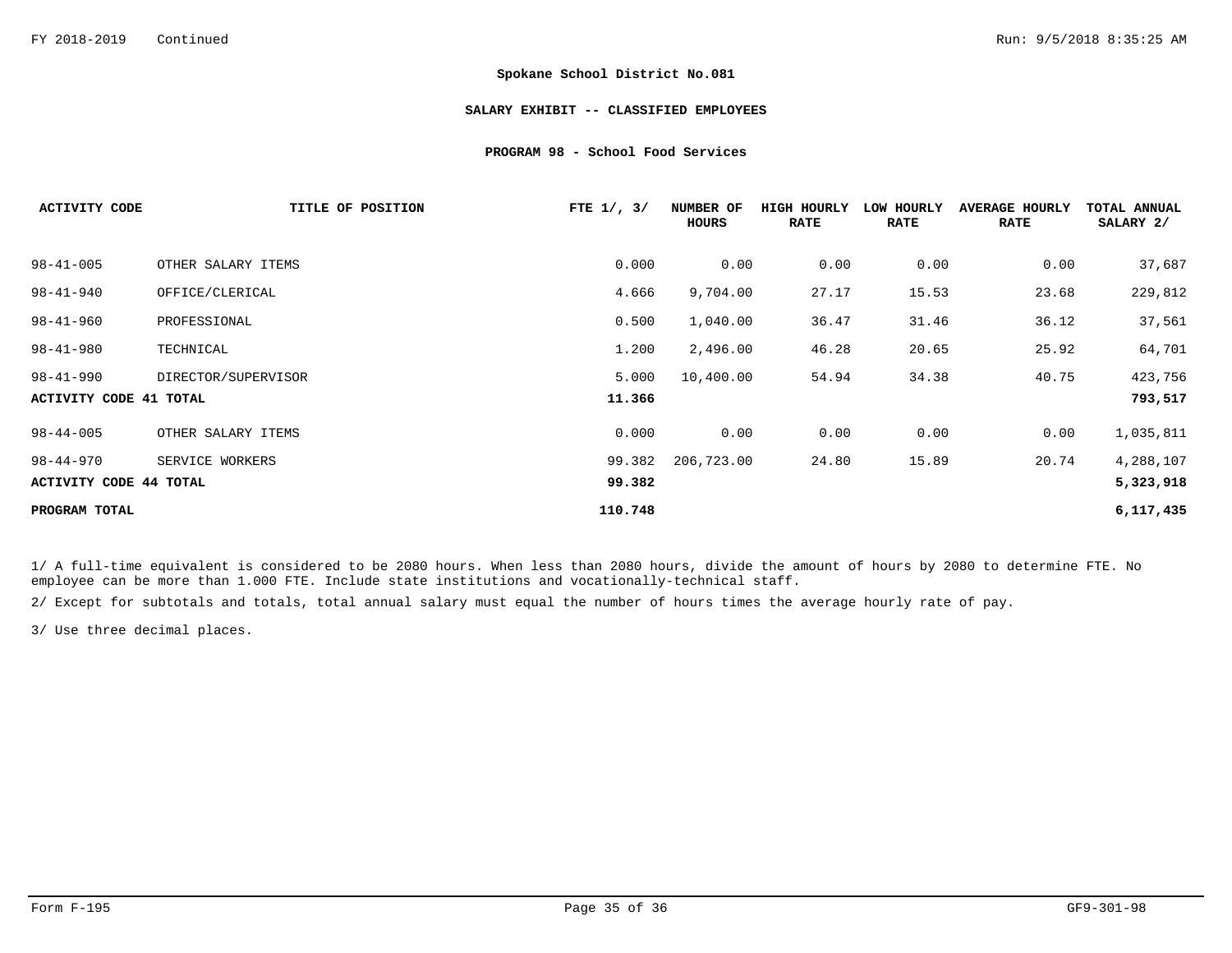**Spokane School District No.081**

**SALARY EXHIBIT -- CLASSIFIED EMPLOYEES**

**PROGRAM 98 - School Food Services**

| ACTIVITY CODE | TITLE OF POSITION | FTE 1/, 3/ | NUMBER OF HOURS | HIGH HOURLY RATE | LOW HOURLY RATE | AVERAGE HOURLY RATE | TOTAL ANNUAL SALARY 2/ |
|---|---|---|---|---|---|---|---|
| 98-41-005 | OTHER SALARY ITEMS | 0.000 | 0.00 | 0.00 | 0.00 | 0.00 | 37,687 |
| 98-41-940 | OFFICE/CLERICAL | 4.666 | 9,704.00 | 27.17 | 15.53 | 23.68 | 229,812 |
| 98-41-960 | PROFESSIONAL | 0.500 | 1,040.00 | 36.47 | 31.46 | 36.12 | 37,561 |
| 98-41-980 | TECHNICAL | 1.200 | 2,496.00 | 46.28 | 20.65 | 25.92 | 64,701 |
| 98-41-990 | DIRECTOR/SUPERVISOR | 5.000 | 10,400.00 | 54.94 | 34.38 | 40.75 | 423,756 |
| **ACTIVITY CODE 41 TOTAL** | | **11.366** | | | | | **793,517** |
| 98-44-005 | OTHER SALARY ITEMS | 0.000 | 0.00 | 0.00 | 0.00 | 0.00 | 1,035,811 |
| 98-44-970 | SERVICE WORKERS | 99.382 | 206,723.00 | 24.80 | 15.89 | 20.74 | 4,288,107 |
| **ACTIVITY CODE 44 TOTAL** | | **99.382** | | | | | **5,323,918** |
| **PROGRAM TOTAL** | | **110.748** | | | | | **6,117,435** |

1/ A full-time equivalent is considered to be 2080 hours. When less than 2080 hours, divide the amount of hours by 2080 to determine FTE. No employee can be more than 1.000 FTE. Include state institutions and vocationally-technical staff.

2/ Except for subtotals and totals, total annual salary must equal the number of hours times the average hourly rate of pay.

3/ Use three decimal places.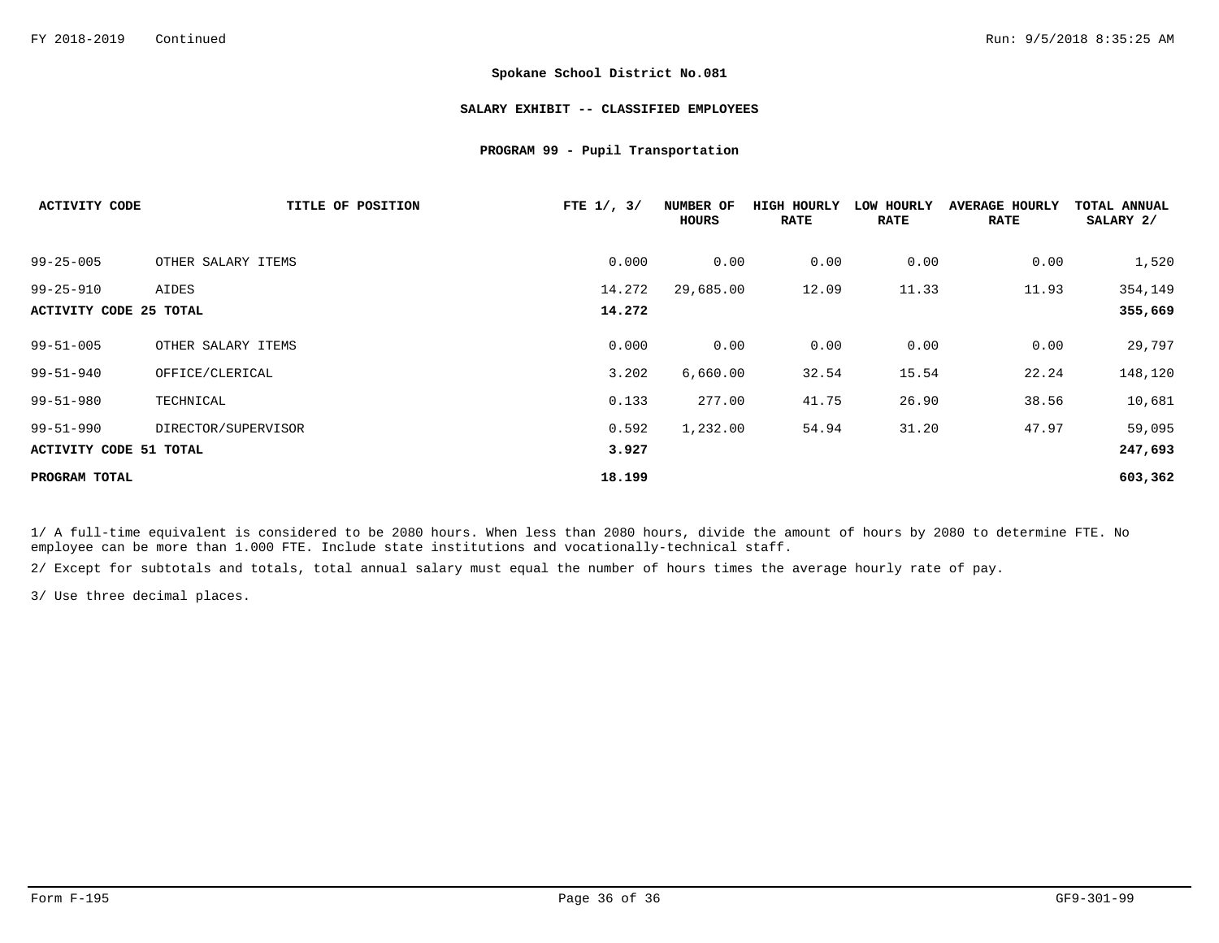**Spokane School District No.081**

**SALARY EXHIBIT -- CLASSIFIED EMPLOYEES**

**PROGRAM 99 - Pupil Transportation**

| ACTIVITY CODE | TITLE OF POSITION | FTE 1/, 3/ | NUMBER OF HOURS | HIGH HOURLY RATE | LOW HOURLY RATE | AVERAGE HOURLY RATE | TOTAL ANNUAL SALARY 2/ |
|---|---|---|---|---|---|---|---|
| 99-25-005 | OTHER SALARY ITEMS | 0.000 | 0.00 | 0.00 | 0.00 | 0.00 | 1,520 |
| 99-25-910 | AIDES | 14.272 | 29,685.00 | 12.09 | 11.33 | 11.93 | 354,149 |
| **ACTIVITY CODE 25 TOTAL** | | **14.272** | | | | | **355,669** |
| 99-51-005 | OTHER SALARY ITEMS | 0.000 | 0.00 | 0.00 | 0.00 | 0.00 | 29,797 |
| 99-51-940 | OFFICE/CLERICAL | 3.202 | 6,660.00 | 32.54 | 15.54 | 22.24 | 148,120 |
| 99-51-980 | TECHNICAL | 0.133 | 277.00 | 41.75 | 26.90 | 38.56 | 10,681 |
| 99-51-990 | DIRECTOR/SUPERVISOR | 0.592 | 1,232.00 | 54.94 | 31.20 | 47.97 | 59,095 |
| **ACTIVITY CODE 51 TOTAL** | | **3.927** | | | | | **247,693** |
| **PROGRAM TOTAL** | | **18.199** | | | | | **603,362** |

1/ A full-time equivalent is considered to be 2080 hours. When less than 2080 hours, divide the amount of hours by 2080 to determine FTE. No employee can be more than 1.000 FTE. Include state institutions and vocationally-technical staff.

2/ Except for subtotals and totals, total annual salary must equal the number of hours times the average hourly rate of pay.

3/ Use three decimal places.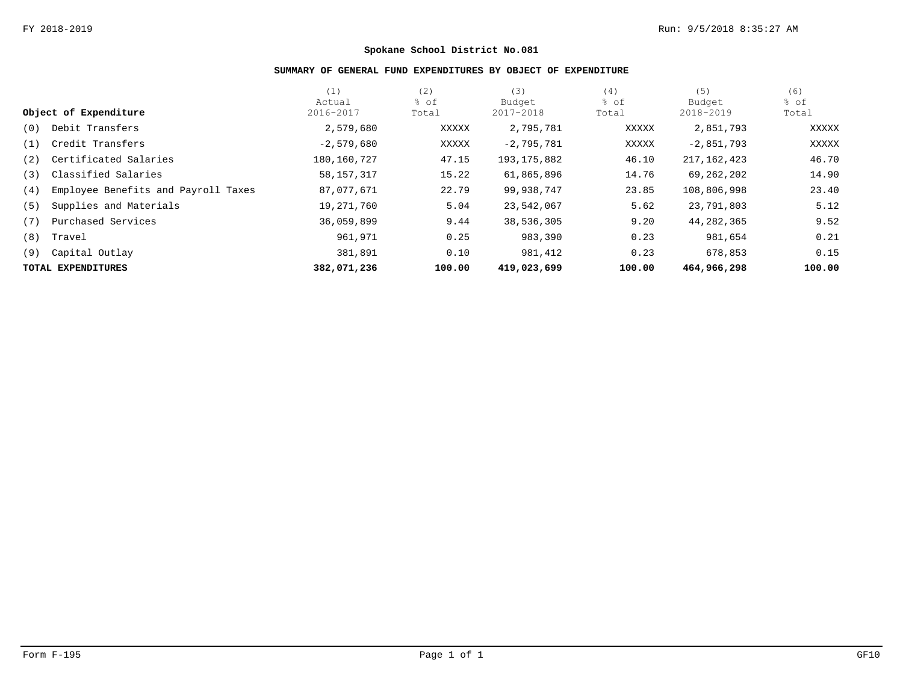**Spokane School District No.081**

**SUMMARY OF GENERAL FUND EXPENDITURES BY OBJECT OF EXPENDITURE**

| Object of Expenditure | (1) Actual 2016-2017 | (2) % of Total | (3) Budget 2017-2018 | (4) % of Total | (5) Budget 2018-2019 | (6) % of Total |
|---|---|---|---|---|---|---|
| (0) Debit Transfers | 2,579,680 | XXXXX | 2,795,781 | XXXXX | 2,851,793 | XXXXX |
| (1) Credit Transfers | -2,579,680 | XXXXX | -2,795,781 | XXXXX | -2,851,793 | XXXXX |
| (2) Certificated Salaries | 180,160,727 | 47.15 | 193,175,882 | 46.10 | 217,162,423 | 46.70 |
| (3) Classified Salaries | 58,157,317 | 15.22 | 61,865,896 | 14.76 | 69,262,202 | 14.90 |
| (4) Employee Benefits and Payroll Taxes | 87,077,671 | 22.79 | 99,938,747 | 23.85 | 108,806,998 | 23.40 |
| (5) Supplies and Materials | 19,271,760 | 5.04 | 23,542,067 | 5.62 | 23,791,803 | 5.12 |
| (7) Purchased Services | 36,059,899 | 9.44 | 38,536,305 | 9.20 | 44,282,365 | 9.52 |
| (8) Travel | 961,971 | 0.25 | 983,390 | 0.23 | 981,654 | 0.21 |
| (9) Capital Outlay | 381,891 | 0.10 | 981,412 | 0.23 | 678,853 | 0.15 |
| **TOTAL EXPENDITURES** | **382,071,236** | **100.00** | **419,023,699** | **100.00** | **464,966,298** | **100.00** |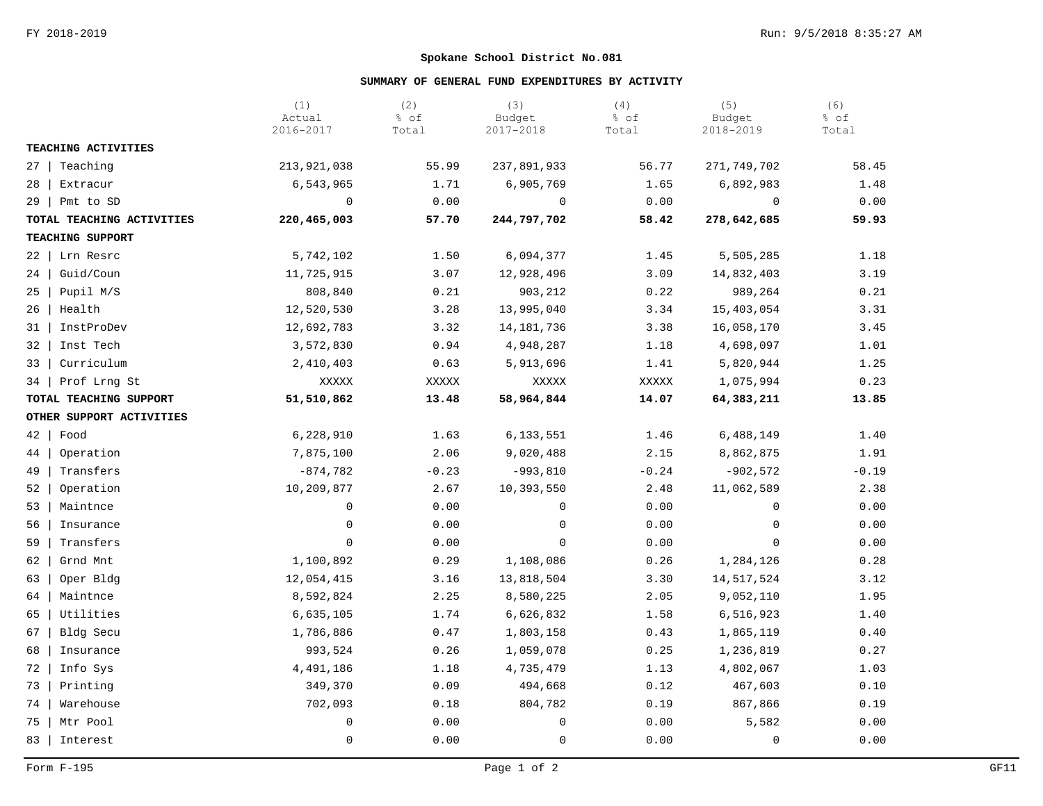FY 2018-2019

## Spokane School District No.081

### SUMMARY OF GENERAL FUND EXPENDITURES BY ACTIVITY

| | (1) Actual 2016-2017 | (2) % of Total | (3) Budget 2017-2018 | (4) % of Total | (5) Budget 2018-2019 | (6) % of Total |
|---|---|---|---|---|---|---|
| **TEACHING ACTIVITIES** | | | | | | |
| 27 \| Teaching | 213,921,038 | 55.99 | 237,891,933 | 56.77 | 271,749,702 | 58.45 |
| 28 \| Extracur | 6,543,965 | 1.71 | 6,905,769 | 1.65 | 6,892,983 | 1.48 |
| 29 \| Pmt to SD | 0 | 0.00 | 0 | 0.00 | 0 | 0.00 |
| **TOTAL TEACHING ACTIVITIES** | **220,465,003** | **57.70** | **244,797,702** | **58.42** | **278,642,685** | **59.93** |
| **TEACHING SUPPORT** | | | | | | |
| 22 \| Lrn Resrc | 5,742,102 | 1.50 | 6,094,377 | 1.45 | 5,505,285 | 1.18 |
| 24 \| Guid/Coun | 11,725,915 | 3.07 | 12,928,496 | 3.09 | 14,832,403 | 3.19 |
| 25 \| Pupil M/S | 808,840 | 0.21 | 903,212 | 0.22 | 989,264 | 0.21 |
| 26 \| Health | 12,520,530 | 3.28 | 13,995,040 | 3.34 | 15,403,054 | 3.31 |
| 31 \| InstProDev | 12,692,783 | 3.32 | 14,181,736 | 3.38 | 16,058,170 | 3.45 |
| 32 \| Inst Tech | 3,572,830 | 0.94 | 4,948,287 | 1.18 | 4,698,097 | 1.01 |
| 33 \| Curriculum | 2,410,403 | 0.63 | 5,913,696 | 1.41 | 5,820,944 | 1.25 |
| 34 \| Prof Lrng St | XXXXX | XXXXX | XXXXX | XXXXX | 1,075,994 | 0.23 |
| **TOTAL TEACHING SUPPORT** | **51,510,862** | **13.48** | **58,964,844** | **14.07** | **64,383,211** | **13.85** |
| **OTHER SUPPORT ACTIVITIES** | | | | | | |
| 42 \| Food | 6,228,910 | 1.63 | 6,133,551 | 1.46 | 6,488,149 | 1.40 |
| 44 \| Operation | 7,875,100 | 2.06 | 9,020,488 | 2.15 | 8,862,875 | 1.91 |
| 49 \| Transfers | -874,782 | -0.23 | -993,810 | -0.24 | -902,572 | -0.19 |
| 52 \| Operation | 10,209,877 | 2.67 | 10,393,550 | 2.48 | 11,062,589 | 2.38 |
| 53 \| Maintnce | 0 | 0.00 | 0 | 0.00 | 0 | 0.00 |
| 56 \| Insurance | 0 | 0.00 | 0 | 0.00 | 0 | 0.00 |
| 59 \| Transfers | 0 | 0.00 | 0 | 0.00 | 0 | 0.00 |
| 62 \| Grnd Mnt | 1,100,892 | 0.29 | 1,108,086 | 0.26 | 1,284,126 | 0.28 |
| 63 \| Oper Bldg | 12,054,415 | 3.16 | 13,818,504 | 3.30 | 14,517,524 | 3.12 |
| 64 \| Maintnce | 8,592,824 | 2.25 | 8,580,225 | 2.05 | 9,052,110 | 1.95 |
| 65 \| Utilities | 6,635,105 | 1.74 | 6,626,832 | 1.58 | 6,516,923 | 1.40 |
| 67 \| Bldg Secu | 1,786,886 | 0.47 | 1,803,158 | 0.43 | 1,865,119 | 0.40 |
| 68 \| Insurance | 993,524 | 0.26 | 1,059,078 | 0.25 | 1,236,819 | 0.27 |
| 72 \| Info Sys | 4,491,186 | 1.18 | 4,735,479 | 1.13 | 4,802,067 | 1.03 |
| 73 \| Printing | 349,370 | 0.09 | 494,668 | 0.12 | 467,603 | 0.10 |
| 74 \| Warehouse | 702,093 | 0.18 | 804,782 | 0.19 | 867,866 | 0.19 |
| 75 \| Mtr Pool | 0 | 0.00 | 0 | 0.00 | 5,582 | 0.00 |
| 83 \| Interest | 0 | 0.00 | 0 | 0.00 | 0 | 0.00 |

Form F-195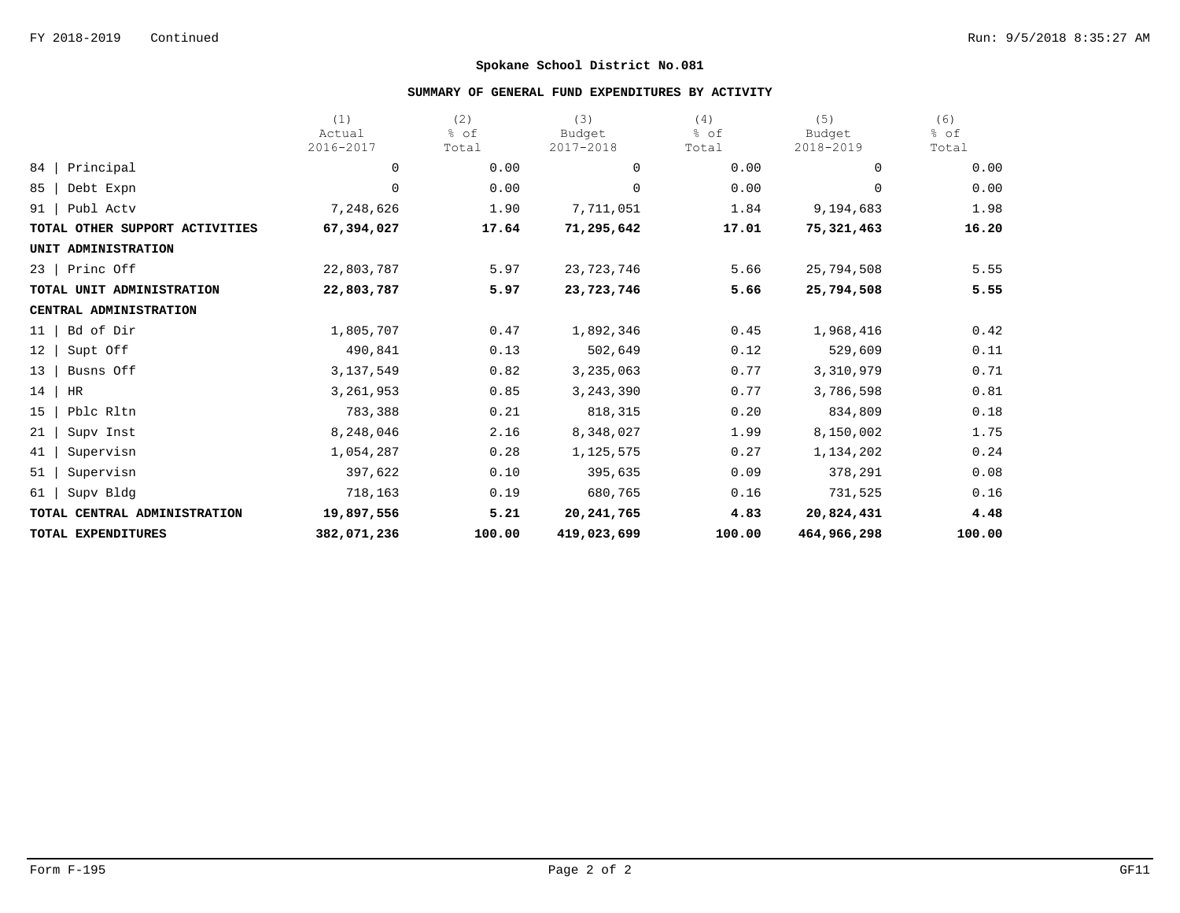**Spokane School District No.081**

**SUMMARY OF GENERAL FUND EXPENDITURES BY ACTIVITY**

| | (1) Actual 2016-2017 | (2) % of Total | (3) Budget 2017-2018 | (4) % of Total | (5) Budget 2018-2019 | (6) % of Total |
|---|---|---|---|---|---|---|
| 84 \| Principal | 0 | 0.00 | 0 | 0.00 | 0 | 0.00 |
| 85 \| Debt Expn | 0 | 0.00 | 0 | 0.00 | 0 | 0.00 |
| 91 \| Publ Actv | 7,248,626 | 1.90 | 7,711,051 | 1.84 | 9,194,683 | 1.98 |
| **TOTAL OTHER SUPPORT ACTIVITIES** | **67,394,027** | **17.64** | **71,295,642** | **17.01** | **75,321,463** | **16.20** |
| **UNIT ADMINISTRATION** | | | | | | |
| 23 \| Princ Off | 22,803,787 | 5.97 | 23,723,746 | 5.66 | 25,794,508 | 5.55 |
| **TOTAL UNIT ADMINISTRATION** | **22,803,787** | **5.97** | **23,723,746** | **5.66** | **25,794,508** | **5.55** |
| **CENTRAL ADMINISTRATION** | | | | | | |
| 11 \| Bd of Dir | 1,805,707 | 0.47 | 1,892,346 | 0.45 | 1,968,416 | 0.42 |
| 12 \| Supt Off | 490,841 | 0.13 | 502,649 | 0.12 | 529,609 | 0.11 |
| 13 \| Busns Off | 3,137,549 | 0.82 | 3,235,063 | 0.77 | 3,310,979 | 0.71 |
| 14 \| HR | 3,261,953 | 0.85 | 3,243,390 | 0.77 | 3,786,598 | 0.81 |
| 15 \| Pblc Rltn | 783,388 | 0.21 | 818,315 | 0.20 | 834,809 | 0.18 |
| 21 \| Supv Inst | 8,248,046 | 2.16 | 8,348,027 | 1.99 | 8,150,002 | 1.75 |
| 41 \| Supervisn | 1,054,287 | 0.28 | 1,125,575 | 0.27 | 1,134,202 | 0.24 |
| 51 \| Supervisn | 397,622 | 0.10 | 395,635 | 0.09 | 378,291 | 0.08 |
| 61 \| Supv Bldg | 718,163 | 0.19 | 680,765 | 0.16 | 731,525 | 0.16 |
| **TOTAL CENTRAL ADMINISTRATION** | **19,897,556** | **5.21** | **20,241,765** | **4.83** | **20,824,431** | **4.48** |
| **TOTAL EXPENDITURES** | **382,071,236** | **100.00** | **419,023,699** | **100.00** | **464,966,298** | **100.00** |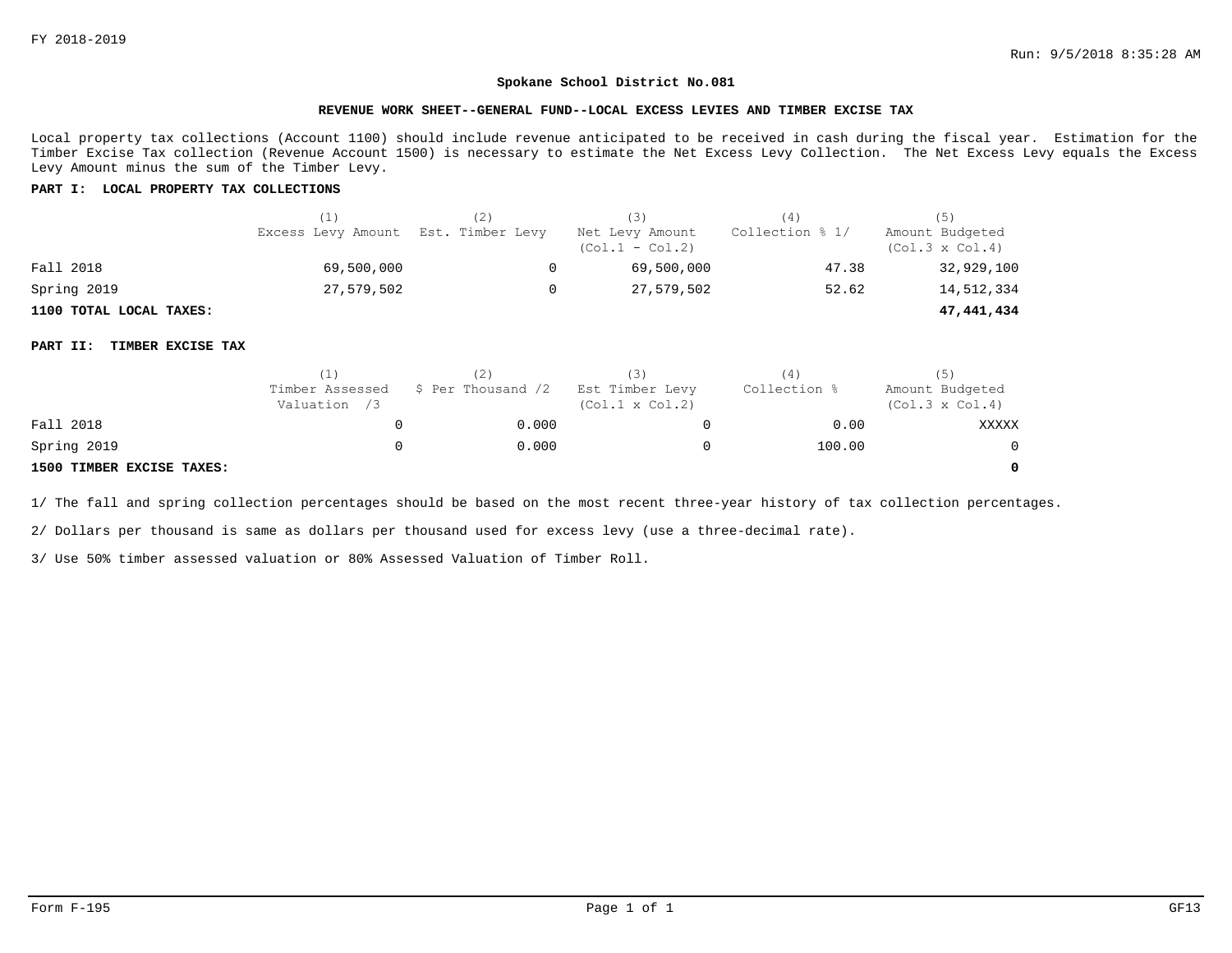FY 2018-2019

Run: 9/5/2018 8:35:28 AM

## Spokane School District No.081

### REVENUE WORK SHEET--GENERAL FUND--LOCAL EXCESS LEVIES AND TIMBER EXCISE TAX

Local property tax collections (Account 1100) should include revenue anticipated to be received in cash during the fiscal year. Estimation for the Timber Excise Tax collection (Revenue Account 1500) is necessary to estimate the Net Excess Levy Collection. The Net Excess Levy equals the Excess Levy Amount minus the sum of the Timber Levy.

**PART I: LOCAL PROPERTY TAX COLLECTIONS**

| | (1) Excess Levy Amount | (2) Est. Timber Levy | (3) Net Levy Amount (Col.1 - Col.2) | (4) Collection % 1/ | (5) Amount Budgeted (Col.3 x Col.4) |
|---|---|---|---|---|---|
| Fall 2018 | 69,500,000 | 0 | 69,500,000 | 47.38 | 32,929,100 |
| Spring 2019 | 27,579,502 | 0 | 27,579,502 | 52.62 | 14,512,334 |
| **1100 TOTAL LOCAL TAXES:** | | | | | **47,441,434** |

**PART II: TIMBER EXCISE TAX**

| | (1) Timber Assessed Valuation /3 | (2) $ Per Thousand /2 | (3) Est Timber Levy (Col.1 x Col.2) | (4) Collection % | (5) Amount Budgeted (Col.3 x Col.4) |
|---|---|---|---|---|---|
| Fall 2018 | 0 | 0.000 | 0 | 0.00 | XXXXX |
| Spring 2019 | 0 | 0.000 | 0 | 100.00 | 0 |
| **1500 TIMBER EXCISE TAXES:** | | | | | **0** |

1/ The fall and spring collection percentages should be based on the most recent three-year history of tax collection percentages.

2/ Dollars per thousand is same as dollars per thousand used for excess levy (use a three-decimal rate).

3/ Use 50% timber assessed valuation or 80% Assessed Valuation of Timber Roll.

Form F-195 GF13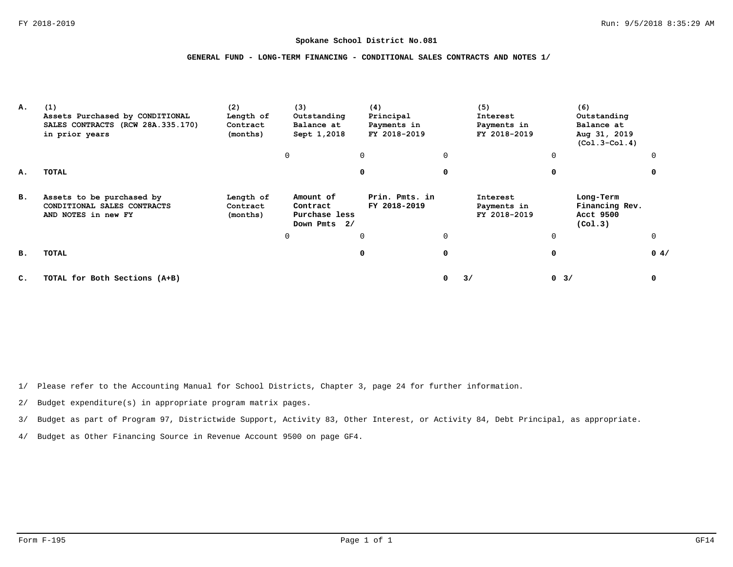FY 2018-2019

Run: 9/5/2018 8:35:29 AM

## Spokane School District No.081

### GENERAL FUND - LONG-TERM FINANCING - CONDITIONAL SALES CONTRACTS AND NOTES 1/

| | (1) | (2) | (3) | (4) | (5) | (6) |
|---|---|---|---|---|---|---|
| **A.** | **Assets Purchased by CONDITIONAL SALES CONTRACTS (RCW 28A.335.170) in prior years** | **Length of Contract (months)** | **Outstanding Balance at Sept 1,2018** | **Principal Payments in FY 2018-2019** | **Interest Payments in FY 2018-2019** | **Outstanding Balance at Aug 31, 2019 (Col.3-Col.4)** |
| | | 0 | 0 | 0 | 0 | 0 |
| **A.** | **TOTAL** | | **0** | **0** | **0** | **0** |
| **B.** | **Assets to be purchased by CONDITIONAL SALES CONTRACTS AND NOTES in new FY** | **Length of Contract (months)** | **Amount of Contract Purchase less Down Pmts 2/** | **Prin. Pmts. in FY 2018-2019** | **Interest Payments in FY 2018-2019** | **Long-Term Financing Rev. Acct 9500 (Col.3)** |
| | | 0 | 0 | 0 | 0 | 0 |
| **B.** | **TOTAL** | | **0** | **0** | **0** | **0 4/** |
| **C.** | **TOTAL for Both Sections (A+B)** | | | **0 3/** | **0 3/** | **0** |

1/ Please refer to the Accounting Manual for School Districts, Chapter 3, page 24 for further information.

2/ Budget expenditure(s) in appropriate program matrix pages.

3/ Budget as part of Program 97, Districtwide Support, Activity 83, Other Interest, or Activity 84, Debt Principal, as appropriate.

4/ Budget as Other Financing Source in Revenue Account 9500 on page GF4.

Form F-195 GF14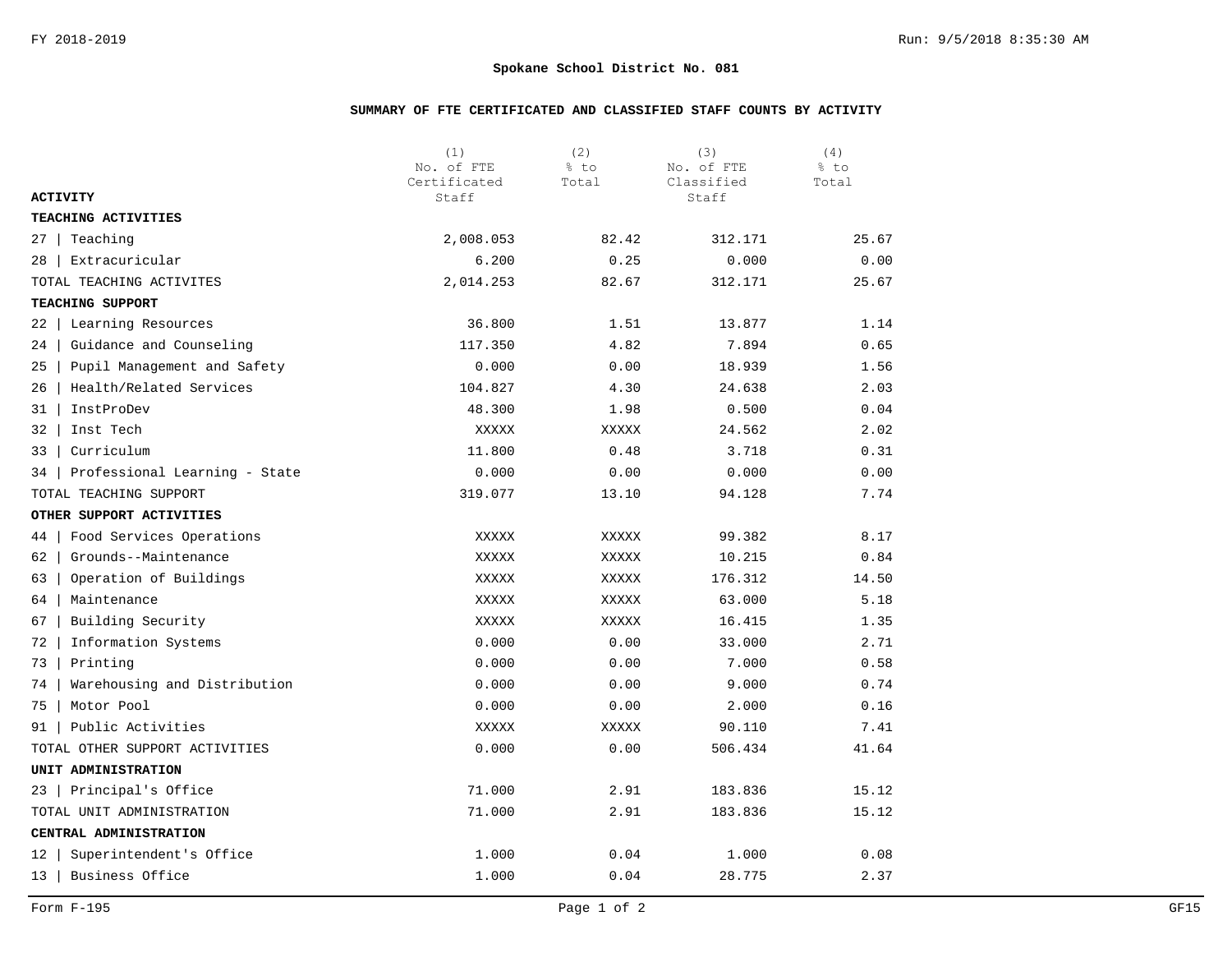FY 2018-2019

**Spokane School District No. 081**

**SUMMARY OF FTE CERTIFICATED AND CLASSIFIED STAFF COUNTS BY ACTIVITY**

| ACTIVITY | (1) No. of FTE Certificated Staff | (2) % to Total | (3) No. of FTE Classified Staff | (4) % to Total |
|---|---|---|---|---|
| **TEACHING ACTIVITIES** | | | | |
| 27 \| Teaching | 2,008.053 | 82.42 | 312.171 | 25.67 |
| 28 \| Extracuricular | 6.200 | 0.25 | 0.000 | 0.00 |
| TOTAL TEACHING ACTIVITES | 2,014.253 | 82.67 | 312.171 | 25.67 |
| **TEACHING SUPPORT** | | | | |
| 22 \| Learning Resources | 36.800 | 1.51 | 13.877 | 1.14 |
| 24 \| Guidance and Counseling | 117.350 | 4.82 | 7.894 | 0.65 |
| 25 \| Pupil Management and Safety | 0.000 | 0.00 | 18.939 | 1.56 |
| 26 \| Health/Related Services | 104.827 | 4.30 | 24.638 | 2.03 |
| 31 \| InstProDev | 48.300 | 1.98 | 0.500 | 0.04 |
| 32 \| Inst Tech | XXXXX | XXXXX | 24.562 | 2.02 |
| 33 \| Curriculum | 11.800 | 0.48 | 3.718 | 0.31 |
| 34 \| Professional Learning - State | 0.000 | 0.00 | 0.000 | 0.00 |
| TOTAL TEACHING SUPPORT | 319.077 | 13.10 | 94.128 | 7.74 |
| **OTHER SUPPORT ACTIVITIES** | | | | |
| 44 \| Food Services Operations | XXXXX | XXXXX | 99.382 | 8.17 |
| 62 \| Grounds--Maintenance | XXXXX | XXXXX | 10.215 | 0.84 |
| 63 \| Operation of Buildings | XXXXX | XXXXX | 176.312 | 14.50 |
| 64 \| Maintenance | XXXXX | XXXXX | 63.000 | 5.18 |
| 67 \| Building Security | XXXXX | XXXXX | 16.415 | 1.35 |
| 72 \| Information Systems | 0.000 | 0.00 | 33.000 | 2.71 |
| 73 \| Printing | 0.000 | 0.00 | 7.000 | 0.58 |
| 74 \| Warehousing and Distribution | 0.000 | 0.00 | 9.000 | 0.74 |
| 75 \| Motor Pool | 0.000 | 0.00 | 2.000 | 0.16 |
| 91 \| Public Activities | XXXXX | XXXXX | 90.110 | 7.41 |
| TOTAL OTHER SUPPORT ACTIVITIES | 0.000 | 0.00 | 506.434 | 41.64 |
| **UNIT ADMINISTRATION** | | | | |
| 23 \| Principal's Office | 71.000 | 2.91 | 183.836 | 15.12 |
| TOTAL UNIT ADMINISTRATION | 71.000 | 2.91 | 183.836 | 15.12 |
| **CENTRAL ADMINISTRATION** | | | | |
| 12 \| Superintendent's Office | 1.000 | 0.04 | 1.000 | 0.08 |
| 13 \| Business Office | 1.000 | 0.04 | 28.775 | 2.37 |

Form F-195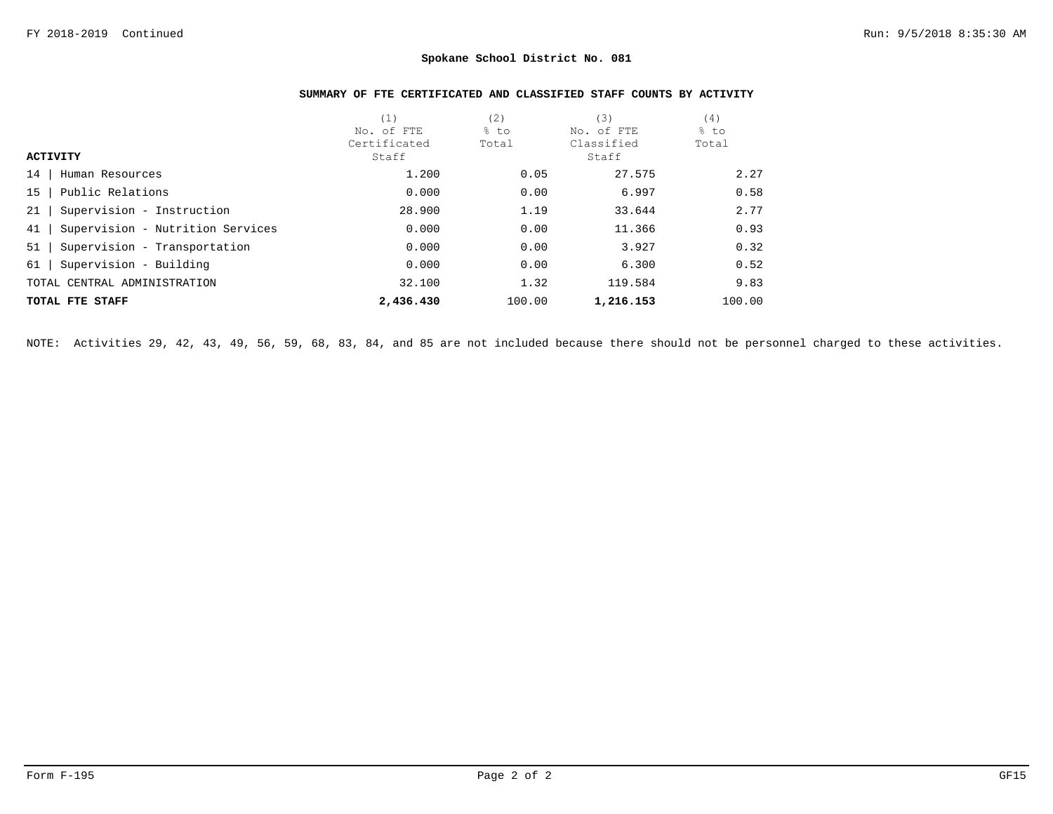**Spokane School District No. 081**

**SUMMARY OF FTE CERTIFICATED AND CLASSIFIED STAFF COUNTS BY ACTIVITY**

| ACTIVITY | (1) No. of FTE Certificated Staff | (2) % to Total | (3) No. of FTE Classified Staff | (4) % to Total |
|---|---|---|---|---|
| 14 \| Human Resources | 1.200 | 0.05 | 27.575 | 2.27 |
| 15 \| Public Relations | 0.000 | 0.00 | 6.997 | 0.58 |
| 21 \| Supervision - Instruction | 28.900 | 1.19 | 33.644 | 2.77 |
| 41 \| Supervision - Nutrition Services | 0.000 | 0.00 | 11.366 | 0.93 |
| 51 \| Supervision - Transportation | 0.000 | 0.00 | 3.927 | 0.32 |
| 61 \| Supervision - Building | 0.000 | 0.00 | 6.300 | 0.52 |
| TOTAL CENTRAL ADMINISTRATION | 32.100 | 1.32 | 119.584 | 9.83 |
| **TOTAL FTE STAFF** | **2,436.430** | 100.00 | **1,216.153** | 100.00 |

NOTE: Activities 29, 42, 43, 49, 56, 59, 68, 83, 84, and 85 are not included because there should not be personnel charged to these activities.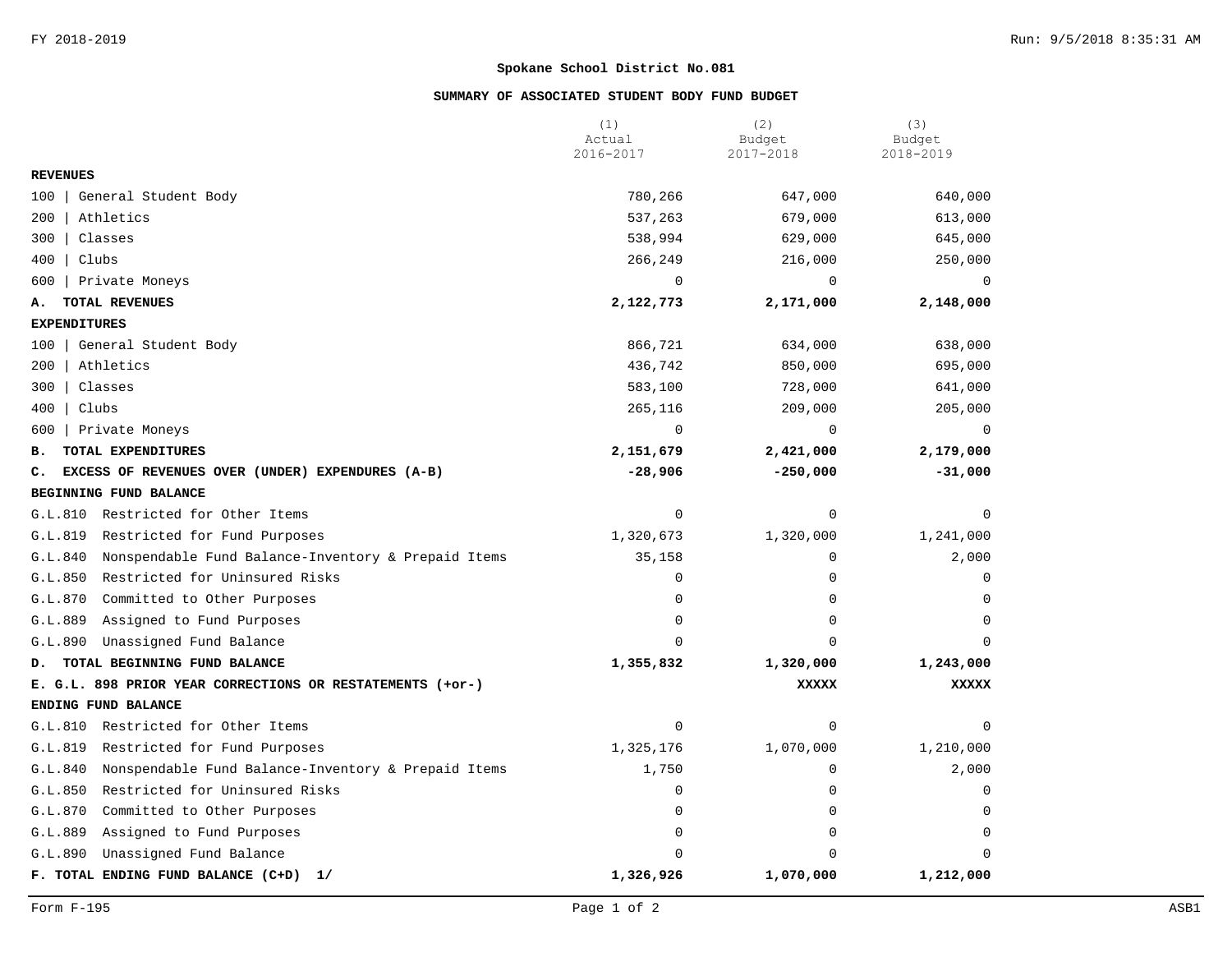## Spokane School District No.081

### SUMMARY OF ASSOCIATED STUDENT BODY FUND BUDGET

| | (1) Actual 2016-2017 | (2) Budget 2017-2018 | (3) Budget 2018-2019 |
|---|---|---|---|
| **REVENUES** | | | |
| 100 \| General Student Body | 780,266 | 647,000 | 640,000 |
| 200 \| Athletics | 537,263 | 679,000 | 613,000 |
| 300 \| Classes | 538,994 | 629,000 | 645,000 |
| 400 \| Clubs | 266,249 | 216,000 | 250,000 |
| 600 \| Private Moneys | 0 | 0 | 0 |
| **A. TOTAL REVENUES** | **2,122,773** | **2,171,000** | **2,148,000** |
| **EXPENDITURES** | | | |
| 100 \| General Student Body | 866,721 | 634,000 | 638,000 |
| 200 \| Athletics | 436,742 | 850,000 | 695,000 |
| 300 \| Classes | 583,100 | 728,000 | 641,000 |
| 400 \| Clubs | 265,116 | 209,000 | 205,000 |
| 600 \| Private Moneys | 0 | 0 | 0 |
| **B. TOTAL EXPENDITURES** | **2,151,679** | **2,421,000** | **2,179,000** |
| **C. EXCESS OF REVENUES OVER (UNDER) EXPENDURES (A-B)** | **-28,906** | **-250,000** | **-31,000** |
| **BEGINNING FUND BALANCE** | | | |
| G.L.810 Restricted for Other Items | 0 | 0 | 0 |
| G.L.819 Restricted for Fund Purposes | 1,320,673 | 1,320,000 | 1,241,000 |
| G.L.840 Nonspendable Fund Balance-Inventory & Prepaid Items | 35,158 | 0 | 2,000 |
| G.L.850 Restricted for Uninsured Risks | 0 | 0 | 0 |
| G.L.870 Committed to Other Purposes | 0 | 0 | 0 |
| G.L.889 Assigned to Fund Purposes | 0 | 0 | 0 |
| G.L.890 Unassigned Fund Balance | 0 | 0 | 0 |
| **D. TOTAL BEGINNING FUND BALANCE** | **1,355,832** | **1,320,000** | **1,243,000** |
| **E. G.L. 898 PRIOR YEAR CORRECTIONS OR RESTATEMENTS (+or-)** | | **XXXXX** | **XXXXX** |
| **ENDING FUND BALANCE** | | | |
| G.L.810 Restricted for Other Items | 0 | 0 | 0 |
| G.L.819 Restricted for Fund Purposes | 1,325,176 | 1,070,000 | 1,210,000 |
| G.L.840 Nonspendable Fund Balance-Inventory & Prepaid Items | 1,750 | 0 | 2,000 |
| G.L.850 Restricted for Uninsured Risks | 0 | 0 | 0 |
| G.L.870 Committed to Other Purposes | 0 | 0 | 0 |
| G.L.889 Assigned to Fund Purposes | 0 | 0 | 0 |
| G.L.890 Unassigned Fund Balance | 0 | 0 | 0 |
| **F. TOTAL ENDING FUND BALANCE (C+D) 1/** | **1,326,926** | **1,070,000** | **1,212,000** |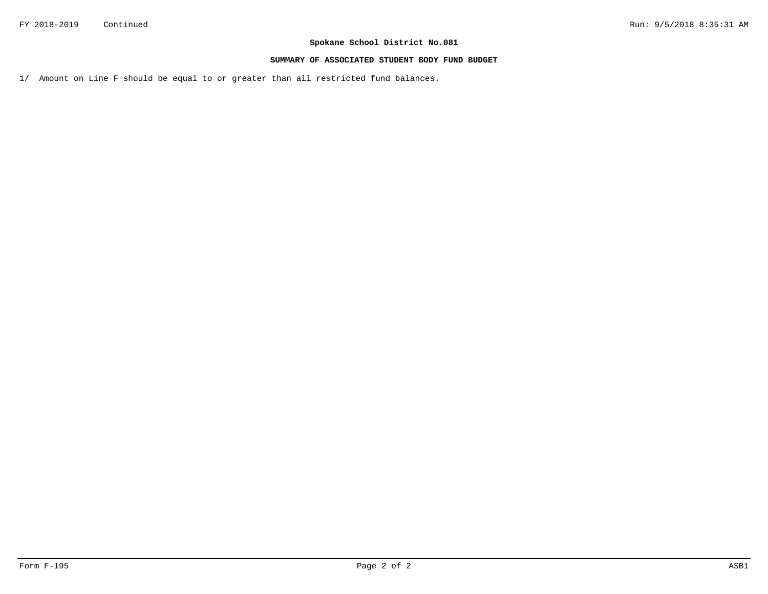**Spokane School District No.081**

**SUMMARY OF ASSOCIATED STUDENT BODY FUND BUDGET**

1/ Amount on Line F should be equal to or greater than all restricted fund balances.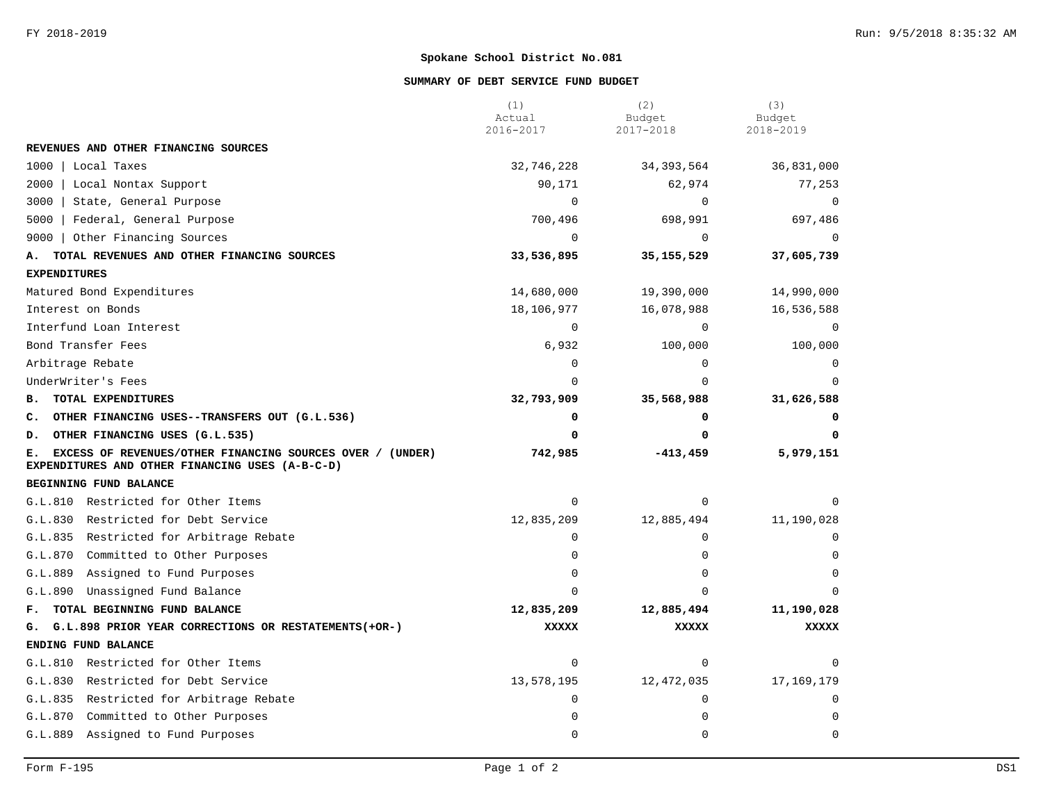## Spokane School District No.081

### SUMMARY OF DEBT SERVICE FUND BUDGET

| | (1) Actual 2016-2017 | (2) Budget 2017-2018 | (3) Budget 2018-2019 |
|---|---|---|---|
| **REVENUES AND OTHER FINANCING SOURCES** | | | |
| 1000 \| Local Taxes | 32,746,228 | 34,393,564 | 36,831,000 |
| 2000 \| Local Nontax Support | 90,171 | 62,974 | 77,253 |
| 3000 \| State, General Purpose | 0 | 0 | 0 |
| 5000 \| Federal, General Purpose | 700,496 | 698,991 | 697,486 |
| 9000 \| Other Financing Sources | 0 | 0 | 0 |
| **A. TOTAL REVENUES AND OTHER FINANCING SOURCES** | **33,536,895** | **35,155,529** | **37,605,739** |
| **EXPENDITURES** | | | |
| Matured Bond Expenditures | 14,680,000 | 19,390,000 | 14,990,000 |
| Interest on Bonds | 18,106,977 | 16,078,988 | 16,536,588 |
| Interfund Loan Interest | 0 | 0 | 0 |
| Bond Transfer Fees | 6,932 | 100,000 | 100,000 |
| Arbitrage Rebate | 0 | 0 | 0 |
| UnderWriter's Fees | 0 | 0 | 0 |
| **B. TOTAL EXPENDITURES** | **32,793,909** | **35,568,988** | **31,626,588** |
| **C. OTHER FINANCING USES--TRANSFERS OUT (G.L.536)** | **0** | **0** | **0** |
| **D. OTHER FINANCING USES (G.L.535)** | **0** | **0** | **0** |
| **E. EXCESS OF REVENUES/OTHER FINANCING SOURCES OVER / (UNDER) EXPENDITURES AND OTHER FINANCING USES (A-B-C-D)** | **742,985** | **-413,459** | **5,979,151** |
| **BEGINNING FUND BALANCE** | | | |
| G.L.810 Restricted for Other Items | 0 | 0 | 0 |
| G.L.830 Restricted for Debt Service | 12,835,209 | 12,885,494 | 11,190,028 |
| G.L.835 Restricted for Arbitrage Rebate | 0 | 0 | 0 |
| G.L.870 Committed to Other Purposes | 0 | 0 | 0 |
| G.L.889 Assigned to Fund Purposes | 0 | 0 | 0 |
| G.L.890 Unassigned Fund Balance | 0 | 0 | 0 |
| **F. TOTAL BEGINNING FUND BALANCE** | **12,835,209** | **12,885,494** | **11,190,028** |
| **G. G.L.898 PRIOR YEAR CORRECTIONS OR RESTATEMENTS(+OR-)** | **XXXXX** | **XXXXX** | **XXXXX** |
| **ENDING FUND BALANCE** | | | |
| G.L.810 Restricted for Other Items | 0 | 0 | 0 |
| G.L.830 Restricted for Debt Service | 13,578,195 | 12,472,035 | 17,169,179 |
| G.L.835 Restricted for Arbitrage Rebate | 0 | 0 | 0 |
| G.L.870 Committed to Other Purposes | 0 | 0 | 0 |
| G.L.889 Assigned to Fund Purposes | 0 | 0 | 0 |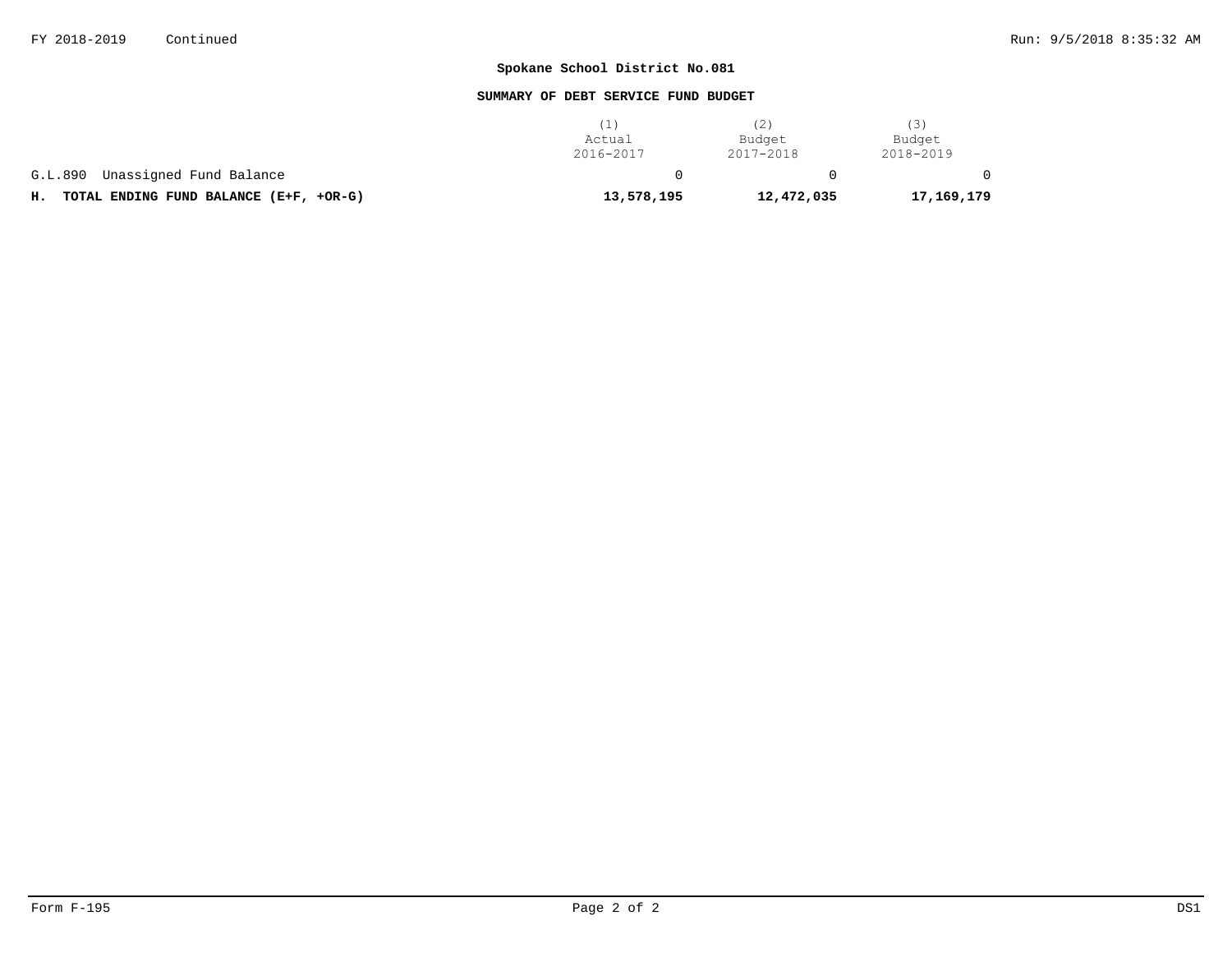**Spokane School District No.081**

**SUMMARY OF DEBT SERVICE FUND BUDGET**

| | (1) Actual 2016-2017 | (2) Budget 2017-2018 | (3) Budget 2018-2019 |
|---|---|---|---|
| G.L.890 Unassigned Fund Balance | 0 | 0 | 0 |
| **H. TOTAL ENDING FUND BALANCE (E+F, +OR-G)** | **13,578,195** | **12,472,035** | **17,169,179** |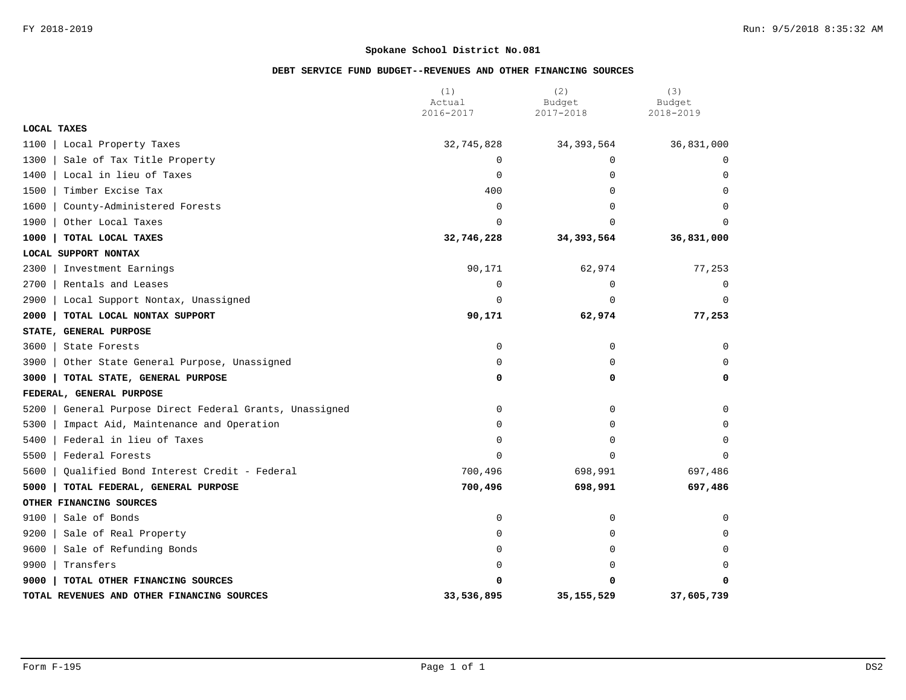**Spokane School District No.081**

**DEBT SERVICE FUND BUDGET--REVENUES AND OTHER FINANCING SOURCES**

| | (1) Actual 2016-2017 | (2) Budget 2017-2018 | (3) Budget 2018-2019 |
|---|---|---|---|
| **LOCAL TAXES** | | | |
| 1100 \| Local Property Taxes | 32,745,828 | 34,393,564 | 36,831,000 |
| 1300 \| Sale of Tax Title Property | 0 | 0 | 0 |
| 1400 \| Local in lieu of Taxes | 0 | 0 | 0 |
| 1500 \| Timber Excise Tax | 400 | 0 | 0 |
| 1600 \| County-Administered Forests | 0 | 0 | 0 |
| 1900 \| Other Local Taxes | 0 | 0 | 0 |
| **1000 \| TOTAL LOCAL TAXES** | **32,746,228** | **34,393,564** | **36,831,000** |
| **LOCAL SUPPORT NONTAX** | | | |
| 2300 \| Investment Earnings | 90,171 | 62,974 | 77,253 |
| 2700 \| Rentals and Leases | 0 | 0 | 0 |
| 2900 \| Local Support Nontax, Unassigned | 0 | 0 | 0 |
| **2000 \| TOTAL LOCAL NONTAX SUPPORT** | **90,171** | **62,974** | **77,253** |
| **STATE, GENERAL PURPOSE** | | | |
| 3600 \| State Forests | 0 | 0 | 0 |
| 3900 \| Other State General Purpose, Unassigned | 0 | 0 | 0 |
| **3000 \| TOTAL STATE, GENERAL PURPOSE** | **0** | **0** | **0** |
| **FEDERAL, GENERAL PURPOSE** | | | |
| 5200 \| General Purpose Direct Federal Grants, Unassigned | 0 | 0 | 0 |
| 5300 \| Impact Aid, Maintenance and Operation | 0 | 0 | 0 |
| 5400 \| Federal in lieu of Taxes | 0 | 0 | 0 |
| 5500 \| Federal Forests | 0 | 0 | 0 |
| 5600 \| Qualified Bond Interest Credit - Federal | 700,496 | 698,991 | 697,486 |
| **5000 \| TOTAL FEDERAL, GENERAL PURPOSE** | **700,496** | **698,991** | **697,486** |
| **OTHER FINANCING SOURCES** | | | |
| 9100 \| Sale of Bonds | 0 | 0 | 0 |
| 9200 \| Sale of Real Property | 0 | 0 | 0 |
| 9600 \| Sale of Refunding Bonds | 0 | 0 | 0 |
| 9900 \| Transfers | 0 | 0 | 0 |
| **9000 \| TOTAL OTHER FINANCING SOURCES** | **0** | **0** | **0** |
| **TOTAL REVENUES AND OTHER FINANCING SOURCES** | **33,536,895** | **35,155,529** | **37,605,739** |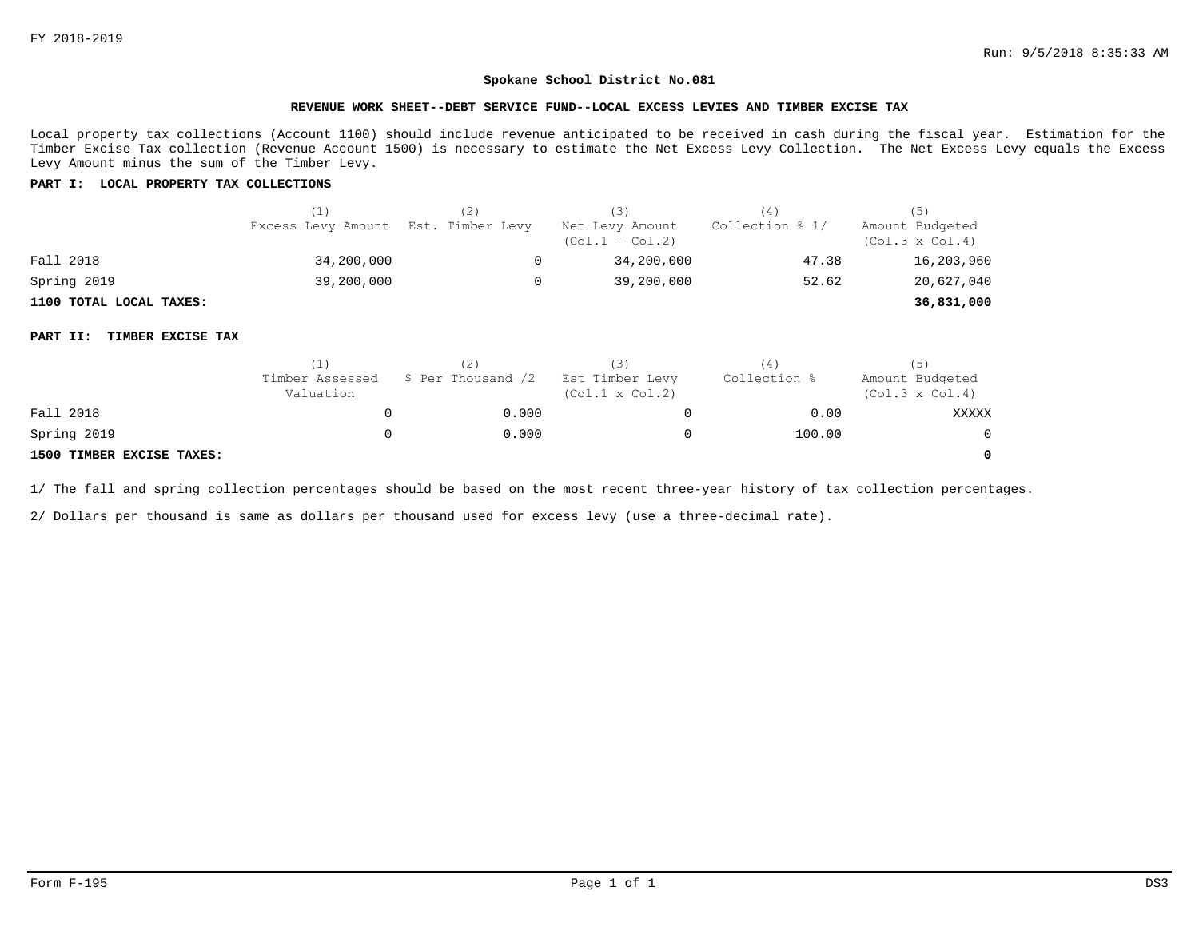FY 2018-2019

Run: 9/5/2018 8:35:33 AM

**Spokane School District No.081**

**REVENUE WORK SHEET--DEBT SERVICE FUND--LOCAL EXCESS LEVIES AND TIMBER EXCISE TAX**

Local property tax collections (Account 1100) should include revenue anticipated to be received in cash during the fiscal year. Estimation for the Timber Excise Tax collection (Revenue Account 1500) is necessary to estimate the Net Excess Levy Collection. The Net Excess Levy equals the Excess Levy Amount minus the sum of the Timber Levy.

**PART I: LOCAL PROPERTY TAX COLLECTIONS**

| | (1) Excess Levy Amount | (2) Est. Timber Levy | (3) Net Levy Amount (Col.1 - Col.2) | (4) Collection % 1/ | (5) Amount Budgeted (Col.3 x Col.4) |
|---|---|---|---|---|---|
| Fall 2018 | 34,200,000 | 0 | 34,200,000 | 47.38 | 16,203,960 |
| Spring 2019 | 39,200,000 | 0 | 39,200,000 | 52.62 | 20,627,040 |
| **1100 TOTAL LOCAL TAXES:** | | | | | **36,831,000** |

**PART II: TIMBER EXCISE TAX**

| | (1) Timber Assessed Valuation | (2) $ Per Thousand /2 | (3) Est Timber Levy (Col.1 x Col.2) | (4) Collection % | (5) Amount Budgeted (Col.3 x Col.4) |
|---|---|---|---|---|---|
| Fall 2018 | 0 | 0.000 | 0 | 0.00 | XXXXX |
| Spring 2019 | 0 | 0.000 | 0 | 100.00 | 0 |
| **1500 TIMBER EXCISE TAXES:** | | | | | **0** |

1/ The fall and spring collection percentages should be based on the most recent three-year history of tax collection percentages.

2/ Dollars per thousand is same as dollars per thousand used for excess levy (use a three-decimal rate).

Form F-195 DS3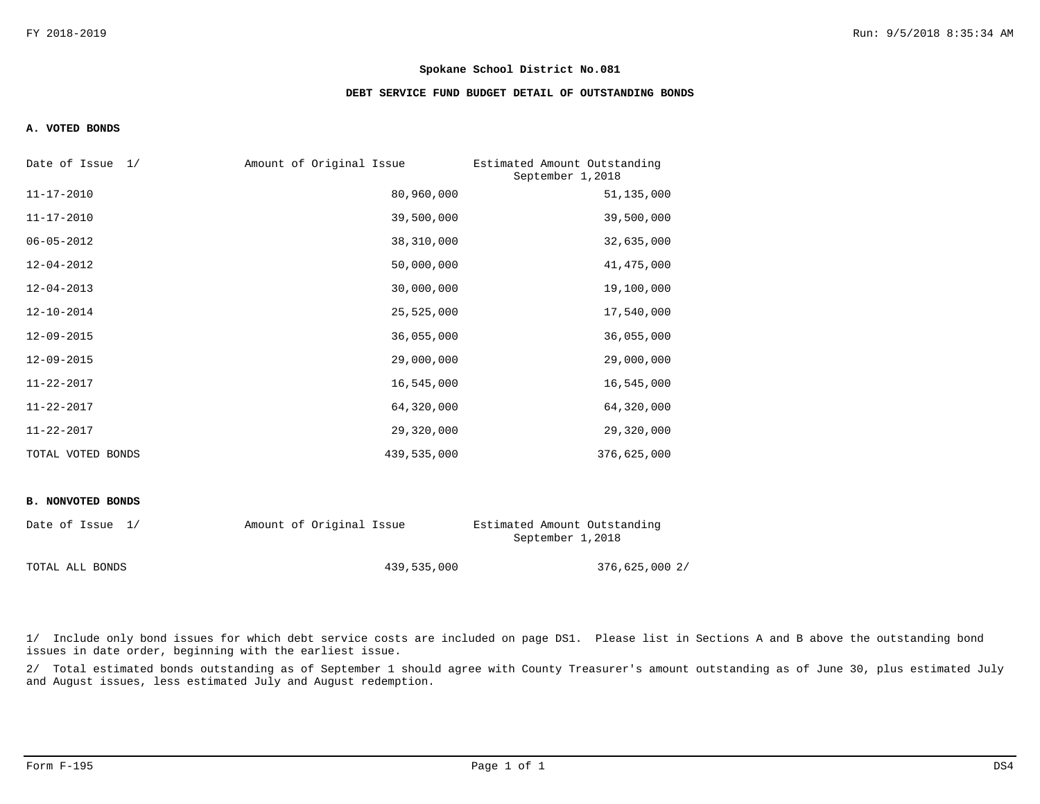**Spokane School District No.081**

**DEBT SERVICE FUND BUDGET DETAIL OF OUTSTANDING BONDS**

**A. VOTED BONDS**

| Date of Issue 1/ | Amount of Original Issue | Estimated Amount Outstanding September 1,2018 |
|---|---|---|
| 11-17-2010 | 80,960,000 | 51,135,000 |
| 11-17-2010 | 39,500,000 | 39,500,000 |
| 06-05-2012 | 38,310,000 | 32,635,000 |
| 12-04-2012 | 50,000,000 | 41,475,000 |
| 12-04-2013 | 30,000,000 | 19,100,000 |
| 12-10-2014 | 25,525,000 | 17,540,000 |
| 12-09-2015 | 36,055,000 | 36,055,000 |
| 12-09-2015 | 29,000,000 | 29,000,000 |
| 11-22-2017 | 16,545,000 | 16,545,000 |
| 11-22-2017 | 64,320,000 | 64,320,000 |
| 11-22-2017 | 29,320,000 | 29,320,000 |
| TOTAL VOTED BONDS | 439,535,000 | 376,625,000 |

**B. NONVOTED BONDS**

| Date of Issue 1/ | Amount of Original Issue | Estimated Amount Outstanding September 1,2018 |
|---|---|---|
| TOTAL ALL BONDS | 439,535,000 | 376,625,000 2/ |

1/ Include only bond issues for which debt service costs are included on page DS1. Please list in Sections A and B above the outstanding bond issues in date order, beginning with the earliest issue.

2/ Total estimated bonds outstanding as of September 1 should agree with County Treasurer's amount outstanding as of June 30, plus estimated July and August issues, less estimated July and August redemption.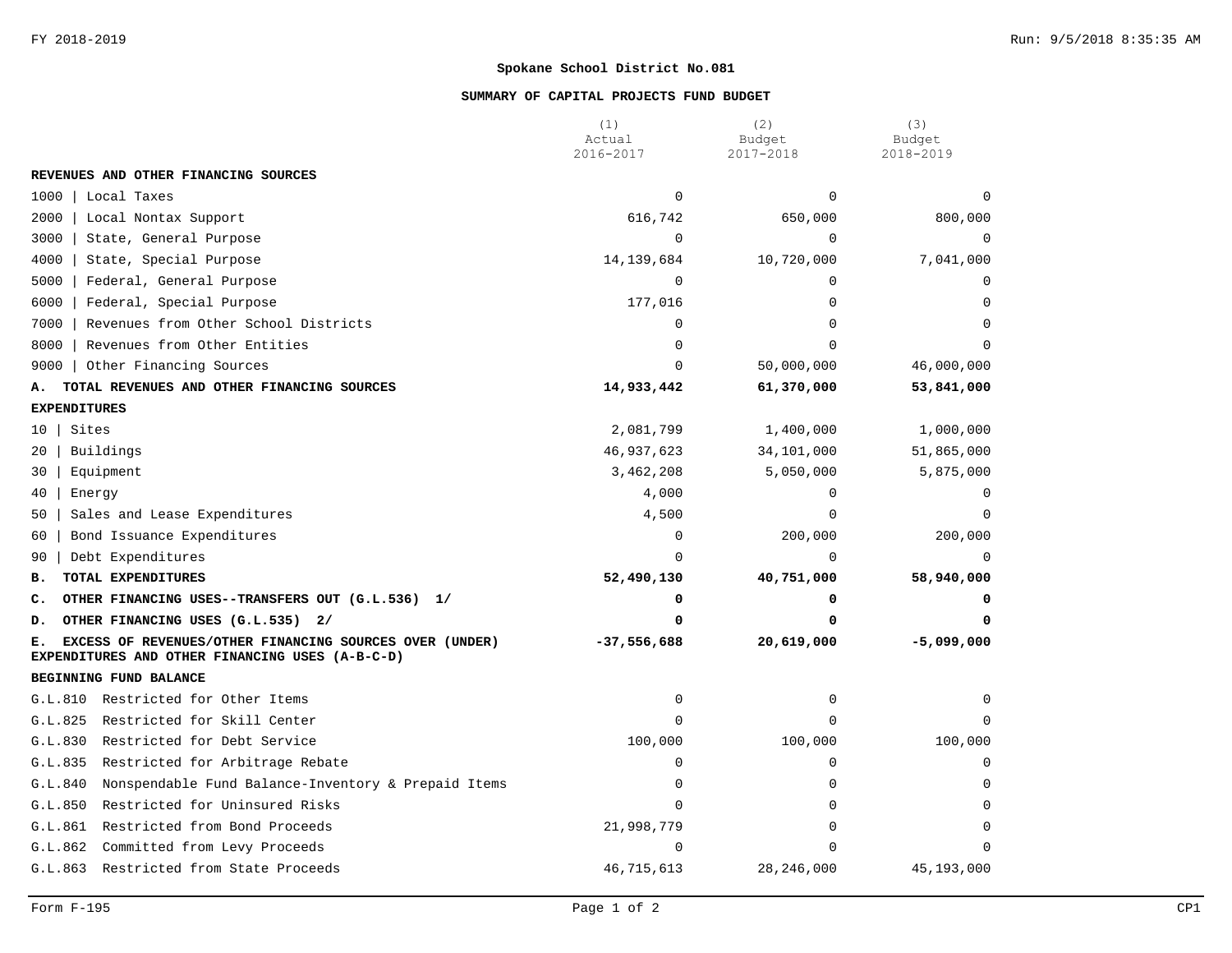## Spokane School District No.081

### SUMMARY OF CAPITAL PROJECTS FUND BUDGET

| | (1) Actual 2016-2017 | (2) Budget 2017-2018 | (3) Budget 2018-2019 |
|---|---|---|---|
| **REVENUES AND OTHER FINANCING SOURCES** | | | |
| 1000 \| Local Taxes | 0 | 0 | 0 |
| 2000 \| Local Nontax Support | 616,742 | 650,000 | 800,000 |
| 3000 \| State, General Purpose | 0 | 0 | 0 |
| 4000 \| State, Special Purpose | 14,139,684 | 10,720,000 | 7,041,000 |
| 5000 \| Federal, General Purpose | 0 | 0 | 0 |
| 6000 \| Federal, Special Purpose | 177,016 | 0 | 0 |
| 7000 \| Revenues from Other School Districts | 0 | 0 | 0 |
| 8000 \| Revenues from Other Entities | 0 | 0 | 0 |
| 9000 \| Other Financing Sources | 0 | 50,000,000 | 46,000,000 |
| **A. TOTAL REVENUES AND OTHER FINANCING SOURCES** | **14,933,442** | **61,370,000** | **53,841,000** |
| **EXPENDITURES** | | | |
| 10 \| Sites | 2,081,799 | 1,400,000 | 1,000,000 |
| 20 \| Buildings | 46,937,623 | 34,101,000 | 51,865,000 |
| 30 \| Equipment | 3,462,208 | 5,050,000 | 5,875,000 |
| 40 \| Energy | 4,000 | 0 | 0 |
| 50 \| Sales and Lease Expenditures | 4,500 | 0 | 0 |
| 60 \| Bond Issuance Expenditures | 0 | 200,000 | 200,000 |
| 90 \| Debt Expenditures | 0 | 0 | 0 |
| **B. TOTAL EXPENDITURES** | **52,490,130** | **40,751,000** | **58,940,000** |
| **C. OTHER FINANCING USES--TRANSFERS OUT (G.L.536) 1/** | **0** | **0** | **0** |
| **D. OTHER FINANCING USES (G.L.535) 2/** | **0** | **0** | **0** |
| **E. EXCESS OF REVENUES/OTHER FINANCING SOURCES OVER (UNDER) EXPENDITURES AND OTHER FINANCING USES (A-B-C-D)** | **-37,556,688** | **20,619,000** | **-5,099,000** |
| **BEGINNING FUND BALANCE** | | | |
| G.L.810 Restricted for Other Items | 0 | 0 | 0 |
| G.L.825 Restricted for Skill Center | 0 | 0 | 0 |
| G.L.830 Restricted for Debt Service | 100,000 | 100,000 | 100,000 |
| G.L.835 Restricted for Arbitrage Rebate | 0 | 0 | 0 |
| G.L.840 Nonspendable Fund Balance-Inventory & Prepaid Items | 0 | 0 | 0 |
| G.L.850 Restricted for Uninsured Risks | 0 | 0 | 0 |
| G.L.861 Restricted from Bond Proceeds | 21,998,779 | 0 | 0 |
| G.L.862 Committed from Levy Proceeds | 0 | 0 | 0 |
| G.L.863 Restricted from State Proceeds | 46,715,613 | 28,246,000 | 45,193,000 |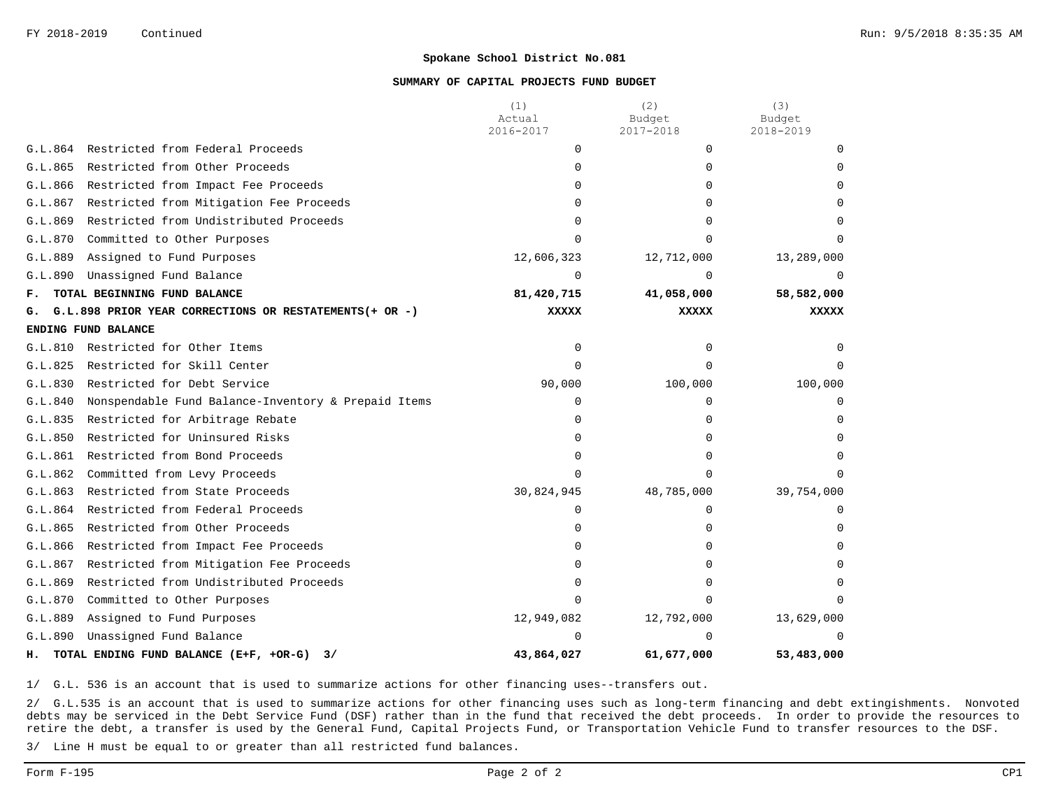**Spokane School District No.081**

**SUMMARY OF CAPITAL PROJECTS FUND BUDGET**

| | (1) Actual 2016-2017 | (2) Budget 2017-2018 | (3) Budget 2018-2019 |
|---|---|---|---|
| G.L.864 Restricted from Federal Proceeds | 0 | 0 | 0 |
| G.L.865 Restricted from Other Proceeds | 0 | 0 | 0 |
| G.L.866 Restricted from Impact Fee Proceeds | 0 | 0 | 0 |
| G.L.867 Restricted from Mitigation Fee Proceeds | 0 | 0 | 0 |
| G.L.869 Restricted from Undistributed Proceeds | 0 | 0 | 0 |
| G.L.870 Committed to Other Purposes | 0 | 0 | 0 |
| G.L.889 Assigned to Fund Purposes | 12,606,323 | 12,712,000 | 13,289,000 |
| G.L.890 Unassigned Fund Balance | 0 | 0 | 0 |
| **F. TOTAL BEGINNING FUND BALANCE** | **81,420,715** | **41,058,000** | **58,582,000** |
| **G. G.L.898 PRIOR YEAR CORRECTIONS OR RESTATEMENTS(+ OR -)** | **XXXXX** | **XXXXX** | **XXXXX** |
| **ENDING FUND BALANCE** | | | |
| G.L.810 Restricted for Other Items | 0 | 0 | 0 |
| G.L.825 Restricted for Skill Center | 0 | 0 | 0 |
| G.L.830 Restricted for Debt Service | 90,000 | 100,000 | 100,000 |
| G.L.840 Nonspendable Fund Balance-Inventory & Prepaid Items | 0 | 0 | 0 |
| G.L.835 Restricted for Arbitrage Rebate | 0 | 0 | 0 |
| G.L.850 Restricted for Uninsured Risks | 0 | 0 | 0 |
| G.L.861 Restricted from Bond Proceeds | 0 | 0 | 0 |
| G.L.862 Committed from Levy Proceeds | 0 | 0 | 0 |
| G.L.863 Restricted from State Proceeds | 30,824,945 | 48,785,000 | 39,754,000 |
| G.L.864 Restricted from Federal Proceeds | 0 | 0 | 0 |
| G.L.865 Restricted from Other Proceeds | 0 | 0 | 0 |
| G.L.866 Restricted from Impact Fee Proceeds | 0 | 0 | 0 |
| G.L.867 Restricted from Mitigation Fee Proceeds | 0 | 0 | 0 |
| G.L.869 Restricted from Undistributed Proceeds | 0 | 0 | 0 |
| G.L.870 Committed to Other Purposes | 0 | 0 | 0 |
| G.L.889 Assigned to Fund Purposes | 12,949,082 | 12,792,000 | 13,629,000 |
| G.L.890 Unassigned Fund Balance | 0 | 0 | 0 |
| **H. TOTAL ENDING FUND BALANCE (E+F, +OR-G) 3/** | **43,864,027** | **61,677,000** | **53,483,000** |

1/ G.L. 536 is an account that is used to summarize actions for other financing uses--transfers out.

2/ G.L.535 is an account that is used to summarize actions for other financing uses such as long-term financing and debt extingishments. Nonvoted debts may be serviced in the Debt Service Fund (DSF) rather than in the fund that received the debt proceeds. In order to provide the resources to retire the debt, a transfer is used by the General Fund, Capital Projects Fund, or Transportation Vehicle Fund to transfer resources to the DSF.

3/ Line H must be equal to or greater than all restricted fund balances.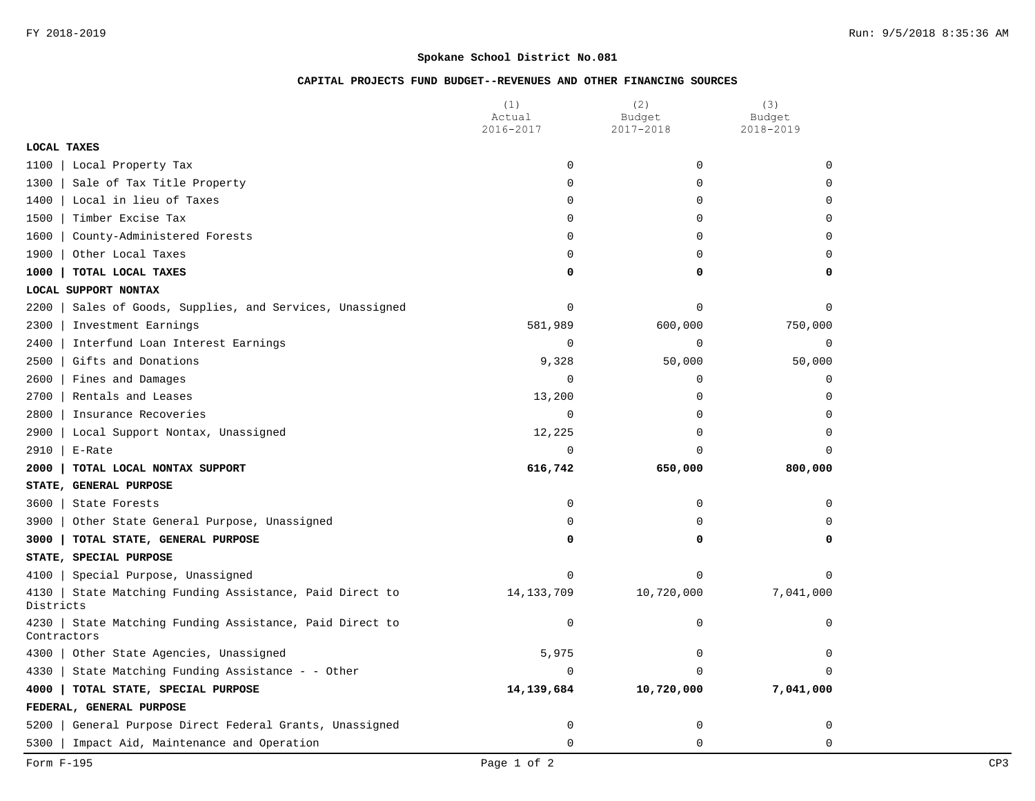**Spokane School District No.081**

**CAPITAL PROJECTS FUND BUDGET--REVENUES AND OTHER FINANCING SOURCES**

| | (1) Actual 2016-2017 | (2) Budget 2017-2018 | (3) Budget 2018-2019 |
|---|---|---|---|
| **LOCAL TAXES** | | | |
| 1100 \| Local Property Tax | 0 | 0 | 0 |
| 1300 \| Sale of Tax Title Property | 0 | 0 | 0 |
| 1400 \| Local in lieu of Taxes | 0 | 0 | 0 |
| 1500 \| Timber Excise Tax | 0 | 0 | 0 |
| 1600 \| County-Administered Forests | 0 | 0 | 0 |
| 1900 \| Other Local Taxes | 0 | 0 | 0 |
| **1000 \| TOTAL LOCAL TAXES** | **0** | **0** | **0** |
| **LOCAL SUPPORT NONTAX** | | | |
| 2200 \| Sales of Goods, Supplies, and Services, Unassigned | 0 | 0 | 0 |
| 2300 \| Investment Earnings | 581,989 | 600,000 | 750,000 |
| 2400 \| Interfund Loan Interest Earnings | 0 | 0 | 0 |
| 2500 \| Gifts and Donations | 9,328 | 50,000 | 50,000 |
| 2600 \| Fines and Damages | 0 | 0 | 0 |
| 2700 \| Rentals and Leases | 13,200 | 0 | 0 |
| 2800 \| Insurance Recoveries | 0 | 0 | 0 |
| 2900 \| Local Support Nontax, Unassigned | 12,225 | 0 | 0 |
| 2910 \| E-Rate | 0 | 0 | 0 |
| **2000 \| TOTAL LOCAL NONTAX SUPPORT** | **616,742** | **650,000** | **800,000** |
| **STATE, GENERAL PURPOSE** | | | |
| 3600 \| State Forests | 0 | 0 | 0 |
| 3900 \| Other State General Purpose, Unassigned | 0 | 0 | 0 |
| **3000 \| TOTAL STATE, GENERAL PURPOSE** | **0** | **0** | **0** |
| **STATE, SPECIAL PURPOSE** | | | |
| 4100 \| Special Purpose, Unassigned | 0 | 0 | 0 |
| 4130 \| State Matching Funding Assistance, Paid Direct to Districts | 14,133,709 | 10,720,000 | 7,041,000 |
| 4230 \| State Matching Funding Assistance, Paid Direct to Contractors | 0 | 0 | 0 |
| 4300 \| Other State Agencies, Unassigned | 5,975 | 0 | 0 |
| 4330 \| State Matching Funding Assistance - - Other | 0 | 0 | 0 |
| **4000 \| TOTAL STATE, SPECIAL PURPOSE** | **14,139,684** | **10,720,000** | **7,041,000** |
| **FEDERAL, GENERAL PURPOSE** | | | |
| 5200 \| General Purpose Direct Federal Grants, Unassigned | 0 | 0 | 0 |
| 5300 \| Impact Aid, Maintenance and Operation | 0 | 0 | 0 |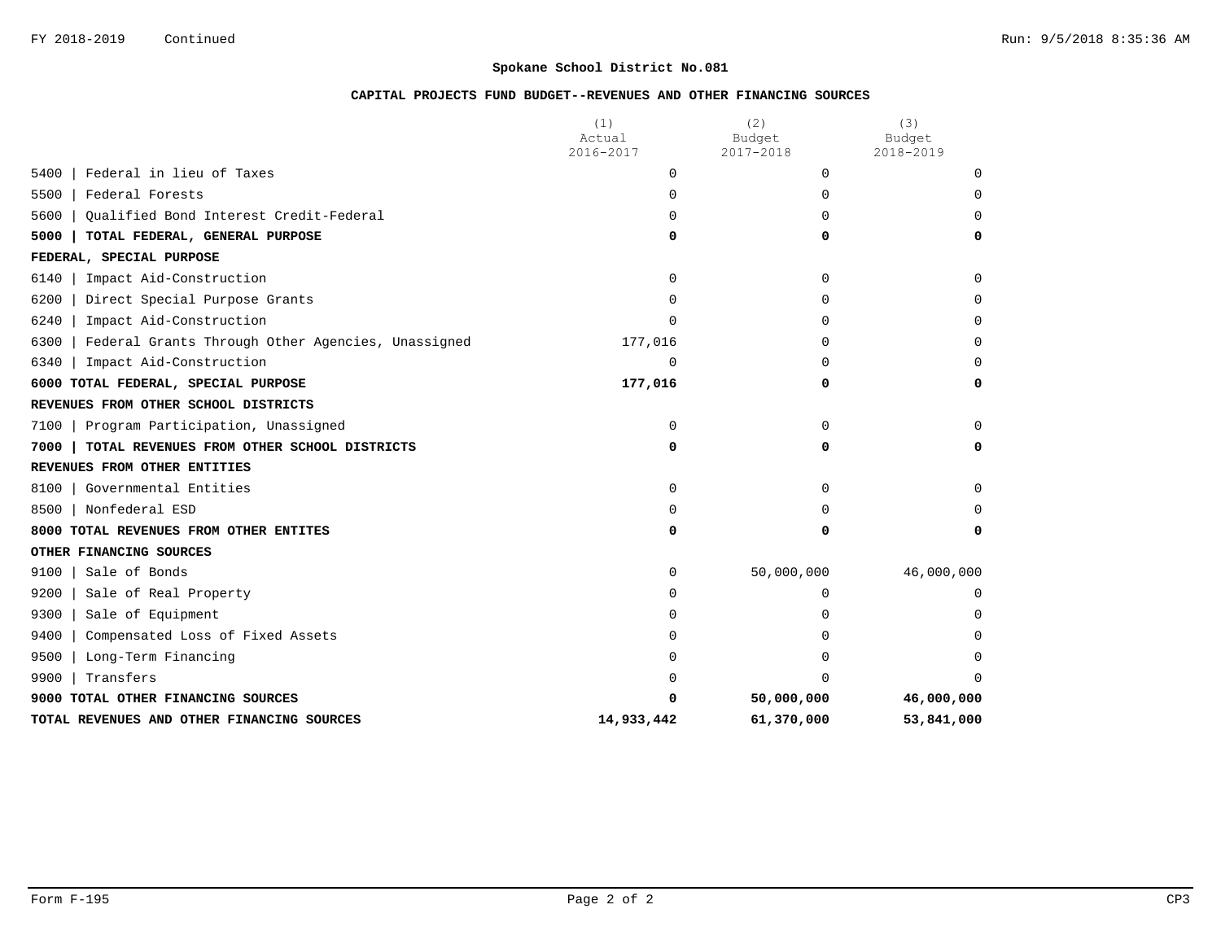FY 2018-2019 Continued

## Spokane School District No.081

### CAPITAL PROJECTS FUND BUDGET--REVENUES AND OTHER FINANCING SOURCES

| | (1) Actual 2016-2017 | (2) Budget 2017-2018 | (3) Budget 2018-2019 |
|---|---|---|---|
| 5400 \| Federal in lieu of Taxes | 0 | 0 | 0 |
| 5500 \| Federal Forests | 0 | 0 | 0 |
| 5600 \| Qualified Bond Interest Credit-Federal | 0 | 0 | 0 |
| **5000 \| TOTAL FEDERAL, GENERAL PURPOSE** | **0** | **0** | **0** |
| **FEDERAL, SPECIAL PURPOSE** | | | |
| 6140 \| Impact Aid-Construction | 0 | 0 | 0 |
| 6200 \| Direct Special Purpose Grants | 0 | 0 | 0 |
| 6240 \| Impact Aid-Construction | 0 | 0 | 0 |
| 6300 \| Federal Grants Through Other Agencies, Unassigned | 177,016 | 0 | 0 |
| 6340 \| Impact Aid-Construction | 0 | 0 | 0 |
| **6000 TOTAL FEDERAL, SPECIAL PURPOSE** | **177,016** | **0** | **0** |
| **REVENUES FROM OTHER SCHOOL DISTRICTS** | | | |
| 7100 \| Program Participation, Unassigned | 0 | 0 | 0 |
| **7000 \| TOTAL REVENUES FROM OTHER SCHOOL DISTRICTS** | **0** | **0** | **0** |
| **REVENUES FROM OTHER ENTITIES** | | | |
| 8100 \| Governmental Entities | 0 | 0 | 0 |
| 8500 \| Nonfederal ESD | 0 | 0 | 0 |
| **8000 TOTAL REVENUES FROM OTHER ENTITES** | **0** | **0** | **0** |
| **OTHER FINANCING SOURCES** | | | |
| 9100 \| Sale of Bonds | 0 | 50,000,000 | 46,000,000 |
| 9200 \| Sale of Real Property | 0 | 0 | 0 |
| 9300 \| Sale of Equipment | 0 | 0 | 0 |
| 9400 \| Compensated Loss of Fixed Assets | 0 | 0 | 0 |
| 9500 \| Long-Term Financing | 0 | 0 | 0 |
| 9900 \| Transfers | 0 | 0 | 0 |
| **9000 TOTAL OTHER FINANCING SOURCES** | **0** | **50,000,000** | **46,000,000** |
| **TOTAL REVENUES AND OTHER FINANCING SOURCES** | **14,933,442** | **61,370,000** | **53,841,000** |

Form F-195 CP3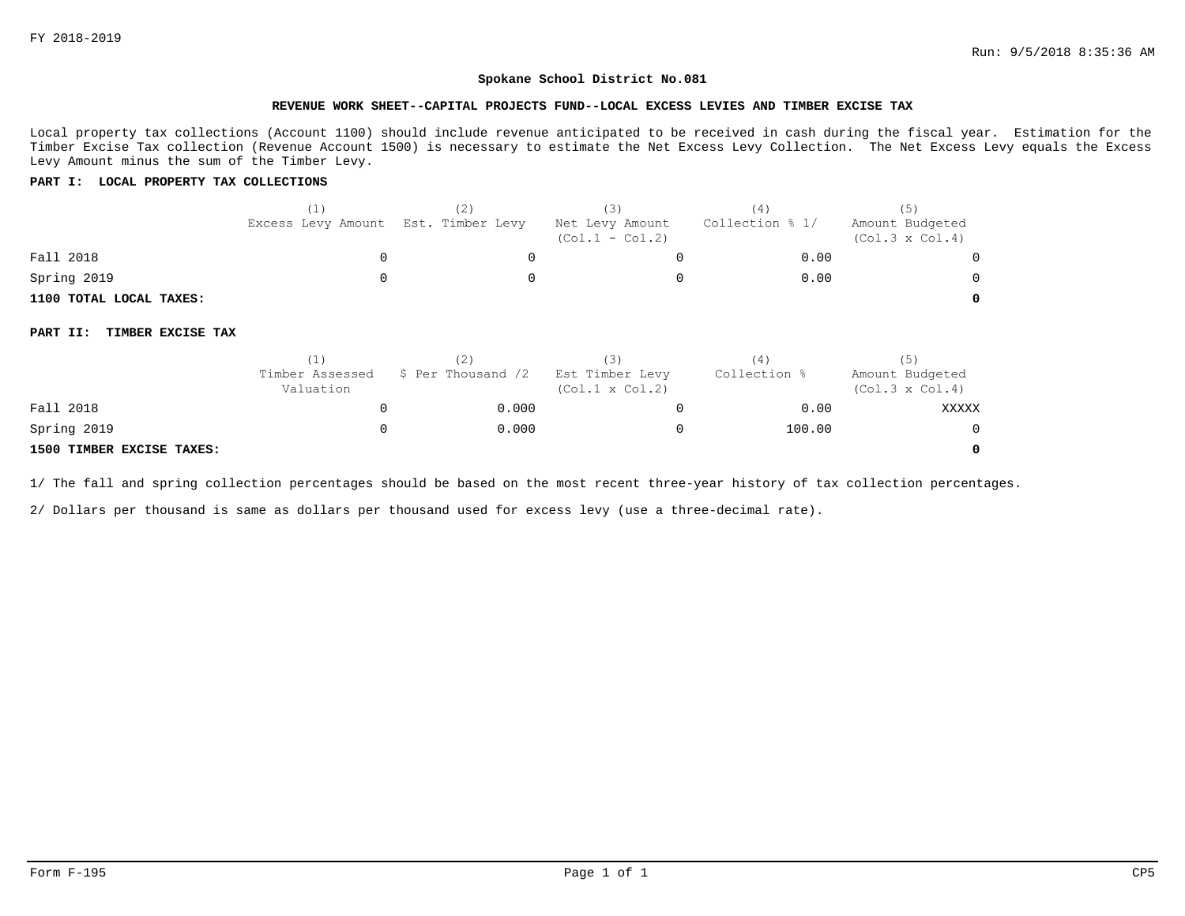FY 2018-2019

## Spokane School District No.081

### REVENUE WORK SHEET--CAPITAL PROJECTS FUND--LOCAL EXCESS LEVIES AND TIMBER EXCISE TAX

Local property tax collections (Account 1100) should include revenue anticipated to be received in cash during the fiscal year. Estimation for the Timber Excise Tax collection (Revenue Account 1500) is necessary to estimate the Net Excess Levy Collection. The Net Excess Levy equals the Excess Levy Amount minus the sum of the Timber Levy.

**PART I: LOCAL PROPERTY TAX COLLECTIONS**

| | (1) Excess Levy Amount | (2) Est. Timber Levy | (3) Net Levy Amount (Col.1 - Col.2) | (4) Collection % 1/ | (5) Amount Budgeted (Col.3 x Col.4) |
|---|---|---|---|---|---|
| Fall 2018 | 0 | 0 | 0 | 0.00 | 0 |
| Spring 2019 | 0 | 0 | 0 | 0.00 | 0 |
| **1100 TOTAL LOCAL TAXES:** | | | | | **0** |

**PART II: TIMBER EXCISE TAX**

| | (1) Timber Assessed Valuation | (2) $ Per Thousand /2 | (3) Est Timber Levy (Col.1 x Col.2) | (4) Collection % | (5) Amount Budgeted (Col.3 x Col.4) |
|---|---|---|---|---|---|
| Fall 2018 | 0 | 0.000 | 0 | 0.00 | XXXXX |
| Spring 2019 | 0 | 0.000 | 0 | 100.00 | 0 |
| **1500 TIMBER EXCISE TAXES:** | | | | | **0** |

1/ The fall and spring collection percentages should be based on the most recent three-year history of tax collection percentages.

2/ Dollars per thousand is same as dollars per thousand used for excess levy (use a three-decimal rate).

Form F-195 CP5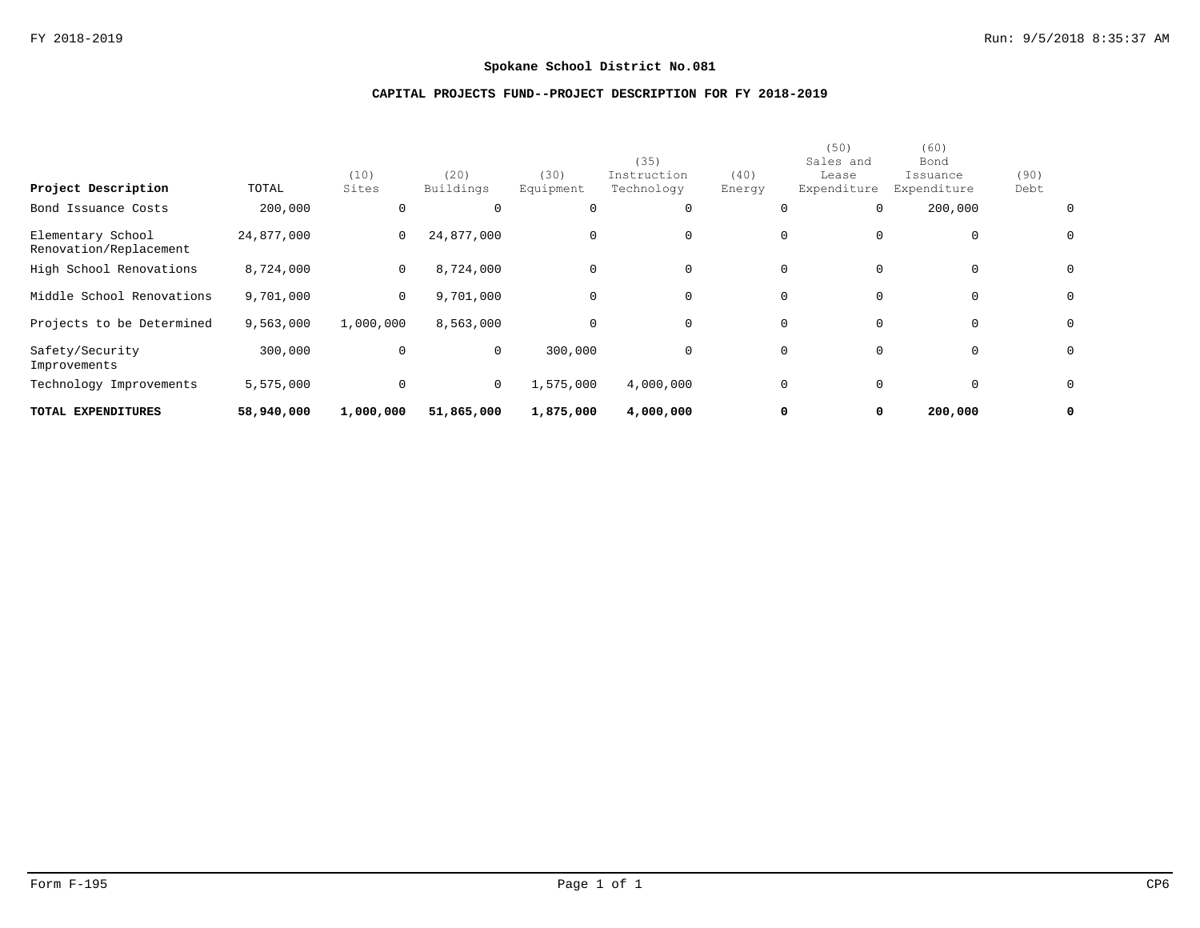## Spokane School District No.081

### CAPITAL PROJECTS FUND--PROJECT DESCRIPTION FOR FY 2018-2019

| Project Description | TOTAL | (10) Sites | (20) Buildings | (30) Equipment | (35) Instruction Technology | (40) Energy | (50) Sales and Lease Expenditure | (60) Bond Issuance Expenditure | (90) Debt |
|---|---|---|---|---|---|---|---|---|---|
| Bond Issuance Costs | 200,000 | 0 | 0 | 0 | 0 | 0 | 0 | 200,000 | 0 |
| Elementary School Renovation/Replacement | 24,877,000 | 0 | 24,877,000 | 0 | 0 | 0 | 0 | 0 | 0 |
| High School Renovations | 8,724,000 | 0 | 8,724,000 | 0 | 0 | 0 | 0 | 0 | 0 |
| Middle School Renovations | 9,701,000 | 0 | 9,701,000 | 0 | 0 | 0 | 0 | 0 | 0 |
| Projects to be Determined | 9,563,000 | 1,000,000 | 8,563,000 | 0 | 0 | 0 | 0 | 0 | 0 |
| Safety/Security Improvements | 300,000 | 0 | 0 | 300,000 | 0 | 0 | 0 | 0 | 0 |
| Technology Improvements | 5,575,000 | 0 | 0 | 1,575,000 | 4,000,000 | 0 | 0 | 0 | 0 |
| **TOTAL EXPENDITURES** | **58,940,000** | **1,000,000** | **51,865,000** | **1,875,000** | **4,000,000** | **0** | **0** | **200,000** | **0** |

Form F-195 CP6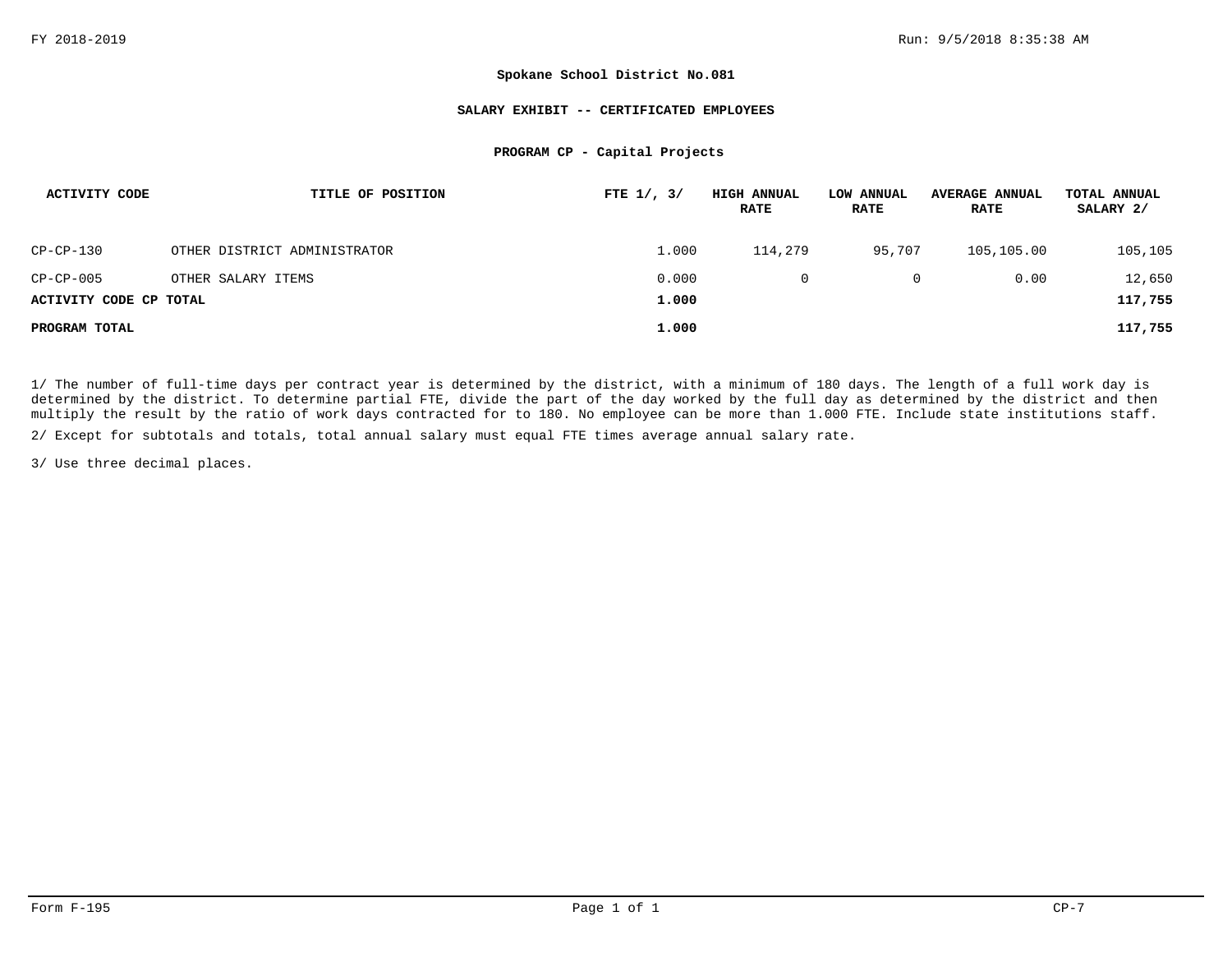**Spokane School District No.081**

**SALARY EXHIBIT -- CERTIFICATED EMPLOYEES**

**PROGRAM CP - Capital Projects**

| ACTIVITY CODE | TITLE OF POSITION | FTE 1/, 3/ | HIGH ANNUAL RATE | LOW ANNUAL RATE | AVERAGE ANNUAL RATE | TOTAL ANNUAL SALARY 2/ |
|---|---|---|---|---|---|---|
| CP-CP-130 | OTHER DISTRICT ADMINISTRATOR | 1.000 | 114,279 | 95,707 | 105,105.00 | 105,105 |
| CP-CP-005 | OTHER SALARY ITEMS | 0.000 | 0 | 0 | 0.00 | 12,650 |
| **ACTIVITY CODE CP TOTAL** | | **1.000** | | | | **117,755** |
| **PROGRAM TOTAL** | | **1.000** | | | | **117,755** |

1/ The number of full-time days per contract year is determined by the district, with a minimum of 180 days. The length of a full work day is determined by the district. To determine partial FTE, divide the part of the day worked by the full day as determined by the district and then multiply the result by the ratio of work days contracted for to 180. No employee can be more than 1.000 FTE. Include state institutions staff.

2/ Except for subtotals and totals, total annual salary must equal FTE times average annual salary rate.

3/ Use three decimal places.

Form F-195 CP-7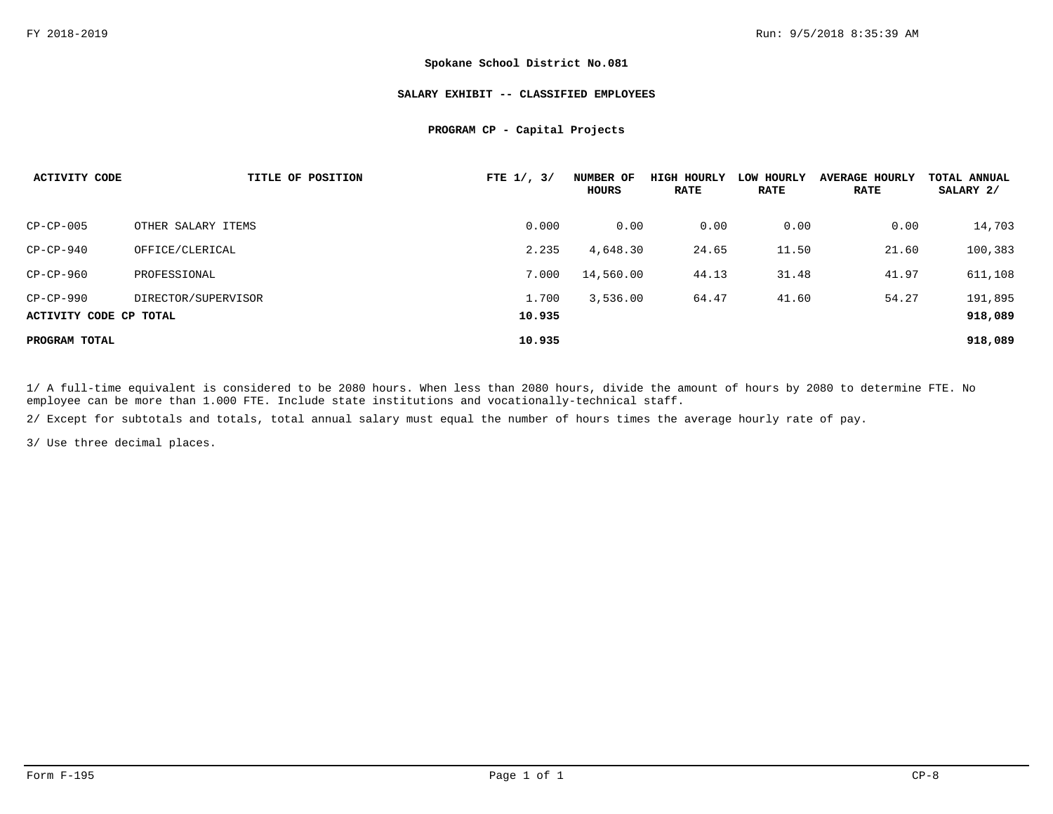**Spokane School District No.081**

**SALARY EXHIBIT -- CLASSIFIED EMPLOYEES**

**PROGRAM CP - Capital Projects**

| ACTIVITY CODE | TITLE OF POSITION | FTE 1/, 3/ | NUMBER OF HOURS | HIGH HOURLY RATE | LOW HOURLY RATE | AVERAGE HOURLY RATE | TOTAL ANNUAL SALARY 2/ |
|---|---|---|---|---|---|---|---|
| CP-CP-005 | OTHER SALARY ITEMS | 0.000 | 0.00 | 0.00 | 0.00 | 0.00 | 14,703 |
| CP-CP-940 | OFFICE/CLERICAL | 2.235 | 4,648.30 | 24.65 | 11.50 | 21.60 | 100,383 |
| CP-CP-960 | PROFESSIONAL | 7.000 | 14,560.00 | 44.13 | 31.48 | 41.97 | 611,108 |
| CP-CP-990 | DIRECTOR/SUPERVISOR | 1.700 | 3,536.00 | 64.47 | 41.60 | 54.27 | 191,895 |
| **ACTIVITY CODE CP TOTAL** | | **10.935** | | | | | **918,089** |
| **PROGRAM TOTAL** | | **10.935** | | | | | **918,089** |

1/ A full-time equivalent is considered to be 2080 hours. When less than 2080 hours, divide the amount of hours by 2080 to determine FTE. No employee can be more than 1.000 FTE. Include state institutions and vocationally-technical staff.

2/ Except for subtotals and totals, total annual salary must equal the number of hours times the average hourly rate of pay.

3/ Use three decimal places.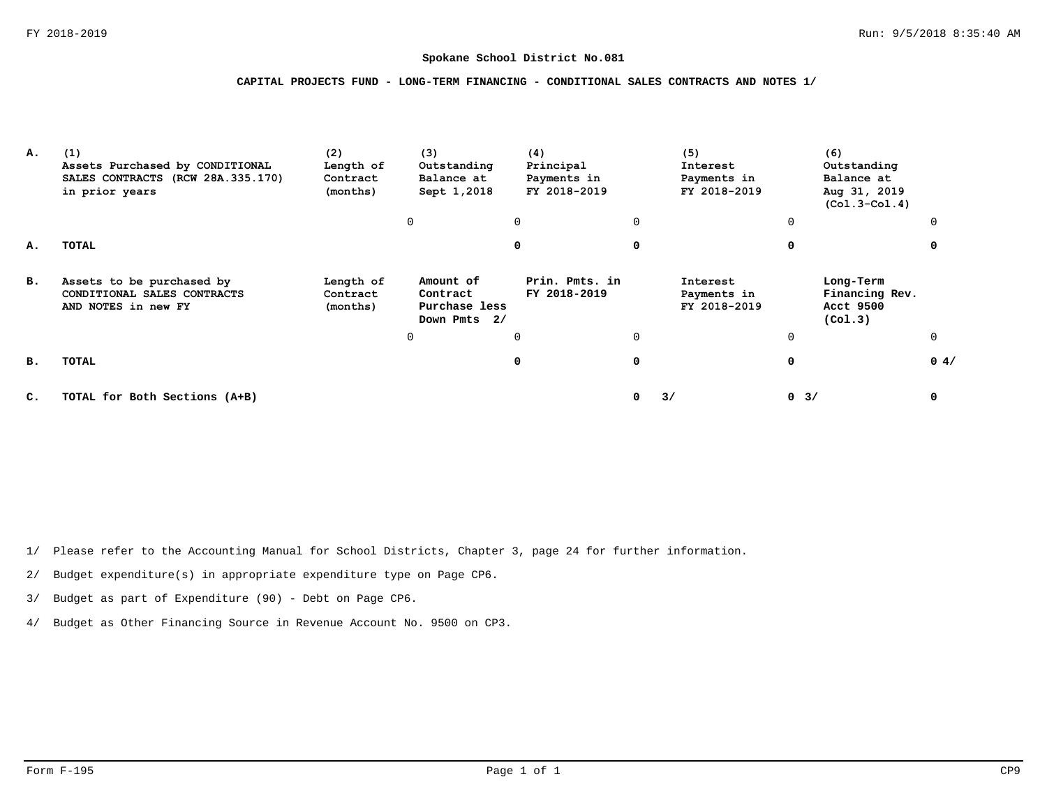**Spokane School District No.081**

**CAPITAL PROJECTS FUND - LONG-TERM FINANCING - CONDITIONAL SALES CONTRACTS AND NOTES 1/**

| | (1) Assets Purchased by CONDITIONAL SALES CONTRACTS (RCW 28A.335.170) in prior years | (2) Length of Contract (months) | (3) Outstanding Balance at Sept 1,2018 | (4) Principal Payments in FY 2018-2019 | (5) Interest Payments in FY 2018-2019 | (6) Outstanding Balance at Aug 31, 2019 (Col.3-Col.4) |
|---|---|---|---|---|---|---|
| **A.** | | 0 | 0 | 0 | 0 | 0 |
| **A.** | **TOTAL** | | **0** | **0** | **0** | **0** |
| **B.** | **Assets to be purchased by CONDITIONAL SALES CONTRACTS AND NOTES in new FY** | **Length of Contract (months)** | **Amount of Contract Purchase less Down Pmts 2/** | **Prin. Pmts. in FY 2018-2019** | **Interest Payments in FY 2018-2019** | **Long-Term Financing Rev. Acct 9500 (Col.3)** |
| | | 0 | 0 | 0 | 0 | 0 |
| **B.** | **TOTAL** | | **0** | **0** | **0** | **0 4/** |
| **C.** | **TOTAL for Both Sections (A+B)** | | | **0 3/** | **0 3/** | **0** |

1/ Please refer to the Accounting Manual for School Districts, Chapter 3, page 24 for further information.

2/ Budget expenditure(s) in appropriate expenditure type on Page CP6.

3/ Budget as part of Expenditure (90) - Debt on Page CP6.

4/ Budget as Other Financing Source in Revenue Account No. 9500 on CP3.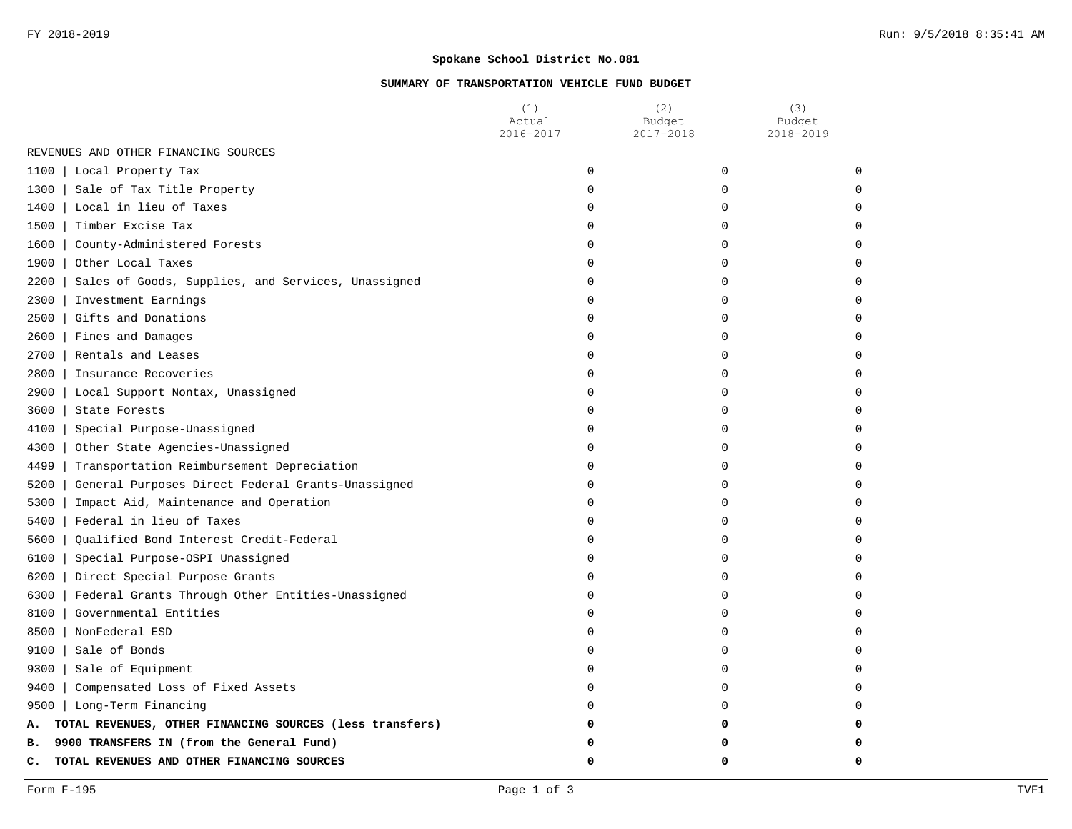**Spokane School District No.081**

**SUMMARY OF TRANSPORTATION VEHICLE FUND BUDGET**

| | (1) Actual 2016-2017 | (2) Budget 2017-2018 | (3) Budget 2018-2019 |
|---|---|---|---|
| REVENUES AND OTHER FINANCING SOURCES | | | |
| 1100 \| Local Property Tax | 0 | 0 | 0 |
| 1300 \| Sale of Tax Title Property | 0 | 0 | 0 |
| 1400 \| Local in lieu of Taxes | 0 | 0 | 0 |
| 1500 \| Timber Excise Tax | 0 | 0 | 0 |
| 1600 \| County-Administered Forests | 0 | 0 | 0 |
| 1900 \| Other Local Taxes | 0 | 0 | 0 |
| 2200 \| Sales of Goods, Supplies, and Services, Unassigned | 0 | 0 | 0 |
| 2300 \| Investment Earnings | 0 | 0 | 0 |
| 2500 \| Gifts and Donations | 0 | 0 | 0 |
| 2600 \| Fines and Damages | 0 | 0 | 0 |
| 2700 \| Rentals and Leases | 0 | 0 | 0 |
| 2800 \| Insurance Recoveries | 0 | 0 | 0 |
| 2900 \| Local Support Nontax, Unassigned | 0 | 0 | 0 |
| 3600 \| State Forests | 0 | 0 | 0 |
| 4100 \| Special Purpose-Unassigned | 0 | 0 | 0 |
| 4300 \| Other State Agencies-Unassigned | 0 | 0 | 0 |
| 4499 \| Transportation Reimbursement Depreciation | 0 | 0 | 0 |
| 5200 \| General Purposes Direct Federal Grants-Unassigned | 0 | 0 | 0 |
| 5300 \| Impact Aid, Maintenance and Operation | 0 | 0 | 0 |
| 5400 \| Federal in lieu of Taxes | 0 | 0 | 0 |
| 5600 \| Qualified Bond Interest Credit-Federal | 0 | 0 | 0 |
| 6100 \| Special Purpose-OSPI Unassigned | 0 | 0 | 0 |
| 6200 \| Direct Special Purpose Grants | 0 | 0 | 0 |
| 6300 \| Federal Grants Through Other Entities-Unassigned | 0 | 0 | 0 |
| 8100 \| Governmental Entities | 0 | 0 | 0 |
| 8500 \| NonFederal ESD | 0 | 0 | 0 |
| 9100 \| Sale of Bonds | 0 | 0 | 0 |
| 9300 \| Sale of Equipment | 0 | 0 | 0 |
| 9400 \| Compensated Loss of Fixed Assets | 0 | 0 | 0 |
| 9500 \| Long-Term Financing | 0 | 0 | 0 |
| **A. TOTAL REVENUES, OTHER FINANCING SOURCES (less transfers)** | **0** | **0** | **0** |
| **B. 9900 TRANSFERS IN (from the General Fund)** | **0** | **0** | **0** |
| **C. TOTAL REVENUES AND OTHER FINANCING SOURCES** | **0** | **0** | **0** |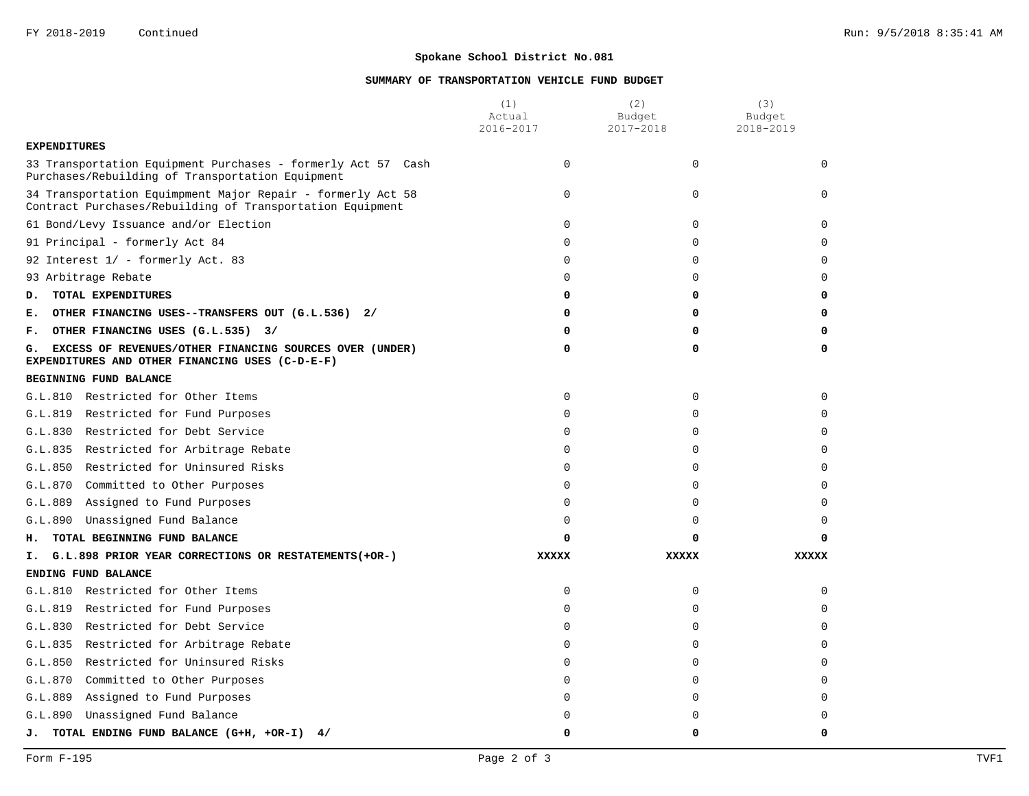FY 2018-2019 Continued

## Spokane School District No.081

### SUMMARY OF TRANSPORTATION VEHICLE FUND BUDGET

| | (1) Actual 2016-2017 | (2) Budget 2017-2018 | (3) Budget 2018-2019 |
|---|---|---|---|
| **EXPENDITURES** | | | |
| 33 Transportation Equipment Purchases - formerly Act 57 Cash Purchases/Rebuilding of Transportation Equipment | 0 | 0 | 0 |
| 34 Transportation Equimpment Major Repair - formerly Act 58 Contract Purchases/Rebuilding of Transportation Equipment | 0 | 0 | 0 |
| 61 Bond/Levy Issuance and/or Election | 0 | 0 | 0 |
| 91 Principal - formerly Act 84 | 0 | 0 | 0 |
| 92 Interest 1/ - formerly Act. 83 | 0 | 0 | 0 |
| 93 Arbitrage Rebate | 0 | 0 | 0 |
| **D. TOTAL EXPENDITURES** | **0** | **0** | **0** |
| **E. OTHER FINANCING USES--TRANSFERS OUT (G.L.536) 2/** | **0** | **0** | **0** |
| **F. OTHER FINANCING USES (G.L.535) 3/** | **0** | **0** | **0** |
| **G. EXCESS OF REVENUES/OTHER FINANCING SOURCES OVER (UNDER) EXPENDITURES AND OTHER FINANCING USES (C-D-E-F)** | **0** | **0** | **0** |
| **BEGINNING FUND BALANCE** | | | |
| G.L.810 Restricted for Other Items | 0 | 0 | 0 |
| G.L.819 Restricted for Fund Purposes | 0 | 0 | 0 |
| G.L.830 Restricted for Debt Service | 0 | 0 | 0 |
| G.L.835 Restricted for Arbitrage Rebate | 0 | 0 | 0 |
| G.L.850 Restricted for Uninsured Risks | 0 | 0 | 0 |
| G.L.870 Committed to Other Purposes | 0 | 0 | 0 |
| G.L.889 Assigned to Fund Purposes | 0 | 0 | 0 |
| G.L.890 Unassigned Fund Balance | 0 | 0 | 0 |
| **H. TOTAL BEGINNING FUND BALANCE** | **0** | **0** | **0** |
| **I. G.L.898 PRIOR YEAR CORRECTIONS OR RESTATEMENTS(+OR-)** | **XXXXX** | **XXXXX** | **XXXXX** |
| **ENDING FUND BALANCE** | | | |
| G.L.810 Restricted for Other Items | 0 | 0 | 0 |
| G.L.819 Restricted for Fund Purposes | 0 | 0 | 0 |
| G.L.830 Restricted for Debt Service | 0 | 0 | 0 |
| G.L.835 Restricted for Arbitrage Rebate | 0 | 0 | 0 |
| G.L.850 Restricted for Uninsured Risks | 0 | 0 | 0 |
| G.L.870 Committed to Other Purposes | 0 | 0 | 0 |
| G.L.889 Assigned to Fund Purposes | 0 | 0 | 0 |
| G.L.890 Unassigned Fund Balance | 0 | 0 | 0 |
| **J. TOTAL ENDING FUND BALANCE (G+H, +OR-I) 4/** | **0** | **0** | **0** |

Form F-195 TVF1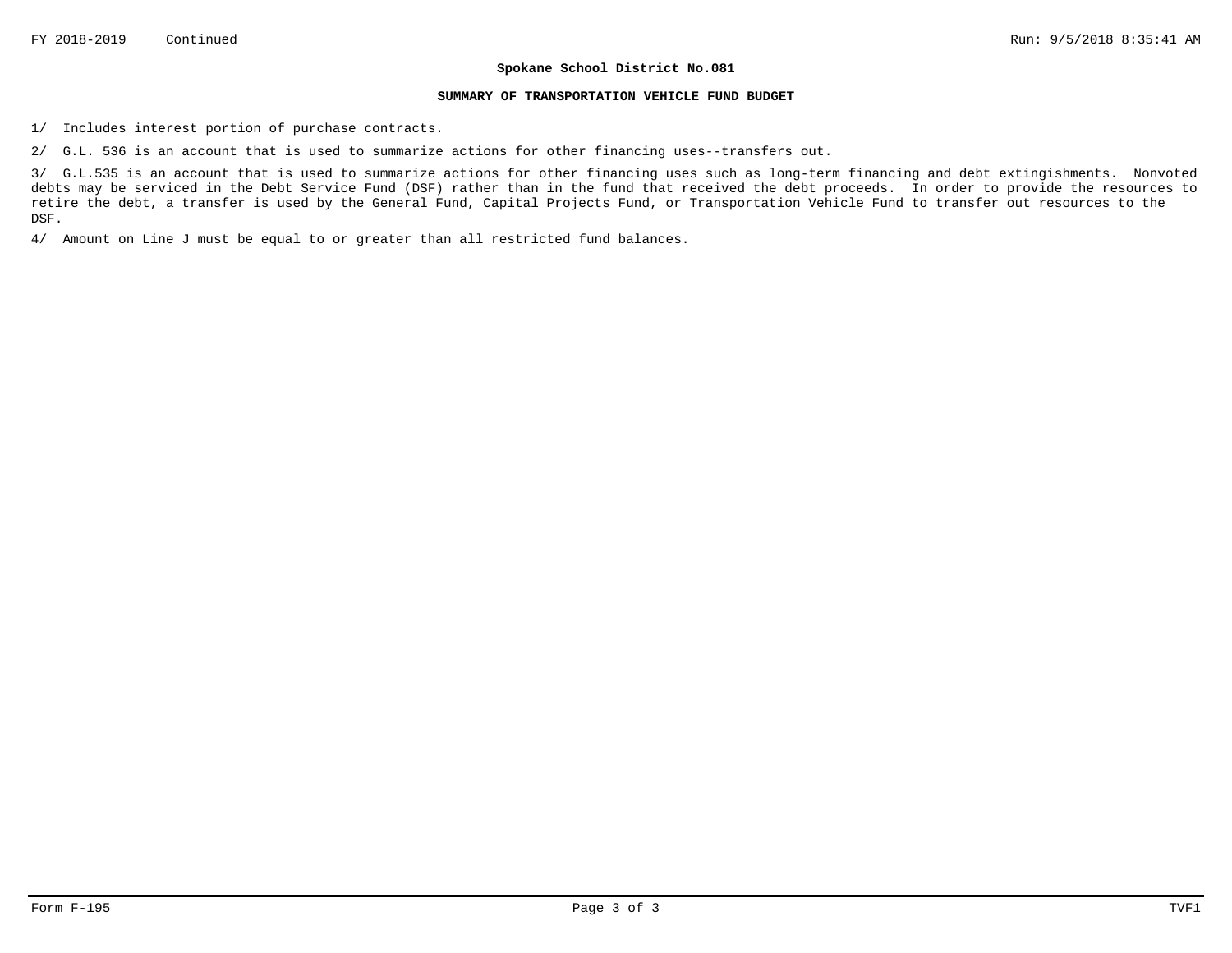**Spokane School District No.081**

**SUMMARY OF TRANSPORTATION VEHICLE FUND BUDGET**

1/ Includes interest portion of purchase contracts.

2/ G.L. 536 is an account that is used to summarize actions for other financing uses--transfers out.

3/ G.L.535 is an account that is used to summarize actions for other financing uses such as long-term financing and debt extingishments. Nonvoted debts may be serviced in the Debt Service Fund (DSF) rather than in the fund that received the debt proceeds. In order to provide the resources to retire the debt, a transfer is used by the General Fund, Capital Projects Fund, or Transportation Vehicle Fund to transfer out resources to the DSF.

4/ Amount on Line J must be equal to or greater than all restricted fund balances.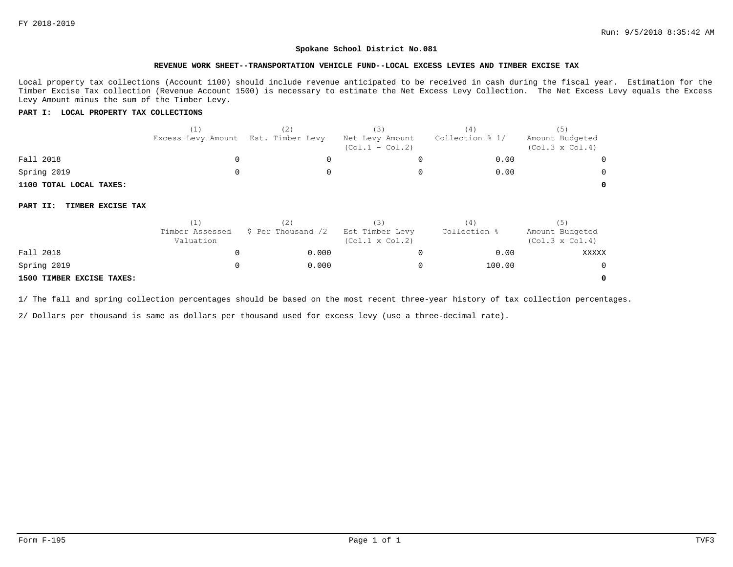FY 2018-2019

Run: 9/5/2018 8:35:42 AM

**Spokane School District No.081**

**REVENUE WORK SHEET--TRANSPORTATION VEHICLE FUND--LOCAL EXCESS LEVIES AND TIMBER EXCISE TAX**

Local property tax collections (Account 1100) should include revenue anticipated to be received in cash during the fiscal year. Estimation for the Timber Excise Tax collection (Revenue Account 1500) is necessary to estimate the Net Excess Levy Collection. The Net Excess Levy equals the Excess Levy Amount minus the sum of the Timber Levy.

**PART I: LOCAL PROPERTY TAX COLLECTIONS**

| | (1) Excess Levy Amount | (2) Est. Timber Levy | (3) Net Levy Amount (Col.1 - Col.2) | (4) Collection % 1/ | (5) Amount Budgeted (Col.3 x Col.4) |
|---|---|---|---|---|---|
| Fall 2018 | 0 | 0 | 0 | 0.00 | 0 |
| Spring 2019 | 0 | 0 | 0 | 0.00 | 0 |
| **1100 TOTAL LOCAL TAXES:** | | | | | **0** |

**PART II: TIMBER EXCISE TAX**

| | (1) Timber Assessed Valuation | (2) $ Per Thousand /2 | (3) Est Timber Levy (Col.1 x Col.2) | (4) Collection % | (5) Amount Budgeted (Col.3 x Col.4) |
|---|---|---|---|---|---|
| Fall 2018 | 0 | 0.000 | 0 | 0.00 | XXXXX |
| Spring 2019 | 0 | 0.000 | 0 | 100.00 | 0 |
| **1500 TIMBER EXCISE TAXES:** | | | | | **0** |

1/ The fall and spring collection percentages should be based on the most recent three-year history of tax collection percentages.

2/ Dollars per thousand is same as dollars per thousand used for excess levy (use a three-decimal rate).

Form F-195 TVF3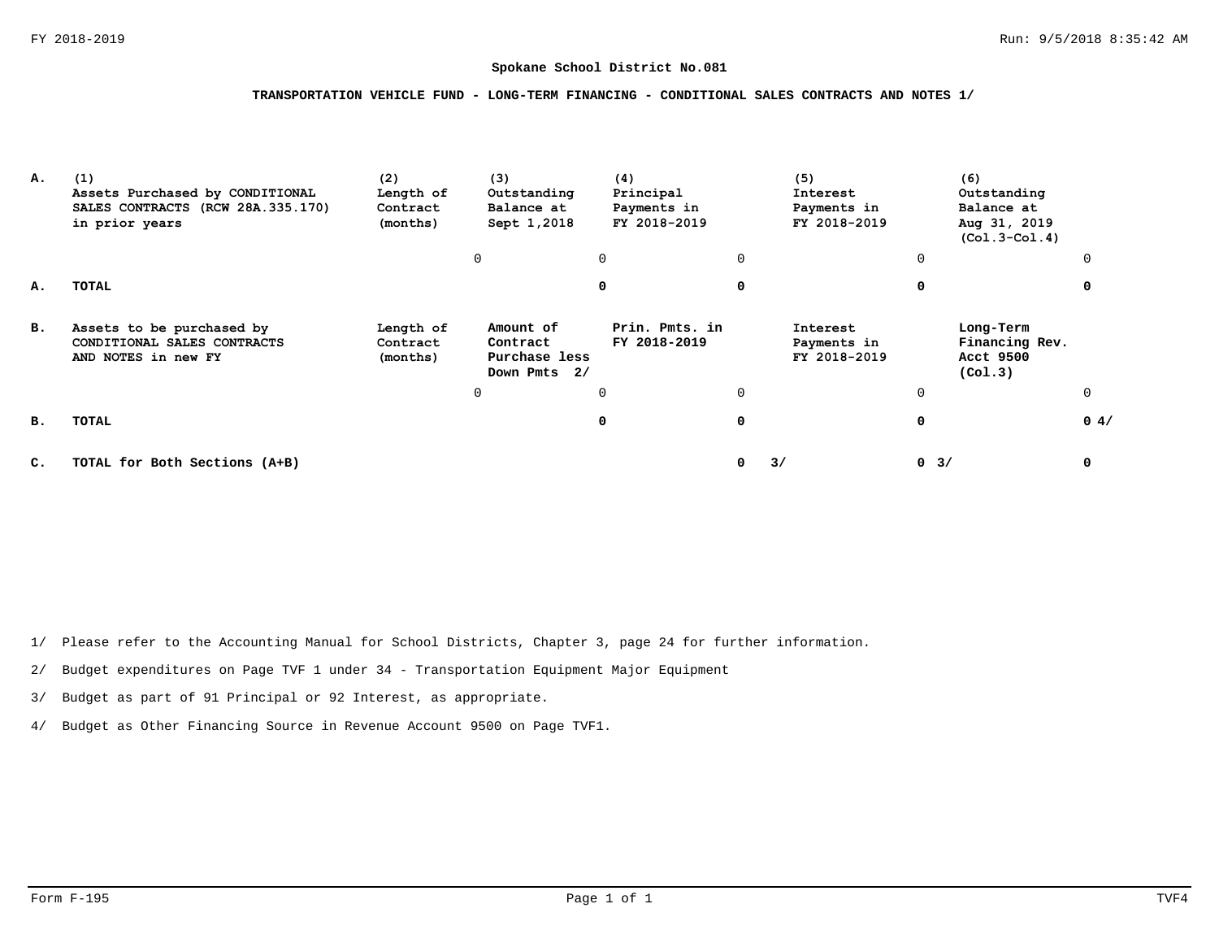**Spokane School District No.081**

**TRANSPORTATION VEHICLE FUND - LONG-TERM FINANCING - CONDITIONAL SALES CONTRACTS AND NOTES 1/**

| | (1) | (2) | (3) | (4) | (5) | (6) |
|---|---|---|---|---|---|---|
| **A.** | **Assets Purchased by CONDITIONAL SALES CONTRACTS (RCW 28A.335.170) in prior years** | **Length of Contract (months)** | **Outstanding Balance at Sept 1,2018** | **Principal Payments in FY 2018-2019** | **Interest Payments in FY 2018-2019** | **Outstanding Balance at Aug 31, 2019 (Col.3-Col.4)** |
| | | 0 | 0 | 0 | 0 | 0 |
| **A.** | **TOTAL** | | **0** | **0** | **0** | **0** |
| **B.** | **Assets to be purchased by CONDITIONAL SALES CONTRACTS AND NOTES in new FY** | **Length of Contract (months)** | **Amount of Contract Purchase less Down Pmts 2/** | **Prin. Pmts. in FY 2018-2019** | **Interest Payments in FY 2018-2019** | **Long-Term Financing Rev. Acct 9500 (Col.3)** |
| | | 0 | 0 | 0 | 0 | 0 |
| **B.** | **TOTAL** | | **0** | **0** | **0** | **0 4/** |
| **C.** | **TOTAL for Both Sections (A+B)** | | | **0 3/** | **0 3/** | **0** |

1/ Please refer to the Accounting Manual for School Districts, Chapter 3, page 24 for further information.

2/ Budget expenditures on Page TVF 1 under 34 - Transportation Equipment Major Equipment

3/ Budget as part of 91 Principal or 92 Interest, as appropriate.

4/ Budget as Other Financing Source in Revenue Account 9500 on Page TVF1.